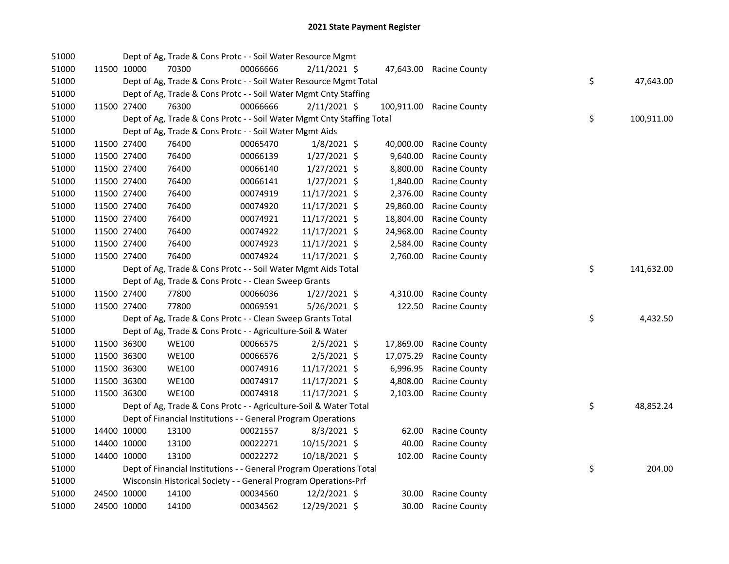# 2021 State Payment Register

| | | | | | | | | |
|---|---|---|---|---|---|---|---|---|
| 51000 | | | Dept of Ag, Trade & Cons Protc - - Soil Water Resource Mgmt | | | | | |
| 51000 | 11500 | 10000 | 70300 | 00066666 | 2/11/2021 | $ 47,643.00 | Racine County | |
| 51000 | | | Dept of Ag, Trade & Cons Protc - - Soil Water Resource Mgmt Total | | | | | $ 47,643.00 |
| 51000 | | | Dept of Ag, Trade & Cons Protc - - Soil Water Mgmt Cnty Staffing | | | | | |
| 51000 | 11500 | 27400 | 76300 | 00066666 | 2/11/2021 | $ 100,911.00 | Racine County | |
| 51000 | | | Dept of Ag, Trade & Cons Protc - - Soil Water Mgmt Cnty Staffing Total | | | | | $ 100,911.00 |
| 51000 | | | Dept of Ag, Trade & Cons Protc - - Soil Water Mgmt Aids | | | | | |
| 51000 | 11500 | 27400 | 76400 | 00065470 | 1/8/2021 | $ 40,000.00 | Racine County | |
| 51000 | 11500 | 27400 | 76400 | 00066139 | 1/27/2021 | $ 9,640.00 | Racine County | |
| 51000 | 11500 | 27400 | 76400 | 00066140 | 1/27/2021 | $ 8,800.00 | Racine County | |
| 51000 | 11500 | 27400 | 76400 | 00066141 | 1/27/2021 | $ 1,840.00 | Racine County | |
| 51000 | 11500 | 27400 | 76400 | 00074919 | 11/17/2021 | $ 2,376.00 | Racine County | |
| 51000 | 11500 | 27400 | 76400 | 00074920 | 11/17/2021 | $ 29,860.00 | Racine County | |
| 51000 | 11500 | 27400 | 76400 | 00074921 | 11/17/2021 | $ 18,804.00 | Racine County | |
| 51000 | 11500 | 27400 | 76400 | 00074922 | 11/17/2021 | $ 24,968.00 | Racine County | |
| 51000 | 11500 | 27400 | 76400 | 00074923 | 11/17/2021 | $ 2,584.00 | Racine County | |
| 51000 | 11500 | 27400 | 76400 | 00074924 | 11/17/2021 | $ 2,760.00 | Racine County | |
| 51000 | | | Dept of Ag, Trade & Cons Protc - - Soil Water Mgmt Aids Total | | | | | $ 141,632.00 |
| 51000 | | | Dept of Ag, Trade & Cons Protc - - Clean Sweep Grants | | | | | |
| 51000 | 11500 | 27400 | 77800 | 00066036 | 1/27/2021 | $ 4,310.00 | Racine County | |
| 51000 | 11500 | 27400 | 77800 | 00069591 | 5/26/2021 | $ 122.50 | Racine County | |
| 51000 | | | Dept of Ag, Trade & Cons Protc - - Clean Sweep Grants Total | | | | | $ 4,432.50 |
| 51000 | | | Dept of Ag, Trade & Cons Protc - - Agriculture-Soil & Water | | | | | |
| 51000 | 11500 | 36300 | WE100 | 00066575 | 2/5/2021 | $ 17,869.00 | Racine County | |
| 51000 | 11500 | 36300 | WE100 | 00066576 | 2/5/2021 | $ 17,075.29 | Racine County | |
| 51000 | 11500 | 36300 | WE100 | 00074916 | 11/17/2021 | $ 6,996.95 | Racine County | |
| 51000 | 11500 | 36300 | WE100 | 00074917 | 11/17/2021 | $ 4,808.00 | Racine County | |
| 51000 | 11500 | 36300 | WE100 | 00074918 | 11/17/2021 | $ 2,103.00 | Racine County | |
| 51000 | | | Dept of Ag, Trade & Cons Protc - - Agriculture-Soil & Water Total | | | | | $ 48,852.24 |
| 51000 | | | Dept of Financial Institutions - - General Program Operations | | | | | |
| 51000 | 14400 | 10000 | 13100 | 00021557 | 8/3/2021 | $ 62.00 | Racine County | |
| 51000 | 14400 | 10000 | 13100 | 00022271 | 10/15/2021 | $ 40.00 | Racine County | |
| 51000 | 14400 | 10000 | 13100 | 00022272 | 10/18/2021 | $ 102.00 | Racine County | |
| 51000 | | | Dept of Financial Institutions - - General Program Operations Total | | | | | $ 204.00 |
| 51000 | | | Wisconsin Historical Society - - General Program Operations-Prf | | | | | |
| 51000 | 24500 | 10000 | 14100 | 00034560 | 12/2/2021 | $ 30.00 | Racine County | |
| 51000 | 24500 | 10000 | 14100 | 00034562 | 12/29/2021 | $ 30.00 | Racine County | |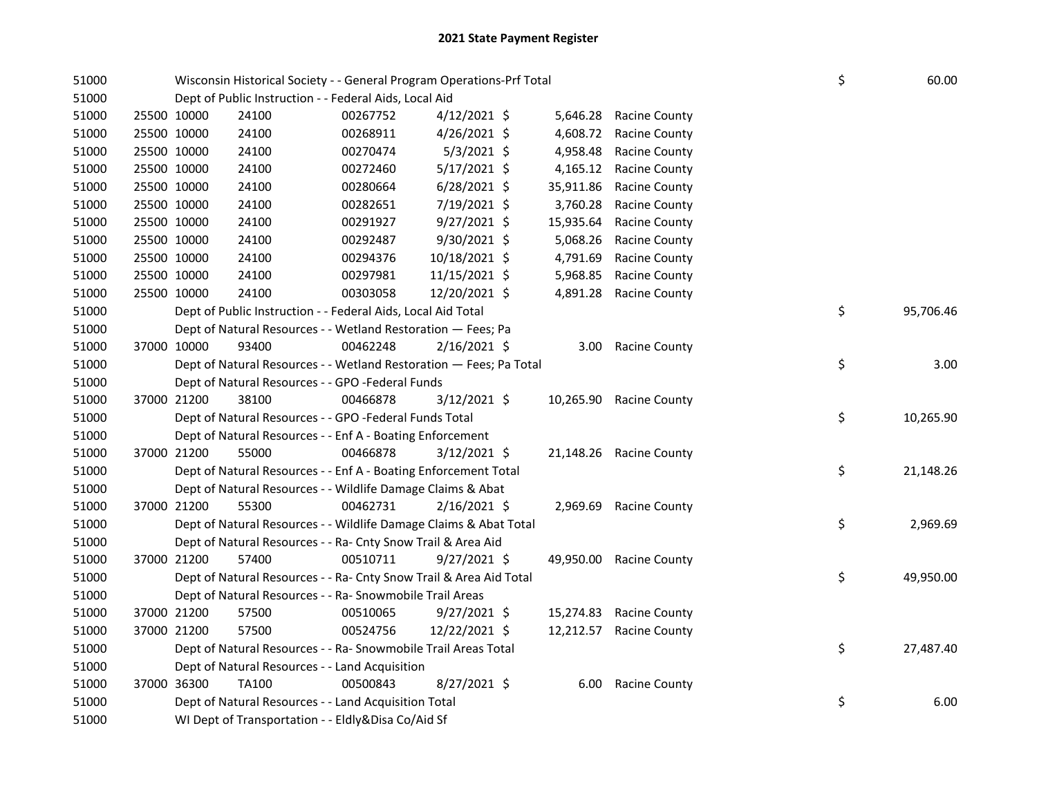# 2021 State Payment Register

| | | | | | | | | | |
|---|---|---|---|---|---|---|---|---|---|
| 51000 | | Wisconsin Historical Society - - General Program Operations-Prf Total | | | | | | $ | 60.00 |
| 51000 | | Dept of Public Instruction - - Federal Aids, Local Aid | | | | | | | |
| 51000 | 25500 | 10000 | 24100 | 00267752 | 4/12/2021 $ | 5,646.28 | Racine County | | |
| 51000 | 25500 | 10000 | 24100 | 00268911 | 4/26/2021 $ | 4,608.72 | Racine County | | |
| 51000 | 25500 | 10000 | 24100 | 00270474 | 5/3/2021 $ | 4,958.48 | Racine County | | |
| 51000 | 25500 | 10000 | 24100 | 00272460 | 5/17/2021 $ | 4,165.12 | Racine County | | |
| 51000 | 25500 | 10000 | 24100 | 00280664 | 6/28/2021 $ | 35,911.86 | Racine County | | |
| 51000 | 25500 | 10000 | 24100 | 00282651 | 7/19/2021 $ | 3,760.28 | Racine County | | |
| 51000 | 25500 | 10000 | 24100 | 00291927 | 9/27/2021 $ | 15,935.64 | Racine County | | |
| 51000 | 25500 | 10000 | 24100 | 00292487 | 9/30/2021 $ | 5,068.26 | Racine County | | |
| 51000 | 25500 | 10000 | 24100 | 00294376 | 10/18/2021 $ | 4,791.69 | Racine County | | |
| 51000 | 25500 | 10000 | 24100 | 00297981 | 11/15/2021 $ | 5,968.85 | Racine County | | |
| 51000 | 25500 | 10000 | 24100 | 00303058 | 12/20/2021 $ | 4,891.28 | Racine County | | |
| 51000 | | Dept of Public Instruction - - Federal Aids, Local Aid Total | | | | | | $ | 95,706.46 |
| 51000 | | Dept of Natural Resources - - Wetland Restoration — Fees; Pa | | | | | | | |
| 51000 | 37000 | 10000 | 93400 | 00462248 | 2/16/2021 $ | 3.00 | Racine County | | |
| 51000 | | Dept of Natural Resources - - Wetland Restoration — Fees; Pa Total | | | | | | $ | 3.00 |
| 51000 | | Dept of Natural Resources - - GPO -Federal Funds | | | | | | | |
| 51000 | 37000 | 21200 | 38100 | 00466878 | 3/12/2021 $ | 10,265.90 | Racine County | | |
| 51000 | | Dept of Natural Resources - - GPO -Federal Funds Total | | | | | | $ | 10,265.90 |
| 51000 | | Dept of Natural Resources - - Enf A - Boating Enforcement | | | | | | | |
| 51000 | 37000 | 21200 | 55000 | 00466878 | 3/12/2021 $ | 21,148.26 | Racine County | | |
| 51000 | | Dept of Natural Resources - - Enf A - Boating Enforcement Total | | | | | | $ | 21,148.26 |
| 51000 | | Dept of Natural Resources - - Wildlife Damage Claims & Abat | | | | | | | |
| 51000 | 37000 | 21200 | 55300 | 00462731 | 2/16/2021 $ | 2,969.69 | Racine County | | |
| 51000 | | Dept of Natural Resources - - Wildlife Damage Claims & Abat Total | | | | | | $ | 2,969.69 |
| 51000 | | Dept of Natural Resources - - Ra- Cnty Snow Trail & Area Aid | | | | | | | |
| 51000 | 37000 | 21200 | 57400 | 00510711 | 9/27/2021 $ | 49,950.00 | Racine County | | |
| 51000 | | Dept of Natural Resources - - Ra- Cnty Snow Trail & Area Aid Total | | | | | | $ | 49,950.00 |
| 51000 | | Dept of Natural Resources - - Ra- Snowmobile Trail Areas | | | | | | | |
| 51000 | 37000 | 21200 | 57500 | 00510065 | 9/27/2021 $ | 15,274.83 | Racine County | | |
| 51000 | 37000 | 21200 | 57500 | 00524756 | 12/22/2021 $ | 12,212.57 | Racine County | | |
| 51000 | | Dept of Natural Resources - - Ra- Snowmobile Trail Areas Total | | | | | | $ | 27,487.40 |
| 51000 | | Dept of Natural Resources - - Land Acquisition | | | | | | | |
| 51000 | 37000 | 36300 | TA100 | 00500843 | 8/27/2021 $ | 6.00 | Racine County | | |
| 51000 | | Dept of Natural Resources - - Land Acquisition Total | | | | | | $ | 6.00 |
| 51000 | | WI Dept of Transportation - - Eldly&Disa Co/Aid Sf | | | | | | | |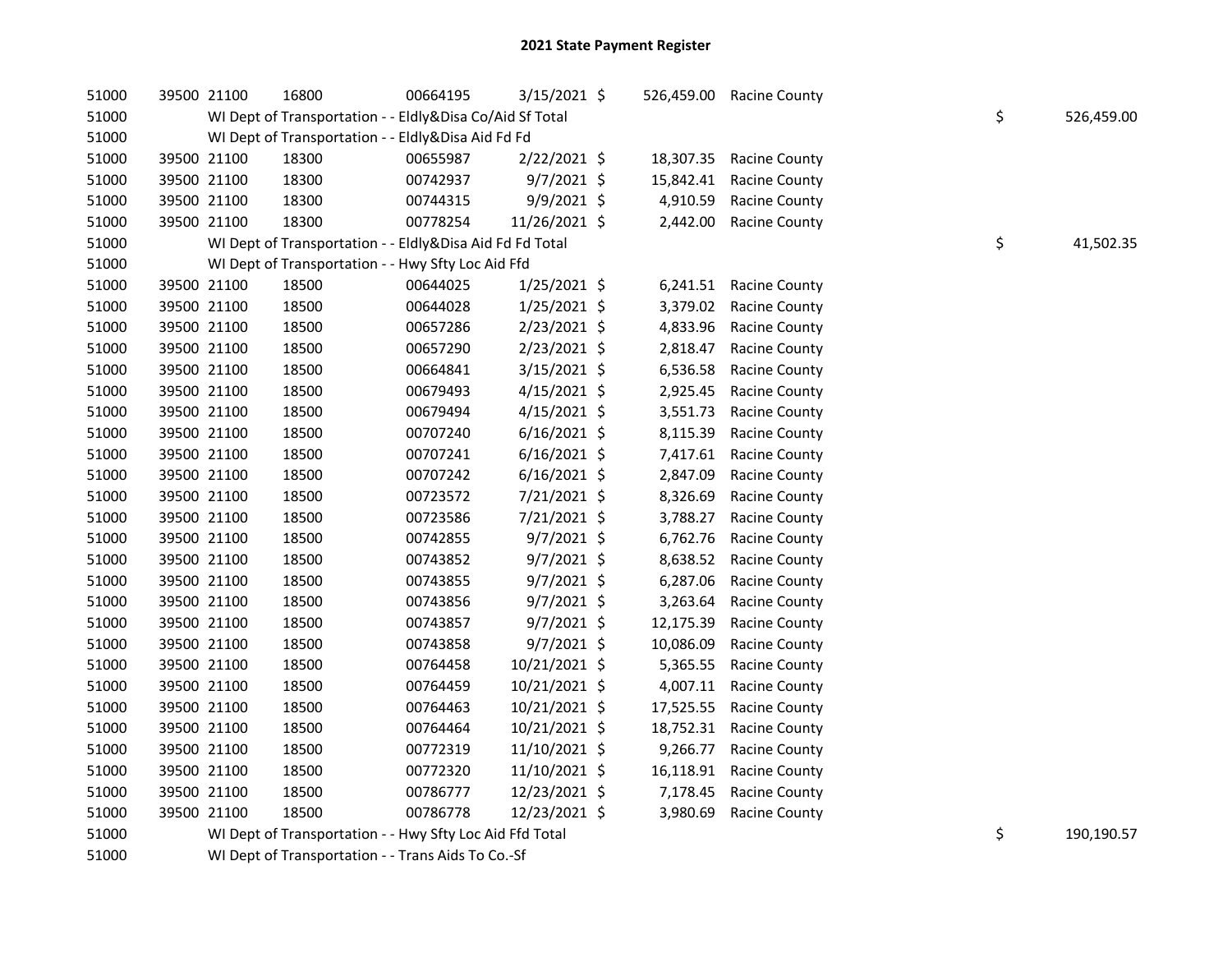# 2021 State Payment Register

| | | | | | | | | | |
|---|---|---|---|---|---|---|---|---|---|
| 51000 | 39500 | 21100 | 16800 | 00664195 | 3/15/2021 | $ 526,459.00 | Racine County | | |
| 51000 | | WI Dept of Transportation - - Eldly&Disa Co/Aid Sf Total | | | | | | $ | 526,459.00 |
| 51000 | | WI Dept of Transportation - - Eldly&Disa Aid Fd Fd | | | | | | | |
| 51000 | 39500 | 21100 | 18300 | 00655987 | 2/22/2021 | $ 18,307.35 | Racine County | | |
| 51000 | 39500 | 21100 | 18300 | 00742937 | 9/7/2021 | $ 15,842.41 | Racine County | | |
| 51000 | 39500 | 21100 | 18300 | 00744315 | 9/9/2021 | $ 4,910.59 | Racine County | | |
| 51000 | 39500 | 21100 | 18300 | 00778254 | 11/26/2021 | $ 2,442.00 | Racine County | | |
| 51000 | | WI Dept of Transportation - - Eldly&Disa Aid Fd Fd Total | | | | | | $ | 41,502.35 |
| 51000 | | WI Dept of Transportation - - Hwy Sfty Loc Aid Ffd | | | | | | | |
| 51000 | 39500 | 21100 | 18500 | 00644025 | 1/25/2021 | $ 6,241.51 | Racine County | | |
| 51000 | 39500 | 21100 | 18500 | 00644028 | 1/25/2021 | $ 3,379.02 | Racine County | | |
| 51000 | 39500 | 21100 | 18500 | 00657286 | 2/23/2021 | $ 4,833.96 | Racine County | | |
| 51000 | 39500 | 21100 | 18500 | 00657290 | 2/23/2021 | $ 2,818.47 | Racine County | | |
| 51000 | 39500 | 21100 | 18500 | 00664841 | 3/15/2021 | $ 6,536.58 | Racine County | | |
| 51000 | 39500 | 21100 | 18500 | 00679493 | 4/15/2021 | $ 2,925.45 | Racine County | | |
| 51000 | 39500 | 21100 | 18500 | 00679494 | 4/15/2021 | $ 3,551.73 | Racine County | | |
| 51000 | 39500 | 21100 | 18500 | 00707240 | 6/16/2021 | $ 8,115.39 | Racine County | | |
| 51000 | 39500 | 21100 | 18500 | 00707241 | 6/16/2021 | $ 7,417.61 | Racine County | | |
| 51000 | 39500 | 21100 | 18500 | 00707242 | 6/16/2021 | $ 2,847.09 | Racine County | | |
| 51000 | 39500 | 21100 | 18500 | 00723572 | 7/21/2021 | $ 8,326.69 | Racine County | | |
| 51000 | 39500 | 21100 | 18500 | 00723586 | 7/21/2021 | $ 3,788.27 | Racine County | | |
| 51000 | 39500 | 21100 | 18500 | 00742855 | 9/7/2021 | $ 6,762.76 | Racine County | | |
| 51000 | 39500 | 21100 | 18500 | 00743852 | 9/7/2021 | $ 8,638.52 | Racine County | | |
| 51000 | 39500 | 21100 | 18500 | 00743855 | 9/7/2021 | $ 6,287.06 | Racine County | | |
| 51000 | 39500 | 21100 | 18500 | 00743856 | 9/7/2021 | $ 3,263.64 | Racine County | | |
| 51000 | 39500 | 21100 | 18500 | 00743857 | 9/7/2021 | $ 12,175.39 | Racine County | | |
| 51000 | 39500 | 21100 | 18500 | 00743858 | 9/7/2021 | $ 10,086.09 | Racine County | | |
| 51000 | 39500 | 21100 | 18500 | 00764458 | 10/21/2021 | $ 5,365.55 | Racine County | | |
| 51000 | 39500 | 21100 | 18500 | 00764459 | 10/21/2021 | $ 4,007.11 | Racine County | | |
| 51000 | 39500 | 21100 | 18500 | 00764463 | 10/21/2021 | $ 17,525.55 | Racine County | | |
| 51000 | 39500 | 21100 | 18500 | 00764464 | 10/21/2021 | $ 18,752.31 | Racine County | | |
| 51000 | 39500 | 21100 | 18500 | 00772319 | 11/10/2021 | $ 9,266.77 | Racine County | | |
| 51000 | 39500 | 21100 | 18500 | 00772320 | 11/10/2021 | $ 16,118.91 | Racine County | | |
| 51000 | 39500 | 21100 | 18500 | 00786777 | 12/23/2021 | $ 7,178.45 | Racine County | | |
| 51000 | 39500 | 21100 | 18500 | 00786778 | 12/23/2021 | $ 3,980.69 | Racine County | | |
| 51000 | | WI Dept of Transportation - - Hwy Sfty Loc Aid Ffd Total | | | | | | $ | 190,190.57 |
| 51000 | | WI Dept of Transportation - - Trans Aids To Co.-Sf | | | | | | | |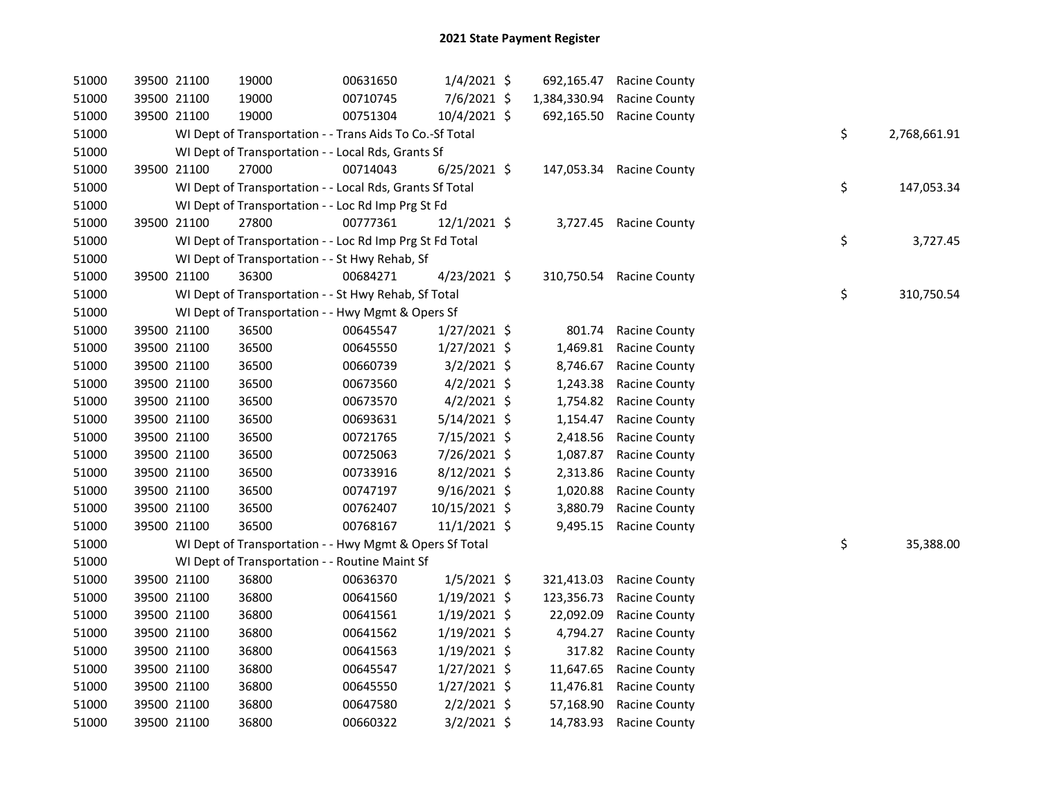# 2021 State Payment Register

| | | | | | | | | | |
|---|---|---|---|---|---|---|---|---|---|
| 51000 | 39500 | 21100 | 19000 | 00631650 | 1/4/2021 | $ 692,165.47 | Racine County | | |
| 51000 | 39500 | 21100 | 19000 | 00710745 | 7/6/2021 | $ 1,384,330.94 | Racine County | | |
| 51000 | 39500 | 21100 | 19000 | 00751304 | 10/4/2021 | $ 692,165.50 | Racine County | | |
| 51000 | WI Dept of Transportation - - Trans Aids To Co.-Sf Total | | | | | | | $ | 2,768,661.91 |
| 51000 | WI Dept of Transportation - - Local Rds, Grants Sf | | | | | | | | |
| 51000 | 39500 | 21100 | 27000 | 00714043 | 6/25/2021 | $ 147,053.34 | Racine County | | |
| 51000 | WI Dept of Transportation - - Local Rds, Grants Sf Total | | | | | | | $ | 147,053.34 |
| 51000 | WI Dept of Transportation - - Loc Rd Imp Prg St Fd | | | | | | | | |
| 51000 | 39500 | 21100 | 27800 | 00777361 | 12/1/2021 | $ 3,727.45 | Racine County | | |
| 51000 | WI Dept of Transportation - - Loc Rd Imp Prg St Fd Total | | | | | | | $ | 3,727.45 |
| 51000 | WI Dept of Transportation - - St Hwy Rehab, Sf | | | | | | | | |
| 51000 | 39500 | 21100 | 36300 | 00684271 | 4/23/2021 | $ 310,750.54 | Racine County | | |
| 51000 | WI Dept of Transportation - - St Hwy Rehab, Sf Total | | | | | | | $ | 310,750.54 |
| 51000 | WI Dept of Transportation - - Hwy Mgmt & Opers Sf | | | | | | | | |
| 51000 | 39500 | 21100 | 36500 | 00645547 | 1/27/2021 | $ 801.74 | Racine County | | |
| 51000 | 39500 | 21100 | 36500 | 00645550 | 1/27/2021 | $ 1,469.81 | Racine County | | |
| 51000 | 39500 | 21100 | 36500 | 00660739 | 3/2/2021 | $ 8,746.67 | Racine County | | |
| 51000 | 39500 | 21100 | 36500 | 00673560 | 4/2/2021 | $ 1,243.38 | Racine County | | |
| 51000 | 39500 | 21100 | 36500 | 00673570 | 4/2/2021 | $ 1,754.82 | Racine County | | |
| 51000 | 39500 | 21100 | 36500 | 00693631 | 5/14/2021 | $ 1,154.47 | Racine County | | |
| 51000 | 39500 | 21100 | 36500 | 00721765 | 7/15/2021 | $ 2,418.56 | Racine County | | |
| 51000 | 39500 | 21100 | 36500 | 00725063 | 7/26/2021 | $ 1,087.87 | Racine County | | |
| 51000 | 39500 | 21100 | 36500 | 00733916 | 8/12/2021 | $ 2,313.86 | Racine County | | |
| 51000 | 39500 | 21100 | 36500 | 00747197 | 9/16/2021 | $ 1,020.88 | Racine County | | |
| 51000 | 39500 | 21100 | 36500 | 00762407 | 10/15/2021 | $ 3,880.79 | Racine County | | |
| 51000 | 39500 | 21100 | 36500 | 00768167 | 11/1/2021 | $ 9,495.15 | Racine County | | |
| 51000 | WI Dept of Transportation - - Hwy Mgmt & Opers Sf Total | | | | | | | $ | 35,388.00 |
| 51000 | WI Dept of Transportation - - Routine Maint Sf | | | | | | | | |
| 51000 | 39500 | 21100 | 36800 | 00636370 | 1/5/2021 | $ 321,413.03 | Racine County | | |
| 51000 | 39500 | 21100 | 36800 | 00641560 | 1/19/2021 | $ 123,356.73 | Racine County | | |
| 51000 | 39500 | 21100 | 36800 | 00641561 | 1/19/2021 | $ 22,092.09 | Racine County | | |
| 51000 | 39500 | 21100 | 36800 | 00641562 | 1/19/2021 | $ 4,794.27 | Racine County | | |
| 51000 | 39500 | 21100 | 36800 | 00641563 | 1/19/2021 | $ 317.82 | Racine County | | |
| 51000 | 39500 | 21100 | 36800 | 00645547 | 1/27/2021 | $ 11,647.65 | Racine County | | |
| 51000 | 39500 | 21100 | 36800 | 00645550 | 1/27/2021 | $ 11,476.81 | Racine County | | |
| 51000 | 39500 | 21100 | 36800 | 00647580 | 2/2/2021 | $ 57,168.90 | Racine County | | |
| 51000 | 39500 | 21100 | 36800 | 00660322 | 3/2/2021 | $ 14,783.93 | Racine County | | |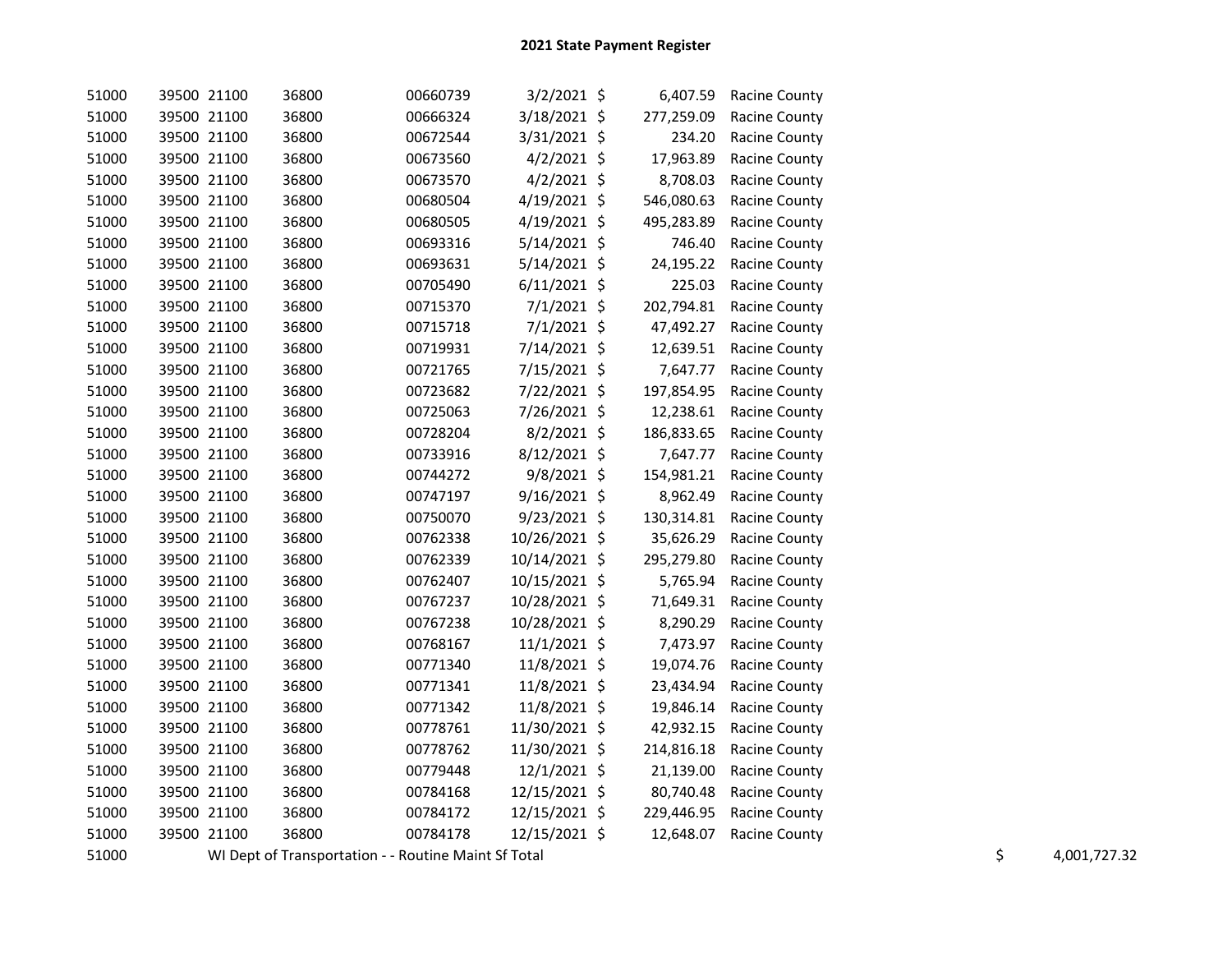## 2021 State Payment Register

| | | | | | | | | | |
|---|---|---|---|---|---|---|---|---|---|
| 51000 | 39500 | 21100 | 36800 | 00660739 | 3/2/2021 | $ | 6,407.59 | Racine County | |
| 51000 | 39500 | 21100 | 36800 | 00666324 | 3/18/2021 | $ | 277,259.09 | Racine County | |
| 51000 | 39500 | 21100 | 36800 | 00672544 | 3/31/2021 | $ | 234.20 | Racine County | |
| 51000 | 39500 | 21100 | 36800 | 00673560 | 4/2/2021 | $ | 17,963.89 | Racine County | |
| 51000 | 39500 | 21100 | 36800 | 00673570 | 4/2/2021 | $ | 8,708.03 | Racine County | |
| 51000 | 39500 | 21100 | 36800 | 00680504 | 4/19/2021 | $ | 546,080.63 | Racine County | |
| 51000 | 39500 | 21100 | 36800 | 00680505 | 4/19/2021 | $ | 495,283.89 | Racine County | |
| 51000 | 39500 | 21100 | 36800 | 00693316 | 5/14/2021 | $ | 746.40 | Racine County | |
| 51000 | 39500 | 21100 | 36800 | 00693631 | 5/14/2021 | $ | 24,195.22 | Racine County | |
| 51000 | 39500 | 21100 | 36800 | 00705490 | 6/11/2021 | $ | 225.03 | Racine County | |
| 51000 | 39500 | 21100 | 36800 | 00715370 | 7/1/2021 | $ | 202,794.81 | Racine County | |
| 51000 | 39500 | 21100 | 36800 | 00715718 | 7/1/2021 | $ | 47,492.27 | Racine County | |
| 51000 | 39500 | 21100 | 36800 | 00719931 | 7/14/2021 | $ | 12,639.51 | Racine County | |
| 51000 | 39500 | 21100 | 36800 | 00721765 | 7/15/2021 | $ | 7,647.77 | Racine County | |
| 51000 | 39500 | 21100 | 36800 | 00723682 | 7/22/2021 | $ | 197,854.95 | Racine County | |
| 51000 | 39500 | 21100 | 36800 | 00725063 | 7/26/2021 | $ | 12,238.61 | Racine County | |
| 51000 | 39500 | 21100 | 36800 | 00728204 | 8/2/2021 | $ | 186,833.65 | Racine County | |
| 51000 | 39500 | 21100 | 36800 | 00733916 | 8/12/2021 | $ | 7,647.77 | Racine County | |
| 51000 | 39500 | 21100 | 36800 | 00744272 | 9/8/2021 | $ | 154,981.21 | Racine County | |
| 51000 | 39500 | 21100 | 36800 | 00747197 | 9/16/2021 | $ | 8,962.49 | Racine County | |
| 51000 | 39500 | 21100 | 36800 | 00750070 | 9/23/2021 | $ | 130,314.81 | Racine County | |
| 51000 | 39500 | 21100 | 36800 | 00762338 | 10/26/2021 | $ | 35,626.29 | Racine County | |
| 51000 | 39500 | 21100 | 36800 | 00762339 | 10/14/2021 | $ | 295,279.80 | Racine County | |
| 51000 | 39500 | 21100 | 36800 | 00762407 | 10/15/2021 | $ | 5,765.94 | Racine County | |
| 51000 | 39500 | 21100 | 36800 | 00767237 | 10/28/2021 | $ | 71,649.31 | Racine County | |
| 51000 | 39500 | 21100 | 36800 | 00767238 | 10/28/2021 | $ | 8,290.29 | Racine County | |
| 51000 | 39500 | 21100 | 36800 | 00768167 | 11/1/2021 | $ | 7,473.97 | Racine County | |
| 51000 | 39500 | 21100 | 36800 | 00771340 | 11/8/2021 | $ | 19,074.76 | Racine County | |
| 51000 | 39500 | 21100 | 36800 | 00771341 | 11/8/2021 | $ | 23,434.94 | Racine County | |
| 51000 | 39500 | 21100 | 36800 | 00771342 | 11/8/2021 | $ | 19,846.14 | Racine County | |
| 51000 | 39500 | 21100 | 36800 | 00778761 | 11/30/2021 | $ | 42,932.15 | Racine County | |
| 51000 | 39500 | 21100 | 36800 | 00778762 | 11/30/2021 | $ | 214,816.18 | Racine County | |
| 51000 | 39500 | 21100 | 36800 | 00779448 | 12/1/2021 | $ | 21,139.00 | Racine County | |
| 51000 | 39500 | 21100 | 36800 | 00784168 | 12/15/2021 | $ | 80,740.48 | Racine County | |
| 51000 | 39500 | 21100 | 36800 | 00784172 | 12/15/2021 | $ | 229,446.95 | Racine County | |
| 51000 | 39500 | 21100 | 36800 | 00784178 | 12/15/2021 | $ | 12,648.07 | Racine County | |
| 51000 | WI Dept of Transportation - - Routine Maint Sf Total | | | | | | | | $ 4,001,727.32 |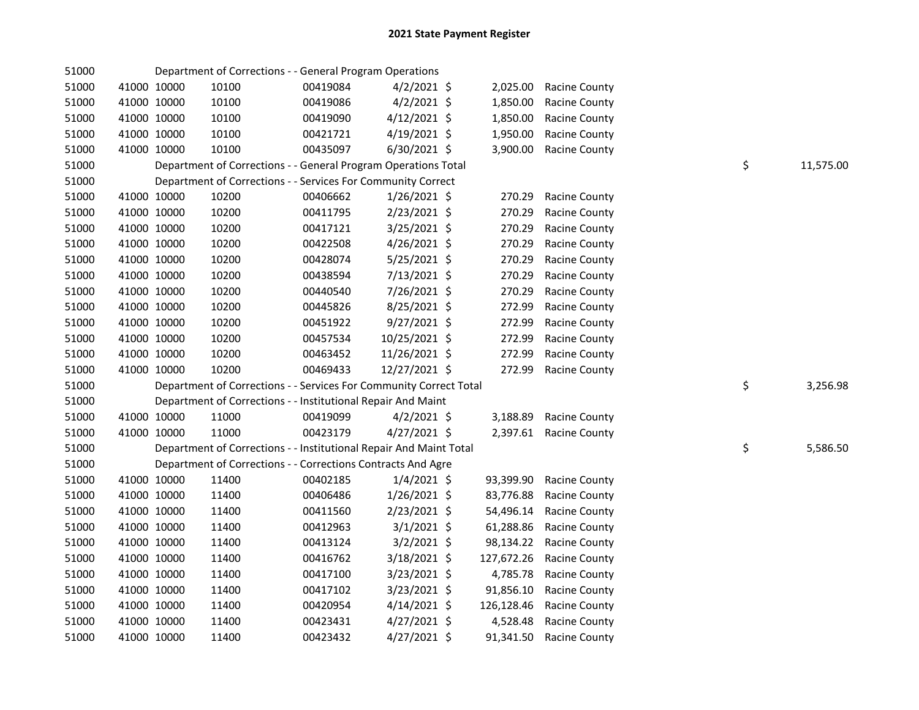# 2021 State Payment Register

| | | | | | | | | | |
|---|---|---|---|---|---|---|---|---|---|
| 51000 | | | Department of Corrections - - General Program Operations | | | | | | |
| 51000 | 41000 | 10000 | 10100 | 00419084 | 4/2/2021 | $ 2,025.00 | Racine County | | |
| 51000 | 41000 | 10000 | 10100 | 00419086 | 4/2/2021 | $ 1,850.00 | Racine County | | |
| 51000 | 41000 | 10000 | 10100 | 00419090 | 4/12/2021 | $ 1,850.00 | Racine County | | |
| 51000 | 41000 | 10000 | 10100 | 00421721 | 4/19/2021 | $ 1,950.00 | Racine County | | |
| 51000 | 41000 | 10000 | 10100 | 00435097 | 6/30/2021 | $ 3,900.00 | Racine County | | |
| 51000 | | | Department of Corrections - - General Program Operations Total | | | | | $ | 11,575.00 |
| 51000 | | | Department of Corrections - - Services For Community Correct | | | | | | |
| 51000 | 41000 | 10000 | 10200 | 00406662 | 1/26/2021 | $ 270.29 | Racine County | | |
| 51000 | 41000 | 10000 | 10200 | 00411795 | 2/23/2021 | $ 270.29 | Racine County | | |
| 51000 | 41000 | 10000 | 10200 | 00417121 | 3/25/2021 | $ 270.29 | Racine County | | |
| 51000 | 41000 | 10000 | 10200 | 00422508 | 4/26/2021 | $ 270.29 | Racine County | | |
| 51000 | 41000 | 10000 | 10200 | 00428074 | 5/25/2021 | $ 270.29 | Racine County | | |
| 51000 | 41000 | 10000 | 10200 | 00438594 | 7/13/2021 | $ 270.29 | Racine County | | |
| 51000 | 41000 | 10000 | 10200 | 00440540 | 7/26/2021 | $ 270.29 | Racine County | | |
| 51000 | 41000 | 10000 | 10200 | 00445826 | 8/25/2021 | $ 272.99 | Racine County | | |
| 51000 | 41000 | 10000 | 10200 | 00451922 | 9/27/2021 | $ 272.99 | Racine County | | |
| 51000 | 41000 | 10000 | 10200 | 00457534 | 10/25/2021 | $ 272.99 | Racine County | | |
| 51000 | 41000 | 10000 | 10200 | 00463452 | 11/26/2021 | $ 272.99 | Racine County | | |
| 51000 | 41000 | 10000 | 10200 | 00469433 | 12/27/2021 | $ 272.99 | Racine County | | |
| 51000 | | | Department of Corrections - - Services For Community Correct Total | | | | | $ | 3,256.98 |
| 51000 | | | Department of Corrections - - Institutional Repair And Maint | | | | | | |
| 51000 | 41000 | 10000 | 11000 | 00419099 | 4/2/2021 | $ 3,188.89 | Racine County | | |
| 51000 | 41000 | 10000 | 11000 | 00423179 | 4/27/2021 | $ 2,397.61 | Racine County | | |
| 51000 | | | Department of Corrections - - Institutional Repair And Maint Total | | | | | $ | 5,586.50 |
| 51000 | | | Department of Corrections - - Corrections Contracts And Agre | | | | | | |
| 51000 | 41000 | 10000 | 11400 | 00402185 | 1/4/2021 | $ 93,399.90 | Racine County | | |
| 51000 | 41000 | 10000 | 11400 | 00406486 | 1/26/2021 | $ 83,776.88 | Racine County | | |
| 51000 | 41000 | 10000 | 11400 | 00411560 | 2/23/2021 | $ 54,496.14 | Racine County | | |
| 51000 | 41000 | 10000 | 11400 | 00412963 | 3/1/2021 | $ 61,288.86 | Racine County | | |
| 51000 | 41000 | 10000 | 11400 | 00413124 | 3/2/2021 | $ 98,134.22 | Racine County | | |
| 51000 | 41000 | 10000 | 11400 | 00416762 | 3/18/2021 | $ 127,672.26 | Racine County | | |
| 51000 | 41000 | 10000 | 11400 | 00417100 | 3/23/2021 | $ 4,785.78 | Racine County | | |
| 51000 | 41000 | 10000 | 11400 | 00417102 | 3/23/2021 | $ 91,856.10 | Racine County | | |
| 51000 | 41000 | 10000 | 11400 | 00420954 | 4/14/2021 | $ 126,128.46 | Racine County | | |
| 51000 | 41000 | 10000 | 11400 | 00423431 | 4/27/2021 | $ 4,528.48 | Racine County | | |
| 51000 | 41000 | 10000 | 11400 | 00423432 | 4/27/2021 | $ 91,341.50 | Racine County | | |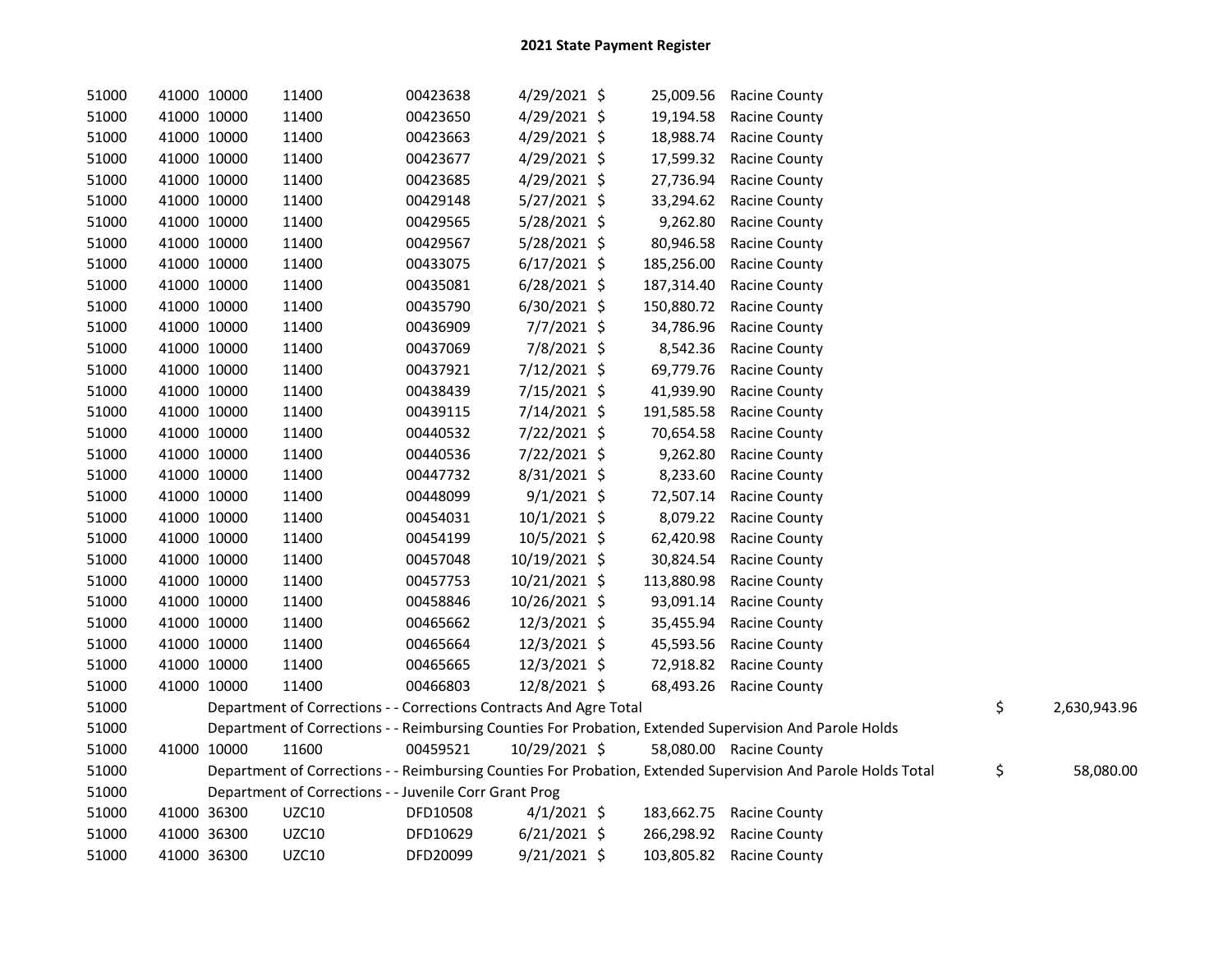# 2021 State Payment Register

| | | | | | | | | | |
|---|---|---|---|---|---|---|---|---|---|
| 51000 | 41000 | 10000 | 11400 | 00423638 | 4/29/2021 | $ 25,009.56 | Racine County | | |
| 51000 | 41000 | 10000 | 11400 | 00423650 | 4/29/2021 | $ 19,194.58 | Racine County | | |
| 51000 | 41000 | 10000 | 11400 | 00423663 | 4/29/2021 | $ 18,988.74 | Racine County | | |
| 51000 | 41000 | 10000 | 11400 | 00423677 | 4/29/2021 | $ 17,599.32 | Racine County | | |
| 51000 | 41000 | 10000 | 11400 | 00423685 | 4/29/2021 | $ 27,736.94 | Racine County | | |
| 51000 | 41000 | 10000 | 11400 | 00429148 | 5/27/2021 | $ 33,294.62 | Racine County | | |
| 51000 | 41000 | 10000 | 11400 | 00429565 | 5/28/2021 | $ 9,262.80 | Racine County | | |
| 51000 | 41000 | 10000 | 11400 | 00429567 | 5/28/2021 | $ 80,946.58 | Racine County | | |
| 51000 | 41000 | 10000 | 11400 | 00433075 | 6/17/2021 | $ 185,256.00 | Racine County | | |
| 51000 | 41000 | 10000 | 11400 | 00435081 | 6/28/2021 | $ 187,314.40 | Racine County | | |
| 51000 | 41000 | 10000 | 11400 | 00435790 | 6/30/2021 | $ 150,880.72 | Racine County | | |
| 51000 | 41000 | 10000 | 11400 | 00436909 | 7/7/2021 | $ 34,786.96 | Racine County | | |
| 51000 | 41000 | 10000 | 11400 | 00437069 | 7/8/2021 | $ 8,542.36 | Racine County | | |
| 51000 | 41000 | 10000 | 11400 | 00437921 | 7/12/2021 | $ 69,779.76 | Racine County | | |
| 51000 | 41000 | 10000 | 11400 | 00438439 | 7/15/2021 | $ 41,939.90 | Racine County | | |
| 51000 | 41000 | 10000 | 11400 | 00439115 | 7/14/2021 | $ 191,585.58 | Racine County | | |
| 51000 | 41000 | 10000 | 11400 | 00440532 | 7/22/2021 | $ 70,654.58 | Racine County | | |
| 51000 | 41000 | 10000 | 11400 | 00440536 | 7/22/2021 | $ 9,262.80 | Racine County | | |
| 51000 | 41000 | 10000 | 11400 | 00447732 | 8/31/2021 | $ 8,233.60 | Racine County | | |
| 51000 | 41000 | 10000 | 11400 | 00448099 | 9/1/2021 | $ 72,507.14 | Racine County | | |
| 51000 | 41000 | 10000 | 11400 | 00454031 | 10/1/2021 | $ 8,079.22 | Racine County | | |
| 51000 | 41000 | 10000 | 11400 | 00454199 | 10/5/2021 | $ 62,420.98 | Racine County | | |
| 51000 | 41000 | 10000 | 11400 | 00457048 | 10/19/2021 | $ 30,824.54 | Racine County | | |
| 51000 | 41000 | 10000 | 11400 | 00457753 | 10/21/2021 | $ 113,880.98 | Racine County | | |
| 51000 | 41000 | 10000 | 11400 | 00458846 | 10/26/2021 | $ 93,091.14 | Racine County | | |
| 51000 | 41000 | 10000 | 11400 | 00465662 | 12/3/2021 | $ 35,455.94 | Racine County | | |
| 51000 | 41000 | 10000 | 11400 | 00465664 | 12/3/2021 | $ 45,593.56 | Racine County | | |
| 51000 | 41000 | 10000 | 11400 | 00465665 | 12/3/2021 | $ 72,918.82 | Racine County | | |
| 51000 | 41000 | 10000 | 11400 | 00466803 | 12/8/2021 | $ 68,493.26 | Racine County | | |
| 51000 | | Department of Corrections - - Corrections Contracts And Agre Total | | | | | | $ | 2,630,943.96 |
| 51000 | | Department of Corrections - - Reimbursing Counties For Probation, Extended Supervision And Parole Holds | | | | | | | |
| 51000 | 41000 | 10000 | 11600 | 00459521 | 10/29/2021 | $ 58,080.00 | Racine County | | |
| 51000 | | Department of Corrections - - Reimbursing Counties For Probation, Extended Supervision And Parole Holds Total | | | | | | $ | 58,080.00 |
| 51000 | | Department of Corrections - - Juvenile Corr Grant Prog | | | | | | | |
| 51000 | 41000 | 36300 | UZC10 | DFD10508 | 4/1/2021 | $ 183,662.75 | Racine County | | |
| 51000 | 41000 | 36300 | UZC10 | DFD10629 | 6/21/2021 | $ 266,298.92 | Racine County | | |
| 51000 | 41000 | 36300 | UZC10 | DFD20099 | 9/21/2021 | $ 103,805.82 | Racine County | | |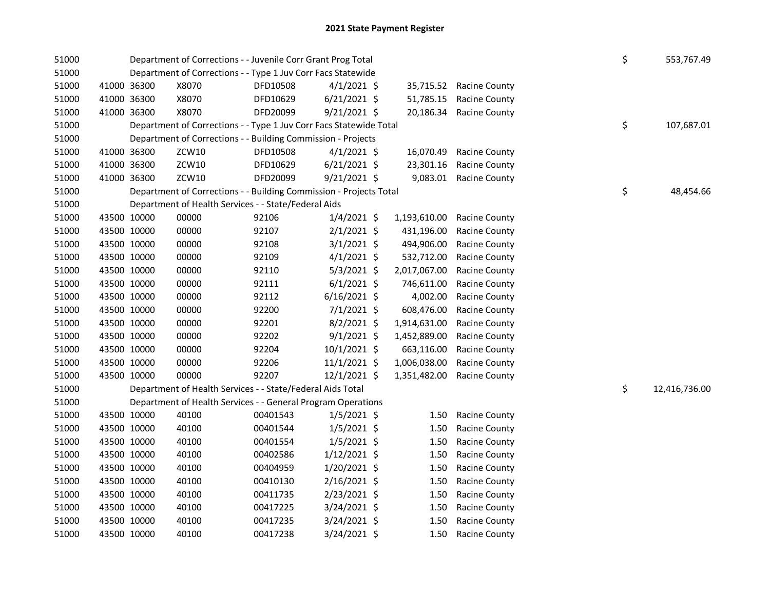## 2021 State Payment Register

| | | | | | | | | | |
|---|---|---|---|---|---|---|---|---|---|
| 51000 | | | Department of Corrections - - Juvenile Corr Grant Prog Total | | | | | $ | 553,767.49 |
| 51000 | | | Department of Corrections - - Type 1 Juv Corr Facs Statewide | | | | | | |
| 51000 | 41000 | 36300 | X8070 | DFD10508 | 4/1/2021 | $ 35,715.52 | Racine County | | |
| 51000 | 41000 | 36300 | X8070 | DFD10629 | 6/21/2021 | $ 51,785.15 | Racine County | | |
| 51000 | 41000 | 36300 | X8070 | DFD20099 | 9/21/2021 | $ 20,186.34 | Racine County | | |
| 51000 | | | Department of Corrections - - Type 1 Juv Corr Facs Statewide Total | | | | | $ | 107,687.01 |
| 51000 | | | Department of Corrections - - Building Commission - Projects | | | | | | |
| 51000 | 41000 | 36300 | ZCW10 | DFD10508 | 4/1/2021 | $ 16,070.49 | Racine County | | |
| 51000 | 41000 | 36300 | ZCW10 | DFD10629 | 6/21/2021 | $ 23,301.16 | Racine County | | |
| 51000 | 41000 | 36300 | ZCW10 | DFD20099 | 9/21/2021 | $ 9,083.01 | Racine County | | |
| 51000 | | | Department of Corrections - - Building Commission - Projects Total | | | | | $ | 48,454.66 |
| 51000 | | | Department of Health Services - - State/Federal Aids | | | | | | |
| 51000 | 43500 | 10000 | 00000 | 92106 | 1/4/2021 | $ 1,193,610.00 | Racine County | | |
| 51000 | 43500 | 10000 | 00000 | 92107 | 2/1/2021 | $ 431,196.00 | Racine County | | |
| 51000 | 43500 | 10000 | 00000 | 92108 | 3/1/2021 | $ 494,906.00 | Racine County | | |
| 51000 | 43500 | 10000 | 00000 | 92109 | 4/1/2021 | $ 532,712.00 | Racine County | | |
| 51000 | 43500 | 10000 | 00000 | 92110 | 5/3/2021 | $ 2,017,067.00 | Racine County | | |
| 51000 | 43500 | 10000 | 00000 | 92111 | 6/1/2021 | $ 746,611.00 | Racine County | | |
| 51000 | 43500 | 10000 | 00000 | 92112 | 6/16/2021 | $ 4,002.00 | Racine County | | |
| 51000 | 43500 | 10000 | 00000 | 92200 | 7/1/2021 | $ 608,476.00 | Racine County | | |
| 51000 | 43500 | 10000 | 00000 | 92201 | 8/2/2021 | $ 1,914,631.00 | Racine County | | |
| 51000 | 43500 | 10000 | 00000 | 92202 | 9/1/2021 | $ 1,452,889.00 | Racine County | | |
| 51000 | 43500 | 10000 | 00000 | 92204 | 10/1/2021 | $ 663,116.00 | Racine County | | |
| 51000 | 43500 | 10000 | 00000 | 92206 | 11/1/2021 | $ 1,006,038.00 | Racine County | | |
| 51000 | 43500 | 10000 | 00000 | 92207 | 12/1/2021 | $ 1,351,482.00 | Racine County | | |
| 51000 | | | Department of Health Services - - State/Federal Aids Total | | | | | $ | 12,416,736.00 |
| 51000 | | | Department of Health Services - - General Program Operations | | | | | | |
| 51000 | 43500 | 10000 | 40100 | 00401543 | 1/5/2021 | $ 1.50 | Racine County | | |
| 51000 | 43500 | 10000 | 40100 | 00401544 | 1/5/2021 | $ 1.50 | Racine County | | |
| 51000 | 43500 | 10000 | 40100 | 00401554 | 1/5/2021 | $ 1.50 | Racine County | | |
| 51000 | 43500 | 10000 | 40100 | 00402586 | 1/12/2021 | $ 1.50 | Racine County | | |
| 51000 | 43500 | 10000 | 40100 | 00404959 | 1/20/2021 | $ 1.50 | Racine County | | |
| 51000 | 43500 | 10000 | 40100 | 00410130 | 2/16/2021 | $ 1.50 | Racine County | | |
| 51000 | 43500 | 10000 | 40100 | 00411735 | 2/23/2021 | $ 1.50 | Racine County | | |
| 51000 | 43500 | 10000 | 40100 | 00417225 | 3/24/2021 | $ 1.50 | Racine County | | |
| 51000 | 43500 | 10000 | 40100 | 00417235 | 3/24/2021 | $ 1.50 | Racine County | | |
| 51000 | 43500 | 10000 | 40100 | 00417238 | 3/24/2021 | $ 1.50 | Racine County | | |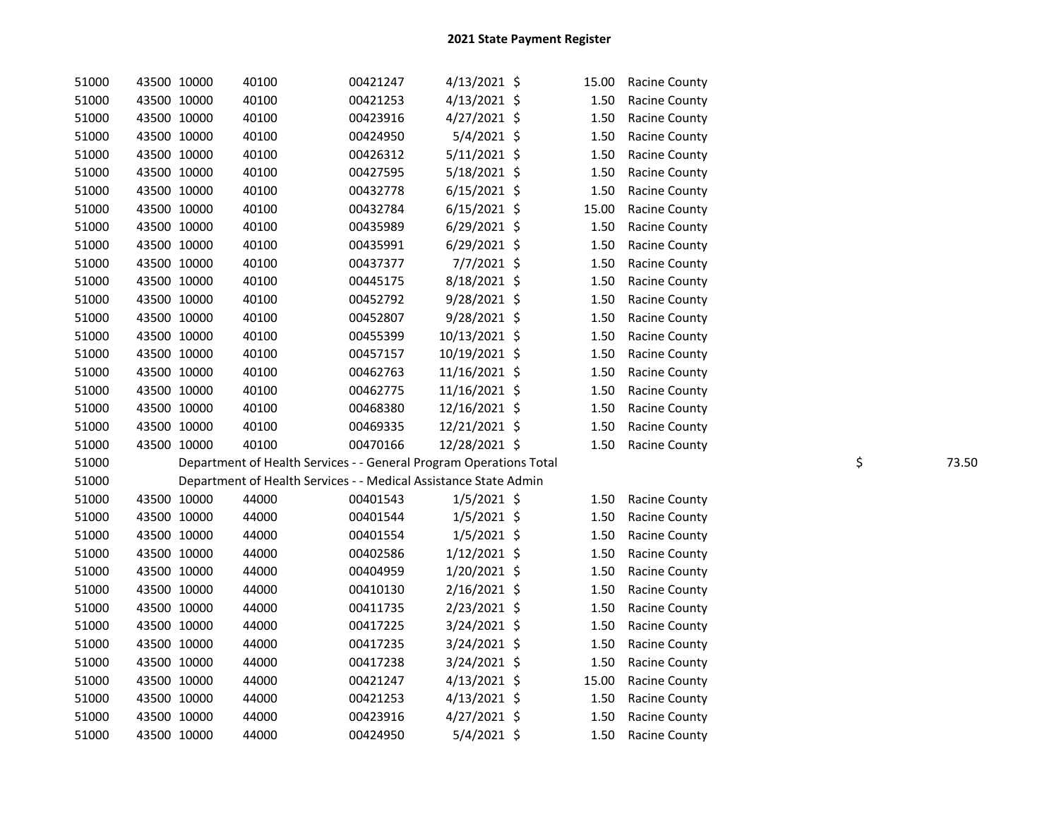# 2021 State Payment Register

| | | | | | | | | | |
|---|---|---|---|---|---|---|---|---|---|
| 51000 | 43500 | 10000 | 40100 | 00421247 | 4/13/2021 | $ 15.00 | Racine County | | |
| 51000 | 43500 | 10000 | 40100 | 00421253 | 4/13/2021 | $ 1.50 | Racine County | | |
| 51000 | 43500 | 10000 | 40100 | 00423916 | 4/27/2021 | $ 1.50 | Racine County | | |
| 51000 | 43500 | 10000 | 40100 | 00424950 | 5/4/2021 | $ 1.50 | Racine County | | |
| 51000 | 43500 | 10000 | 40100 | 00426312 | 5/11/2021 | $ 1.50 | Racine County | | |
| 51000 | 43500 | 10000 | 40100 | 00427595 | 5/18/2021 | $ 1.50 | Racine County | | |
| 51000 | 43500 | 10000 | 40100 | 00432778 | 6/15/2021 | $ 1.50 | Racine County | | |
| 51000 | 43500 | 10000 | 40100 | 00432784 | 6/15/2021 | $ 15.00 | Racine County | | |
| 51000 | 43500 | 10000 | 40100 | 00435989 | 6/29/2021 | $ 1.50 | Racine County | | |
| 51000 | 43500 | 10000 | 40100 | 00435991 | 6/29/2021 | $ 1.50 | Racine County | | |
| 51000 | 43500 | 10000 | 40100 | 00437377 | 7/7/2021 | $ 1.50 | Racine County | | |
| 51000 | 43500 | 10000 | 40100 | 00445175 | 8/18/2021 | $ 1.50 | Racine County | | |
| 51000 | 43500 | 10000 | 40100 | 00452792 | 9/28/2021 | $ 1.50 | Racine County | | |
| 51000 | 43500 | 10000 | 40100 | 00452807 | 9/28/2021 | $ 1.50 | Racine County | | |
| 51000 | 43500 | 10000 | 40100 | 00455399 | 10/13/2021 | $ 1.50 | Racine County | | |
| 51000 | 43500 | 10000 | 40100 | 00457157 | 10/19/2021 | $ 1.50 | Racine County | | |
| 51000 | 43500 | 10000 | 40100 | 00462763 | 11/16/2021 | $ 1.50 | Racine County | | |
| 51000 | 43500 | 10000 | 40100 | 00462775 | 11/16/2021 | $ 1.50 | Racine County | | |
| 51000 | 43500 | 10000 | 40100 | 00468380 | 12/16/2021 | $ 1.50 | Racine County | | |
| 51000 | 43500 | 10000 | 40100 | 00469335 | 12/21/2021 | $ 1.50 | Racine County | | |
| 51000 | 43500 | 10000 | 40100 | 00470166 | 12/28/2021 | $ 1.50 | Racine County | | |
| 51000 | | Department of Health Services - - General Program Operations Total | | | | | | $ | 73.50 |
| 51000 | | Department of Health Services - - Medical Assistance State Admin | | | | | | | |
| 51000 | 43500 | 10000 | 44000 | 00401543 | 1/5/2021 | $ 1.50 | Racine County | | |
| 51000 | 43500 | 10000 | 44000 | 00401544 | 1/5/2021 | $ 1.50 | Racine County | | |
| 51000 | 43500 | 10000 | 44000 | 00401554 | 1/5/2021 | $ 1.50 | Racine County | | |
| 51000 | 43500 | 10000 | 44000 | 00402586 | 1/12/2021 | $ 1.50 | Racine County | | |
| 51000 | 43500 | 10000 | 44000 | 00404959 | 1/20/2021 | $ 1.50 | Racine County | | |
| 51000 | 43500 | 10000 | 44000 | 00410130 | 2/16/2021 | $ 1.50 | Racine County | | |
| 51000 | 43500 | 10000 | 44000 | 00411735 | 2/23/2021 | $ 1.50 | Racine County | | |
| 51000 | 43500 | 10000 | 44000 | 00417225 | 3/24/2021 | $ 1.50 | Racine County | | |
| 51000 | 43500 | 10000 | 44000 | 00417235 | 3/24/2021 | $ 1.50 | Racine County | | |
| 51000 | 43500 | 10000 | 44000 | 00417238 | 3/24/2021 | $ 1.50 | Racine County | | |
| 51000 | 43500 | 10000 | 44000 | 00421247 | 4/13/2021 | $ 15.00 | Racine County | | |
| 51000 | 43500 | 10000 | 44000 | 00421253 | 4/13/2021 | $ 1.50 | Racine County | | |
| 51000 | 43500 | 10000 | 44000 | 00423916 | 4/27/2021 | $ 1.50 | Racine County | | |
| 51000 | 43500 | 10000 | 44000 | 00424950 | 5/4/2021 | $ 1.50 | Racine County | | |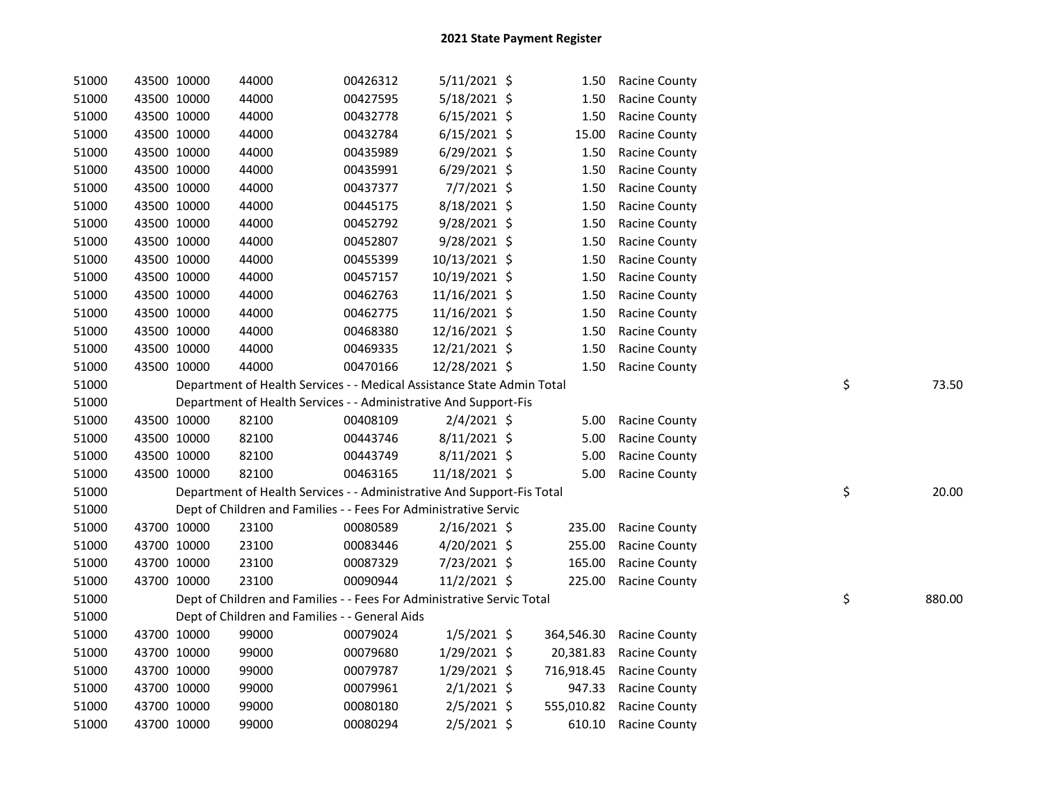# 2021 State Payment Register

| | | | | | | | | | |
|---|---|---|---|---|---|---|---|---|---|
| 51000 | 43500 | 10000 | 44000 | 00426312 | 5/11/2021 | $ | 1.50 | Racine County | |
| 51000 | 43500 | 10000 | 44000 | 00427595 | 5/18/2021 | $ | 1.50 | Racine County | |
| 51000 | 43500 | 10000 | 44000 | 00432778 | 6/15/2021 | $ | 1.50 | Racine County | |
| 51000 | 43500 | 10000 | 44000 | 00432784 | 6/15/2021 | $ | 15.00 | Racine County | |
| 51000 | 43500 | 10000 | 44000 | 00435989 | 6/29/2021 | $ | 1.50 | Racine County | |
| 51000 | 43500 | 10000 | 44000 | 00435991 | 6/29/2021 | $ | 1.50 | Racine County | |
| 51000 | 43500 | 10000 | 44000 | 00437377 | 7/7/2021 | $ | 1.50 | Racine County | |
| 51000 | 43500 | 10000 | 44000 | 00445175 | 8/18/2021 | $ | 1.50 | Racine County | |
| 51000 | 43500 | 10000 | 44000 | 00452792 | 9/28/2021 | $ | 1.50 | Racine County | |
| 51000 | 43500 | 10000 | 44000 | 00452807 | 9/28/2021 | $ | 1.50 | Racine County | |
| 51000 | 43500 | 10000 | 44000 | 00455399 | 10/13/2021 | $ | 1.50 | Racine County | |
| 51000 | 43500 | 10000 | 44000 | 00457157 | 10/19/2021 | $ | 1.50 | Racine County | |
| 51000 | 43500 | 10000 | 44000 | 00462763 | 11/16/2021 | $ | 1.50 | Racine County | |
| 51000 | 43500 | 10000 | 44000 | 00462775 | 11/16/2021 | $ | 1.50 | Racine County | |
| 51000 | 43500 | 10000 | 44000 | 00468380 | 12/16/2021 | $ | 1.50 | Racine County | |
| 51000 | 43500 | 10000 | 44000 | 00469335 | 12/21/2021 | $ | 1.50 | Racine County | |
| 51000 | 43500 | 10000 | 44000 | 00470166 | 12/28/2021 | $ | 1.50 | Racine County | |
| 51000 | Department of Health Services - - Medical Assistance State Admin Total | | | | | | | | $ 73.50 |
| 51000 | Department of Health Services - - Administrative And Support-Fis | | | | | | | | |
| 51000 | 43500 | 10000 | 82100 | 00408109 | 2/4/2021 | $ | 5.00 | Racine County | |
| 51000 | 43500 | 10000 | 82100 | 00443746 | 8/11/2021 | $ | 5.00 | Racine County | |
| 51000 | 43500 | 10000 | 82100 | 00443749 | 8/11/2021 | $ | 5.00 | Racine County | |
| 51000 | 43500 | 10000 | 82100 | 00463165 | 11/18/2021 | $ | 5.00 | Racine County | |
| 51000 | Department of Health Services - - Administrative And Support-Fis Total | | | | | | | | $ 20.00 |
| 51000 | Dept of Children and Families - - Fees For Administrative Servic | | | | | | | | |
| 51000 | 43700 | 10000 | 23100 | 00080589 | 2/16/2021 | $ | 235.00 | Racine County | |
| 51000 | 43700 | 10000 | 23100 | 00083446 | 4/20/2021 | $ | 255.00 | Racine County | |
| 51000 | 43700 | 10000 | 23100 | 00087329 | 7/23/2021 | $ | 165.00 | Racine County | |
| 51000 | 43700 | 10000 | 23100 | 00090944 | 11/2/2021 | $ | 225.00 | Racine County | |
| 51000 | Dept of Children and Families - - Fees For Administrative Servic Total | | | | | | | | $ 880.00 |
| 51000 | Dept of Children and Families - - General Aids | | | | | | | | |
| 51000 | 43700 | 10000 | 99000 | 00079024 | 1/5/2021 | $ | 364,546.30 | Racine County | |
| 51000 | 43700 | 10000 | 99000 | 00079680 | 1/29/2021 | $ | 20,381.83 | Racine County | |
| 51000 | 43700 | 10000 | 99000 | 00079787 | 1/29/2021 | $ | 716,918.45 | Racine County | |
| 51000 | 43700 | 10000 | 99000 | 00079961 | 2/1/2021 | $ | 947.33 | Racine County | |
| 51000 | 43700 | 10000 | 99000 | 00080180 | 2/5/2021 | $ | 555,010.82 | Racine County | |
| 51000 | 43700 | 10000 | 99000 | 00080294 | 2/5/2021 | $ | 610.10 | Racine County | |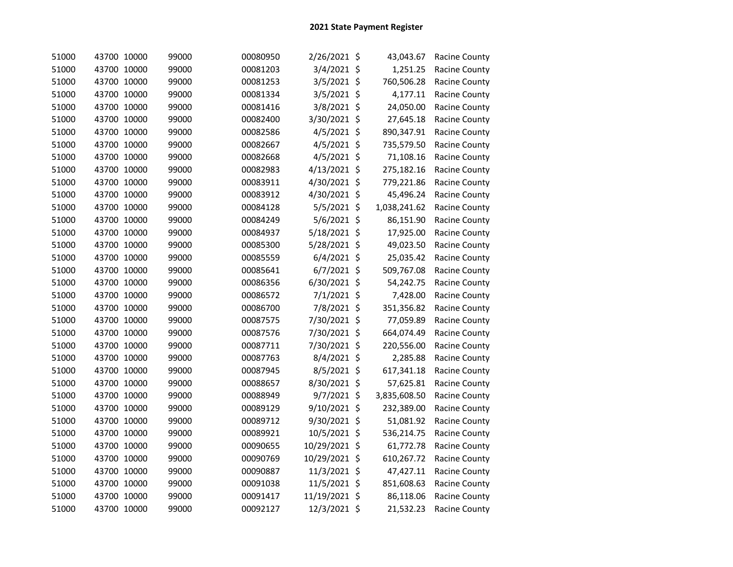## 2021 State Payment Register

| | | | | | | | | |
|---|---|---|---|---|---|---|---|---|
| 51000 | 43700 | 10000 | 99000 | 00080950 | 2/26/2021 | $ | 43,043.67 | Racine County |
| 51000 | 43700 | 10000 | 99000 | 00081203 | 3/4/2021 | $ | 1,251.25 | Racine County |
| 51000 | 43700 | 10000 | 99000 | 00081253 | 3/5/2021 | $ | 760,506.28 | Racine County |
| 51000 | 43700 | 10000 | 99000 | 00081334 | 3/5/2021 | $ | 4,177.11 | Racine County |
| 51000 | 43700 | 10000 | 99000 | 00081416 | 3/8/2021 | $ | 24,050.00 | Racine County |
| 51000 | 43700 | 10000 | 99000 | 00082400 | 3/30/2021 | $ | 27,645.18 | Racine County |
| 51000 | 43700 | 10000 | 99000 | 00082586 | 4/5/2021 | $ | 890,347.91 | Racine County |
| 51000 | 43700 | 10000 | 99000 | 00082667 | 4/5/2021 | $ | 735,579.50 | Racine County |
| 51000 | 43700 | 10000 | 99000 | 00082668 | 4/5/2021 | $ | 71,108.16 | Racine County |
| 51000 | 43700 | 10000 | 99000 | 00082983 | 4/13/2021 | $ | 275,182.16 | Racine County |
| 51000 | 43700 | 10000 | 99000 | 00083911 | 4/30/2021 | $ | 779,221.86 | Racine County |
| 51000 | 43700 | 10000 | 99000 | 00083912 | 4/30/2021 | $ | 45,496.24 | Racine County |
| 51000 | 43700 | 10000 | 99000 | 00084128 | 5/5/2021 | $ | 1,038,241.62 | Racine County |
| 51000 | 43700 | 10000 | 99000 | 00084249 | 5/6/2021 | $ | 86,151.90 | Racine County |
| 51000 | 43700 | 10000 | 99000 | 00084937 | 5/18/2021 | $ | 17,925.00 | Racine County |
| 51000 | 43700 | 10000 | 99000 | 00085300 | 5/28/2021 | $ | 49,023.50 | Racine County |
| 51000 | 43700 | 10000 | 99000 | 00085559 | 6/4/2021 | $ | 25,035.42 | Racine County |
| 51000 | 43700 | 10000 | 99000 | 00085641 | 6/7/2021 | $ | 509,767.08 | Racine County |
| 51000 | 43700 | 10000 | 99000 | 00086356 | 6/30/2021 | $ | 54,242.75 | Racine County |
| 51000 | 43700 | 10000 | 99000 | 00086572 | 7/1/2021 | $ | 7,428.00 | Racine County |
| 51000 | 43700 | 10000 | 99000 | 00086700 | 7/8/2021 | $ | 351,356.82 | Racine County |
| 51000 | 43700 | 10000 | 99000 | 00087575 | 7/30/2021 | $ | 77,059.89 | Racine County |
| 51000 | 43700 | 10000 | 99000 | 00087576 | 7/30/2021 | $ | 664,074.49 | Racine County |
| 51000 | 43700 | 10000 | 99000 | 00087711 | 7/30/2021 | $ | 220,556.00 | Racine County |
| 51000 | 43700 | 10000 | 99000 | 00087763 | 8/4/2021 | $ | 2,285.88 | Racine County |
| 51000 | 43700 | 10000 | 99000 | 00087945 | 8/5/2021 | $ | 617,341.18 | Racine County |
| 51000 | 43700 | 10000 | 99000 | 00088657 | 8/30/2021 | $ | 57,625.81 | Racine County |
| 51000 | 43700 | 10000 | 99000 | 00088949 | 9/7/2021 | $ | 3,835,608.50 | Racine County |
| 51000 | 43700 | 10000 | 99000 | 00089129 | 9/10/2021 | $ | 232,389.00 | Racine County |
| 51000 | 43700 | 10000 | 99000 | 00089712 | 9/30/2021 | $ | 51,081.92 | Racine County |
| 51000 | 43700 | 10000 | 99000 | 00089921 | 10/5/2021 | $ | 536,214.75 | Racine County |
| 51000 | 43700 | 10000 | 99000 | 00090655 | 10/29/2021 | $ | 61,772.78 | Racine County |
| 51000 | 43700 | 10000 | 99000 | 00090769 | 10/29/2021 | $ | 610,267.72 | Racine County |
| 51000 | 43700 | 10000 | 99000 | 00090887 | 11/3/2021 | $ | 47,427.11 | Racine County |
| 51000 | 43700 | 10000 | 99000 | 00091038 | 11/5/2021 | $ | 851,608.63 | Racine County |
| 51000 | 43700 | 10000 | 99000 | 00091417 | 11/19/2021 | $ | 86,118.06 | Racine County |
| 51000 | 43700 | 10000 | 99000 | 00092127 | 12/3/2021 | $ | 21,532.23 | Racine County |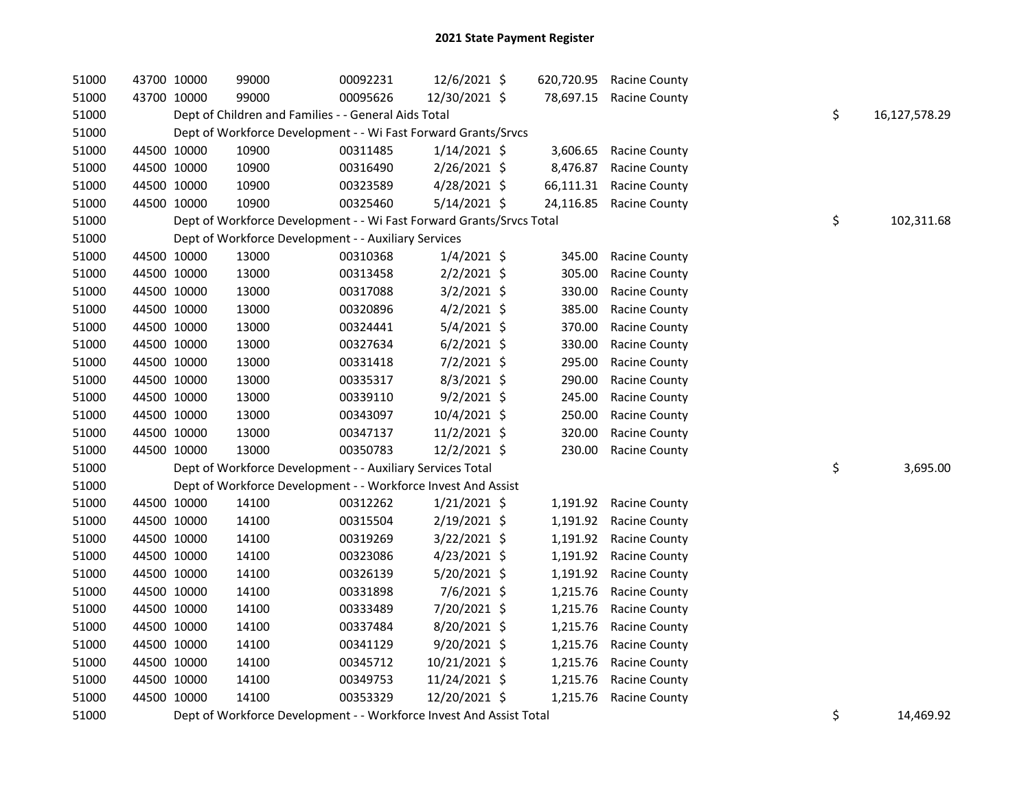# 2021 State Payment Register

| | | | | | | | | |
|---|---|---|---|---|---|---|---|---|
| 51000 | 43700 | 10000 | 99000 | 00092231 | 12/6/2021 | $ 620,720.95 | Racine County | |
| 51000 | 43700 | 10000 | 99000 | 00095626 | 12/30/2021 | $ 78,697.15 | Racine County | |
| 51000 | | Dept of Children and Families - - General Aids Total | | | | | | $ 16,127,578.29 |
| 51000 | | Dept of Workforce Development - - Wi Fast Forward Grants/Srvcs | | | | | | |
| 51000 | 44500 | 10000 | 10900 | 00311485 | 1/14/2021 | $ 3,606.65 | Racine County | |
| 51000 | 44500 | 10000 | 10900 | 00316490 | 2/26/2021 | $ 8,476.87 | Racine County | |
| 51000 | 44500 | 10000 | 10900 | 00323589 | 4/28/2021 | $ 66,111.31 | Racine County | |
| 51000 | 44500 | 10000 | 10900 | 00325460 | 5/14/2021 | $ 24,116.85 | Racine County | |
| 51000 | | Dept of Workforce Development - - Wi Fast Forward Grants/Srvcs Total | | | | | | $ 102,311.68 |
| 51000 | | Dept of Workforce Development - - Auxiliary Services | | | | | | |
| 51000 | 44500 | 10000 | 13000 | 00310368 | 1/4/2021 | $ 345.00 | Racine County | |
| 51000 | 44500 | 10000 | 13000 | 00313458 | 2/2/2021 | $ 305.00 | Racine County | |
| 51000 | 44500 | 10000 | 13000 | 00317088 | 3/2/2021 | $ 330.00 | Racine County | |
| 51000 | 44500 | 10000 | 13000 | 00320896 | 4/2/2021 | $ 385.00 | Racine County | |
| 51000 | 44500 | 10000 | 13000 | 00324441 | 5/4/2021 | $ 370.00 | Racine County | |
| 51000 | 44500 | 10000 | 13000 | 00327634 | 6/2/2021 | $ 330.00 | Racine County | |
| 51000 | 44500 | 10000 | 13000 | 00331418 | 7/2/2021 | $ 295.00 | Racine County | |
| 51000 | 44500 | 10000 | 13000 | 00335317 | 8/3/2021 | $ 290.00 | Racine County | |
| 51000 | 44500 | 10000 | 13000 | 00339110 | 9/2/2021 | $ 245.00 | Racine County | |
| 51000 | 44500 | 10000 | 13000 | 00343097 | 10/4/2021 | $ 250.00 | Racine County | |
| 51000 | 44500 | 10000 | 13000 | 00347137 | 11/2/2021 | $ 320.00 | Racine County | |
| 51000 | 44500 | 10000 | 13000 | 00350783 | 12/2/2021 | $ 230.00 | Racine County | |
| 51000 | | Dept of Workforce Development - - Auxiliary Services Total | | | | | | $ 3,695.00 |
| 51000 | | Dept of Workforce Development - - Workforce Invest And Assist | | | | | | |
| 51000 | 44500 | 10000 | 14100 | 00312262 | 1/21/2021 | $ 1,191.92 | Racine County | |
| 51000 | 44500 | 10000 | 14100 | 00315504 | 2/19/2021 | $ 1,191.92 | Racine County | |
| 51000 | 44500 | 10000 | 14100 | 00319269 | 3/22/2021 | $ 1,191.92 | Racine County | |
| 51000 | 44500 | 10000 | 14100 | 00323086 | 4/23/2021 | $ 1,191.92 | Racine County | |
| 51000 | 44500 | 10000 | 14100 | 00326139 | 5/20/2021 | $ 1,191.92 | Racine County | |
| 51000 | 44500 | 10000 | 14100 | 00331898 | 7/6/2021 | $ 1,215.76 | Racine County | |
| 51000 | 44500 | 10000 | 14100 | 00333489 | 7/20/2021 | $ 1,215.76 | Racine County | |
| 51000 | 44500 | 10000 | 14100 | 00337484 | 8/20/2021 | $ 1,215.76 | Racine County | |
| 51000 | 44500 | 10000 | 14100 | 00341129 | 9/20/2021 | $ 1,215.76 | Racine County | |
| 51000 | 44500 | 10000 | 14100 | 00345712 | 10/21/2021 | $ 1,215.76 | Racine County | |
| 51000 | 44500 | 10000 | 14100 | 00349753 | 11/24/2021 | $ 1,215.76 | Racine County | |
| 51000 | 44500 | 10000 | 14100 | 00353329 | 12/20/2021 | $ 1,215.76 | Racine County | |
| 51000 | | Dept of Workforce Development - - Workforce Invest And Assist Total | | | | | | $ 14,469.92 |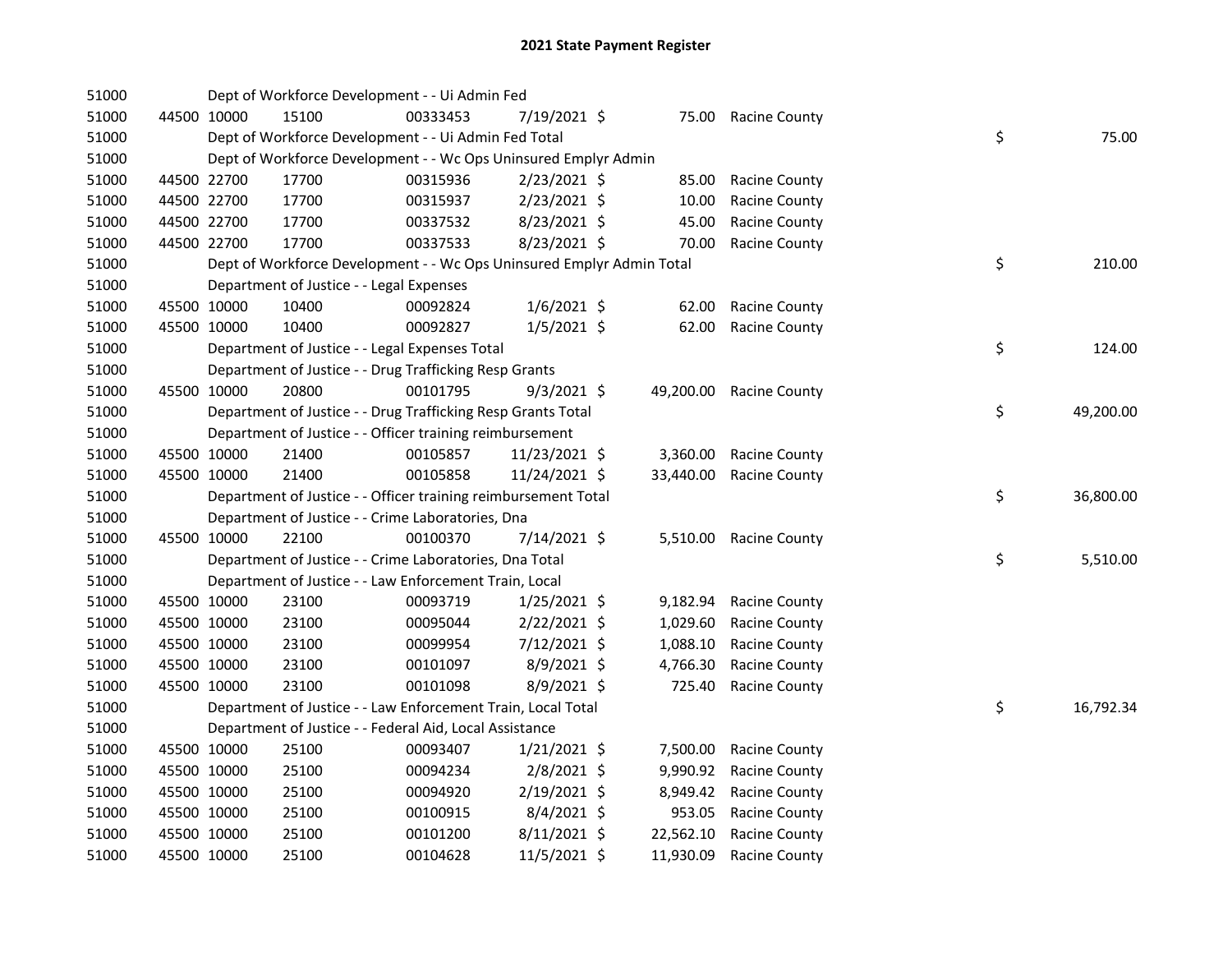# 2021 State Payment Register

| | | | | | | | | | |
|---|---|---|---|---|---|---|---|---|---|
| 51000 | | | Dept of Workforce Development - - Ui Admin Fed | | | | | | |
| 51000 | 44500 | 10000 | 15100 | 00333453 | 7/19/2021 | $ | 75.00 | Racine County | |
| 51000 | | | Dept of Workforce Development - - Ui Admin Fed Total | | | | | | $ 75.00 |
| 51000 | | | Dept of Workforce Development - - Wc Ops Uninsured Emplyr Admin | | | | | | |
| 51000 | 44500 | 22700 | 17700 | 00315936 | 2/23/2021 | $ | 85.00 | Racine County | |
| 51000 | 44500 | 22700 | 17700 | 00315937 | 2/23/2021 | $ | 10.00 | Racine County | |
| 51000 | 44500 | 22700 | 17700 | 00337532 | 8/23/2021 | $ | 45.00 | Racine County | |
| 51000 | 44500 | 22700 | 17700 | 00337533 | 8/23/2021 | $ | 70.00 | Racine County | |
| 51000 | | | Dept of Workforce Development - - Wc Ops Uninsured Emplyr Admin Total | | | | | | $ 210.00 |
| 51000 | | | Department of Justice - - Legal Expenses | | | | | | |
| 51000 | 45500 | 10000 | 10400 | 00092824 | 1/6/2021 | $ | 62.00 | Racine County | |
| 51000 | 45500 | 10000 | 10400 | 00092827 | 1/5/2021 | $ | 62.00 | Racine County | |
| 51000 | | | Department of Justice - - Legal Expenses Total | | | | | | $ 124.00 |
| 51000 | | | Department of Justice - - Drug Trafficking Resp Grants | | | | | | |
| 51000 | 45500 | 10000 | 20800 | 00101795 | 9/3/2021 | $ | 49,200.00 | Racine County | |
| 51000 | | | Department of Justice - - Drug Trafficking Resp Grants Total | | | | | | $ 49,200.00 |
| 51000 | | | Department of Justice - - Officer training reimbursement | | | | | | |
| 51000 | 45500 | 10000 | 21400 | 00105857 | 11/23/2021 | $ | 3,360.00 | Racine County | |
| 51000 | 45500 | 10000 | 21400 | 00105858 | 11/24/2021 | $ | 33,440.00 | Racine County | |
| 51000 | | | Department of Justice - - Officer training reimbursement Total | | | | | | $ 36,800.00 |
| 51000 | | | Department of Justice - - Crime Laboratories, Dna | | | | | | |
| 51000 | 45500 | 10000 | 22100 | 00100370 | 7/14/2021 | $ | 5,510.00 | Racine County | |
| 51000 | | | Department of Justice - - Crime Laboratories, Dna Total | | | | | | $ 5,510.00 |
| 51000 | | | Department of Justice - - Law Enforcement Train, Local | | | | | | |
| 51000 | 45500 | 10000 | 23100 | 00093719 | 1/25/2021 | $ | 9,182.94 | Racine County | |
| 51000 | 45500 | 10000 | 23100 | 00095044 | 2/22/2021 | $ | 1,029.60 | Racine County | |
| 51000 | 45500 | 10000 | 23100 | 00099954 | 7/12/2021 | $ | 1,088.10 | Racine County | |
| 51000 | 45500 | 10000 | 23100 | 00101097 | 8/9/2021 | $ | 4,766.30 | Racine County | |
| 51000 | 45500 | 10000 | 23100 | 00101098 | 8/9/2021 | $ | 725.40 | Racine County | |
| 51000 | | | Department of Justice - - Law Enforcement Train, Local Total | | | | | | $ 16,792.34 |
| 51000 | | | Department of Justice - - Federal Aid, Local Assistance | | | | | | |
| 51000 | 45500 | 10000 | 25100 | 00093407 | 1/21/2021 | $ | 7,500.00 | Racine County | |
| 51000 | 45500 | 10000 | 25100 | 00094234 | 2/8/2021 | $ | 9,990.92 | Racine County | |
| 51000 | 45500 | 10000 | 25100 | 00094920 | 2/19/2021 | $ | 8,949.42 | Racine County | |
| 51000 | 45500 | 10000 | 25100 | 00100915 | 8/4/2021 | $ | 953.05 | Racine County | |
| 51000 | 45500 | 10000 | 25100 | 00101200 | 8/11/2021 | $ | 22,562.10 | Racine County | |
| 51000 | 45500 | 10000 | 25100 | 00104628 | 11/5/2021 | $ | 11,930.09 | Racine County | |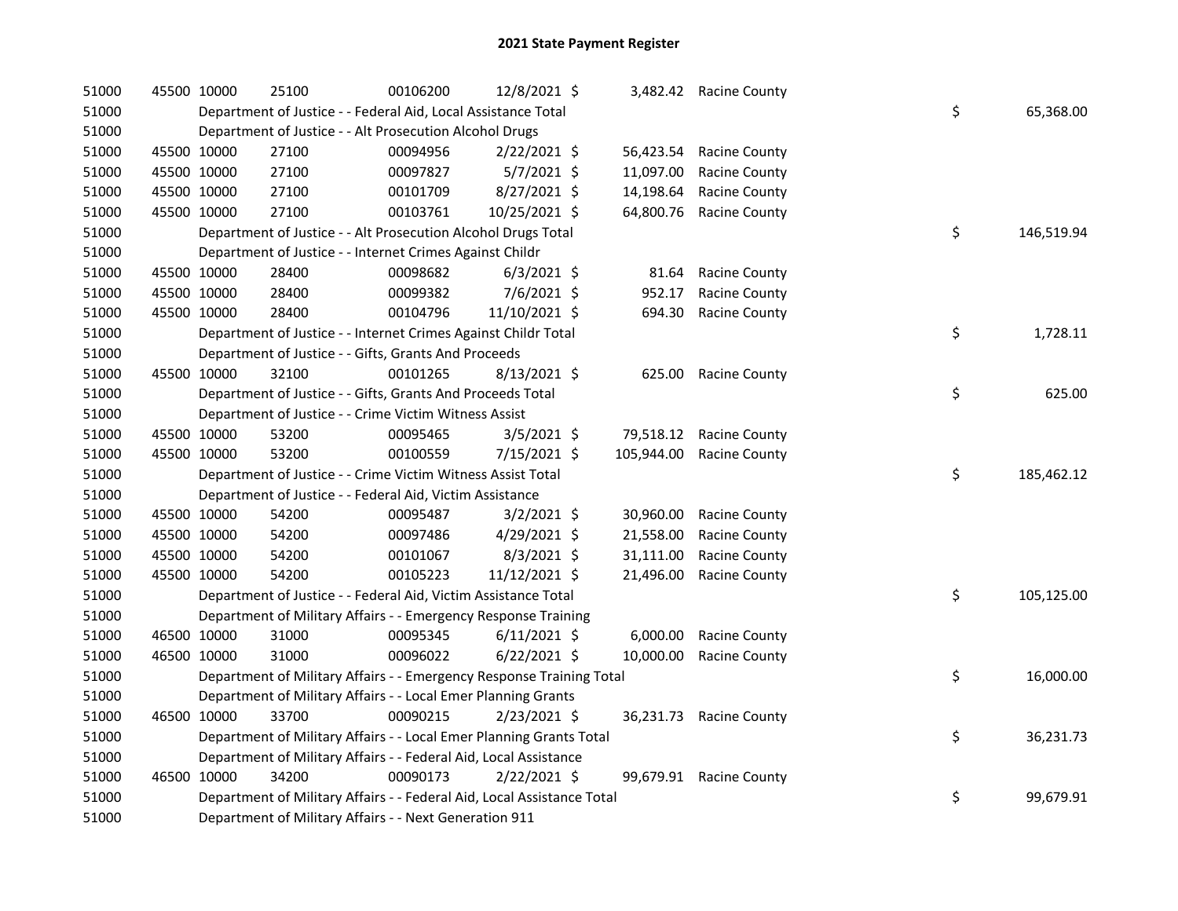# 2021 State Payment Register

| | | | | | | | | | |
|---|---|---|---|---|---|---|---|---|---|
| 51000 | 45500 | 10000 | 25100 | 00106200 | 12/8/2021 | $ 3,482.42 | Racine County | | |
| 51000 | | Department of Justice - - Federal Aid, Local Assistance Total | | | | | | $ | 65,368.00 |
| 51000 | | Department of Justice - - Alt Prosecution Alcohol Drugs | | | | | | | |
| 51000 | 45500 | 10000 | 27100 | 00094956 | 2/22/2021 | $ 56,423.54 | Racine County | | |
| 51000 | 45500 | 10000 | 27100 | 00097827 | 5/7/2021 | $ 11,097.00 | Racine County | | |
| 51000 | 45500 | 10000 | 27100 | 00101709 | 8/27/2021 | $ 14,198.64 | Racine County | | |
| 51000 | 45500 | 10000 | 27100 | 00103761 | 10/25/2021 | $ 64,800.76 | Racine County | | |
| 51000 | | Department of Justice - - Alt Prosecution Alcohol Drugs Total | | | | | | $ | 146,519.94 |
| 51000 | | Department of Justice - - Internet Crimes Against Childr | | | | | | | |
| 51000 | 45500 | 10000 | 28400 | 00098682 | 6/3/2021 | $ 81.64 | Racine County | | |
| 51000 | 45500 | 10000 | 28400 | 00099382 | 7/6/2021 | $ 952.17 | Racine County | | |
| 51000 | 45500 | 10000 | 28400 | 00104796 | 11/10/2021 | $ 694.30 | Racine County | | |
| 51000 | | Department of Justice - - Internet Crimes Against Childr Total | | | | | | $ | 1,728.11 |
| 51000 | | Department of Justice - - Gifts, Grants And Proceeds | | | | | | | |
| 51000 | 45500 | 10000 | 32100 | 00101265 | 8/13/2021 | $ 625.00 | Racine County | | |
| 51000 | | Department of Justice - - Gifts, Grants And Proceeds Total | | | | | | $ | 625.00 |
| 51000 | | Department of Justice - - Crime Victim Witness Assist | | | | | | | |
| 51000 | 45500 | 10000 | 53200 | 00095465 | 3/5/2021 | $ 79,518.12 | Racine County | | |
| 51000 | 45500 | 10000 | 53200 | 00100559 | 7/15/2021 | $ 105,944.00 | Racine County | | |
| 51000 | | Department of Justice - - Crime Victim Witness Assist Total | | | | | | $ | 185,462.12 |
| 51000 | | Department of Justice - - Federal Aid, Victim Assistance | | | | | | | |
| 51000 | 45500 | 10000 | 54200 | 00095487 | 3/2/2021 | $ 30,960.00 | Racine County | | |
| 51000 | 45500 | 10000 | 54200 | 00097486 | 4/29/2021 | $ 21,558.00 | Racine County | | |
| 51000 | 45500 | 10000 | 54200 | 00101067 | 8/3/2021 | $ 31,111.00 | Racine County | | |
| 51000 | 45500 | 10000 | 54200 | 00105223 | 11/12/2021 | $ 21,496.00 | Racine County | | |
| 51000 | | Department of Justice - - Federal Aid, Victim Assistance Total | | | | | | $ | 105,125.00 |
| 51000 | | Department of Military Affairs - - Emergency Response Training | | | | | | | |
| 51000 | 46500 | 10000 | 31000 | 00095345 | 6/11/2021 | $ 6,000.00 | Racine County | | |
| 51000 | 46500 | 10000 | 31000 | 00096022 | 6/22/2021 | $ 10,000.00 | Racine County | | |
| 51000 | | Department of Military Affairs - - Emergency Response Training Total | | | | | | $ | 16,000.00 |
| 51000 | | Department of Military Affairs - - Local Emer Planning Grants | | | | | | | |
| 51000 | 46500 | 10000 | 33700 | 00090215 | 2/23/2021 | $ 36,231.73 | Racine County | | |
| 51000 | | Department of Military Affairs - - Local Emer Planning Grants Total | | | | | | $ | 36,231.73 |
| 51000 | | Department of Military Affairs - - Federal Aid, Local Assistance | | | | | | | |
| 51000 | 46500 | 10000 | 34200 | 00090173 | 2/22/2021 | $ 99,679.91 | Racine County | | |
| 51000 | | Department of Military Affairs - - Federal Aid, Local Assistance Total | | | | | | $ | 99,679.91 |
| 51000 | | Department of Military Affairs - - Next Generation 911 | | | | | | | |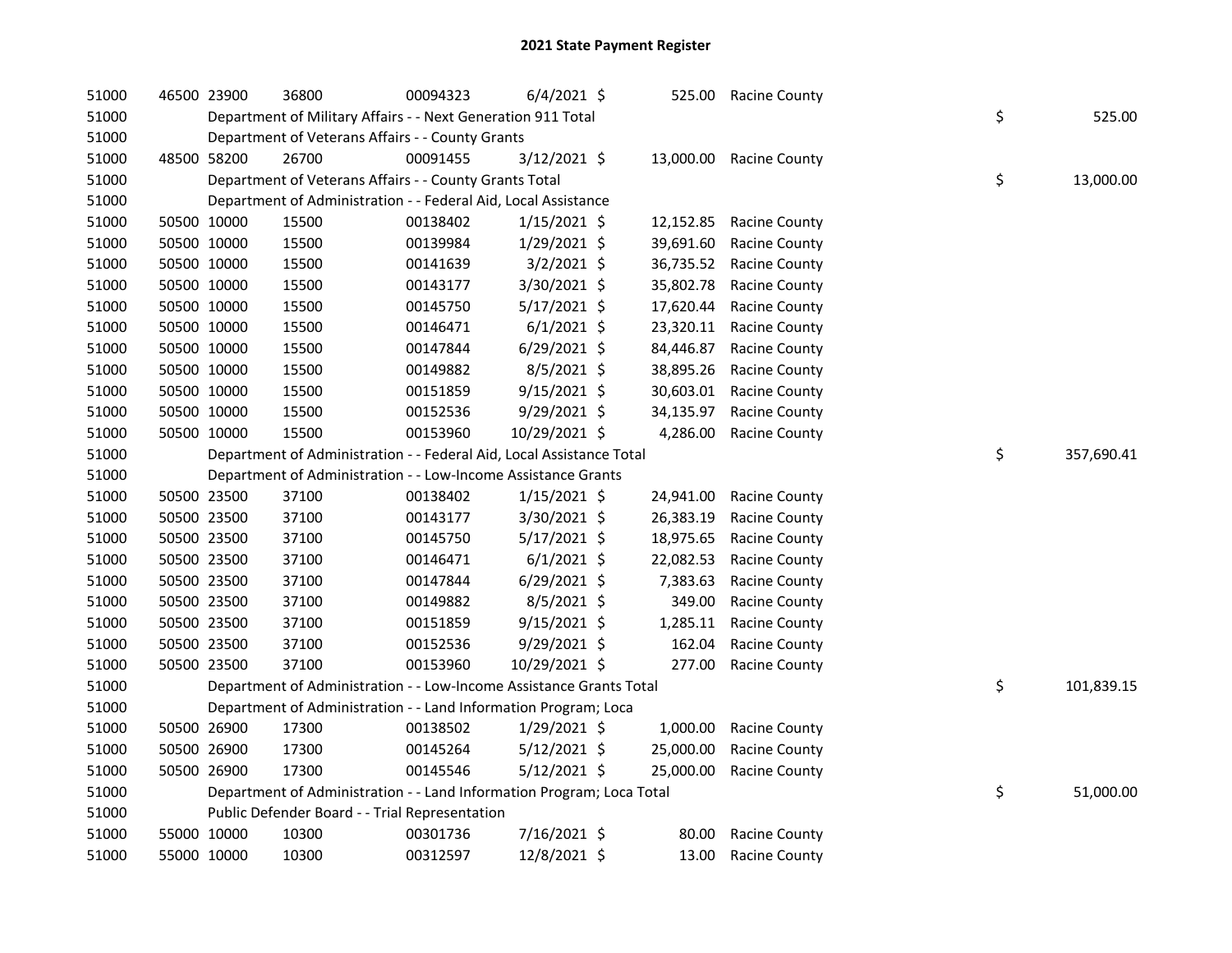# 2021 State Payment Register

| | | | | | | | | | |
|---|---|---|---|---|---|---|---|---|---|
| 51000 | 46500 | 23900 | 36800 | 00094323 | 6/4/2021 | $ 525.00 | Racine County | | |
| 51000 | | Department of Military Affairs - - Next Generation 911 Total | | | | | | $ | 525.00 |
| 51000 | | Department of Veterans Affairs - - County Grants | | | | | | | |
| 51000 | 48500 | 58200 | 26700 | 00091455 | 3/12/2021 | $ 13,000.00 | Racine County | | |
| 51000 | | Department of Veterans Affairs - - County Grants Total | | | | | | $ | 13,000.00 |
| 51000 | | Department of Administration - - Federal Aid, Local Assistance | | | | | | | |
| 51000 | 50500 | 10000 | 15500 | 00138402 | 1/15/2021 | $ 12,152.85 | Racine County | | |
| 51000 | 50500 | 10000 | 15500 | 00139984 | 1/29/2021 | $ 39,691.60 | Racine County | | |
| 51000 | 50500 | 10000 | 15500 | 00141639 | 3/2/2021 | $ 36,735.52 | Racine County | | |
| 51000 | 50500 | 10000 | 15500 | 00143177 | 3/30/2021 | $ 35,802.78 | Racine County | | |
| 51000 | 50500 | 10000 | 15500 | 00145750 | 5/17/2021 | $ 17,620.44 | Racine County | | |
| 51000 | 50500 | 10000 | 15500 | 00146471 | 6/1/2021 | $ 23,320.11 | Racine County | | |
| 51000 | 50500 | 10000 | 15500 | 00147844 | 6/29/2021 | $ 84,446.87 | Racine County | | |
| 51000 | 50500 | 10000 | 15500 | 00149882 | 8/5/2021 | $ 38,895.26 | Racine County | | |
| 51000 | 50500 | 10000 | 15500 | 00151859 | 9/15/2021 | $ 30,603.01 | Racine County | | |
| 51000 | 50500 | 10000 | 15500 | 00152536 | 9/29/2021 | $ 34,135.97 | Racine County | | |
| 51000 | 50500 | 10000 | 15500 | 00153960 | 10/29/2021 | $ 4,286.00 | Racine County | | |
| 51000 | | Department of Administration - - Federal Aid, Local Assistance Total | | | | | | $ | 357,690.41 |
| 51000 | | Department of Administration - - Low-Income Assistance Grants | | | | | | | |
| 51000 | 50500 | 23500 | 37100 | 00138402 | 1/15/2021 | $ 24,941.00 | Racine County | | |
| 51000 | 50500 | 23500 | 37100 | 00143177 | 3/30/2021 | $ 26,383.19 | Racine County | | |
| 51000 | 50500 | 23500 | 37100 | 00145750 | 5/17/2021 | $ 18,975.65 | Racine County | | |
| 51000 | 50500 | 23500 | 37100 | 00146471 | 6/1/2021 | $ 22,082.53 | Racine County | | |
| 51000 | 50500 | 23500 | 37100 | 00147844 | 6/29/2021 | $ 7,383.63 | Racine County | | |
| 51000 | 50500 | 23500 | 37100 | 00149882 | 8/5/2021 | $ 349.00 | Racine County | | |
| 51000 | 50500 | 23500 | 37100 | 00151859 | 9/15/2021 | $ 1,285.11 | Racine County | | |
| 51000 | 50500 | 23500 | 37100 | 00152536 | 9/29/2021 | $ 162.04 | Racine County | | |
| 51000 | 50500 | 23500 | 37100 | 00153960 | 10/29/2021 | $ 277.00 | Racine County | | |
| 51000 | | Department of Administration - - Low-Income Assistance Grants Total | | | | | | $ | 101,839.15 |
| 51000 | | Department of Administration - - Land Information Program; Loca | | | | | | | |
| 51000 | 50500 | 26900 | 17300 | 00138502 | 1/29/2021 | $ 1,000.00 | Racine County | | |
| 51000 | 50500 | 26900 | 17300 | 00145264 | 5/12/2021 | $ 25,000.00 | Racine County | | |
| 51000 | 50500 | 26900 | 17300 | 00145546 | 5/12/2021 | $ 25,000.00 | Racine County | | |
| 51000 | | Department of Administration - - Land Information Program; Loca Total | | | | | | $ | 51,000.00 |
| 51000 | | Public Defender Board - - Trial Representation | | | | | | | |
| 51000 | 55000 | 10000 | 10300 | 00301736 | 7/16/2021 | $ 80.00 | Racine County | | |
| 51000 | 55000 | 10000 | 10300 | 00312597 | 12/8/2021 | $ 13.00 | Racine County | | |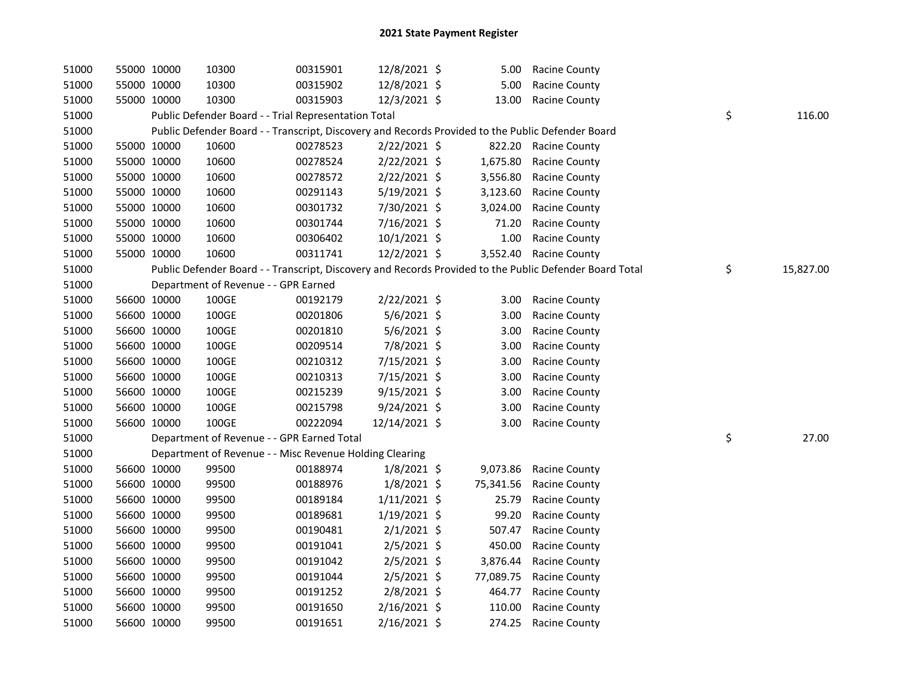# 2021 State Payment Register

| | | | | | | | | | |
|---|---|---|---|---|---|---|---|---|---|
| 51000 | 55000 | 10000 | 10300 | 00315901 | 12/8/2021 | $ 5.00 | Racine County | | |
| 51000 | 55000 | 10000 | 10300 | 00315902 | 12/8/2021 | $ 5.00 | Racine County | | |
| 51000 | 55000 | 10000 | 10300 | 00315903 | 12/3/2021 | $ 13.00 | Racine County | | |
| 51000 | | Public Defender Board - - Trial Representation Total | | | | | | $ | 116.00 |
| 51000 | | Public Defender Board - - Transcript, Discovery and Records Provided to the Public Defender Board | | | | | | | |
| 51000 | 55000 | 10000 | 10600 | 00278523 | 2/22/2021 | $ 822.20 | Racine County | | |
| 51000 | 55000 | 10000 | 10600 | 00278524 | 2/22/2021 | $ 1,675.80 | Racine County | | |
| 51000 | 55000 | 10000 | 10600 | 00278572 | 2/22/2021 | $ 3,556.80 | Racine County | | |
| 51000 | 55000 | 10000 | 10600 | 00291143 | 5/19/2021 | $ 3,123.60 | Racine County | | |
| 51000 | 55000 | 10000 | 10600 | 00301732 | 7/30/2021 | $ 3,024.00 | Racine County | | |
| 51000 | 55000 | 10000 | 10600 | 00301744 | 7/16/2021 | $ 71.20 | Racine County | | |
| 51000 | 55000 | 10000 | 10600 | 00306402 | 10/1/2021 | $ 1.00 | Racine County | | |
| 51000 | 55000 | 10000 | 10600 | 00311741 | 12/2/2021 | $ 3,552.40 | Racine County | | |
| 51000 | | Public Defender Board - - Transcript, Discovery and Records Provided to the Public Defender Board Total | | | | | | $ | 15,827.00 |
| 51000 | | Department of Revenue - - GPR Earned | | | | | | | |
| 51000 | 56600 | 10000 | 100GE | 00192179 | 2/22/2021 | $ 3.00 | Racine County | | |
| 51000 | 56600 | 10000 | 100GE | 00201806 | 5/6/2021 | $ 3.00 | Racine County | | |
| 51000 | 56600 | 10000 | 100GE | 00201810 | 5/6/2021 | $ 3.00 | Racine County | | |
| 51000 | 56600 | 10000 | 100GE | 00209514 | 7/8/2021 | $ 3.00 | Racine County | | |
| 51000 | 56600 | 10000 | 100GE | 00210312 | 7/15/2021 | $ 3.00 | Racine County | | |
| 51000 | 56600 | 10000 | 100GE | 00210313 | 7/15/2021 | $ 3.00 | Racine County | | |
| 51000 | 56600 | 10000 | 100GE | 00215239 | 9/15/2021 | $ 3.00 | Racine County | | |
| 51000 | 56600 | 10000 | 100GE | 00215798 | 9/24/2021 | $ 3.00 | Racine County | | |
| 51000 | 56600 | 10000 | 100GE | 00222094 | 12/14/2021 | $ 3.00 | Racine County | | |
| 51000 | | Department of Revenue - - GPR Earned Total | | | | | | $ | 27.00 |
| 51000 | | Department of Revenue - - Misc Revenue Holding Clearing | | | | | | | |
| 51000 | 56600 | 10000 | 99500 | 00188974 | 1/8/2021 | $ 9,073.86 | Racine County | | |
| 51000 | 56600 | 10000 | 99500 | 00188976 | 1/8/2021 | $ 75,341.56 | Racine County | | |
| 51000 | 56600 | 10000 | 99500 | 00189184 | 1/11/2021 | $ 25.79 | Racine County | | |
| 51000 | 56600 | 10000 | 99500 | 00189681 | 1/19/2021 | $ 99.20 | Racine County | | |
| 51000 | 56600 | 10000 | 99500 | 00190481 | 2/1/2021 | $ 507.47 | Racine County | | |
| 51000 | 56600 | 10000 | 99500 | 00191041 | 2/5/2021 | $ 450.00 | Racine County | | |
| 51000 | 56600 | 10000 | 99500 | 00191042 | 2/5/2021 | $ 3,876.44 | Racine County | | |
| 51000 | 56600 | 10000 | 99500 | 00191044 | 2/5/2021 | $ 77,089.75 | Racine County | | |
| 51000 | 56600 | 10000 | 99500 | 00191252 | 2/8/2021 | $ 464.77 | Racine County | | |
| 51000 | 56600 | 10000 | 99500 | 00191650 | 2/16/2021 | $ 110.00 | Racine County | | |
| 51000 | 56600 | 10000 | 99500 | 00191651 | 2/16/2021 | $ 274.25 | Racine County | | |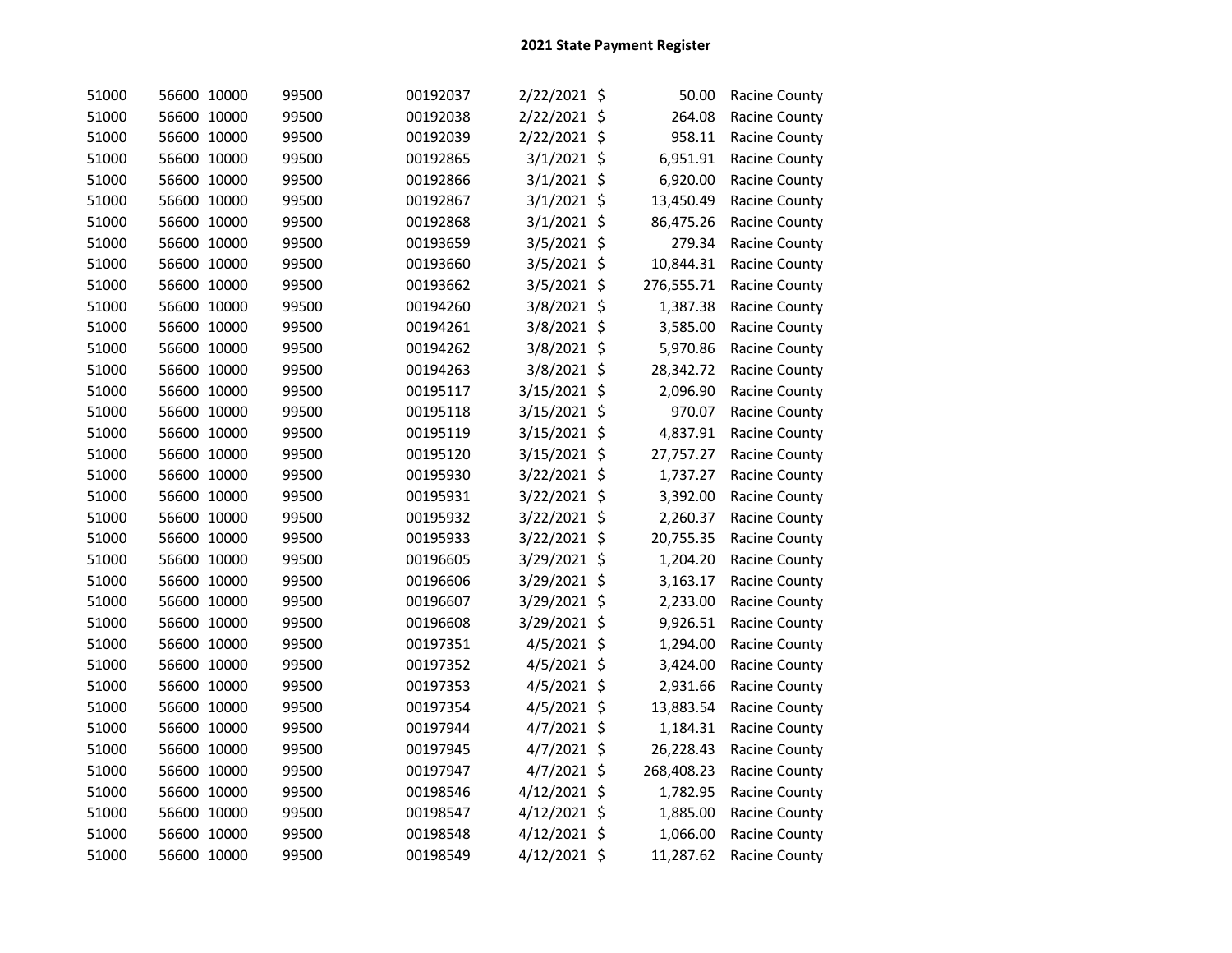## 2021 State Payment Register

| | | | | | | | | |
|---|---|---|---|---|---|---|---|---|
| 51000 | 56600 | 10000 | 99500 | 00192037 | 2/22/2021 | $ | 50.00 | Racine County |
| 51000 | 56600 | 10000 | 99500 | 00192038 | 2/22/2021 | $ | 264.08 | Racine County |
| 51000 | 56600 | 10000 | 99500 | 00192039 | 2/22/2021 | $ | 958.11 | Racine County |
| 51000 | 56600 | 10000 | 99500 | 00192865 | 3/1/2021 | $ | 6,951.91 | Racine County |
| 51000 | 56600 | 10000 | 99500 | 00192866 | 3/1/2021 | $ | 6,920.00 | Racine County |
| 51000 | 56600 | 10000 | 99500 | 00192867 | 3/1/2021 | $ | 13,450.49 | Racine County |
| 51000 | 56600 | 10000 | 99500 | 00192868 | 3/1/2021 | $ | 86,475.26 | Racine County |
| 51000 | 56600 | 10000 | 99500 | 00193659 | 3/5/2021 | $ | 279.34 | Racine County |
| 51000 | 56600 | 10000 | 99500 | 00193660 | 3/5/2021 | $ | 10,844.31 | Racine County |
| 51000 | 56600 | 10000 | 99500 | 00193662 | 3/5/2021 | $ | 276,555.71 | Racine County |
| 51000 | 56600 | 10000 | 99500 | 00194260 | 3/8/2021 | $ | 1,387.38 | Racine County |
| 51000 | 56600 | 10000 | 99500 | 00194261 | 3/8/2021 | $ | 3,585.00 | Racine County |
| 51000 | 56600 | 10000 | 99500 | 00194262 | 3/8/2021 | $ | 5,970.86 | Racine County |
| 51000 | 56600 | 10000 | 99500 | 00194263 | 3/8/2021 | $ | 28,342.72 | Racine County |
| 51000 | 56600 | 10000 | 99500 | 00195117 | 3/15/2021 | $ | 2,096.90 | Racine County |
| 51000 | 56600 | 10000 | 99500 | 00195118 | 3/15/2021 | $ | 970.07 | Racine County |
| 51000 | 56600 | 10000 | 99500 | 00195119 | 3/15/2021 | $ | 4,837.91 | Racine County |
| 51000 | 56600 | 10000 | 99500 | 00195120 | 3/15/2021 | $ | 27,757.27 | Racine County |
| 51000 | 56600 | 10000 | 99500 | 00195930 | 3/22/2021 | $ | 1,737.27 | Racine County |
| 51000 | 56600 | 10000 | 99500 | 00195931 | 3/22/2021 | $ | 3,392.00 | Racine County |
| 51000 | 56600 | 10000 | 99500 | 00195932 | 3/22/2021 | $ | 2,260.37 | Racine County |
| 51000 | 56600 | 10000 | 99500 | 00195933 | 3/22/2021 | $ | 20,755.35 | Racine County |
| 51000 | 56600 | 10000 | 99500 | 00196605 | 3/29/2021 | $ | 1,204.20 | Racine County |
| 51000 | 56600 | 10000 | 99500 | 00196606 | 3/29/2021 | $ | 3,163.17 | Racine County |
| 51000 | 56600 | 10000 | 99500 | 00196607 | 3/29/2021 | $ | 2,233.00 | Racine County |
| 51000 | 56600 | 10000 | 99500 | 00196608 | 3/29/2021 | $ | 9,926.51 | Racine County |
| 51000 | 56600 | 10000 | 99500 | 00197351 | 4/5/2021 | $ | 1,294.00 | Racine County |
| 51000 | 56600 | 10000 | 99500 | 00197352 | 4/5/2021 | $ | 3,424.00 | Racine County |
| 51000 | 56600 | 10000 | 99500 | 00197353 | 4/5/2021 | $ | 2,931.66 | Racine County |
| 51000 | 56600 | 10000 | 99500 | 00197354 | 4/5/2021 | $ | 13,883.54 | Racine County |
| 51000 | 56600 | 10000 | 99500 | 00197944 | 4/7/2021 | $ | 1,184.31 | Racine County |
| 51000 | 56600 | 10000 | 99500 | 00197945 | 4/7/2021 | $ | 26,228.43 | Racine County |
| 51000 | 56600 | 10000 | 99500 | 00197947 | 4/7/2021 | $ | 268,408.23 | Racine County |
| 51000 | 56600 | 10000 | 99500 | 00198546 | 4/12/2021 | $ | 1,782.95 | Racine County |
| 51000 | 56600 | 10000 | 99500 | 00198547 | 4/12/2021 | $ | 1,885.00 | Racine County |
| 51000 | 56600 | 10000 | 99500 | 00198548 | 4/12/2021 | $ | 1,066.00 | Racine County |
| 51000 | 56600 | 10000 | 99500 | 00198549 | 4/12/2021 | $ | 11,287.62 | Racine County |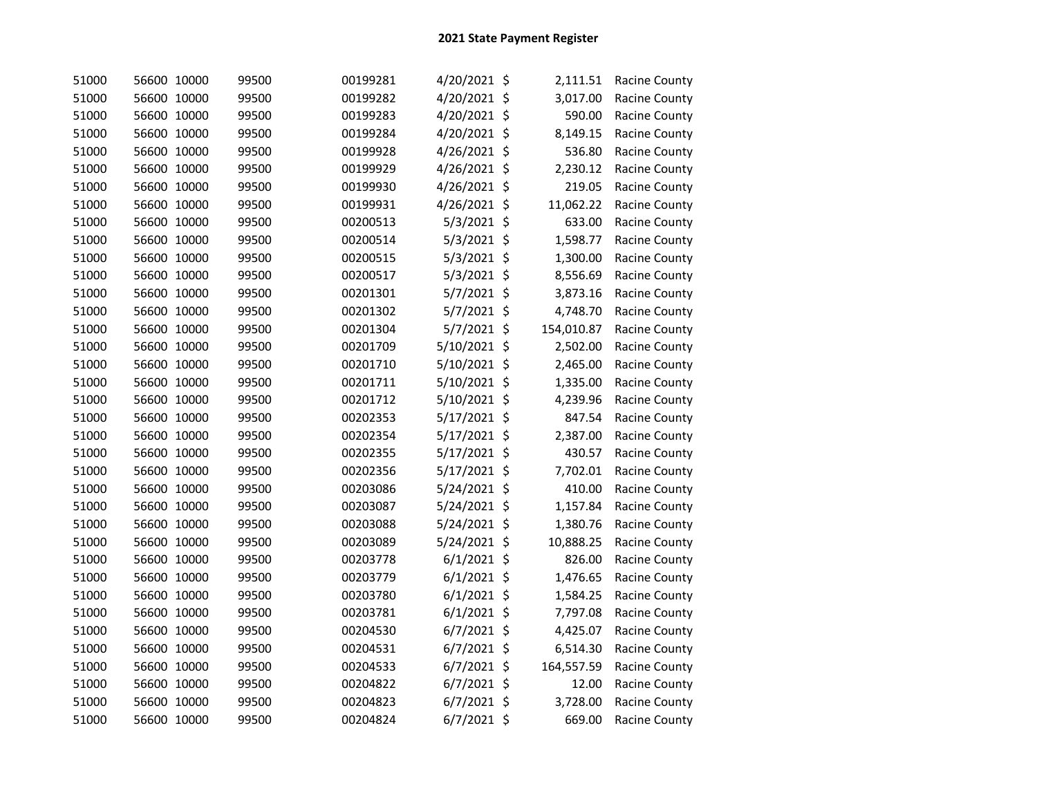## 2021 State Payment Register

| | | | | | | | | |
|---|---|---|---|---|---|---|---|---|
| 51000 | 56600 | 10000 | 99500 | 00199281 | 4/20/2021 | $ | 2,111.51 | Racine County |
| 51000 | 56600 | 10000 | 99500 | 00199282 | 4/20/2021 | $ | 3,017.00 | Racine County |
| 51000 | 56600 | 10000 | 99500 | 00199283 | 4/20/2021 | $ | 590.00 | Racine County |
| 51000 | 56600 | 10000 | 99500 | 00199284 | 4/20/2021 | $ | 8,149.15 | Racine County |
| 51000 | 56600 | 10000 | 99500 | 00199928 | 4/26/2021 | $ | 536.80 | Racine County |
| 51000 | 56600 | 10000 | 99500 | 00199929 | 4/26/2021 | $ | 2,230.12 | Racine County |
| 51000 | 56600 | 10000 | 99500 | 00199930 | 4/26/2021 | $ | 219.05 | Racine County |
| 51000 | 56600 | 10000 | 99500 | 00199931 | 4/26/2021 | $ | 11,062.22 | Racine County |
| 51000 | 56600 | 10000 | 99500 | 00200513 | 5/3/2021 | $ | 633.00 | Racine County |
| 51000 | 56600 | 10000 | 99500 | 00200514 | 5/3/2021 | $ | 1,598.77 | Racine County |
| 51000 | 56600 | 10000 | 99500 | 00200515 | 5/3/2021 | $ | 1,300.00 | Racine County |
| 51000 | 56600 | 10000 | 99500 | 00200517 | 5/3/2021 | $ | 8,556.69 | Racine County |
| 51000 | 56600 | 10000 | 99500 | 00201301 | 5/7/2021 | $ | 3,873.16 | Racine County |
| 51000 | 56600 | 10000 | 99500 | 00201302 | 5/7/2021 | $ | 4,748.70 | Racine County |
| 51000 | 56600 | 10000 | 99500 | 00201304 | 5/7/2021 | $ | 154,010.87 | Racine County |
| 51000 | 56600 | 10000 | 99500 | 00201709 | 5/10/2021 | $ | 2,502.00 | Racine County |
| 51000 | 56600 | 10000 | 99500 | 00201710 | 5/10/2021 | $ | 2,465.00 | Racine County |
| 51000 | 56600 | 10000 | 99500 | 00201711 | 5/10/2021 | $ | 1,335.00 | Racine County |
| 51000 | 56600 | 10000 | 99500 | 00201712 | 5/10/2021 | $ | 4,239.96 | Racine County |
| 51000 | 56600 | 10000 | 99500 | 00202353 | 5/17/2021 | $ | 847.54 | Racine County |
| 51000 | 56600 | 10000 | 99500 | 00202354 | 5/17/2021 | $ | 2,387.00 | Racine County |
| 51000 | 56600 | 10000 | 99500 | 00202355 | 5/17/2021 | $ | 430.57 | Racine County |
| 51000 | 56600 | 10000 | 99500 | 00202356 | 5/17/2021 | $ | 7,702.01 | Racine County |
| 51000 | 56600 | 10000 | 99500 | 00203086 | 5/24/2021 | $ | 410.00 | Racine County |
| 51000 | 56600 | 10000 | 99500 | 00203087 | 5/24/2021 | $ | 1,157.84 | Racine County |
| 51000 | 56600 | 10000 | 99500 | 00203088 | 5/24/2021 | $ | 1,380.76 | Racine County |
| 51000 | 56600 | 10000 | 99500 | 00203089 | 5/24/2021 | $ | 10,888.25 | Racine County |
| 51000 | 56600 | 10000 | 99500 | 00203778 | 6/1/2021 | $ | 826.00 | Racine County |
| 51000 | 56600 | 10000 | 99500 | 00203779 | 6/1/2021 | $ | 1,476.65 | Racine County |
| 51000 | 56600 | 10000 | 99500 | 00203780 | 6/1/2021 | $ | 1,584.25 | Racine County |
| 51000 | 56600 | 10000 | 99500 | 00203781 | 6/1/2021 | $ | 7,797.08 | Racine County |
| 51000 | 56600 | 10000 | 99500 | 00204530 | 6/7/2021 | $ | 4,425.07 | Racine County |
| 51000 | 56600 | 10000 | 99500 | 00204531 | 6/7/2021 | $ | 6,514.30 | Racine County |
| 51000 | 56600 | 10000 | 99500 | 00204533 | 6/7/2021 | $ | 164,557.59 | Racine County |
| 51000 | 56600 | 10000 | 99500 | 00204822 | 6/7/2021 | $ | 12.00 | Racine County |
| 51000 | 56600 | 10000 | 99500 | 00204823 | 6/7/2021 | $ | 3,728.00 | Racine County |
| 51000 | 56600 | 10000 | 99500 | 00204824 | 6/7/2021 | $ | 669.00 | Racine County |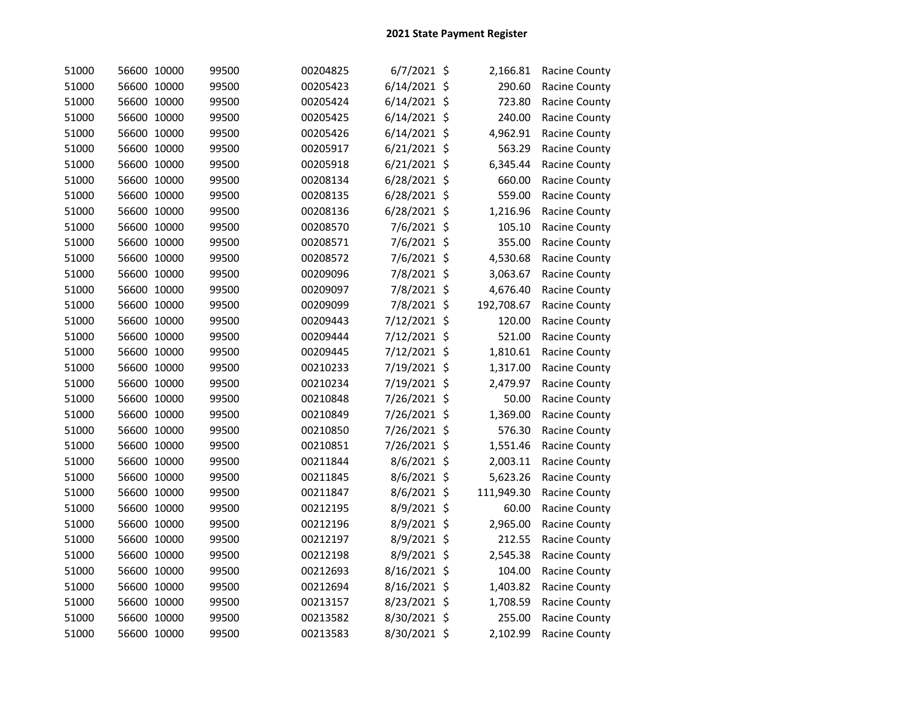## 2021 State Payment Register

| | | | | | | | | |
|---|---|---|---|---|---|---|---|---|
| 51000 | 56600 | 10000 | 99500 | 00204825 | 6/7/2021 | $ | 2,166.81 | Racine County |
| 51000 | 56600 | 10000 | 99500 | 00205423 | 6/14/2021 | $ | 290.60 | Racine County |
| 51000 | 56600 | 10000 | 99500 | 00205424 | 6/14/2021 | $ | 723.80 | Racine County |
| 51000 | 56600 | 10000 | 99500 | 00205425 | 6/14/2021 | $ | 240.00 | Racine County |
| 51000 | 56600 | 10000 | 99500 | 00205426 | 6/14/2021 | $ | 4,962.91 | Racine County |
| 51000 | 56600 | 10000 | 99500 | 00205917 | 6/21/2021 | $ | 563.29 | Racine County |
| 51000 | 56600 | 10000 | 99500 | 00205918 | 6/21/2021 | $ | 6,345.44 | Racine County |
| 51000 | 56600 | 10000 | 99500 | 00208134 | 6/28/2021 | $ | 660.00 | Racine County |
| 51000 | 56600 | 10000 | 99500 | 00208135 | 6/28/2021 | $ | 559.00 | Racine County |
| 51000 | 56600 | 10000 | 99500 | 00208136 | 6/28/2021 | $ | 1,216.96 | Racine County |
| 51000 | 56600 | 10000 | 99500 | 00208570 | 7/6/2021 | $ | 105.10 | Racine County |
| 51000 | 56600 | 10000 | 99500 | 00208571 | 7/6/2021 | $ | 355.00 | Racine County |
| 51000 | 56600 | 10000 | 99500 | 00208572 | 7/6/2021 | $ | 4,530.68 | Racine County |
| 51000 | 56600 | 10000 | 99500 | 00209096 | 7/8/2021 | $ | 3,063.67 | Racine County |
| 51000 | 56600 | 10000 | 99500 | 00209097 | 7/8/2021 | $ | 4,676.40 | Racine County |
| 51000 | 56600 | 10000 | 99500 | 00209099 | 7/8/2021 | $ | 192,708.67 | Racine County |
| 51000 | 56600 | 10000 | 99500 | 00209443 | 7/12/2021 | $ | 120.00 | Racine County |
| 51000 | 56600 | 10000 | 99500 | 00209444 | 7/12/2021 | $ | 521.00 | Racine County |
| 51000 | 56600 | 10000 | 99500 | 00209445 | 7/12/2021 | $ | 1,810.61 | Racine County |
| 51000 | 56600 | 10000 | 99500 | 00210233 | 7/19/2021 | $ | 1,317.00 | Racine County |
| 51000 | 56600 | 10000 | 99500 | 00210234 | 7/19/2021 | $ | 2,479.97 | Racine County |
| 51000 | 56600 | 10000 | 99500 | 00210848 | 7/26/2021 | $ | 50.00 | Racine County |
| 51000 | 56600 | 10000 | 99500 | 00210849 | 7/26/2021 | $ | 1,369.00 | Racine County |
| 51000 | 56600 | 10000 | 99500 | 00210850 | 7/26/2021 | $ | 576.30 | Racine County |
| 51000 | 56600 | 10000 | 99500 | 00210851 | 7/26/2021 | $ | 1,551.46 | Racine County |
| 51000 | 56600 | 10000 | 99500 | 00211844 | 8/6/2021 | $ | 2,003.11 | Racine County |
| 51000 | 56600 | 10000 | 99500 | 00211845 | 8/6/2021 | $ | 5,623.26 | Racine County |
| 51000 | 56600 | 10000 | 99500 | 00211847 | 8/6/2021 | $ | 111,949.30 | Racine County |
| 51000 | 56600 | 10000 | 99500 | 00212195 | 8/9/2021 | $ | 60.00 | Racine County |
| 51000 | 56600 | 10000 | 99500 | 00212196 | 8/9/2021 | $ | 2,965.00 | Racine County |
| 51000 | 56600 | 10000 | 99500 | 00212197 | 8/9/2021 | $ | 212.55 | Racine County |
| 51000 | 56600 | 10000 | 99500 | 00212198 | 8/9/2021 | $ | 2,545.38 | Racine County |
| 51000 | 56600 | 10000 | 99500 | 00212693 | 8/16/2021 | $ | 104.00 | Racine County |
| 51000 | 56600 | 10000 | 99500 | 00212694 | 8/16/2021 | $ | 1,403.82 | Racine County |
| 51000 | 56600 | 10000 | 99500 | 00213157 | 8/23/2021 | $ | 1,708.59 | Racine County |
| 51000 | 56600 | 10000 | 99500 | 00213582 | 8/30/2021 | $ | 255.00 | Racine County |
| 51000 | 56600 | 10000 | 99500 | 00213583 | 8/30/2021 | $ | 2,102.99 | Racine County |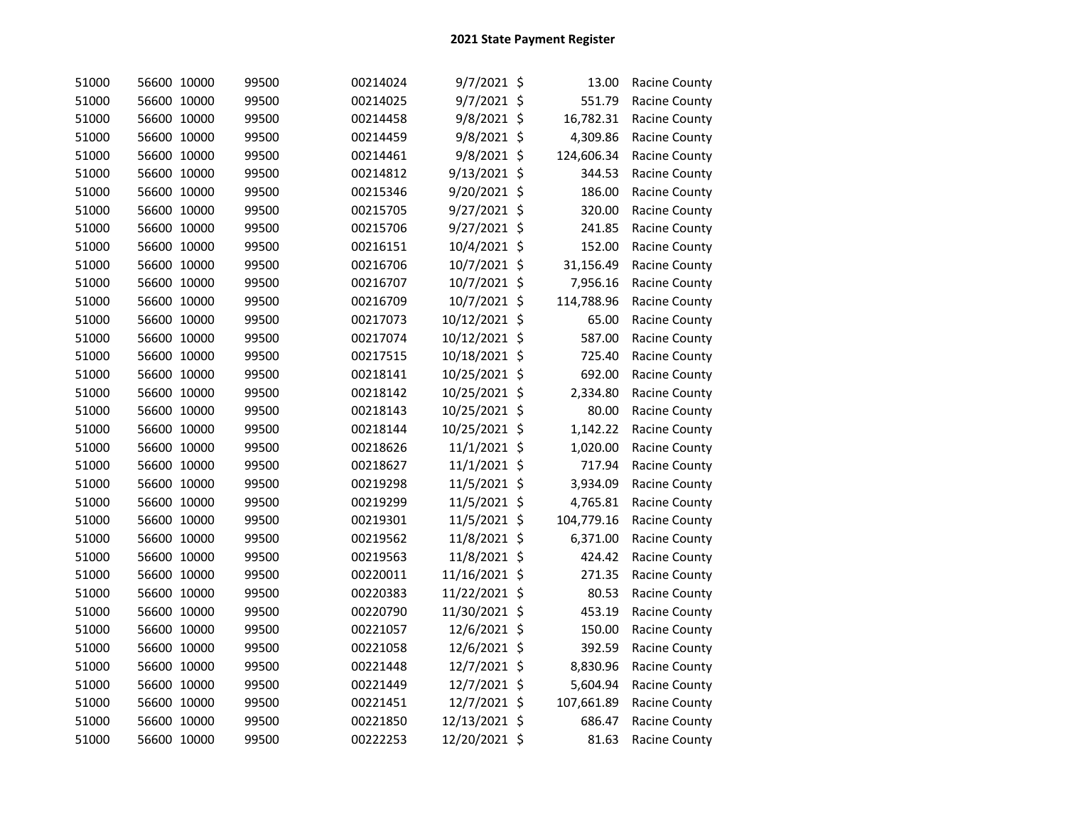# 2021 State Payment Register

| | | | | | | | | |
|---|---|---|---|---|---|---|---|---|
| 51000 | 56600 | 10000 | 99500 | 00214024 | 9/7/2021 | $ | 13.00 | Racine County |
| 51000 | 56600 | 10000 | 99500 | 00214025 | 9/7/2021 | $ | 551.79 | Racine County |
| 51000 | 56600 | 10000 | 99500 | 00214458 | 9/8/2021 | $ | 16,782.31 | Racine County |
| 51000 | 56600 | 10000 | 99500 | 00214459 | 9/8/2021 | $ | 4,309.86 | Racine County |
| 51000 | 56600 | 10000 | 99500 | 00214461 | 9/8/2021 | $ | 124,606.34 | Racine County |
| 51000 | 56600 | 10000 | 99500 | 00214812 | 9/13/2021 | $ | 344.53 | Racine County |
| 51000 | 56600 | 10000 | 99500 | 00215346 | 9/20/2021 | $ | 186.00 | Racine County |
| 51000 | 56600 | 10000 | 99500 | 00215705 | 9/27/2021 | $ | 320.00 | Racine County |
| 51000 | 56600 | 10000 | 99500 | 00215706 | 9/27/2021 | $ | 241.85 | Racine County |
| 51000 | 56600 | 10000 | 99500 | 00216151 | 10/4/2021 | $ | 152.00 | Racine County |
| 51000 | 56600 | 10000 | 99500 | 00216706 | 10/7/2021 | $ | 31,156.49 | Racine County |
| 51000 | 56600 | 10000 | 99500 | 00216707 | 10/7/2021 | $ | 7,956.16 | Racine County |
| 51000 | 56600 | 10000 | 99500 | 00216709 | 10/7/2021 | $ | 114,788.96 | Racine County |
| 51000 | 56600 | 10000 | 99500 | 00217073 | 10/12/2021 | $ | 65.00 | Racine County |
| 51000 | 56600 | 10000 | 99500 | 00217074 | 10/12/2021 | $ | 587.00 | Racine County |
| 51000 | 56600 | 10000 | 99500 | 00217515 | 10/18/2021 | $ | 725.40 | Racine County |
| 51000 | 56600 | 10000 | 99500 | 00218141 | 10/25/2021 | $ | 692.00 | Racine County |
| 51000 | 56600 | 10000 | 99500 | 00218142 | 10/25/2021 | $ | 2,334.80 | Racine County |
| 51000 | 56600 | 10000 | 99500 | 00218143 | 10/25/2021 | $ | 80.00 | Racine County |
| 51000 | 56600 | 10000 | 99500 | 00218144 | 10/25/2021 | $ | 1,142.22 | Racine County |
| 51000 | 56600 | 10000 | 99500 | 00218626 | 11/1/2021 | $ | 1,020.00 | Racine County |
| 51000 | 56600 | 10000 | 99500 | 00218627 | 11/1/2021 | $ | 717.94 | Racine County |
| 51000 | 56600 | 10000 | 99500 | 00219298 | 11/5/2021 | $ | 3,934.09 | Racine County |
| 51000 | 56600 | 10000 | 99500 | 00219299 | 11/5/2021 | $ | 4,765.81 | Racine County |
| 51000 | 56600 | 10000 | 99500 | 00219301 | 11/5/2021 | $ | 104,779.16 | Racine County |
| 51000 | 56600 | 10000 | 99500 | 00219562 | 11/8/2021 | $ | 6,371.00 | Racine County |
| 51000 | 56600 | 10000 | 99500 | 00219563 | 11/8/2021 | $ | 424.42 | Racine County |
| 51000 | 56600 | 10000 | 99500 | 00220011 | 11/16/2021 | $ | 271.35 | Racine County |
| 51000 | 56600 | 10000 | 99500 | 00220383 | 11/22/2021 | $ | 80.53 | Racine County |
| 51000 | 56600 | 10000 | 99500 | 00220790 | 11/30/2021 | $ | 453.19 | Racine County |
| 51000 | 56600 | 10000 | 99500 | 00221057 | 12/6/2021 | $ | 150.00 | Racine County |
| 51000 | 56600 | 10000 | 99500 | 00221058 | 12/6/2021 | $ | 392.59 | Racine County |
| 51000 | 56600 | 10000 | 99500 | 00221448 | 12/7/2021 | $ | 8,830.96 | Racine County |
| 51000 | 56600 | 10000 | 99500 | 00221449 | 12/7/2021 | $ | 5,604.94 | Racine County |
| 51000 | 56600 | 10000 | 99500 | 00221451 | 12/7/2021 | $ | 107,661.89 | Racine County |
| 51000 | 56600 | 10000 | 99500 | 00221850 | 12/13/2021 | $ | 686.47 | Racine County |
| 51000 | 56600 | 10000 | 99500 | 00222253 | 12/20/2021 | $ | 81.63 | Racine County |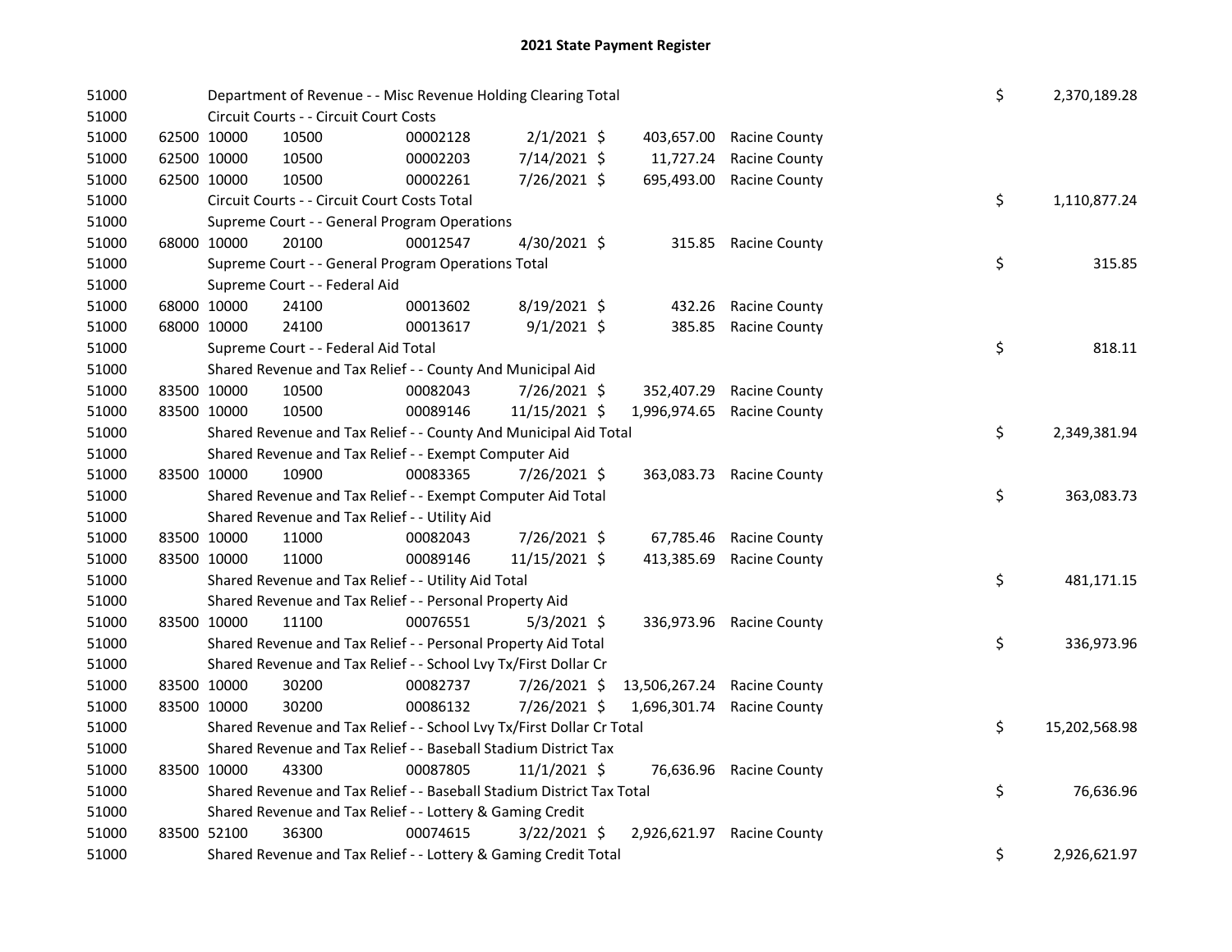# 2021 State Payment Register

| | | | | | | | | | |
|---|---|---|---|---|---|---|---|---|---|
| 51000 | | | Department of Revenue - - Misc Revenue Holding Clearing Total | | | | | $ | 2,370,189.28 |
| 51000 | | | Circuit Courts - - Circuit Court Costs | | | | | | |
| 51000 | 62500 | 10000 | 10500 | 00002128 | 2/1/2021 $ | 403,657.00 | Racine County | | |
| 51000 | 62500 | 10000 | 10500 | 00002203 | 7/14/2021 $ | 11,727.24 | Racine County | | |
| 51000 | 62500 | 10000 | 10500 | 00002261 | 7/26/2021 $ | 695,493.00 | Racine County | | |
| 51000 | | | Circuit Courts - - Circuit Court Costs Total | | | | | $ | 1,110,877.24 |
| 51000 | | | Supreme Court - - General Program Operations | | | | | | |
| 51000 | 68000 | 10000 | 20100 | 00012547 | 4/30/2021 $ | 315.85 | Racine County | | |
| 51000 | | | Supreme Court - - General Program Operations Total | | | | | $ | 315.85 |
| 51000 | | | Supreme Court - - Federal Aid | | | | | | |
| 51000 | 68000 | 10000 | 24100 | 00013602 | 8/19/2021 $ | 432.26 | Racine County | | |
| 51000 | 68000 | 10000 | 24100 | 00013617 | 9/1/2021 $ | 385.85 | Racine County | | |
| 51000 | | | Supreme Court - - Federal Aid Total | | | | | $ | 818.11 |
| 51000 | | | Shared Revenue and Tax Relief - - County And Municipal Aid | | | | | | |
| 51000 | 83500 | 10000 | 10500 | 00082043 | 7/26/2021 $ | 352,407.29 | Racine County | | |
| 51000 | 83500 | 10000 | 10500 | 00089146 | 11/15/2021 $ | 1,996,974.65 | Racine County | | |
| 51000 | | | Shared Revenue and Tax Relief - - County And Municipal Aid Total | | | | | $ | 2,349,381.94 |
| 51000 | | | Shared Revenue and Tax Relief - - Exempt Computer Aid | | | | | | |
| 51000 | 83500 | 10000 | 10900 | 00083365 | 7/26/2021 $ | 363,083.73 | Racine County | | |
| 51000 | | | Shared Revenue and Tax Relief - - Exempt Computer Aid Total | | | | | $ | 363,083.73 |
| 51000 | | | Shared Revenue and Tax Relief - - Utility Aid | | | | | | |
| 51000 | 83500 | 10000 | 11000 | 00082043 | 7/26/2021 $ | 67,785.46 | Racine County | | |
| 51000 | 83500 | 10000 | 11000 | 00089146 | 11/15/2021 $ | 413,385.69 | Racine County | | |
| 51000 | | | Shared Revenue and Tax Relief - - Utility Aid Total | | | | | $ | 481,171.15 |
| 51000 | | | Shared Revenue and Tax Relief - - Personal Property Aid | | | | | | |
| 51000 | 83500 | 10000 | 11100 | 00076551 | 5/3/2021 $ | 336,973.96 | Racine County | | |
| 51000 | | | Shared Revenue and Tax Relief - - Personal Property Aid Total | | | | | $ | 336,973.96 |
| 51000 | | | Shared Revenue and Tax Relief - - School Lvy Tx/First Dollar Cr | | | | | | |
| 51000 | 83500 | 10000 | 30200 | 00082737 | 7/26/2021 $ | 13,506,267.24 | Racine County | | |
| 51000 | 83500 | 10000 | 30200 | 00086132 | 7/26/2021 $ | 1,696,301.74 | Racine County | | |
| 51000 | | | Shared Revenue and Tax Relief - - School Lvy Tx/First Dollar Cr Total | | | | | $ | 15,202,568.98 |
| 51000 | | | Shared Revenue and Tax Relief - - Baseball Stadium District Tax | | | | | | |
| 51000 | 83500 | 10000 | 43300 | 00087805 | 11/1/2021 $ | 76,636.96 | Racine County | | |
| 51000 | | | Shared Revenue and Tax Relief - - Baseball Stadium District Tax Total | | | | | $ | 76,636.96 |
| 51000 | | | Shared Revenue and Tax Relief - - Lottery & Gaming Credit | | | | | | |
| 51000 | 83500 | 52100 | 36300 | 00074615 | 3/22/2021 $ | 2,926,621.97 | Racine County | | |
| 51000 | | | Shared Revenue and Tax Relief - - Lottery & Gaming Credit Total | | | | | $ | 2,926,621.97 |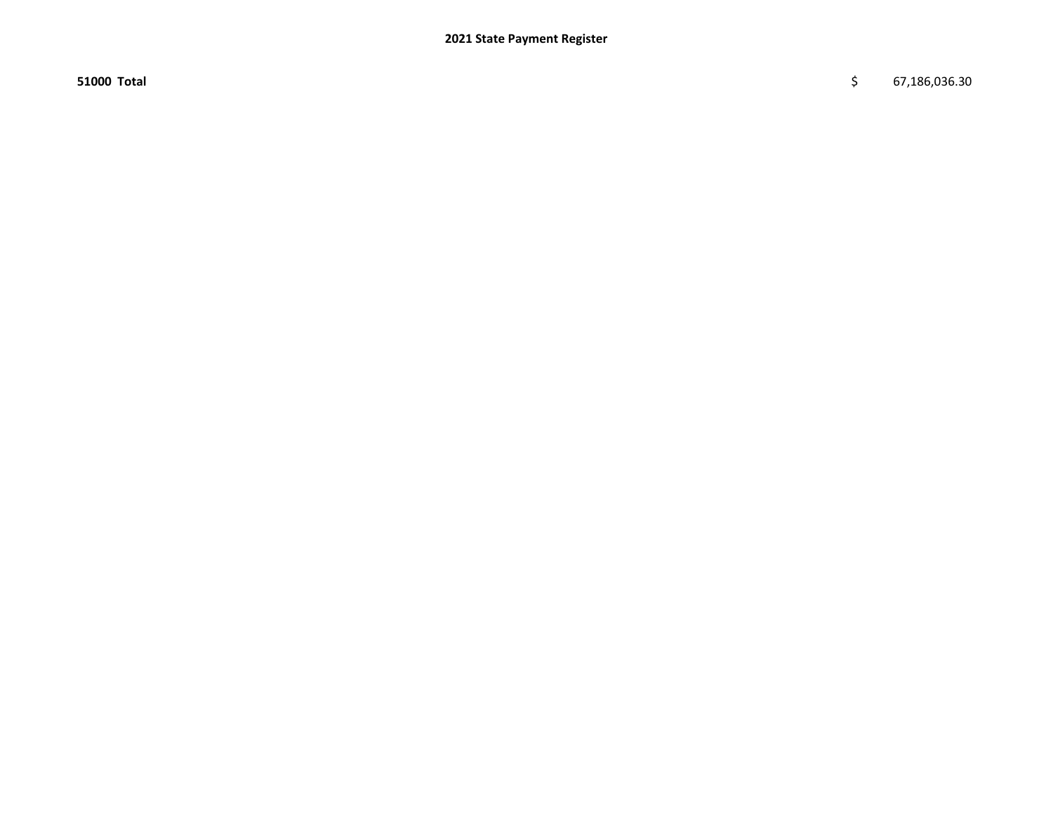**51000 Total** $ 67,186,036.30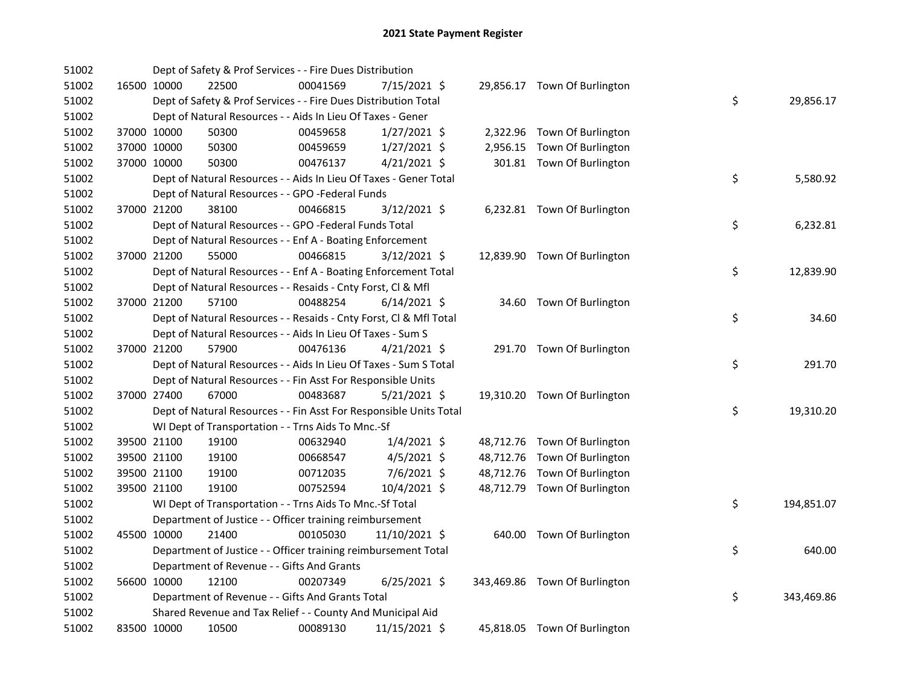# 2021 State Payment Register

| | | | | | | | | | |
|---|---|---|---|---|---|---|---|---|---|
| 51002 | | | Dept of Safety & Prof Services - - Fire Dues Distribution | | | | | | |
| 51002 | 16500 | 10000 | 22500 | 00041569 | 7/15/2021 | $ 29,856.17 | Town Of Burlington | | |
| 51002 | | | Dept of Safety & Prof Services - - Fire Dues Distribution Total | | | | | $ | 29,856.17 |
| 51002 | | | Dept of Natural Resources - - Aids In Lieu Of Taxes - Gener | | | | | | |
| 51002 | 37000 | 10000 | 50300 | 00459658 | 1/27/2021 | $ 2,322.96 | Town Of Burlington | | |
| 51002 | 37000 | 10000 | 50300 | 00459659 | 1/27/2021 | $ 2,956.15 | Town Of Burlington | | |
| 51002 | 37000 | 10000 | 50300 | 00476137 | 4/21/2021 | $ 301.81 | Town Of Burlington | | |
| 51002 | | | Dept of Natural Resources - - Aids In Lieu Of Taxes - Gener Total | | | | | $ | 5,580.92 |
| 51002 | | | Dept of Natural Resources - - GPO -Federal Funds | | | | | | |
| 51002 | 37000 | 21200 | 38100 | 00466815 | 3/12/2021 | $ 6,232.81 | Town Of Burlington | | |
| 51002 | | | Dept of Natural Resources - - GPO -Federal Funds Total | | | | | $ | 6,232.81 |
| 51002 | | | Dept of Natural Resources - - Enf A - Boating Enforcement | | | | | | |
| 51002 | 37000 | 21200 | 55000 | 00466815 | 3/12/2021 | $ 12,839.90 | Town Of Burlington | | |
| 51002 | | | Dept of Natural Resources - - Enf A - Boating Enforcement Total | | | | | $ | 12,839.90 |
| 51002 | | | Dept of Natural Resources - - Resaids - Cnty Forst, Cl & Mfl | | | | | | |
| 51002 | 37000 | 21200 | 57100 | 00488254 | 6/14/2021 | $ 34.60 | Town Of Burlington | | |
| 51002 | | | Dept of Natural Resources - - Resaids - Cnty Forst, Cl & Mfl Total | | | | | $ | 34.60 |
| 51002 | | | Dept of Natural Resources - - Aids In Lieu Of Taxes - Sum S | | | | | | |
| 51002 | 37000 | 21200 | 57900 | 00476136 | 4/21/2021 | $ 291.70 | Town Of Burlington | | |
| 51002 | | | Dept of Natural Resources - - Aids In Lieu Of Taxes - Sum S Total | | | | | $ | 291.70 |
| 51002 | | | Dept of Natural Resources - - Fin Asst For Responsible Units | | | | | | |
| 51002 | 37000 | 27400 | 67000 | 00483687 | 5/21/2021 | $ 19,310.20 | Town Of Burlington | | |
| 51002 | | | Dept of Natural Resources - - Fin Asst For Responsible Units Total | | | | | $ | 19,310.20 |
| 51002 | | | WI Dept of Transportation - - Trns Aids To Mnc.-Sf | | | | | | |
| 51002 | 39500 | 21100 | 19100 | 00632940 | 1/4/2021 | $ 48,712.76 | Town Of Burlington | | |
| 51002 | 39500 | 21100 | 19100 | 00668547 | 4/5/2021 | $ 48,712.76 | Town Of Burlington | | |
| 51002 | 39500 | 21100 | 19100 | 00712035 | 7/6/2021 | $ 48,712.76 | Town Of Burlington | | |
| 51002 | 39500 | 21100 | 19100 | 00752594 | 10/4/2021 | $ 48,712.79 | Town Of Burlington | | |
| 51002 | | | WI Dept of Transportation - - Trns Aids To Mnc.-Sf Total | | | | | $ | 194,851.07 |
| 51002 | | | Department of Justice - - Officer training reimbursement | | | | | | |
| 51002 | 45500 | 10000 | 21400 | 00105030 | 11/10/2021 | $ 640.00 | Town Of Burlington | | |
| 51002 | | | Department of Justice - - Officer training reimbursement Total | | | | | $ | 640.00 |
| 51002 | | | Department of Revenue - - Gifts And Grants | | | | | | |
| 51002 | 56600 | 10000 | 12100 | 00207349 | 6/25/2021 | $ 343,469.86 | Town Of Burlington | | |
| 51002 | | | Department of Revenue - - Gifts And Grants Total | | | | | $ | 343,469.86 |
| 51002 | | | Shared Revenue and Tax Relief - - County And Municipal Aid | | | | | | |
| 51002 | 83500 | 10000 | 10500 | 00089130 | 11/15/2021 | $ 45,818.05 | Town Of Burlington | | |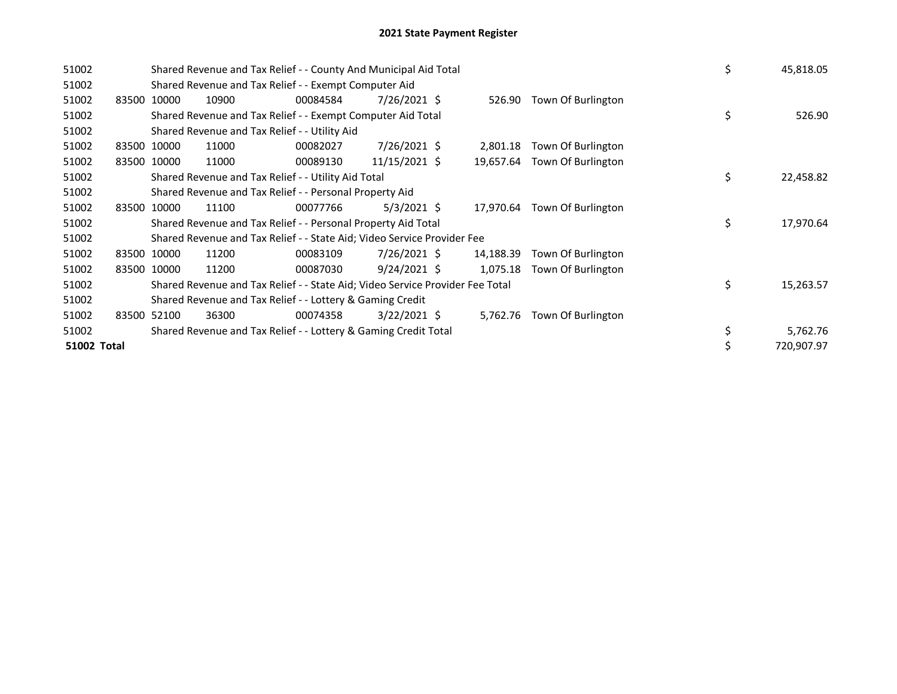# 2021 State Payment Register

| | | | | | | | | | |
|---|---|---|---|---|---|---|---|---|---|
| 51002 | | | Shared Revenue and Tax Relief - - County And Municipal Aid Total | | | | | $ | 45,818.05 |
| 51002 | | | Shared Revenue and Tax Relief - - Exempt Computer Aid | | | | | | |
| 51002 | 83500 | 10000 | 10900 | 00084584 | 7/26/2021 | $ 526.90 | Town Of Burlington | | |
| 51002 | | | Shared Revenue and Tax Relief - - Exempt Computer Aid Total | | | | | $ | 526.90 |
| 51002 | | | Shared Revenue and Tax Relief - - Utility Aid | | | | | | |
| 51002 | 83500 | 10000 | 11000 | 00082027 | 7/26/2021 | $ 2,801.18 | Town Of Burlington | | |
| 51002 | 83500 | 10000 | 11000 | 00089130 | 11/15/2021 | $ 19,657.64 | Town Of Burlington | | |
| 51002 | | | Shared Revenue and Tax Relief - - Utility Aid Total | | | | | $ | 22,458.82 |
| 51002 | | | Shared Revenue and Tax Relief - - Personal Property Aid | | | | | | |
| 51002 | 83500 | 10000 | 11100 | 00077766 | 5/3/2021 | $ 17,970.64 | Town Of Burlington | | |
| 51002 | | | Shared Revenue and Tax Relief - - Personal Property Aid Total | | | | | $ | 17,970.64 |
| 51002 | | | Shared Revenue and Tax Relief - - State Aid; Video Service Provider Fee | | | | | | |
| 51002 | 83500 | 10000 | 11200 | 00083109 | 7/26/2021 | $ 14,188.39 | Town Of Burlington | | |
| 51002 | 83500 | 10000 | 11200 | 00087030 | 9/24/2021 | $ 1,075.18 | Town Of Burlington | | |
| 51002 | | | Shared Revenue and Tax Relief - - State Aid; Video Service Provider Fee Total | | | | | $ | 15,263.57 |
| 51002 | | | Shared Revenue and Tax Relief - - Lottery & Gaming Credit | | | | | | |
| 51002 | 83500 | 52100 | 36300 | 00074358 | 3/22/2021 | $ 5,762.76 | Town Of Burlington | | |
| 51002 | | | Shared Revenue and Tax Relief - - Lottery & Gaming Credit Total | | | | | $ | 5,762.76 |
| **51002 Total** | | | | | | | | $ | 720,907.97 |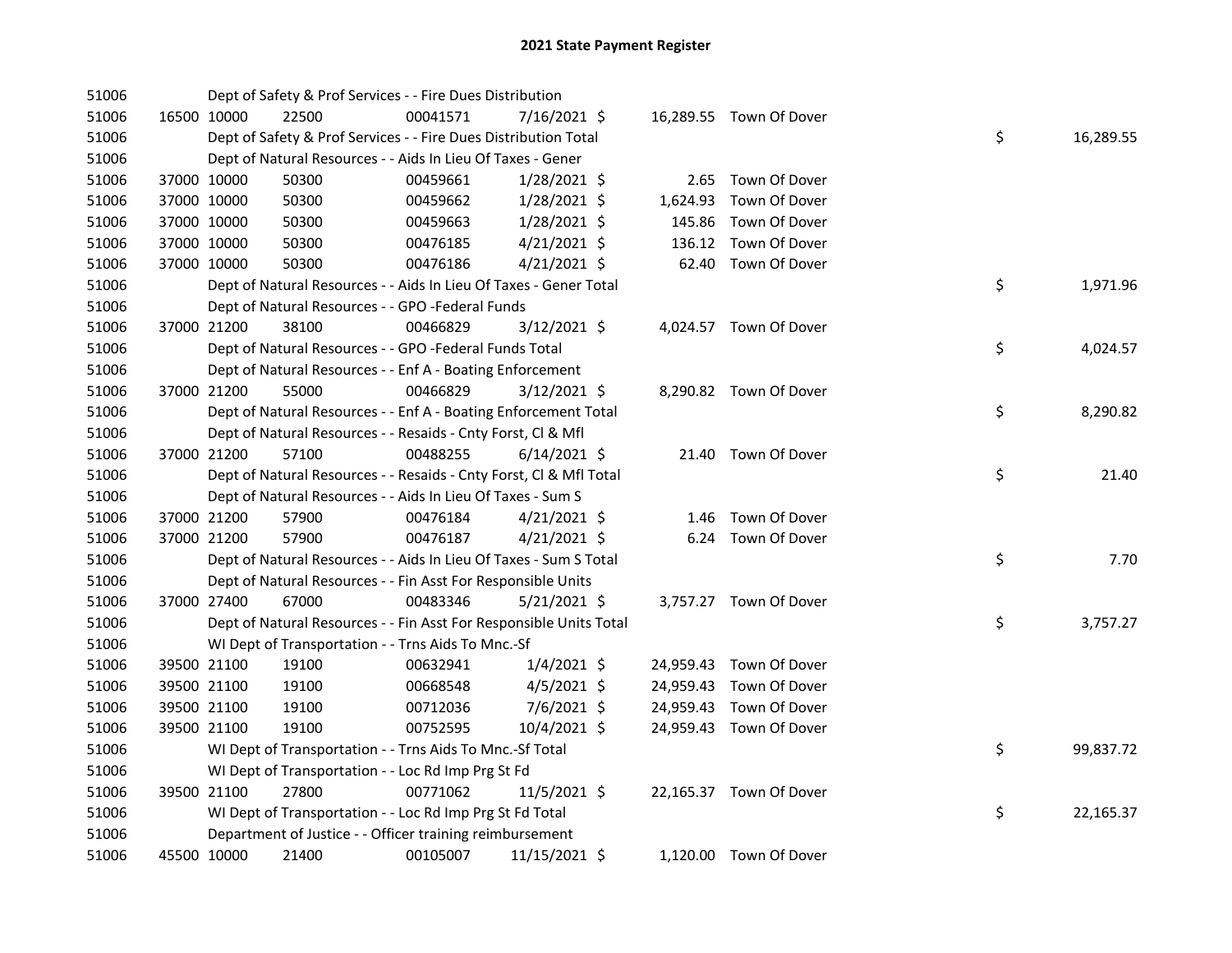# 2021 State Payment Register

| | | | | | | | | | |
|---|---|---|---|---|---|---|---|---|---|
| 51006 | | | Dept of Safety & Prof Services - - Fire Dues Distribution | | | | | | |
| 51006 | 16500 | 10000 | 22500 | 00041571 | 7/16/2021 | $ 16,289.55 | Town Of Dover | | |
| 51006 | | | Dept of Safety & Prof Services - - Fire Dues Distribution Total | | | | | $ | 16,289.55 |
| 51006 | | | Dept of Natural Resources - - Aids In Lieu Of Taxes - Gener | | | | | | |
| 51006 | 37000 | 10000 | 50300 | 00459661 | 1/28/2021 | $ 2.65 | Town Of Dover | | |
| 51006 | 37000 | 10000 | 50300 | 00459662 | 1/28/2021 | $ 1,624.93 | Town Of Dover | | |
| 51006 | 37000 | 10000 | 50300 | 00459663 | 1/28/2021 | $ 145.86 | Town Of Dover | | |
| 51006 | 37000 | 10000 | 50300 | 00476185 | 4/21/2021 | $ 136.12 | Town Of Dover | | |
| 51006 | 37000 | 10000 | 50300 | 00476186 | 4/21/2021 | $ 62.40 | Town Of Dover | | |
| 51006 | | | Dept of Natural Resources - - Aids In Lieu Of Taxes - Gener Total | | | | | $ | 1,971.96 |
| 51006 | | | Dept of Natural Resources - - GPO -Federal Funds | | | | | | |
| 51006 | 37000 | 21200 | 38100 | 00466829 | 3/12/2021 | $ 4,024.57 | Town Of Dover | | |
| 51006 | | | Dept of Natural Resources - - GPO -Federal Funds Total | | | | | $ | 4,024.57 |
| 51006 | | | Dept of Natural Resources - - Enf A - Boating Enforcement | | | | | | |
| 51006 | 37000 | 21200 | 55000 | 00466829 | 3/12/2021 | $ 8,290.82 | Town Of Dover | | |
| 51006 | | | Dept of Natural Resources - - Enf A - Boating Enforcement Total | | | | | $ | 8,290.82 |
| 51006 | | | Dept of Natural Resources - - Resaids - Cnty Forst, Cl & Mfl | | | | | | |
| 51006 | 37000 | 21200 | 57100 | 00488255 | 6/14/2021 | $ 21.40 | Town Of Dover | | |
| 51006 | | | Dept of Natural Resources - - Resaids - Cnty Forst, Cl & Mfl Total | | | | | $ | 21.40 |
| 51006 | | | Dept of Natural Resources - - Aids In Lieu Of Taxes - Sum S | | | | | | |
| 51006 | 37000 | 21200 | 57900 | 00476184 | 4/21/2021 | $ 1.46 | Town Of Dover | | |
| 51006 | 37000 | 21200 | 57900 | 00476187 | 4/21/2021 | $ 6.24 | Town Of Dover | | |
| 51006 | | | Dept of Natural Resources - - Aids In Lieu Of Taxes - Sum S Total | | | | | $ | 7.70 |
| 51006 | | | Dept of Natural Resources - - Fin Asst For Responsible Units | | | | | | |
| 51006 | 37000 | 27400 | 67000 | 00483346 | 5/21/2021 | $ 3,757.27 | Town Of Dover | | |
| 51006 | | | Dept of Natural Resources - - Fin Asst For Responsible Units Total | | | | | $ | 3,757.27 |
| 51006 | | | WI Dept of Transportation - - Trns Aids To Mnc.-Sf | | | | | | |
| 51006 | 39500 | 21100 | 19100 | 00632941 | 1/4/2021 | $ 24,959.43 | Town Of Dover | | |
| 51006 | 39500 | 21100 | 19100 | 00668548 | 4/5/2021 | $ 24,959.43 | Town Of Dover | | |
| 51006 | 39500 | 21100 | 19100 | 00712036 | 7/6/2021 | $ 24,959.43 | Town Of Dover | | |
| 51006 | 39500 | 21100 | 19100 | 00752595 | 10/4/2021 | $ 24,959.43 | Town Of Dover | | |
| 51006 | | | WI Dept of Transportation - - Trns Aids To Mnc.-Sf Total | | | | | $ | 99,837.72 |
| 51006 | | | WI Dept of Transportation - - Loc Rd Imp Prg St Fd | | | | | | |
| 51006 | 39500 | 21100 | 27800 | 00771062 | 11/5/2021 | $ 22,165.37 | Town Of Dover | | |
| 51006 | | | WI Dept of Transportation - - Loc Rd Imp Prg St Fd Total | | | | | $ | 22,165.37 |
| 51006 | | | Department of Justice - - Officer training reimbursement | | | | | | |
| 51006 | 45500 | 10000 | 21400 | 00105007 | 11/15/2021 | $ 1,120.00 | Town Of Dover | | |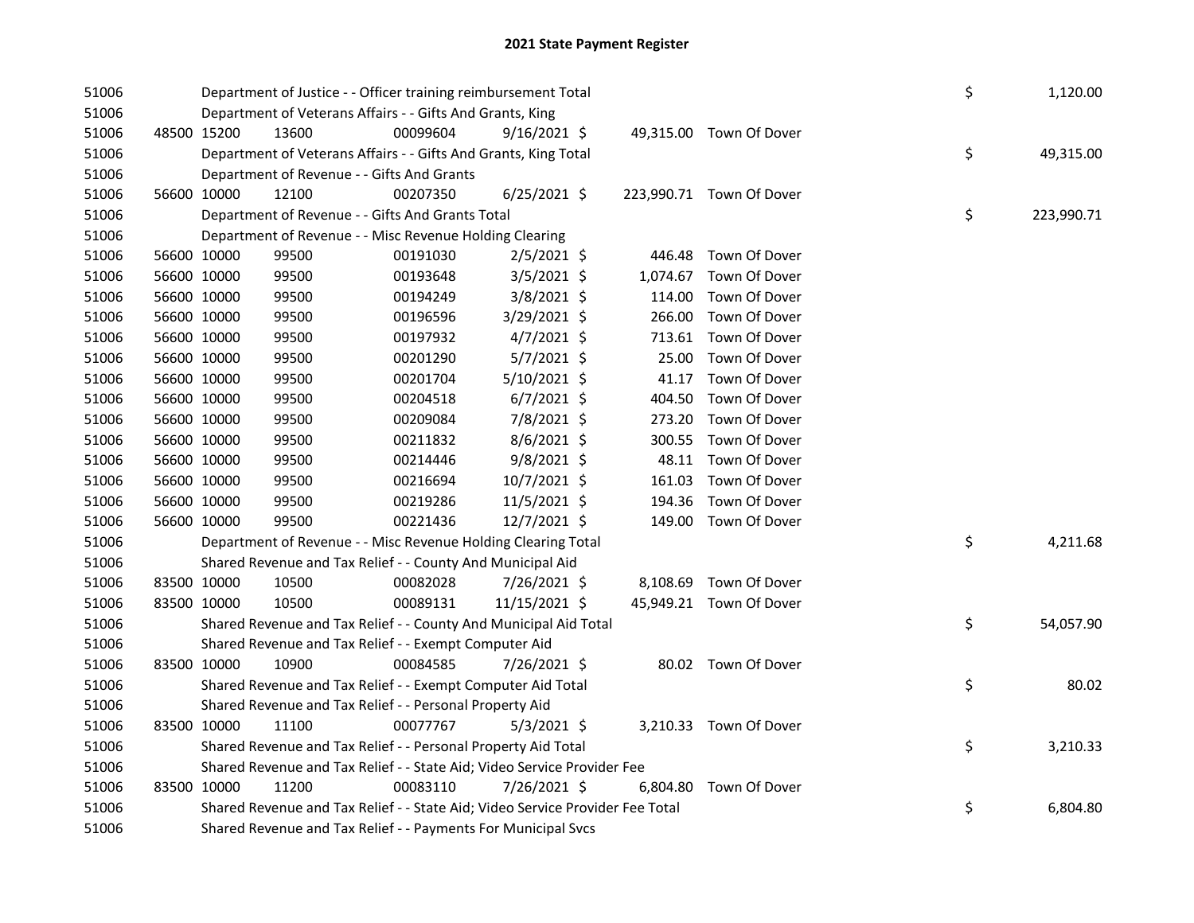# 2021 State Payment Register

| | | | | | | | | | |
|---|---|---|---|---|---|---|---|---|---|
| 51006 | | Department of Justice - - Officer training reimbursement Total | | | | | | $ | 1,120.00 |
| 51006 | | Department of Veterans Affairs - - Gifts And Grants, King | | | | | | | |
| 51006 | 48500 15200 | 13600 | 00099604 | 9/16/2021 | $ | 49,315.00 | Town Of Dover | | |
| 51006 | | Department of Veterans Affairs - - Gifts And Grants, King Total | | | | | | $ | 49,315.00 |
| 51006 | | Department of Revenue - - Gifts And Grants | | | | | | | |
| 51006 | 56600 10000 | 12100 | 00207350 | 6/25/2021 | $ | 223,990.71 | Town Of Dover | | |
| 51006 | | Department of Revenue - - Gifts And Grants Total | | | | | | $ | 223,990.71 |
| 51006 | | Department of Revenue - - Misc Revenue Holding Clearing | | | | | | | |
| 51006 | 56600 10000 | 99500 | 00191030 | 2/5/2021 | $ | 446.48 | Town Of Dover | | |
| 51006 | 56600 10000 | 99500 | 00193648 | 3/5/2021 | $ | 1,074.67 | Town Of Dover | | |
| 51006 | 56600 10000 | 99500 | 00194249 | 3/8/2021 | $ | 114.00 | Town Of Dover | | |
| 51006 | 56600 10000 | 99500 | 00196596 | 3/29/2021 | $ | 266.00 | Town Of Dover | | |
| 51006 | 56600 10000 | 99500 | 00197932 | 4/7/2021 | $ | 713.61 | Town Of Dover | | |
| 51006 | 56600 10000 | 99500 | 00201290 | 5/7/2021 | $ | 25.00 | Town Of Dover | | |
| 51006 | 56600 10000 | 99500 | 00201704 | 5/10/2021 | $ | 41.17 | Town Of Dover | | |
| 51006 | 56600 10000 | 99500 | 00204518 | 6/7/2021 | $ | 404.50 | Town Of Dover | | |
| 51006 | 56600 10000 | 99500 | 00209084 | 7/8/2021 | $ | 273.20 | Town Of Dover | | |
| 51006 | 56600 10000 | 99500 | 00211832 | 8/6/2021 | $ | 300.55 | Town Of Dover | | |
| 51006 | 56600 10000 | 99500 | 00214446 | 9/8/2021 | $ | 48.11 | Town Of Dover | | |
| 51006 | 56600 10000 | 99500 | 00216694 | 10/7/2021 | $ | 161.03 | Town Of Dover | | |
| 51006 | 56600 10000 | 99500 | 00219286 | 11/5/2021 | $ | 194.36 | Town Of Dover | | |
| 51006 | 56600 10000 | 99500 | 00221436 | 12/7/2021 | $ | 149.00 | Town Of Dover | | |
| 51006 | | Department of Revenue - - Misc Revenue Holding Clearing Total | | | | | | $ | 4,211.68 |
| 51006 | | Shared Revenue and Tax Relief - - County And Municipal Aid | | | | | | | |
| 51006 | 83500 10000 | 10500 | 00082028 | 7/26/2021 | $ | 8,108.69 | Town Of Dover | | |
| 51006 | 83500 10000 | 10500 | 00089131 | 11/15/2021 | $ | 45,949.21 | Town Of Dover | | |
| 51006 | | Shared Revenue and Tax Relief - - County And Municipal Aid Total | | | | | | $ | 54,057.90 |
| 51006 | | Shared Revenue and Tax Relief - - Exempt Computer Aid | | | | | | | |
| 51006 | 83500 10000 | 10900 | 00084585 | 7/26/2021 | $ | 80.02 | Town Of Dover | | |
| 51006 | | Shared Revenue and Tax Relief - - Exempt Computer Aid Total | | | | | | $ | 80.02 |
| 51006 | | Shared Revenue and Tax Relief - - Personal Property Aid | | | | | | | |
| 51006 | 83500 10000 | 11100 | 00077767 | 5/3/2021 | $ | 3,210.33 | Town Of Dover | | |
| 51006 | | Shared Revenue and Tax Relief - - Personal Property Aid Total | | | | | | $ | 3,210.33 |
| 51006 | | Shared Revenue and Tax Relief - - State Aid; Video Service Provider Fee | | | | | | | |
| 51006 | 83500 10000 | 11200 | 00083110 | 7/26/2021 | $ | 6,804.80 | Town Of Dover | | |
| 51006 | | Shared Revenue and Tax Relief - - State Aid; Video Service Provider Fee Total | | | | | | $ | 6,804.80 |
| 51006 | | Shared Revenue and Tax Relief - - Payments For Municipal Svcs | | | | | | | |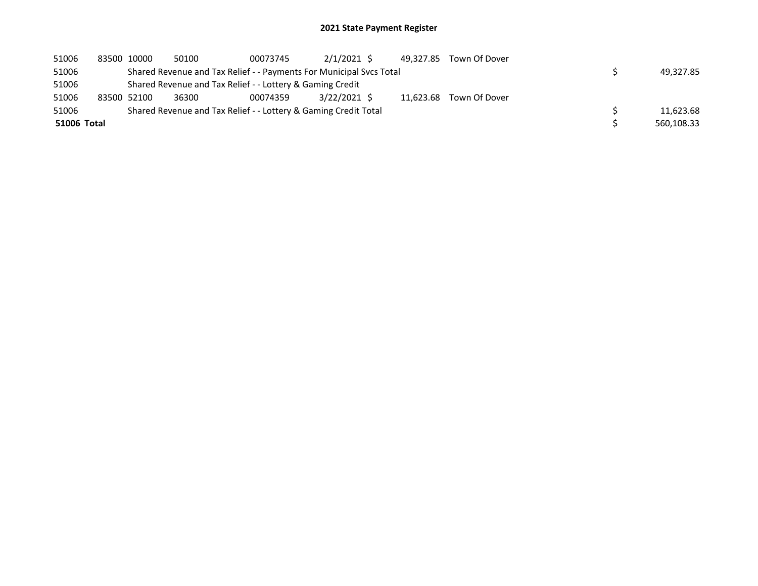# 2021 State Payment Register

| | | | | | | | | | |
|---|---|---|---|---|---|---|---|---|---|
| 51006 | 83500 | 10000 | 50100 | 00073745 | 2/1/2021 | $ 49,327.85 | Town Of Dover | | |
| 51006 | | Shared Revenue and Tax Relief - - Payments For Municipal Svcs Total | | | | | | $ | 49,327.85 |
| 51006 | | Shared Revenue and Tax Relief - - Lottery & Gaming Credit | | | | | | | |
| 51006 | 83500 | 52100 | 36300 | 00074359 | 3/22/2021 | $ 11,623.68 | Town Of Dover | | |
| 51006 | | Shared Revenue and Tax Relief - - Lottery & Gaming Credit Total | | | | | | $ | 11,623.68 |
| **51006 Total** | | | | | | | | $ | 560,108.33 |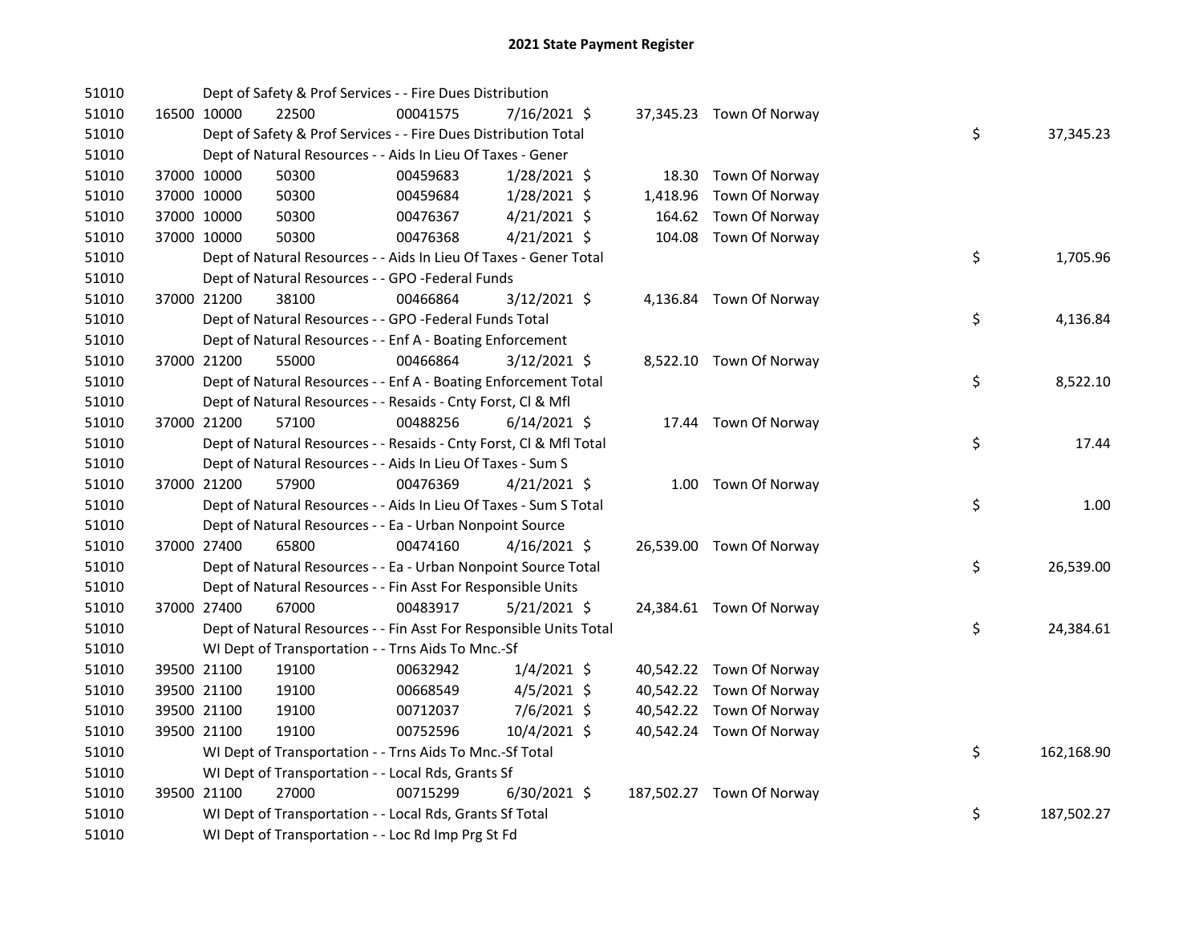# 2021 State Payment Register

| | | | | | | | | | |
|---|---|---|---|---|---|---|---|---|---|
| 51010 | | | Dept of Safety & Prof Services - - Fire Dues Distribution | | | | | | |
| 51010 | 16500 | 10000 | 22500 | 00041575 | 7/16/2021 | $ | 37,345.23 | Town Of Norway | |
| 51010 | | | Dept of Safety & Prof Services - - Fire Dues Distribution Total | | | | | $ | 37,345.23 |
| 51010 | | | Dept of Natural Resources - - Aids In Lieu Of Taxes - Gener | | | | | | |
| 51010 | 37000 | 10000 | 50300 | 00459683 | 1/28/2021 | $ | 18.30 | Town Of Norway | |
| 51010 | 37000 | 10000 | 50300 | 00459684 | 1/28/2021 | $ | 1,418.96 | Town Of Norway | |
| 51010 | 37000 | 10000 | 50300 | 00476367 | 4/21/2021 | $ | 164.62 | Town Of Norway | |
| 51010 | 37000 | 10000 | 50300 | 00476368 | 4/21/2021 | $ | 104.08 | Town Of Norway | |
| 51010 | | | Dept of Natural Resources - - Aids In Lieu Of Taxes - Gener Total | | | | | $ | 1,705.96 |
| 51010 | | | Dept of Natural Resources - - GPO -Federal Funds | | | | | | |
| 51010 | 37000 | 21200 | 38100 | 00466864 | 3/12/2021 | $ | 4,136.84 | Town Of Norway | |
| 51010 | | | Dept of Natural Resources - - GPO -Federal Funds Total | | | | | $ | 4,136.84 |
| 51010 | | | Dept of Natural Resources - - Enf A - Boating Enforcement | | | | | | |
| 51010 | 37000 | 21200 | 55000 | 00466864 | 3/12/2021 | $ | 8,522.10 | Town Of Norway | |
| 51010 | | | Dept of Natural Resources - - Enf A - Boating Enforcement Total | | | | | $ | 8,522.10 |
| 51010 | | | Dept of Natural Resources - - Resaids - Cnty Forst, Cl & Mfl | | | | | | |
| 51010 | 37000 | 21200 | 57100 | 00488256 | 6/14/2021 | $ | 17.44 | Town Of Norway | |
| 51010 | | | Dept of Natural Resources - - Resaids - Cnty Forst, Cl & Mfl Total | | | | | $ | 17.44 |
| 51010 | | | Dept of Natural Resources - - Aids In Lieu Of Taxes - Sum S | | | | | | |
| 51010 | 37000 | 21200 | 57900 | 00476369 | 4/21/2021 | $ | 1.00 | Town Of Norway | |
| 51010 | | | Dept of Natural Resources - - Aids In Lieu Of Taxes - Sum S Total | | | | | $ | 1.00 |
| 51010 | | | Dept of Natural Resources - - Ea - Urban Nonpoint Source | | | | | | |
| 51010 | 37000 | 27400 | 65800 | 00474160 | 4/16/2021 | $ | 26,539.00 | Town Of Norway | |
| 51010 | | | Dept of Natural Resources - - Ea - Urban Nonpoint Source Total | | | | | $ | 26,539.00 |
| 51010 | | | Dept of Natural Resources - - Fin Asst For Responsible Units | | | | | | |
| 51010 | 37000 | 27400 | 67000 | 00483917 | 5/21/2021 | $ | 24,384.61 | Town Of Norway | |
| 51010 | | | Dept of Natural Resources - - Fin Asst For Responsible Units Total | | | | | $ | 24,384.61 |
| 51010 | | | WI Dept of Transportation - - Trns Aids To Mnc.-Sf | | | | | | |
| 51010 | 39500 | 21100 | 19100 | 00632942 | 1/4/2021 | $ | 40,542.22 | Town Of Norway | |
| 51010 | 39500 | 21100 | 19100 | 00668549 | 4/5/2021 | $ | 40,542.22 | Town Of Norway | |
| 51010 | 39500 | 21100 | 19100 | 00712037 | 7/6/2021 | $ | 40,542.22 | Town Of Norway | |
| 51010 | 39500 | 21100 | 19100 | 00752596 | 10/4/2021 | $ | 40,542.24 | Town Of Norway | |
| 51010 | | | WI Dept of Transportation - - Trns Aids To Mnc.-Sf Total | | | | | $ | 162,168.90 |
| 51010 | | | WI Dept of Transportation - - Local Rds, Grants Sf | | | | | | |
| 51010 | 39500 | 21100 | 27000 | 00715299 | 6/30/2021 | $ | 187,502.27 | Town Of Norway | |
| 51010 | | | WI Dept of Transportation - - Local Rds, Grants Sf Total | | | | | $ | 187,502.27 |
| 51010 | | | WI Dept of Transportation - - Loc Rd Imp Prg St Fd | | | | | | |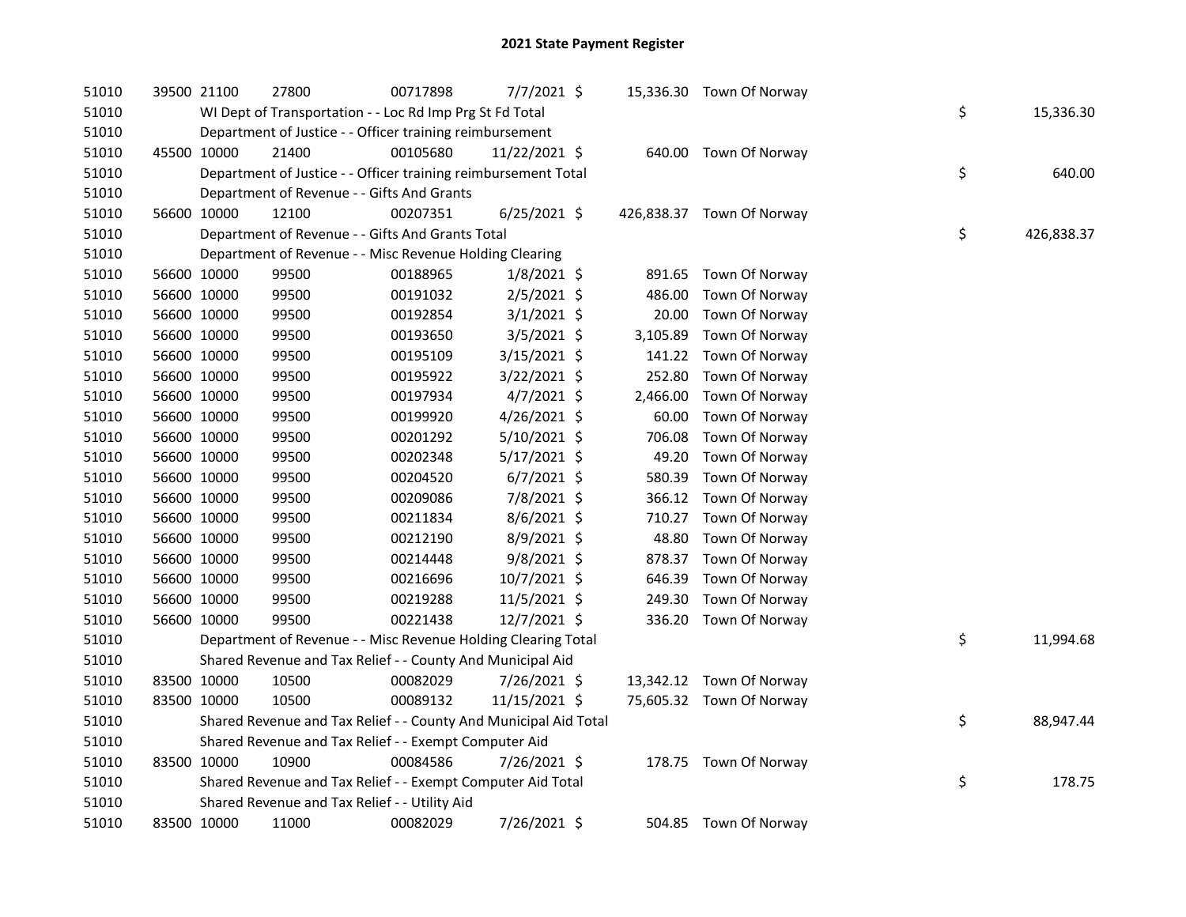# 2021 State Payment Register

| | | | | | | | | | |
|---|---|---|---|---|---|---|---|---|---|
| 51010 | 39500 | 21100 | 27800 | 00717898 | 7/7/2021 | $ 15,336.30 | Town Of Norway | | |
| 51010 | | WI Dept of Transportation - - Loc Rd Imp Prg St Fd Total | | | | | | $ | 15,336.30 |
| 51010 | | Department of Justice - - Officer training reimbursement | | | | | | | |
| 51010 | 45500 | 10000 | 21400 | 00105680 | 11/22/2021 | $ 640.00 | Town Of Norway | | |
| 51010 | | Department of Justice - - Officer training reimbursement Total | | | | | | $ | 640.00 |
| 51010 | | Department of Revenue - - Gifts And Grants | | | | | | | |
| 51010 | 56600 | 10000 | 12100 | 00207351 | 6/25/2021 | $ 426,838.37 | Town Of Norway | | |
| 51010 | | Department of Revenue - - Gifts And Grants Total | | | | | | $ | 426,838.37 |
| 51010 | | Department of Revenue - - Misc Revenue Holding Clearing | | | | | | | |
| 51010 | 56600 | 10000 | 99500 | 00188965 | 1/8/2021 | $ 891.65 | Town Of Norway | | |
| 51010 | 56600 | 10000 | 99500 | 00191032 | 2/5/2021 | $ 486.00 | Town Of Norway | | |
| 51010 | 56600 | 10000 | 99500 | 00192854 | 3/1/2021 | $ 20.00 | Town Of Norway | | |
| 51010 | 56600 | 10000 | 99500 | 00193650 | 3/5/2021 | $ 3,105.89 | Town Of Norway | | |
| 51010 | 56600 | 10000 | 99500 | 00195109 | 3/15/2021 | $ 141.22 | Town Of Norway | | |
| 51010 | 56600 | 10000 | 99500 | 00195922 | 3/22/2021 | $ 252.80 | Town Of Norway | | |
| 51010 | 56600 | 10000 | 99500 | 00197934 | 4/7/2021 | $ 2,466.00 | Town Of Norway | | |
| 51010 | 56600 | 10000 | 99500 | 00199920 | 4/26/2021 | $ 60.00 | Town Of Norway | | |
| 51010 | 56600 | 10000 | 99500 | 00201292 | 5/10/2021 | $ 706.08 | Town Of Norway | | |
| 51010 | 56600 | 10000 | 99500 | 00202348 | 5/17/2021 | $ 49.20 | Town Of Norway | | |
| 51010 | 56600 | 10000 | 99500 | 00204520 | 6/7/2021 | $ 580.39 | Town Of Norway | | |
| 51010 | 56600 | 10000 | 99500 | 00209086 | 7/8/2021 | $ 366.12 | Town Of Norway | | |
| 51010 | 56600 | 10000 | 99500 | 00211834 | 8/6/2021 | $ 710.27 | Town Of Norway | | |
| 51010 | 56600 | 10000 | 99500 | 00212190 | 8/9/2021 | $ 48.80 | Town Of Norway | | |
| 51010 | 56600 | 10000 | 99500 | 00214448 | 9/8/2021 | $ 878.37 | Town Of Norway | | |
| 51010 | 56600 | 10000 | 99500 | 00216696 | 10/7/2021 | $ 646.39 | Town Of Norway | | |
| 51010 | 56600 | 10000 | 99500 | 00219288 | 11/5/2021 | $ 249.30 | Town Of Norway | | |
| 51010 | 56600 | 10000 | 99500 | 00221438 | 12/7/2021 | $ 336.20 | Town Of Norway | | |
| 51010 | | Department of Revenue - - Misc Revenue Holding Clearing Total | | | | | | $ | 11,994.68 |
| 51010 | | Shared Revenue and Tax Relief - - County And Municipal Aid | | | | | | | |
| 51010 | 83500 | 10000 | 10500 | 00082029 | 7/26/2021 | $ 13,342.12 | Town Of Norway | | |
| 51010 | 83500 | 10000 | 10500 | 00089132 | 11/15/2021 | $ 75,605.32 | Town Of Norway | | |
| 51010 | | Shared Revenue and Tax Relief - - County And Municipal Aid Total | | | | | | $ | 88,947.44 |
| 51010 | | Shared Revenue and Tax Relief - - Exempt Computer Aid | | | | | | | |
| 51010 | 83500 | 10000 | 10900 | 00084586 | 7/26/2021 | $ 178.75 | Town Of Norway | | |
| 51010 | | Shared Revenue and Tax Relief - - Exempt Computer Aid Total | | | | | | $ | 178.75 |
| 51010 | | Shared Revenue and Tax Relief - - Utility Aid | | | | | | | |
| 51010 | 83500 | 10000 | 11000 | 00082029 | 7/26/2021 | $ 504.85 | Town Of Norway | | |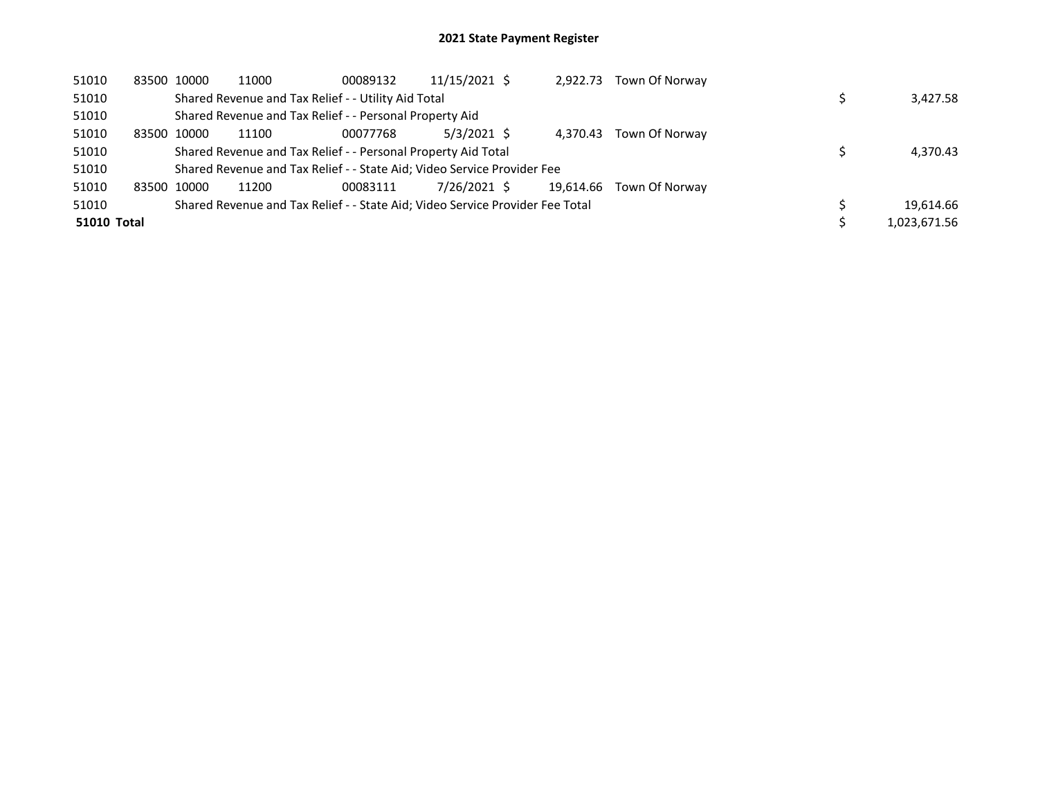## 2021 State Payment Register

| | | | | | | | | | |
|---|---|---|---|---|---|---|---|---|---|
| 51010 | 83500 | 10000 | 11000 | 00089132 | 11/15/2021 | $ 2,922.73 | Town Of Norway | | |
| 51010 | | Shared Revenue and Tax Relief - - Utility Aid Total | | | | | | $ | 3,427.58 |
| 51010 | | Shared Revenue and Tax Relief - - Personal Property Aid | | | | | | | |
| 51010 | 83500 | 10000 | 11100 | 00077768 | 5/3/2021 | $ 4,370.43 | Town Of Norway | | |
| 51010 | | Shared Revenue and Tax Relief - - Personal Property Aid Total | | | | | | $ | 4,370.43 |
| 51010 | | Shared Revenue and Tax Relief - - State Aid; Video Service Provider Fee | | | | | | | |
| 51010 | 83500 | 10000 | 11200 | 00083111 | 7/26/2021 | $ 19,614.66 | Town Of Norway | | |
| 51010 | | Shared Revenue and Tax Relief - - State Aid; Video Service Provider Fee Total | | | | | | $ | 19,614.66 |
| **51010 Total** | | | | | | | | $ | 1,023,671.56 |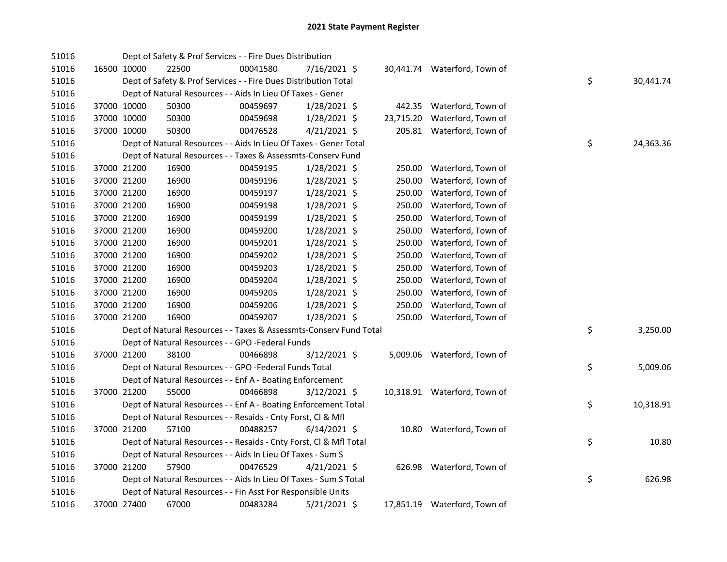## 2021 State Payment Register

| | | | | | | | | | |
|---|---|---|---|---|---|---|---|---|---|
| 51016 | | | Dept of Safety & Prof Services - - Fire Dues Distribution | | | | | | |
| 51016 | 16500 | 10000 | 22500 | 00041580 | 7/16/2021 | $ 30,441.74 | Waterford, Town of | | |
| 51016 | | | Dept of Safety & Prof Services - - Fire Dues Distribution Total | | | | | $ | 30,441.74 |
| 51016 | | | Dept of Natural Resources - - Aids In Lieu Of Taxes - Gener | | | | | | |
| 51016 | 37000 | 10000 | 50300 | 00459697 | 1/28/2021 | $ 442.35 | Waterford, Town of | | |
| 51016 | 37000 | 10000 | 50300 | 00459698 | 1/28/2021 | $ 23,715.20 | Waterford, Town of | | |
| 51016 | 37000 | 10000 | 50300 | 00476528 | 4/21/2021 | $ 205.81 | Waterford, Town of | | |
| 51016 | | | Dept of Natural Resources - - Aids In Lieu Of Taxes - Gener Total | | | | | $ | 24,363.36 |
| 51016 | | | Dept of Natural Resources - - Taxes & Assessmts-Conserv Fund | | | | | | |
| 51016 | 37000 | 21200 | 16900 | 00459195 | 1/28/2021 | $ 250.00 | Waterford, Town of | | |
| 51016 | 37000 | 21200 | 16900 | 00459196 | 1/28/2021 | $ 250.00 | Waterford, Town of | | |
| 51016 | 37000 | 21200 | 16900 | 00459197 | 1/28/2021 | $ 250.00 | Waterford, Town of | | |
| 51016 | 37000 | 21200 | 16900 | 00459198 | 1/28/2021 | $ 250.00 | Waterford, Town of | | |
| 51016 | 37000 | 21200 | 16900 | 00459199 | 1/28/2021 | $ 250.00 | Waterford, Town of | | |
| 51016 | 37000 | 21200 | 16900 | 00459200 | 1/28/2021 | $ 250.00 | Waterford, Town of | | |
| 51016 | 37000 | 21200 | 16900 | 00459201 | 1/28/2021 | $ 250.00 | Waterford, Town of | | |
| 51016 | 37000 | 21200 | 16900 | 00459202 | 1/28/2021 | $ 250.00 | Waterford, Town of | | |
| 51016 | 37000 | 21200 | 16900 | 00459203 | 1/28/2021 | $ 250.00 | Waterford, Town of | | |
| 51016 | 37000 | 21200 | 16900 | 00459204 | 1/28/2021 | $ 250.00 | Waterford, Town of | | |
| 51016 | 37000 | 21200 | 16900 | 00459205 | 1/28/2021 | $ 250.00 | Waterford, Town of | | |
| 51016 | 37000 | 21200 | 16900 | 00459206 | 1/28/2021 | $ 250.00 | Waterford, Town of | | |
| 51016 | 37000 | 21200 | 16900 | 00459207 | 1/28/2021 | $ 250.00 | Waterford, Town of | | |
| 51016 | | | Dept of Natural Resources - - Taxes & Assessmts-Conserv Fund Total | | | | | $ | 3,250.00 |
| 51016 | | | Dept of Natural Resources - - GPO -Federal Funds | | | | | | |
| 51016 | 37000 | 21200 | 38100 | 00466898 | 3/12/2021 | $ 5,009.06 | Waterford, Town of | | |
| 51016 | | | Dept of Natural Resources - - GPO -Federal Funds Total | | | | | $ | 5,009.06 |
| 51016 | | | Dept of Natural Resources - - Enf A - Boating Enforcement | | | | | | |
| 51016 | 37000 | 21200 | 55000 | 00466898 | 3/12/2021 | $ 10,318.91 | Waterford, Town of | | |
| 51016 | | | Dept of Natural Resources - - Enf A - Boating Enforcement Total | | | | | $ | 10,318.91 |
| 51016 | | | Dept of Natural Resources - - Resaids - Cnty Forst, Cl & Mfl | | | | | | |
| 51016 | 37000 | 21200 | 57100 | 00488257 | 6/14/2021 | $ 10.80 | Waterford, Town of | | |
| 51016 | | | Dept of Natural Resources - - Resaids - Cnty Forst, Cl & Mfl Total | | | | | $ | 10.80 |
| 51016 | | | Dept of Natural Resources - - Aids In Lieu Of Taxes - Sum S | | | | | | |
| 51016 | 37000 | 21200 | 57900 | 00476529 | 4/21/2021 | $ 626.98 | Waterford, Town of | | |
| 51016 | | | Dept of Natural Resources - - Aids In Lieu Of Taxes - Sum S Total | | | | | $ | 626.98 |
| 51016 | | | Dept of Natural Resources - - Fin Asst For Responsible Units | | | | | | |
| 51016 | 37000 | 27400 | 67000 | 00483284 | 5/21/2021 | $ 17,851.19 | Waterford, Town of | | |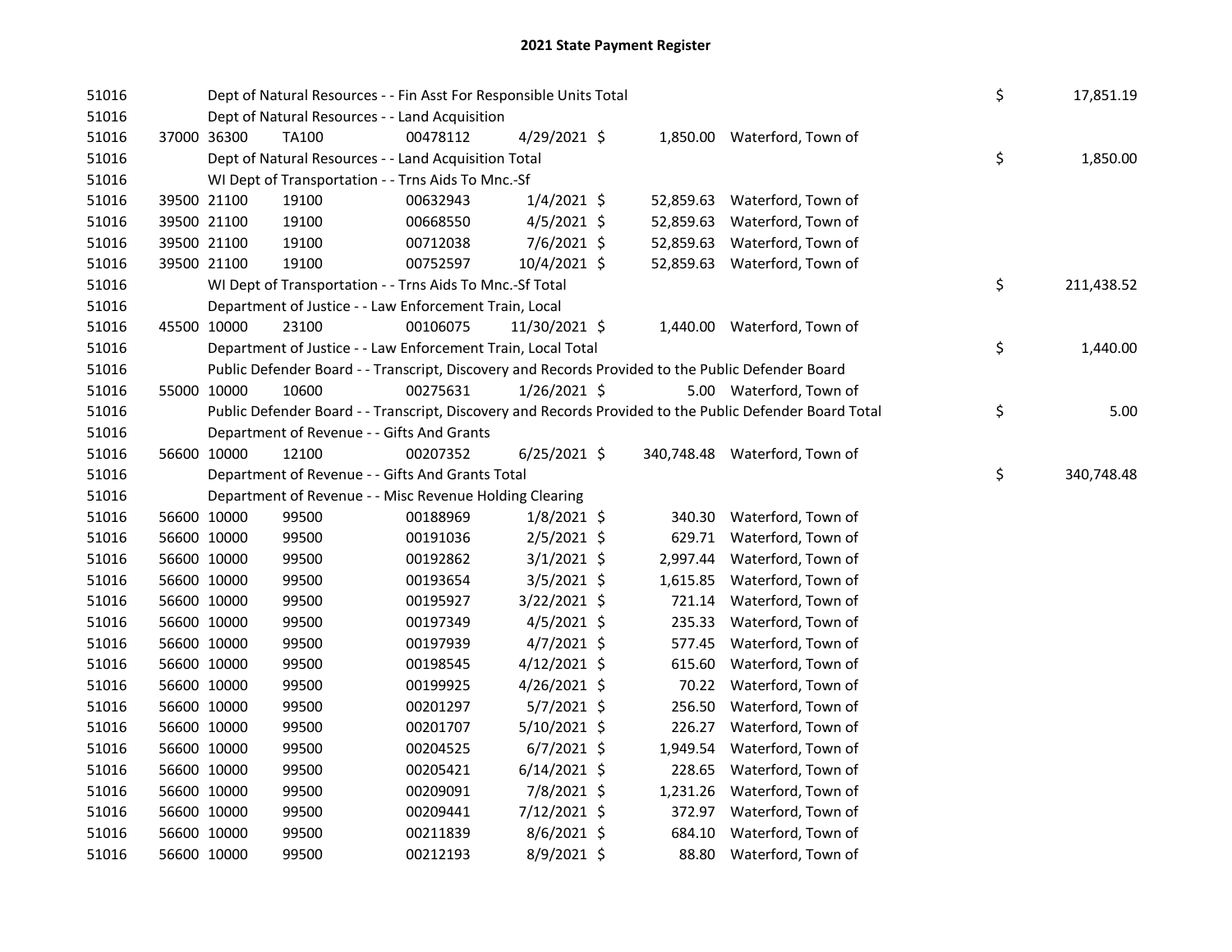# 2021 State Payment Register

| | | | | | | | | |
|---|---|---|---|---|---|---|---|---|
| 51016 | | | Dept of Natural Resources - - Fin Asst For Responsible Units Total | | | | $ | 17,851.19 |
| 51016 | | | Dept of Natural Resources - - Land Acquisition | | | | | |
| 51016 | 37000 | 36300 | TA100 | 00478112 | 4/29/2021 $ | 1,850.00 | Waterford, Town of | |
| 51016 | | | Dept of Natural Resources - - Land Acquisition Total | | | | $ | 1,850.00 |
| 51016 | | | WI Dept of Transportation - - Trns Aids To Mnc.-Sf | | | | | |
| 51016 | 39500 | 21100 | 19100 | 00632943 | 1/4/2021 $ | 52,859.63 | Waterford, Town of | |
| 51016 | 39500 | 21100 | 19100 | 00668550 | 4/5/2021 $ | 52,859.63 | Waterford, Town of | |
| 51016 | 39500 | 21100 | 19100 | 00712038 | 7/6/2021 $ | 52,859.63 | Waterford, Town of | |
| 51016 | 39500 | 21100 | 19100 | 00752597 | 10/4/2021 $ | 52,859.63 | Waterford, Town of | |
| 51016 | | | WI Dept of Transportation - - Trns Aids To Mnc.-Sf Total | | | | $ | 211,438.52 |
| 51016 | | | Department of Justice - - Law Enforcement Train, Local | | | | | |
| 51016 | 45500 | 10000 | 23100 | 00106075 | 11/30/2021 $ | 1,440.00 | Waterford, Town of | |
| 51016 | | | Department of Justice - - Law Enforcement Train, Local Total | | | | $ | 1,440.00 |
| 51016 | | | Public Defender Board - - Transcript, Discovery and Records Provided to the Public Defender Board | | | | | |
| 51016 | 55000 | 10000 | 10600 | 00275631 | 1/26/2021 $ | 5.00 | Waterford, Town of | |
| 51016 | | | Public Defender Board - - Transcript, Discovery and Records Provided to the Public Defender Board Total | | | | $ | 5.00 |
| 51016 | | | Department of Revenue - - Gifts And Grants | | | | | |
| 51016 | 56600 | 10000 | 12100 | 00207352 | 6/25/2021 $ | 340,748.48 | Waterford, Town of | |
| 51016 | | | Department of Revenue - - Gifts And Grants Total | | | | $ | 340,748.48 |
| 51016 | | | Department of Revenue - - Misc Revenue Holding Clearing | | | | | |
| 51016 | 56600 | 10000 | 99500 | 00188969 | 1/8/2021 $ | 340.30 | Waterford, Town of | |
| 51016 | 56600 | 10000 | 99500 | 00191036 | 2/5/2021 $ | 629.71 | Waterford, Town of | |
| 51016 | 56600 | 10000 | 99500 | 00192862 | 3/1/2021 $ | 2,997.44 | Waterford, Town of | |
| 51016 | 56600 | 10000 | 99500 | 00193654 | 3/5/2021 $ | 1,615.85 | Waterford, Town of | |
| 51016 | 56600 | 10000 | 99500 | 00195927 | 3/22/2021 $ | 721.14 | Waterford, Town of | |
| 51016 | 56600 | 10000 | 99500 | 00197349 | 4/5/2021 $ | 235.33 | Waterford, Town of | |
| 51016 | 56600 | 10000 | 99500 | 00197939 | 4/7/2021 $ | 577.45 | Waterford, Town of | |
| 51016 | 56600 | 10000 | 99500 | 00198545 | 4/12/2021 $ | 615.60 | Waterford, Town of | |
| 51016 | 56600 | 10000 | 99500 | 00199925 | 4/26/2021 $ | 70.22 | Waterford, Town of | |
| 51016 | 56600 | 10000 | 99500 | 00201297 | 5/7/2021 $ | 256.50 | Waterford, Town of | |
| 51016 | 56600 | 10000 | 99500 | 00201707 | 5/10/2021 $ | 226.27 | Waterford, Town of | |
| 51016 | 56600 | 10000 | 99500 | 00204525 | 6/7/2021 $ | 1,949.54 | Waterford, Town of | |
| 51016 | 56600 | 10000 | 99500 | 00205421 | 6/14/2021 $ | 228.65 | Waterford, Town of | |
| 51016 | 56600 | 10000 | 99500 | 00209091 | 7/8/2021 $ | 1,231.26 | Waterford, Town of | |
| 51016 | 56600 | 10000 | 99500 | 00209441 | 7/12/2021 $ | 372.97 | Waterford, Town of | |
| 51016 | 56600 | 10000 | 99500 | 00211839 | 8/6/2021 $ | 684.10 | Waterford, Town of | |
| 51016 | 56600 | 10000 | 99500 | 00212193 | 8/9/2021 $ | 88.80 | Waterford, Town of | |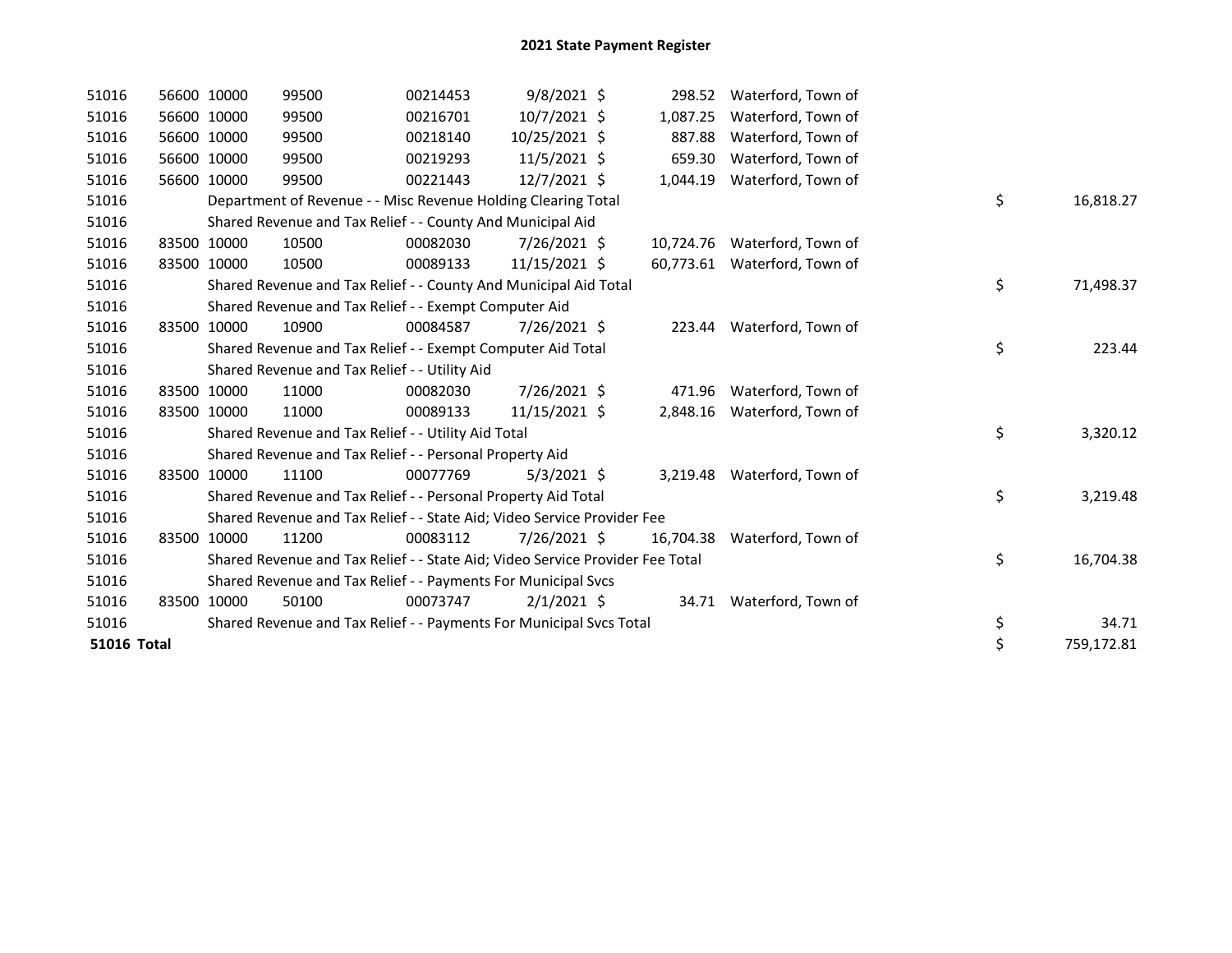## 2021 State Payment Register

| | | | | | | | | | |
|---|---|---|---|---|---|---|---|---|---|
| 51016 | 56600 | 10000 | 99500 | 00214453 | 9/8/2021 | $ 298.52 | Waterford, Town of | | |
| 51016 | 56600 | 10000 | 99500 | 00216701 | 10/7/2021 | $ 1,087.25 | Waterford, Town of | | |
| 51016 | 56600 | 10000 | 99500 | 00218140 | 10/25/2021 | $ 887.88 | Waterford, Town of | | |
| 51016 | 56600 | 10000 | 99500 | 00219293 | 11/5/2021 | $ 659.30 | Waterford, Town of | | |
| 51016 | 56600 | 10000 | 99500 | 00221443 | 12/7/2021 | $ 1,044.19 | Waterford, Town of | | |
| 51016 | | Department of Revenue - - Misc Revenue Holding Clearing Total | | | | | | $ | 16,818.27 |
| 51016 | | Shared Revenue and Tax Relief - - County And Municipal Aid | | | | | | | |
| 51016 | 83500 | 10000 | 10500 | 00082030 | 7/26/2021 | $ 10,724.76 | Waterford, Town of | | |
| 51016 | 83500 | 10000 | 10500 | 00089133 | 11/15/2021 | $ 60,773.61 | Waterford, Town of | | |
| 51016 | | Shared Revenue and Tax Relief - - County And Municipal Aid Total | | | | | | $ | 71,498.37 |
| 51016 | | Shared Revenue and Tax Relief - - Exempt Computer Aid | | | | | | | |
| 51016 | 83500 | 10000 | 10900 | 00084587 | 7/26/2021 | $ 223.44 | Waterford, Town of | | |
| 51016 | | Shared Revenue and Tax Relief - - Exempt Computer Aid Total | | | | | | $ | 223.44 |
| 51016 | | Shared Revenue and Tax Relief - - Utility Aid | | | | | | | |
| 51016 | 83500 | 10000 | 11000 | 00082030 | 7/26/2021 | $ 471.96 | Waterford, Town of | | |
| 51016 | 83500 | 10000 | 11000 | 00089133 | 11/15/2021 | $ 2,848.16 | Waterford, Town of | | |
| 51016 | | Shared Revenue and Tax Relief - - Utility Aid Total | | | | | | $ | 3,320.12 |
| 51016 | | Shared Revenue and Tax Relief - - Personal Property Aid | | | | | | | |
| 51016 | 83500 | 10000 | 11100 | 00077769 | 5/3/2021 | $ 3,219.48 | Waterford, Town of | | |
| 51016 | | Shared Revenue and Tax Relief - - Personal Property Aid Total | | | | | | $ | 3,219.48 |
| 51016 | | Shared Revenue and Tax Relief - - State Aid; Video Service Provider Fee | | | | | | | |
| 51016 | 83500 | 10000 | 11200 | 00083112 | 7/26/2021 | $ 16,704.38 | Waterford, Town of | | |
| 51016 | | Shared Revenue and Tax Relief - - State Aid; Video Service Provider Fee Total | | | | | | $ | 16,704.38 |
| 51016 | | Shared Revenue and Tax Relief - - Payments For Municipal Svcs | | | | | | | |
| 51016 | 83500 | 10000 | 50100 | 00073747 | 2/1/2021 | $ 34.71 | Waterford, Town of | | |
| 51016 | | Shared Revenue and Tax Relief - - Payments For Municipal Svcs Total | | | | | | $ | 34.71 |
| **51016 Total** | | | | | | | | $ | 759,172.81 |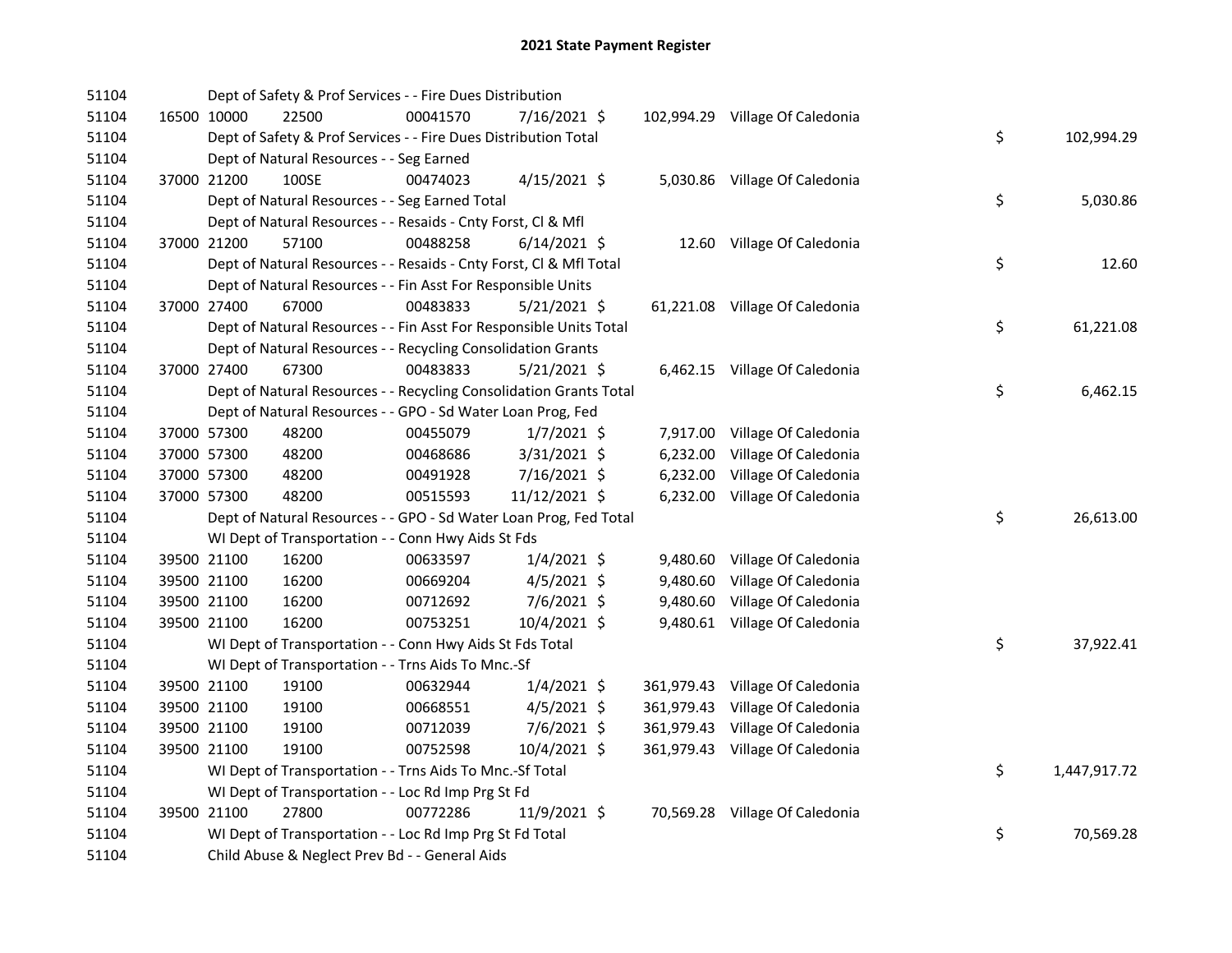# 2021 State Payment Register

| | | | | | | | | | |
|---|---|---|---|---|---|---|---|---|---|
| 51104 | | Dept of Safety & Prof Services - - Fire Dues Distribution | | | | | | | |
| 51104 | 16500 | 10000 | 22500 | 00041570 | 7/16/2021 | $ 102,994.29 | Village Of Caledonia | | |
| 51104 | | Dept of Safety & Prof Services - - Fire Dues Distribution Total | | | | | | $ | 102,994.29 |
| 51104 | | Dept of Natural Resources - - Seg Earned | | | | | | | |
| 51104 | 37000 | 21200 | 100SE | 00474023 | 4/15/2021 | $ 5,030.86 | Village Of Caledonia | | |
| 51104 | | Dept of Natural Resources - - Seg Earned Total | | | | | | $ | 5,030.86 |
| 51104 | | Dept of Natural Resources - - Resaids - Cnty Forst, Cl & Mfl | | | | | | | |
| 51104 | 37000 | 21200 | 57100 | 00488258 | 6/14/2021 | $ 12.60 | Village Of Caledonia | | |
| 51104 | | Dept of Natural Resources - - Resaids - Cnty Forst, Cl & Mfl Total | | | | | | $ | 12.60 |
| 51104 | | Dept of Natural Resources - - Fin Asst For Responsible Units | | | | | | | |
| 51104 | 37000 | 27400 | 67000 | 00483833 | 5/21/2021 | $ 61,221.08 | Village Of Caledonia | | |
| 51104 | | Dept of Natural Resources - - Fin Asst For Responsible Units Total | | | | | | $ | 61,221.08 |
| 51104 | | Dept of Natural Resources - - Recycling Consolidation Grants | | | | | | | |
| 51104 | 37000 | 27400 | 67300 | 00483833 | 5/21/2021 | $ 6,462.15 | Village Of Caledonia | | |
| 51104 | | Dept of Natural Resources - - Recycling Consolidation Grants Total | | | | | | $ | 6,462.15 |
| 51104 | | Dept of Natural Resources - - GPO - Sd Water Loan Prog, Fed | | | | | | | |
| 51104 | 37000 | 57300 | 48200 | 00455079 | 1/7/2021 | $ 7,917.00 | Village Of Caledonia | | |
| 51104 | 37000 | 57300 | 48200 | 00468686 | 3/31/2021 | $ 6,232.00 | Village Of Caledonia | | |
| 51104 | 37000 | 57300 | 48200 | 00491928 | 7/16/2021 | $ 6,232.00 | Village Of Caledonia | | |
| 51104 | 37000 | 57300 | 48200 | 00515593 | 11/12/2021 | $ 6,232.00 | Village Of Caledonia | | |
| 51104 | | Dept of Natural Resources - - GPO - Sd Water Loan Prog, Fed Total | | | | | | $ | 26,613.00 |
| 51104 | | WI Dept of Transportation - - Conn Hwy Aids St Fds | | | | | | | |
| 51104 | 39500 | 21100 | 16200 | 00633597 | 1/4/2021 | $ 9,480.60 | Village Of Caledonia | | |
| 51104 | 39500 | 21100 | 16200 | 00669204 | 4/5/2021 | $ 9,480.60 | Village Of Caledonia | | |
| 51104 | 39500 | 21100 | 16200 | 00712692 | 7/6/2021 | $ 9,480.60 | Village Of Caledonia | | |
| 51104 | 39500 | 21100 | 16200 | 00753251 | 10/4/2021 | $ 9,480.61 | Village Of Caledonia | | |
| 51104 | | WI Dept of Transportation - - Conn Hwy Aids St Fds Total | | | | | | $ | 37,922.41 |
| 51104 | | WI Dept of Transportation - - Trns Aids To Mnc.-Sf | | | | | | | |
| 51104 | 39500 | 21100 | 19100 | 00632944 | 1/4/2021 | $ 361,979.43 | Village Of Caledonia | | |
| 51104 | 39500 | 21100 | 19100 | 00668551 | 4/5/2021 | $ 361,979.43 | Village Of Caledonia | | |
| 51104 | 39500 | 21100 | 19100 | 00712039 | 7/6/2021 | $ 361,979.43 | Village Of Caledonia | | |
| 51104 | 39500 | 21100 | 19100 | 00752598 | 10/4/2021 | $ 361,979.43 | Village Of Caledonia | | |
| 51104 | | WI Dept of Transportation - - Trns Aids To Mnc.-Sf Total | | | | | | $ | 1,447,917.72 |
| 51104 | | WI Dept of Transportation - - Loc Rd Imp Prg St Fd | | | | | | | |
| 51104 | 39500 | 21100 | 27800 | 00772286 | 11/9/2021 | $ 70,569.28 | Village Of Caledonia | | |
| 51104 | | WI Dept of Transportation - - Loc Rd Imp Prg St Fd Total | | | | | | $ | 70,569.28 |
| 51104 | | Child Abuse & Neglect Prev Bd - - General Aids | | | | | | | |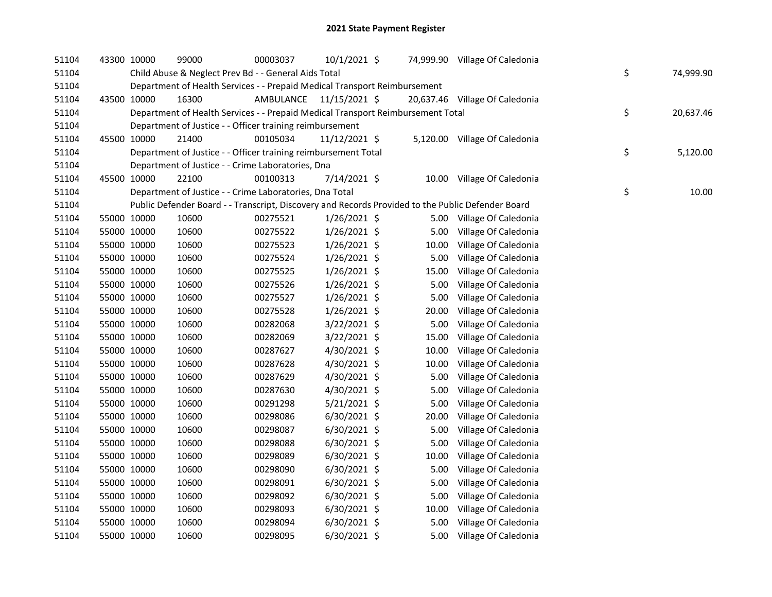# 2021 State Payment Register

| | | | | | | | | | |
|---|---|---|---|---|---|---|---|---|---|
| 51104 | 43300 | 10000 | 99000 | 00003037 | 10/1/2021 | $ 74,999.90 | Village Of Caledonia | | |
| 51104 | | Child Abuse & Neglect Prev Bd - - General Aids Total | | | | | | $ | 74,999.90 |
| 51104 | | Department of Health Services - - Prepaid Medical Transport Reimbursement | | | | | | | |
| 51104 | 43500 | 10000 | 16300 | AMBULANCE | 11/15/2021 | $ 20,637.46 | Village Of Caledonia | | |
| 51104 | | Department of Health Services - - Prepaid Medical Transport Reimbursement Total | | | | | | $ | 20,637.46 |
| 51104 | | Department of Justice - - Officer training reimbursement | | | | | | | |
| 51104 | 45500 | 10000 | 21400 | 00105034 | 11/12/2021 | $ 5,120.00 | Village Of Caledonia | | |
| 51104 | | Department of Justice - - Officer training reimbursement Total | | | | | | $ | 5,120.00 |
| 51104 | | Department of Justice - - Crime Laboratories, Dna | | | | | | | |
| 51104 | 45500 | 10000 | 22100 | 00100313 | 7/14/2021 | $ 10.00 | Village Of Caledonia | | |
| 51104 | | Department of Justice - - Crime Laboratories, Dna Total | | | | | | $ | 10.00 |
| 51104 | | Public Defender Board - - Transcript, Discovery and Records Provided to the Public Defender Board | | | | | | | |
| 51104 | 55000 | 10000 | 10600 | 00275521 | 1/26/2021 | $ 5.00 | Village Of Caledonia | | |
| 51104 | 55000 | 10000 | 10600 | 00275522 | 1/26/2021 | $ 5.00 | Village Of Caledonia | | |
| 51104 | 55000 | 10000 | 10600 | 00275523 | 1/26/2021 | $ 10.00 | Village Of Caledonia | | |
| 51104 | 55000 | 10000 | 10600 | 00275524 | 1/26/2021 | $ 5.00 | Village Of Caledonia | | |
| 51104 | 55000 | 10000 | 10600 | 00275525 | 1/26/2021 | $ 15.00 | Village Of Caledonia | | |
| 51104 | 55000 | 10000 | 10600 | 00275526 | 1/26/2021 | $ 5.00 | Village Of Caledonia | | |
| 51104 | 55000 | 10000 | 10600 | 00275527 | 1/26/2021 | $ 5.00 | Village Of Caledonia | | |
| 51104 | 55000 | 10000 | 10600 | 00275528 | 1/26/2021 | $ 20.00 | Village Of Caledonia | | |
| 51104 | 55000 | 10000 | 10600 | 00282068 | 3/22/2021 | $ 5.00 | Village Of Caledonia | | |
| 51104 | 55000 | 10000 | 10600 | 00282069 | 3/22/2021 | $ 15.00 | Village Of Caledonia | | |
| 51104 | 55000 | 10000 | 10600 | 00287627 | 4/30/2021 | $ 10.00 | Village Of Caledonia | | |
| 51104 | 55000 | 10000 | 10600 | 00287628 | 4/30/2021 | $ 10.00 | Village Of Caledonia | | |
| 51104 | 55000 | 10000 | 10600 | 00287629 | 4/30/2021 | $ 5.00 | Village Of Caledonia | | |
| 51104 | 55000 | 10000 | 10600 | 00287630 | 4/30/2021 | $ 5.00 | Village Of Caledonia | | |
| 51104 | 55000 | 10000 | 10600 | 00291298 | 5/21/2021 | $ 5.00 | Village Of Caledonia | | |
| 51104 | 55000 | 10000 | 10600 | 00298086 | 6/30/2021 | $ 20.00 | Village Of Caledonia | | |
| 51104 | 55000 | 10000 | 10600 | 00298087 | 6/30/2021 | $ 5.00 | Village Of Caledonia | | |
| 51104 | 55000 | 10000 | 10600 | 00298088 | 6/30/2021 | $ 5.00 | Village Of Caledonia | | |
| 51104 | 55000 | 10000 | 10600 | 00298089 | 6/30/2021 | $ 10.00 | Village Of Caledonia | | |
| 51104 | 55000 | 10000 | 10600 | 00298090 | 6/30/2021 | $ 5.00 | Village Of Caledonia | | |
| 51104 | 55000 | 10000 | 10600 | 00298091 | 6/30/2021 | $ 5.00 | Village Of Caledonia | | |
| 51104 | 55000 | 10000 | 10600 | 00298092 | 6/30/2021 | $ 5.00 | Village Of Caledonia | | |
| 51104 | 55000 | 10000 | 10600 | 00298093 | 6/30/2021 | $ 10.00 | Village Of Caledonia | | |
| 51104 | 55000 | 10000 | 10600 | 00298094 | 6/30/2021 | $ 5.00 | Village Of Caledonia | | |
| 51104 | 55000 | 10000 | 10600 | 00298095 | 6/30/2021 | $ 5.00 | Village Of Caledonia | | |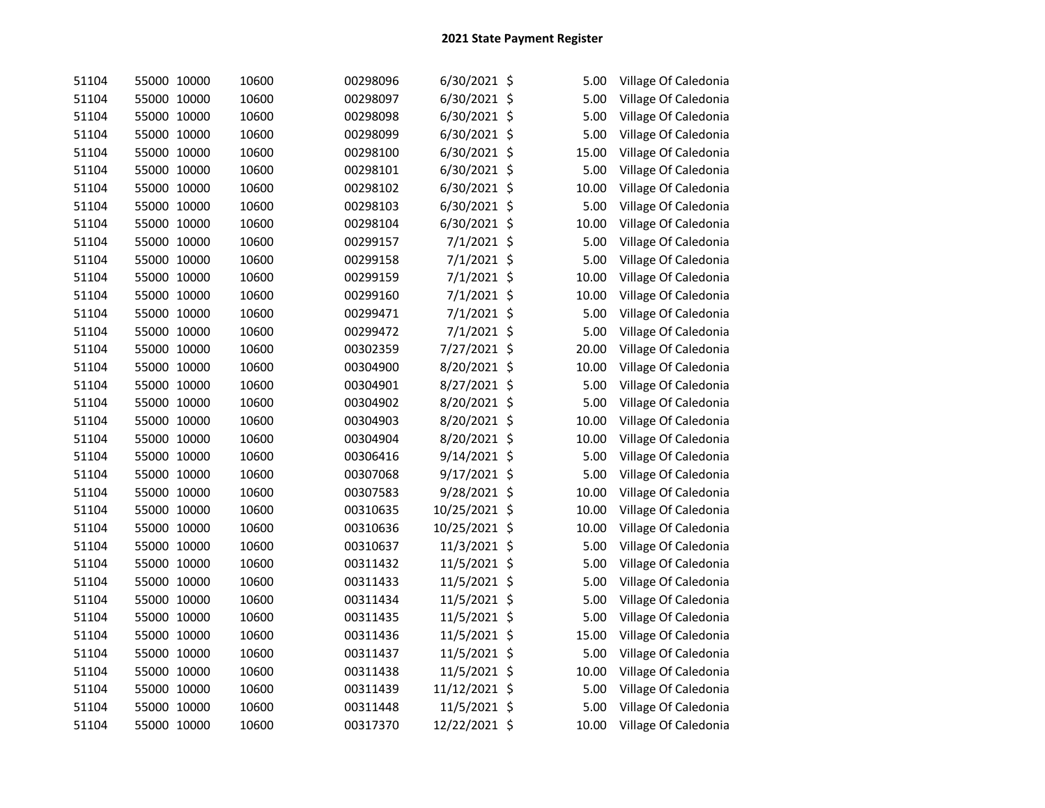## 2021 State Payment Register

| | | | | | | | | |
|---|---|---|---|---|---|---|---|---|
| 51104 | 55000 | 10000 | 10600 | 00298096 | 6/30/2021 | $ | 5.00 | Village Of Caledonia |
| 51104 | 55000 | 10000 | 10600 | 00298097 | 6/30/2021 | $ | 5.00 | Village Of Caledonia |
| 51104 | 55000 | 10000 | 10600 | 00298098 | 6/30/2021 | $ | 5.00 | Village Of Caledonia |
| 51104 | 55000 | 10000 | 10600 | 00298099 | 6/30/2021 | $ | 5.00 | Village Of Caledonia |
| 51104 | 55000 | 10000 | 10600 | 00298100 | 6/30/2021 | $ | 15.00 | Village Of Caledonia |
| 51104 | 55000 | 10000 | 10600 | 00298101 | 6/30/2021 | $ | 5.00 | Village Of Caledonia |
| 51104 | 55000 | 10000 | 10600 | 00298102 | 6/30/2021 | $ | 10.00 | Village Of Caledonia |
| 51104 | 55000 | 10000 | 10600 | 00298103 | 6/30/2021 | $ | 5.00 | Village Of Caledonia |
| 51104 | 55000 | 10000 | 10600 | 00298104 | 6/30/2021 | $ | 10.00 | Village Of Caledonia |
| 51104 | 55000 | 10000 | 10600 | 00299157 | 7/1/2021 | $ | 5.00 | Village Of Caledonia |
| 51104 | 55000 | 10000 | 10600 | 00299158 | 7/1/2021 | $ | 5.00 | Village Of Caledonia |
| 51104 | 55000 | 10000 | 10600 | 00299159 | 7/1/2021 | $ | 10.00 | Village Of Caledonia |
| 51104 | 55000 | 10000 | 10600 | 00299160 | 7/1/2021 | $ | 10.00 | Village Of Caledonia |
| 51104 | 55000 | 10000 | 10600 | 00299471 | 7/1/2021 | $ | 5.00 | Village Of Caledonia |
| 51104 | 55000 | 10000 | 10600 | 00299472 | 7/1/2021 | $ | 5.00 | Village Of Caledonia |
| 51104 | 55000 | 10000 | 10600 | 00302359 | 7/27/2021 | $ | 20.00 | Village Of Caledonia |
| 51104 | 55000 | 10000 | 10600 | 00304900 | 8/20/2021 | $ | 10.00 | Village Of Caledonia |
| 51104 | 55000 | 10000 | 10600 | 00304901 | 8/27/2021 | $ | 5.00 | Village Of Caledonia |
| 51104 | 55000 | 10000 | 10600 | 00304902 | 8/20/2021 | $ | 5.00 | Village Of Caledonia |
| 51104 | 55000 | 10000 | 10600 | 00304903 | 8/20/2021 | $ | 10.00 | Village Of Caledonia |
| 51104 | 55000 | 10000 | 10600 | 00304904 | 8/20/2021 | $ | 10.00 | Village Of Caledonia |
| 51104 | 55000 | 10000 | 10600 | 00306416 | 9/14/2021 | $ | 5.00 | Village Of Caledonia |
| 51104 | 55000 | 10000 | 10600 | 00307068 | 9/17/2021 | $ | 5.00 | Village Of Caledonia |
| 51104 | 55000 | 10000 | 10600 | 00307583 | 9/28/2021 | $ | 10.00 | Village Of Caledonia |
| 51104 | 55000 | 10000 | 10600 | 00310635 | 10/25/2021 | $ | 10.00 | Village Of Caledonia |
| 51104 | 55000 | 10000 | 10600 | 00310636 | 10/25/2021 | $ | 10.00 | Village Of Caledonia |
| 51104 | 55000 | 10000 | 10600 | 00310637 | 11/3/2021 | $ | 5.00 | Village Of Caledonia |
| 51104 | 55000 | 10000 | 10600 | 00311432 | 11/5/2021 | $ | 5.00 | Village Of Caledonia |
| 51104 | 55000 | 10000 | 10600 | 00311433 | 11/5/2021 | $ | 5.00 | Village Of Caledonia |
| 51104 | 55000 | 10000 | 10600 | 00311434 | 11/5/2021 | $ | 5.00 | Village Of Caledonia |
| 51104 | 55000 | 10000 | 10600 | 00311435 | 11/5/2021 | $ | 5.00 | Village Of Caledonia |
| 51104 | 55000 | 10000 | 10600 | 00311436 | 11/5/2021 | $ | 15.00 | Village Of Caledonia |
| 51104 | 55000 | 10000 | 10600 | 00311437 | 11/5/2021 | $ | 5.00 | Village Of Caledonia |
| 51104 | 55000 | 10000 | 10600 | 00311438 | 11/5/2021 | $ | 10.00 | Village Of Caledonia |
| 51104 | 55000 | 10000 | 10600 | 00311439 | 11/12/2021 | $ | 5.00 | Village Of Caledonia |
| 51104 | 55000 | 10000 | 10600 | 00311448 | 11/5/2021 | $ | 5.00 | Village Of Caledonia |
| 51104 | 55000 | 10000 | 10600 | 00317370 | 12/22/2021 | $ | 10.00 | Village Of Caledonia |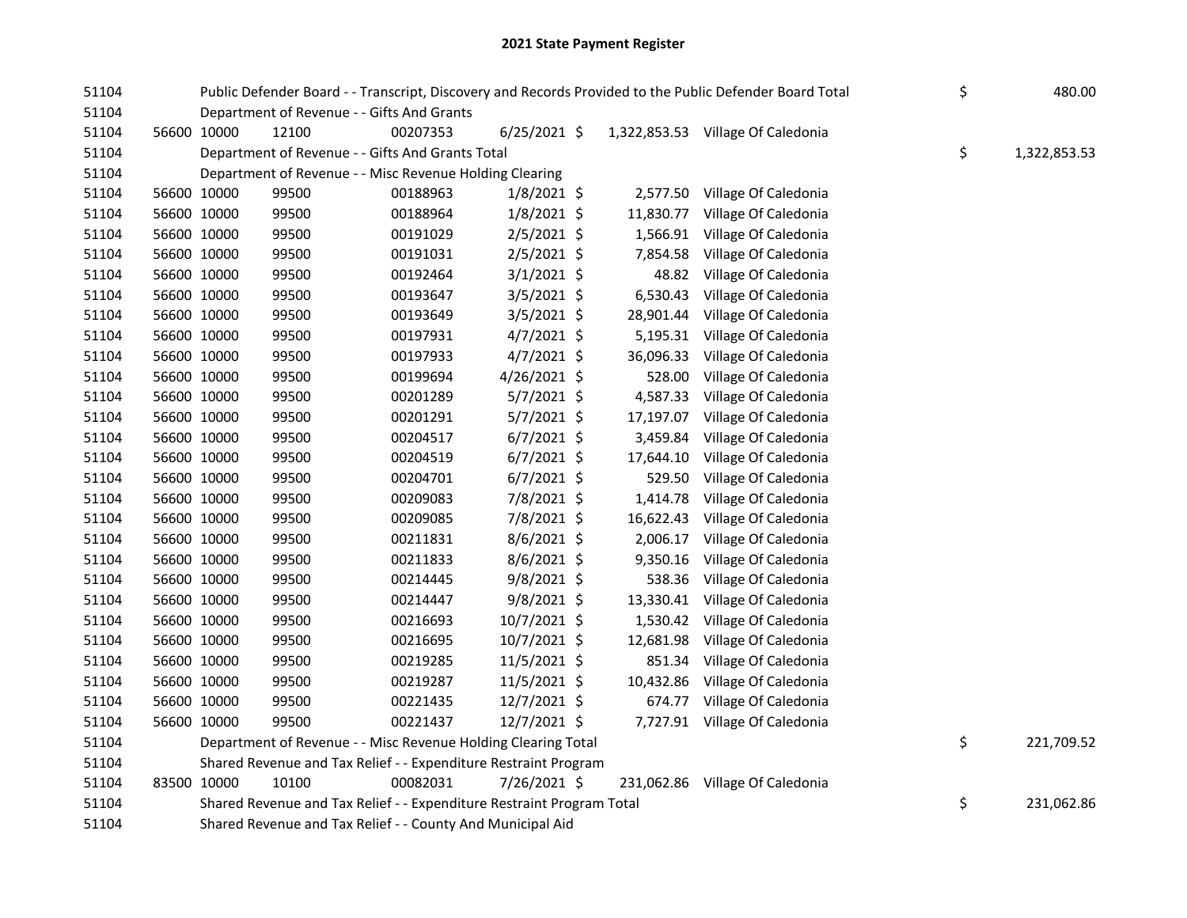## 2021 State Payment Register

| | | | | | | | | | |
|---|---|---|---|---|---|---|---|---|---|
| 51104 | | | Public Defender Board - - Transcript, Discovery and Records Provided to the Public Defender Board Total | | | | | $ | 480.00 |
| 51104 | | | Department of Revenue - - Gifts And Grants | | | | | | |
| 51104 | 56600 | 10000 | 12100 | 00207353 | 6/25/2021 $ | 1,322,853.53 | Village Of Caledonia | | |
| 51104 | | | Department of Revenue - - Gifts And Grants Total | | | | | $ | 1,322,853.53 |
| 51104 | | | Department of Revenue - - Misc Revenue Holding Clearing | | | | | | |
| 51104 | 56600 | 10000 | 99500 | 00188963 | 1/8/2021 $ | 2,577.50 | Village Of Caledonia | | |
| 51104 | 56600 | 10000 | 99500 | 00188964 | 1/8/2021 $ | 11,830.77 | Village Of Caledonia | | |
| 51104 | 56600 | 10000 | 99500 | 00191029 | 2/5/2021 $ | 1,566.91 | Village Of Caledonia | | |
| 51104 | 56600 | 10000 | 99500 | 00191031 | 2/5/2021 $ | 7,854.58 | Village Of Caledonia | | |
| 51104 | 56600 | 10000 | 99500 | 00192464 | 3/1/2021 $ | 48.82 | Village Of Caledonia | | |
| 51104 | 56600 | 10000 | 99500 | 00193647 | 3/5/2021 $ | 6,530.43 | Village Of Caledonia | | |
| 51104 | 56600 | 10000 | 99500 | 00193649 | 3/5/2021 $ | 28,901.44 | Village Of Caledonia | | |
| 51104 | 56600 | 10000 | 99500 | 00197931 | 4/7/2021 $ | 5,195.31 | Village Of Caledonia | | |
| 51104 | 56600 | 10000 | 99500 | 00197933 | 4/7/2021 $ | 36,096.33 | Village Of Caledonia | | |
| 51104 | 56600 | 10000 | 99500 | 00199694 | 4/26/2021 $ | 528.00 | Village Of Caledonia | | |
| 51104 | 56600 | 10000 | 99500 | 00201289 | 5/7/2021 $ | 4,587.33 | Village Of Caledonia | | |
| 51104 | 56600 | 10000 | 99500 | 00201291 | 5/7/2021 $ | 17,197.07 | Village Of Caledonia | | |
| 51104 | 56600 | 10000 | 99500 | 00204517 | 6/7/2021 $ | 3,459.84 | Village Of Caledonia | | |
| 51104 | 56600 | 10000 | 99500 | 00204519 | 6/7/2021 $ | 17,644.10 | Village Of Caledonia | | |
| 51104 | 56600 | 10000 | 99500 | 00204701 | 6/7/2021 $ | 529.50 | Village Of Caledonia | | |
| 51104 | 56600 | 10000 | 99500 | 00209083 | 7/8/2021 $ | 1,414.78 | Village Of Caledonia | | |
| 51104 | 56600 | 10000 | 99500 | 00209085 | 7/8/2021 $ | 16,622.43 | Village Of Caledonia | | |
| 51104 | 56600 | 10000 | 99500 | 00211831 | 8/6/2021 $ | 2,006.17 | Village Of Caledonia | | |
| 51104 | 56600 | 10000 | 99500 | 00211833 | 8/6/2021 $ | 9,350.16 | Village Of Caledonia | | |
| 51104 | 56600 | 10000 | 99500 | 00214445 | 9/8/2021 $ | 538.36 | Village Of Caledonia | | |
| 51104 | 56600 | 10000 | 99500 | 00214447 | 9/8/2021 $ | 13,330.41 | Village Of Caledonia | | |
| 51104 | 56600 | 10000 | 99500 | 00216693 | 10/7/2021 $ | 1,530.42 | Village Of Caledonia | | |
| 51104 | 56600 | 10000 | 99500 | 00216695 | 10/7/2021 $ | 12,681.98 | Village Of Caledonia | | |
| 51104 | 56600 | 10000 | 99500 | 00219285 | 11/5/2021 $ | 851.34 | Village Of Caledonia | | |
| 51104 | 56600 | 10000 | 99500 | 00219287 | 11/5/2021 $ | 10,432.86 | Village Of Caledonia | | |
| 51104 | 56600 | 10000 | 99500 | 00221435 | 12/7/2021 $ | 674.77 | Village Of Caledonia | | |
| 51104 | 56600 | 10000 | 99500 | 00221437 | 12/7/2021 $ | 7,727.91 | Village Of Caledonia | | |
| 51104 | | | Department of Revenue - - Misc Revenue Holding Clearing Total | | | | | $ | 221,709.52 |
| 51104 | | | Shared Revenue and Tax Relief - - Expenditure Restraint Program | | | | | | |
| 51104 | 83500 | 10000 | 10100 | 00082031 | 7/26/2021 $ | 231,062.86 | Village Of Caledonia | | |
| 51104 | | | Shared Revenue and Tax Relief - - Expenditure Restraint Program Total | | | | | $ | 231,062.86 |
| 51104 | | | Shared Revenue and Tax Relief - - County And Municipal Aid | | | | | | |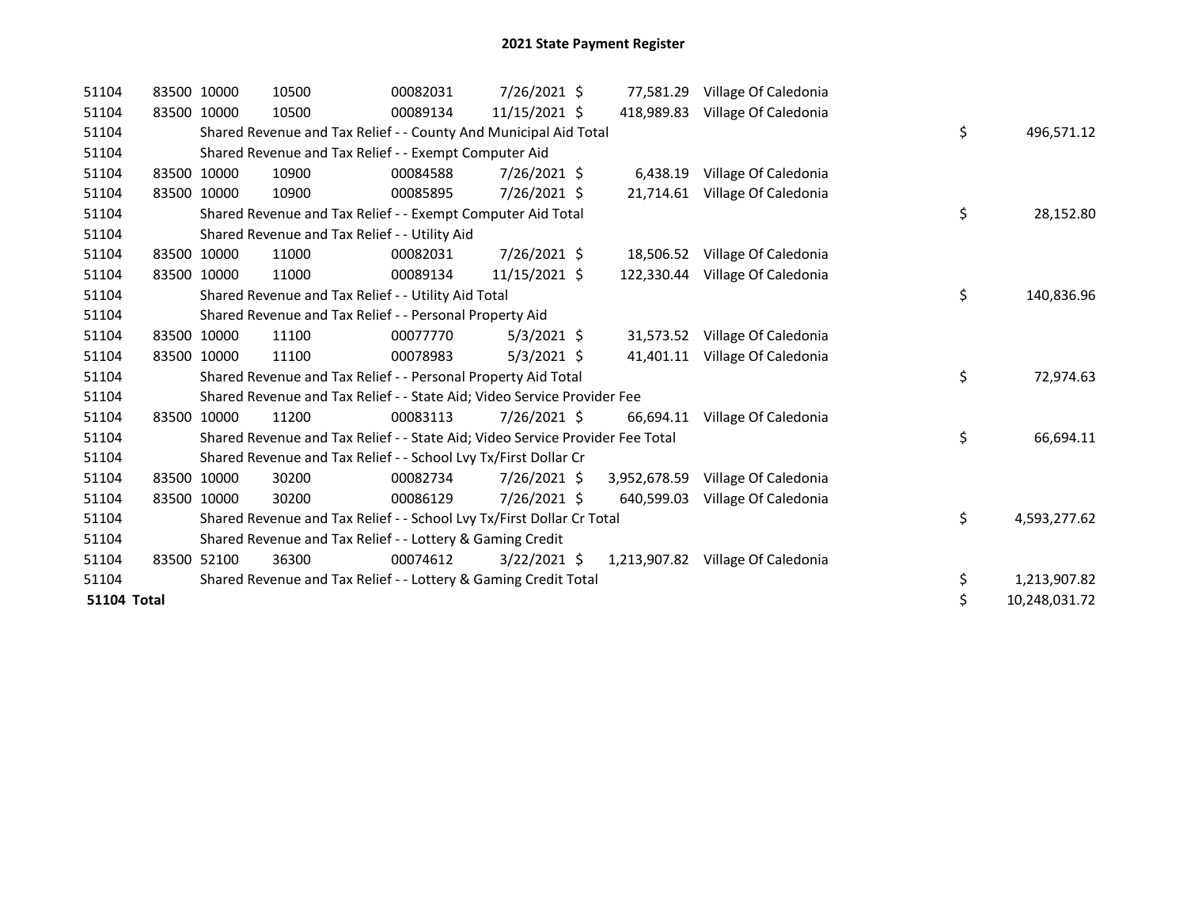# 2021 State Payment Register

| | | | | | | | | | |
|---|---|---|---|---|---|---|---|---|---|
| 51104 | 83500 | 10000 | 10500 | 00082031 | 7/26/2021 | $ 77,581.29 | Village Of Caledonia | | |
| 51104 | 83500 | 10000 | 10500 | 00089134 | 11/15/2021 | $ 418,989.83 | Village Of Caledonia | | |
| 51104 | | Shared Revenue and Tax Relief - - County And Municipal Aid Total | | | | | | $ | 496,571.12 |
| 51104 | | Shared Revenue and Tax Relief - - Exempt Computer Aid | | | | | | | |
| 51104 | 83500 | 10000 | 10900 | 00084588 | 7/26/2021 | $ 6,438.19 | Village Of Caledonia | | |
| 51104 | 83500 | 10000 | 10900 | 00085895 | 7/26/2021 | $ 21,714.61 | Village Of Caledonia | | |
| 51104 | | Shared Revenue and Tax Relief - - Exempt Computer Aid Total | | | | | | $ | 28,152.80 |
| 51104 | | Shared Revenue and Tax Relief - - Utility Aid | | | | | | | |
| 51104 | 83500 | 10000 | 11000 | 00082031 | 7/26/2021 | $ 18,506.52 | Village Of Caledonia | | |
| 51104 | 83500 | 10000 | 11000 | 00089134 | 11/15/2021 | $ 122,330.44 | Village Of Caledonia | | |
| 51104 | | Shared Revenue and Tax Relief - - Utility Aid Total | | | | | | $ | 140,836.96 |
| 51104 | | Shared Revenue and Tax Relief - - Personal Property Aid | | | | | | | |
| 51104 | 83500 | 10000 | 11100 | 00077770 | 5/3/2021 | $ 31,573.52 | Village Of Caledonia | | |
| 51104 | 83500 | 10000 | 11100 | 00078983 | 5/3/2021 | $ 41,401.11 | Village Of Caledonia | | |
| 51104 | | Shared Revenue and Tax Relief - - Personal Property Aid Total | | | | | | $ | 72,974.63 |
| 51104 | | Shared Revenue and Tax Relief - - State Aid; Video Service Provider Fee | | | | | | | |
| 51104 | 83500 | 10000 | 11200 | 00083113 | 7/26/2021 | $ 66,694.11 | Village Of Caledonia | | |
| 51104 | | Shared Revenue and Tax Relief - - State Aid; Video Service Provider Fee Total | | | | | | $ | 66,694.11 |
| 51104 | | Shared Revenue and Tax Relief - - School Lvy Tx/First Dollar Cr | | | | | | | |
| 51104 | 83500 | 10000 | 30200 | 00082734 | 7/26/2021 | $ 3,952,678.59 | Village Of Caledonia | | |
| 51104 | 83500 | 10000 | 30200 | 00086129 | 7/26/2021 | $ 640,599.03 | Village Of Caledonia | | |
| 51104 | | Shared Revenue and Tax Relief - - School Lvy Tx/First Dollar Cr Total | | | | | | $ | 4,593,277.62 |
| 51104 | | Shared Revenue and Tax Relief - - Lottery & Gaming Credit | | | | | | | |
| 51104 | 83500 | 52100 | 36300 | 00074612 | 3/22/2021 | $ 1,213,907.82 | Village Of Caledonia | | |
| 51104 | | Shared Revenue and Tax Relief - - Lottery & Gaming Credit Total | | | | | | $ | 1,213,907.82 |
| **51104 Total** | | | | | | | | $ | 10,248,031.72 |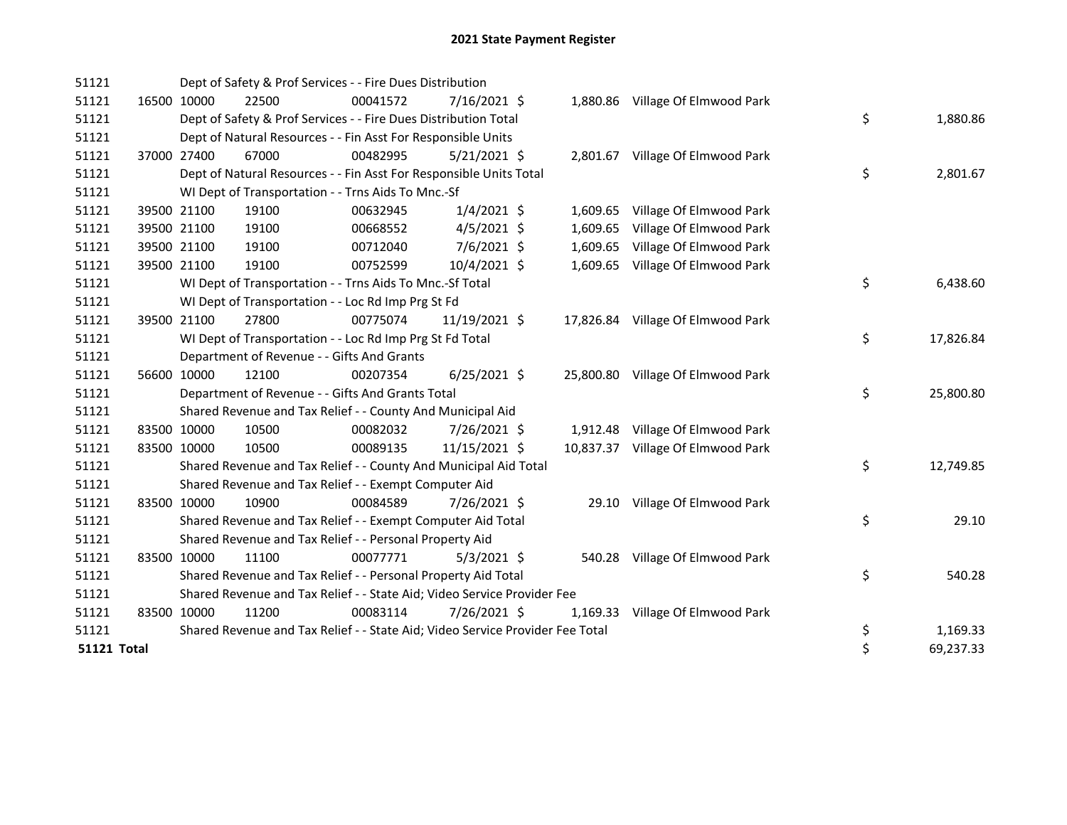# 2021 State Payment Register

| | | | | | | | | | |
|---|---|---|---|---|---|---|---|---|---|
| 51121 | | | Dept of Safety & Prof Services - - Fire Dues Distribution | | | | | | |
| 51121 | 16500 | 10000 | 22500 | 00041572 | 7/16/2021 | $ 1,880.86 | Village Of Elmwood Park | | |
| 51121 | | | Dept of Safety & Prof Services - - Fire Dues Distribution Total | | | | | $ | 1,880.86 |
| 51121 | | | Dept of Natural Resources - - Fin Asst For Responsible Units | | | | | | |
| 51121 | 37000 | 27400 | 67000 | 00482995 | 5/21/2021 | $ 2,801.67 | Village Of Elmwood Park | | |
| 51121 | | | Dept of Natural Resources - - Fin Asst For Responsible Units Total | | | | | $ | 2,801.67 |
| 51121 | | | WI Dept of Transportation - - Trns Aids To Mnc.-Sf | | | | | | |
| 51121 | 39500 | 21100 | 19100 | 00632945 | 1/4/2021 | $ 1,609.65 | Village Of Elmwood Park | | |
| 51121 | 39500 | 21100 | 19100 | 00668552 | 4/5/2021 | $ 1,609.65 | Village Of Elmwood Park | | |
| 51121 | 39500 | 21100 | 19100 | 00712040 | 7/6/2021 | $ 1,609.65 | Village Of Elmwood Park | | |
| 51121 | 39500 | 21100 | 19100 | 00752599 | 10/4/2021 | $ 1,609.65 | Village Of Elmwood Park | | |
| 51121 | | | WI Dept of Transportation - - Trns Aids To Mnc.-Sf Total | | | | | $ | 6,438.60 |
| 51121 | | | WI Dept of Transportation - - Loc Rd Imp Prg St Fd | | | | | | |
| 51121 | 39500 | 21100 | 27800 | 00775074 | 11/19/2021 | $ 17,826.84 | Village Of Elmwood Park | | |
| 51121 | | | WI Dept of Transportation - - Loc Rd Imp Prg St Fd Total | | | | | $ | 17,826.84 |
| 51121 | | | Department of Revenue - - Gifts And Grants | | | | | | |
| 51121 | 56600 | 10000 | 12100 | 00207354 | 6/25/2021 | $ 25,800.80 | Village Of Elmwood Park | | |
| 51121 | | | Department of Revenue - - Gifts And Grants Total | | | | | $ | 25,800.80 |
| 51121 | | | Shared Revenue and Tax Relief - - County And Municipal Aid | | | | | | |
| 51121 | 83500 | 10000 | 10500 | 00082032 | 7/26/2021 | $ 1,912.48 | Village Of Elmwood Park | | |
| 51121 | 83500 | 10000 | 10500 | 00089135 | 11/15/2021 | $ 10,837.37 | Village Of Elmwood Park | | |
| 51121 | | | Shared Revenue and Tax Relief - - County And Municipal Aid Total | | | | | $ | 12,749.85 |
| 51121 | | | Shared Revenue and Tax Relief - - Exempt Computer Aid | | | | | | |
| 51121 | 83500 | 10000 | 10900 | 00084589 | 7/26/2021 | $ 29.10 | Village Of Elmwood Park | | |
| 51121 | | | Shared Revenue and Tax Relief - - Exempt Computer Aid Total | | | | | $ | 29.10 |
| 51121 | | | Shared Revenue and Tax Relief - - Personal Property Aid | | | | | | |
| 51121 | 83500 | 10000 | 11100 | 00077771 | 5/3/2021 | $ 540.28 | Village Of Elmwood Park | | |
| 51121 | | | Shared Revenue and Tax Relief - - Personal Property Aid Total | | | | | $ | 540.28 |
| 51121 | | | Shared Revenue and Tax Relief - - State Aid; Video Service Provider Fee | | | | | | |
| 51121 | 83500 | 10000 | 11200 | 00083114 | 7/26/2021 | $ 1,169.33 | Village Of Elmwood Park | | |
| 51121 | | | Shared Revenue and Tax Relief - - State Aid; Video Service Provider Fee Total | | | | | $ | 1,169.33 |
| **51121 Total** | | | | | | | | $ | 69,237.33 |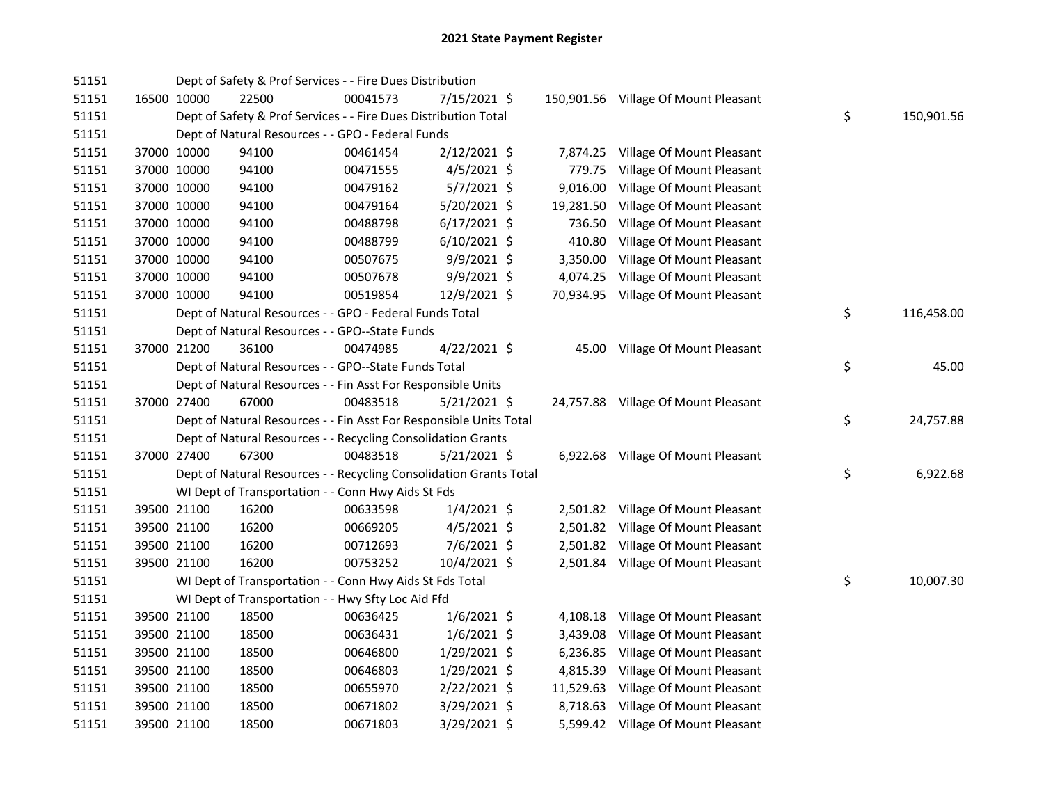# 2021 State Payment Register

| | | | | | | | | | |
|---|---|---|---|---|---|---|---|---|---|
| 51151 | | | Dept of Safety & Prof Services - - Fire Dues Distribution | | | | | | |
| 51151 | 16500 | 10000 | 22500 | 00041573 | 7/15/2021 $ | 150,901.56 | Village Of Mount Pleasant | | |
| 51151 | | | Dept of Safety & Prof Services - - Fire Dues Distribution Total | | | | | $ | 150,901.56 |
| 51151 | | | Dept of Natural Resources - - GPO - Federal Funds | | | | | | |
| 51151 | 37000 | 10000 | 94100 | 00461454 | 2/12/2021 $ | 7,874.25 | Village Of Mount Pleasant | | |
| 51151 | 37000 | 10000 | 94100 | 00471555 | 4/5/2021 $ | 779.75 | Village Of Mount Pleasant | | |
| 51151 | 37000 | 10000 | 94100 | 00479162 | 5/7/2021 $ | 9,016.00 | Village Of Mount Pleasant | | |
| 51151 | 37000 | 10000 | 94100 | 00479164 | 5/20/2021 $ | 19,281.50 | Village Of Mount Pleasant | | |
| 51151 | 37000 | 10000 | 94100 | 00488798 | 6/17/2021 $ | 736.50 | Village Of Mount Pleasant | | |
| 51151 | 37000 | 10000 | 94100 | 00488799 | 6/10/2021 $ | 410.80 | Village Of Mount Pleasant | | |
| 51151 | 37000 | 10000 | 94100 | 00507675 | 9/9/2021 $ | 3,350.00 | Village Of Mount Pleasant | | |
| 51151 | 37000 | 10000 | 94100 | 00507678 | 9/9/2021 $ | 4,074.25 | Village Of Mount Pleasant | | |
| 51151 | 37000 | 10000 | 94100 | 00519854 | 12/9/2021 $ | 70,934.95 | Village Of Mount Pleasant | | |
| 51151 | | | Dept of Natural Resources - - GPO - Federal Funds Total | | | | | $ | 116,458.00 |
| 51151 | | | Dept of Natural Resources - - GPO--State Funds | | | | | | |
| 51151 | 37000 | 21200 | 36100 | 00474985 | 4/22/2021 $ | 45.00 | Village Of Mount Pleasant | | |
| 51151 | | | Dept of Natural Resources - - GPO--State Funds Total | | | | | $ | 45.00 |
| 51151 | | | Dept of Natural Resources - - Fin Asst For Responsible Units | | | | | | |
| 51151 | 37000 | 27400 | 67000 | 00483518 | 5/21/2021 $ | 24,757.88 | Village Of Mount Pleasant | | |
| 51151 | | | Dept of Natural Resources - - Fin Asst For Responsible Units Total | | | | | $ | 24,757.88 |
| 51151 | | | Dept of Natural Resources - - Recycling Consolidation Grants | | | | | | |
| 51151 | 37000 | 27400 | 67300 | 00483518 | 5/21/2021 $ | 6,922.68 | Village Of Mount Pleasant | | |
| 51151 | | | Dept of Natural Resources - - Recycling Consolidation Grants Total | | | | | $ | 6,922.68 |
| 51151 | | | WI Dept of Transportation - - Conn Hwy Aids St Fds | | | | | | |
| 51151 | 39500 | 21100 | 16200 | 00633598 | 1/4/2021 $ | 2,501.82 | Village Of Mount Pleasant | | |
| 51151 | 39500 | 21100 | 16200 | 00669205 | 4/5/2021 $ | 2,501.82 | Village Of Mount Pleasant | | |
| 51151 | 39500 | 21100 | 16200 | 00712693 | 7/6/2021 $ | 2,501.82 | Village Of Mount Pleasant | | |
| 51151 | 39500 | 21100 | 16200 | 00753252 | 10/4/2021 $ | 2,501.84 | Village Of Mount Pleasant | | |
| 51151 | | | WI Dept of Transportation - - Conn Hwy Aids St Fds Total | | | | | $ | 10,007.30 |
| 51151 | | | WI Dept of Transportation - - Hwy Sfty Loc Aid Ffd | | | | | | |
| 51151 | 39500 | 21100 | 18500 | 00636425 | 1/6/2021 $ | 4,108.18 | Village Of Mount Pleasant | | |
| 51151 | 39500 | 21100 | 18500 | 00636431 | 1/6/2021 $ | 3,439.08 | Village Of Mount Pleasant | | |
| 51151 | 39500 | 21100 | 18500 | 00646800 | 1/29/2021 $ | 6,236.85 | Village Of Mount Pleasant | | |
| 51151 | 39500 | 21100 | 18500 | 00646803 | 1/29/2021 $ | 4,815.39 | Village Of Mount Pleasant | | |
| 51151 | 39500 | 21100 | 18500 | 00655970 | 2/22/2021 $ | 11,529.63 | Village Of Mount Pleasant | | |
| 51151 | 39500 | 21100 | 18500 | 00671802 | 3/29/2021 $ | 8,718.63 | Village Of Mount Pleasant | | |
| 51151 | 39500 | 21100 | 18500 | 00671803 | 3/29/2021 $ | 5,599.42 | Village Of Mount Pleasant | | |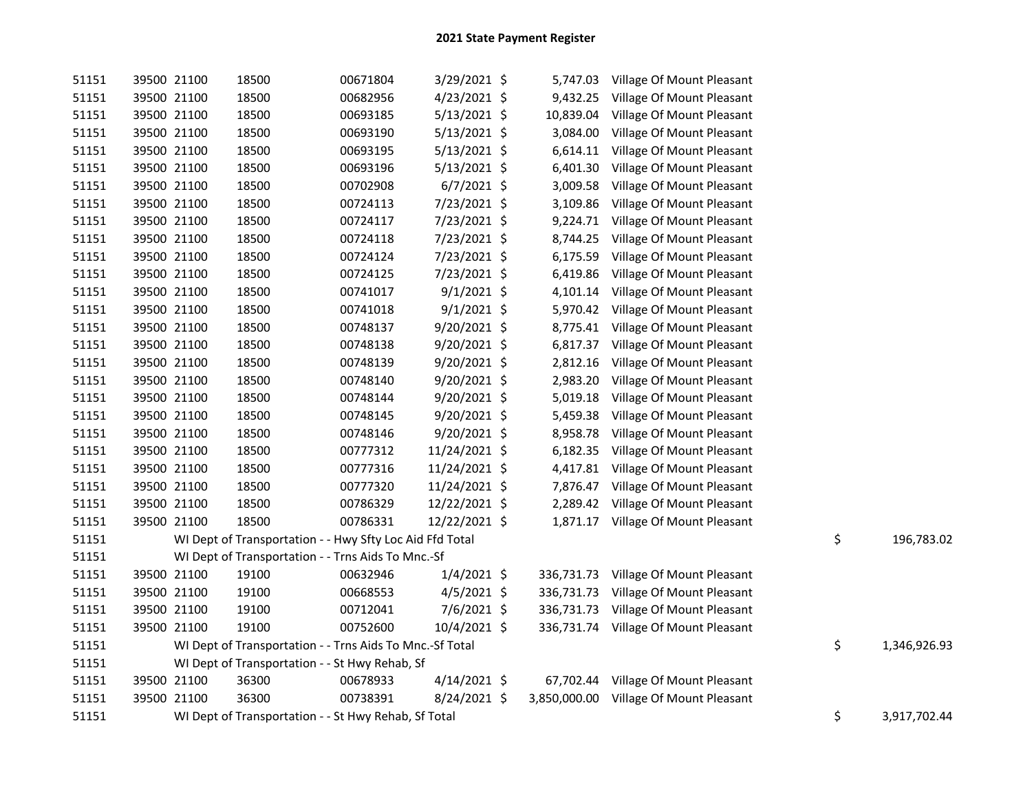# 2021 State Payment Register

| | | | | | | | | | |
|---|---|---|---|---|---|---|---|---|---|
| 51151 | 39500 | 21100 | 18500 | 00671804 | 3/29/2021 | $ 5,747.03 | Village Of Mount Pleasant | | |
| 51151 | 39500 | 21100 | 18500 | 00682956 | 4/23/2021 | $ 9,432.25 | Village Of Mount Pleasant | | |
| 51151 | 39500 | 21100 | 18500 | 00693185 | 5/13/2021 | $ 10,839.04 | Village Of Mount Pleasant | | |
| 51151 | 39500 | 21100 | 18500 | 00693190 | 5/13/2021 | $ 3,084.00 | Village Of Mount Pleasant | | |
| 51151 | 39500 | 21100 | 18500 | 00693195 | 5/13/2021 | $ 6,614.11 | Village Of Mount Pleasant | | |
| 51151 | 39500 | 21100 | 18500 | 00693196 | 5/13/2021 | $ 6,401.30 | Village Of Mount Pleasant | | |
| 51151 | 39500 | 21100 | 18500 | 00702908 | 6/7/2021 | $ 3,009.58 | Village Of Mount Pleasant | | |
| 51151 | 39500 | 21100 | 18500 | 00724113 | 7/23/2021 | $ 3,109.86 | Village Of Mount Pleasant | | |
| 51151 | 39500 | 21100 | 18500 | 00724117 | 7/23/2021 | $ 9,224.71 | Village Of Mount Pleasant | | |
| 51151 | 39500 | 21100 | 18500 | 00724118 | 7/23/2021 | $ 8,744.25 | Village Of Mount Pleasant | | |
| 51151 | 39500 | 21100 | 18500 | 00724124 | 7/23/2021 | $ 6,175.59 | Village Of Mount Pleasant | | |
| 51151 | 39500 | 21100 | 18500 | 00724125 | 7/23/2021 | $ 6,419.86 | Village Of Mount Pleasant | | |
| 51151 | 39500 | 21100 | 18500 | 00741017 | 9/1/2021 | $ 4,101.14 | Village Of Mount Pleasant | | |
| 51151 | 39500 | 21100 | 18500 | 00741018 | 9/1/2021 | $ 5,970.42 | Village Of Mount Pleasant | | |
| 51151 | 39500 | 21100 | 18500 | 00748137 | 9/20/2021 | $ 8,775.41 | Village Of Mount Pleasant | | |
| 51151 | 39500 | 21100 | 18500 | 00748138 | 9/20/2021 | $ 6,817.37 | Village Of Mount Pleasant | | |
| 51151 | 39500 | 21100 | 18500 | 00748139 | 9/20/2021 | $ 2,812.16 | Village Of Mount Pleasant | | |
| 51151 | 39500 | 21100 | 18500 | 00748140 | 9/20/2021 | $ 2,983.20 | Village Of Mount Pleasant | | |
| 51151 | 39500 | 21100 | 18500 | 00748144 | 9/20/2021 | $ 5,019.18 | Village Of Mount Pleasant | | |
| 51151 | 39500 | 21100 | 18500 | 00748145 | 9/20/2021 | $ 5,459.38 | Village Of Mount Pleasant | | |
| 51151 | 39500 | 21100 | 18500 | 00748146 | 9/20/2021 | $ 8,958.78 | Village Of Mount Pleasant | | |
| 51151 | 39500 | 21100 | 18500 | 00777312 | 11/24/2021 | $ 6,182.35 | Village Of Mount Pleasant | | |
| 51151 | 39500 | 21100 | 18500 | 00777316 | 11/24/2021 | $ 4,417.81 | Village Of Mount Pleasant | | |
| 51151 | 39500 | 21100 | 18500 | 00777320 | 11/24/2021 | $ 7,876.47 | Village Of Mount Pleasant | | |
| 51151 | 39500 | 21100 | 18500 | 00786329 | 12/22/2021 | $ 2,289.42 | Village Of Mount Pleasant | | |
| 51151 | 39500 | 21100 | 18500 | 00786331 | 12/22/2021 | $ 1,871.17 | Village Of Mount Pleasant | | |
| 51151 | WI Dept of Transportation - - Hwy Sfty Loc Aid Ffd Total | | | | | | | $ | 196,783.02 |
| 51151 | WI Dept of Transportation - - Trns Aids To Mnc.-Sf | | | | | | | | |
| 51151 | 39500 | 21100 | 19100 | 00632946 | 1/4/2021 | $ 336,731.73 | Village Of Mount Pleasant | | |
| 51151 | 39500 | 21100 | 19100 | 00668553 | 4/5/2021 | $ 336,731.73 | Village Of Mount Pleasant | | |
| 51151 | 39500 | 21100 | 19100 | 00712041 | 7/6/2021 | $ 336,731.73 | Village Of Mount Pleasant | | |
| 51151 | 39500 | 21100 | 19100 | 00752600 | 10/4/2021 | $ 336,731.74 | Village Of Mount Pleasant | | |
| 51151 | WI Dept of Transportation - - Trns Aids To Mnc.-Sf Total | | | | | | | $ | 1,346,926.93 |
| 51151 | WI Dept of Transportation - - St Hwy Rehab, Sf | | | | | | | | |
| 51151 | 39500 | 21100 | 36300 | 00678933 | 4/14/2021 | $ 67,702.44 | Village Of Mount Pleasant | | |
| 51151 | 39500 | 21100 | 36300 | 00738391 | 8/24/2021 | $ 3,850,000.00 | Village Of Mount Pleasant | | |
| 51151 | WI Dept of Transportation - - St Hwy Rehab, Sf Total | | | | | | | $ | 3,917,702.44 |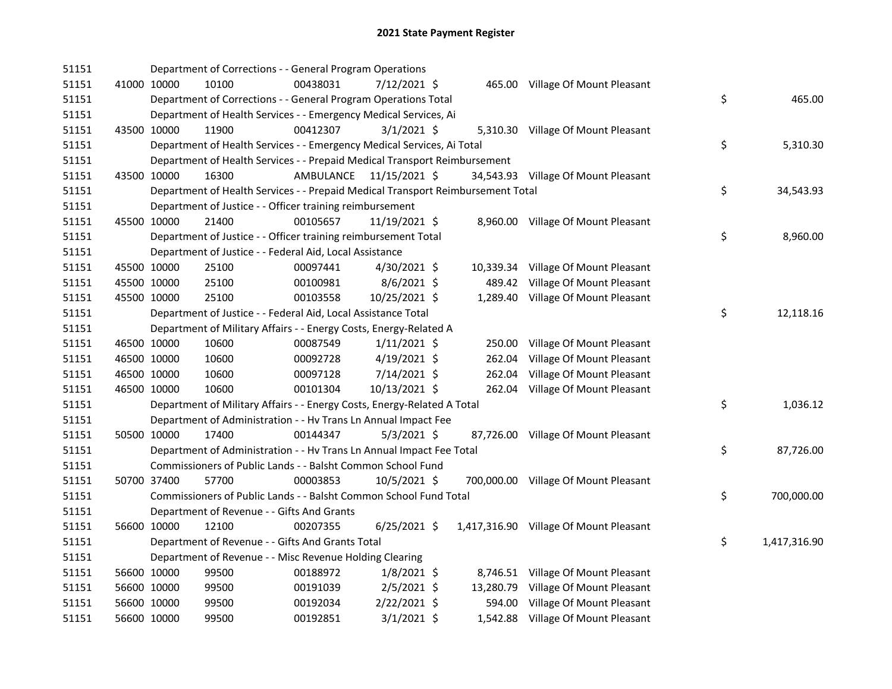# 2021 State Payment Register

| | | | | | | | | | |
|---|---|---|---|---|---|---|---|---|---|
| 51151 | | | Department of Corrections - - General Program Operations | | | | | | |
| 51151 | 41000 | 10000 | 10100 | 00438031 | 7/12/2021 | $ | 465.00 | Village Of Mount Pleasant | |
| 51151 | | | Department of Corrections - - General Program Operations Total | | | | | $ | 465.00 |
| 51151 | | | Department of Health Services - - Emergency Medical Services, Ai | | | | | | |
| 51151 | 43500 | 10000 | 11900 | 00412307 | 3/1/2021 | $ | 5,310.30 | Village Of Mount Pleasant | |
| 51151 | | | Department of Health Services - - Emergency Medical Services, Ai Total | | | | | $ | 5,310.30 |
| 51151 | | | Department of Health Services - - Prepaid Medical Transport Reimbursement | | | | | | |
| 51151 | 43500 | 10000 | 16300 | AMBULANCE | 11/15/2021 | $ | 34,543.93 | Village Of Mount Pleasant | |
| 51151 | | | Department of Health Services - - Prepaid Medical Transport Reimbursement Total | | | | | $ | 34,543.93 |
| 51151 | | | Department of Justice - - Officer training reimbursement | | | | | | |
| 51151 | 45500 | 10000 | 21400 | 00105657 | 11/19/2021 | $ | 8,960.00 | Village Of Mount Pleasant | |
| 51151 | | | Department of Justice - - Officer training reimbursement Total | | | | | $ | 8,960.00 |
| 51151 | | | Department of Justice - - Federal Aid, Local Assistance | | | | | | |
| 51151 | 45500 | 10000 | 25100 | 00097441 | 4/30/2021 | $ | 10,339.34 | Village Of Mount Pleasant | |
| 51151 | 45500 | 10000 | 25100 | 00100981 | 8/6/2021 | $ | 489.42 | Village Of Mount Pleasant | |
| 51151 | 45500 | 10000 | 25100 | 00103558 | 10/25/2021 | $ | 1,289.40 | Village Of Mount Pleasant | |
| 51151 | | | Department of Justice - - Federal Aid, Local Assistance Total | | | | | $ | 12,118.16 |
| 51151 | | | Department of Military Affairs - - Energy Costs, Energy-Related A | | | | | | |
| 51151 | 46500 | 10000 | 10600 | 00087549 | 1/11/2021 | $ | 250.00 | Village Of Mount Pleasant | |
| 51151 | 46500 | 10000 | 10600 | 00092728 | 4/19/2021 | $ | 262.04 | Village Of Mount Pleasant | |
| 51151 | 46500 | 10000 | 10600 | 00097128 | 7/14/2021 | $ | 262.04 | Village Of Mount Pleasant | |
| 51151 | 46500 | 10000 | 10600 | 00101304 | 10/13/2021 | $ | 262.04 | Village Of Mount Pleasant | |
| 51151 | | | Department of Military Affairs - - Energy Costs, Energy-Related A Total | | | | | $ | 1,036.12 |
| 51151 | | | Department of Administration - - Hv Trans Ln Annual Impact Fee | | | | | | |
| 51151 | 50500 | 10000 | 17400 | 00144347 | 5/3/2021 | $ | 87,726.00 | Village Of Mount Pleasant | |
| 51151 | | | Department of Administration - - Hv Trans Ln Annual Impact Fee Total | | | | | $ | 87,726.00 |
| 51151 | | | Commissioners of Public Lands - - Balsht Common School Fund | | | | | | |
| 51151 | 50700 | 37400 | 57700 | 00003853 | 10/5/2021 | $ | 700,000.00 | Village Of Mount Pleasant | |
| 51151 | | | Commissioners of Public Lands - - Balsht Common School Fund Total | | | | | $ | 700,000.00 |
| 51151 | | | Department of Revenue - - Gifts And Grants | | | | | | |
| 51151 | 56600 | 10000 | 12100 | 00207355 | 6/25/2021 | $ | 1,417,316.90 | Village Of Mount Pleasant | |
| 51151 | | | Department of Revenue - - Gifts And Grants Total | | | | | $ | 1,417,316.90 |
| 51151 | | | Department of Revenue - - Misc Revenue Holding Clearing | | | | | | |
| 51151 | 56600 | 10000 | 99500 | 00188972 | 1/8/2021 | $ | 8,746.51 | Village Of Mount Pleasant | |
| 51151 | 56600 | 10000 | 99500 | 00191039 | 2/5/2021 | $ | 13,280.79 | Village Of Mount Pleasant | |
| 51151 | 56600 | 10000 | 99500 | 00192034 | 2/22/2021 | $ | 594.00 | Village Of Mount Pleasant | |
| 51151 | 56600 | 10000 | 99500 | 00192851 | 3/1/2021 | $ | 1,542.88 | Village Of Mount Pleasant | |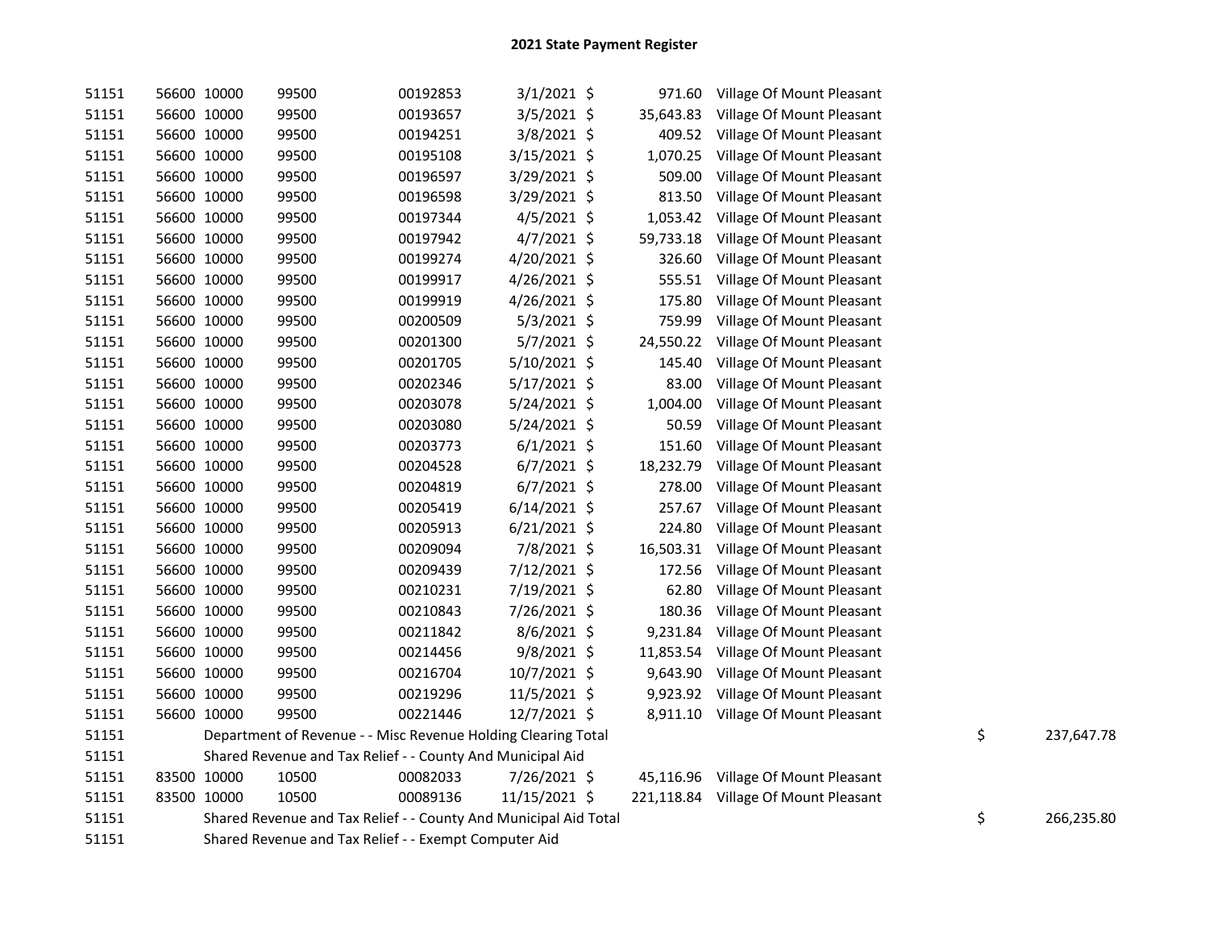# 2021 State Payment Register

| | | | | | | | | | |
|---|---|---|---|---|---|---|---|---|---|
| 51151 | 56600 | 10000 | 99500 | 00192853 | 3/1/2021 | $ | 971.60 | Village Of Mount Pleasant | |
| 51151 | 56600 | 10000 | 99500 | 00193657 | 3/5/2021 | $ | 35,643.83 | Village Of Mount Pleasant | |
| 51151 | 56600 | 10000 | 99500 | 00194251 | 3/8/2021 | $ | 409.52 | Village Of Mount Pleasant | |
| 51151 | 56600 | 10000 | 99500 | 00195108 | 3/15/2021 | $ | 1,070.25 | Village Of Mount Pleasant | |
| 51151 | 56600 | 10000 | 99500 | 00196597 | 3/29/2021 | $ | 509.00 | Village Of Mount Pleasant | |
| 51151 | 56600 | 10000 | 99500 | 00196598 | 3/29/2021 | $ | 813.50 | Village Of Mount Pleasant | |
| 51151 | 56600 | 10000 | 99500 | 00197344 | 4/5/2021 | $ | 1,053.42 | Village Of Mount Pleasant | |
| 51151 | 56600 | 10000 | 99500 | 00197942 | 4/7/2021 | $ | 59,733.18 | Village Of Mount Pleasant | |
| 51151 | 56600 | 10000 | 99500 | 00199274 | 4/20/2021 | $ | 326.60 | Village Of Mount Pleasant | |
| 51151 | 56600 | 10000 | 99500 | 00199917 | 4/26/2021 | $ | 555.51 | Village Of Mount Pleasant | |
| 51151 | 56600 | 10000 | 99500 | 00199919 | 4/26/2021 | $ | 175.80 | Village Of Mount Pleasant | |
| 51151 | 56600 | 10000 | 99500 | 00200509 | 5/3/2021 | $ | 759.99 | Village Of Mount Pleasant | |
| 51151 | 56600 | 10000 | 99500 | 00201300 | 5/7/2021 | $ | 24,550.22 | Village Of Mount Pleasant | |
| 51151 | 56600 | 10000 | 99500 | 00201705 | 5/10/2021 | $ | 145.40 | Village Of Mount Pleasant | |
| 51151 | 56600 | 10000 | 99500 | 00202346 | 5/17/2021 | $ | 83.00 | Village Of Mount Pleasant | |
| 51151 | 56600 | 10000 | 99500 | 00203078 | 5/24/2021 | $ | 1,004.00 | Village Of Mount Pleasant | |
| 51151 | 56600 | 10000 | 99500 | 00203080 | 5/24/2021 | $ | 50.59 | Village Of Mount Pleasant | |
| 51151 | 56600 | 10000 | 99500 | 00203773 | 6/1/2021 | $ | 151.60 | Village Of Mount Pleasant | |
| 51151 | 56600 | 10000 | 99500 | 00204528 | 6/7/2021 | $ | 18,232.79 | Village Of Mount Pleasant | |
| 51151 | 56600 | 10000 | 99500 | 00204819 | 6/7/2021 | $ | 278.00 | Village Of Mount Pleasant | |
| 51151 | 56600 | 10000 | 99500 | 00205419 | 6/14/2021 | $ | 257.67 | Village Of Mount Pleasant | |
| 51151 | 56600 | 10000 | 99500 | 00205913 | 6/21/2021 | $ | 224.80 | Village Of Mount Pleasant | |
| 51151 | 56600 | 10000 | 99500 | 00209094 | 7/8/2021 | $ | 16,503.31 | Village Of Mount Pleasant | |
| 51151 | 56600 | 10000 | 99500 | 00209439 | 7/12/2021 | $ | 172.56 | Village Of Mount Pleasant | |
| 51151 | 56600 | 10000 | 99500 | 00210231 | 7/19/2021 | $ | 62.80 | Village Of Mount Pleasant | |
| 51151 | 56600 | 10000 | 99500 | 00210843 | 7/26/2021 | $ | 180.36 | Village Of Mount Pleasant | |
| 51151 | 56600 | 10000 | 99500 | 00211842 | 8/6/2021 | $ | 9,231.84 | Village Of Mount Pleasant | |
| 51151 | 56600 | 10000 | 99500 | 00214456 | 9/8/2021 | $ | 11,853.54 | Village Of Mount Pleasant | |
| 51151 | 56600 | 10000 | 99500 | 00216704 | 10/7/2021 | $ | 9,643.90 | Village Of Mount Pleasant | |
| 51151 | 56600 | 10000 | 99500 | 00219296 | 11/5/2021 | $ | 9,923.92 | Village Of Mount Pleasant | |
| 51151 | 56600 | 10000 | 99500 | 00221446 | 12/7/2021 | $ | 8,911.10 | Village Of Mount Pleasant | |
| 51151 | Department of Revenue - - Misc Revenue Holding Clearing Total | | | | | | | | $ 237,647.78 |
| 51151 | Shared Revenue and Tax Relief - - County And Municipal Aid | | | | | | | | |
| 51151 | 83500 | 10000 | 10500 | 00082033 | 7/26/2021 | $ | 45,116.96 | Village Of Mount Pleasant | |
| 51151 | 83500 | 10000 | 10500 | 00089136 | 11/15/2021 | $ | 221,118.84 | Village Of Mount Pleasant | |
| 51151 | Shared Revenue and Tax Relief - - County And Municipal Aid Total | | | | | | | | $ 266,235.80 |
| 51151 | Shared Revenue and Tax Relief - - Exempt Computer Aid | | | | | | | | |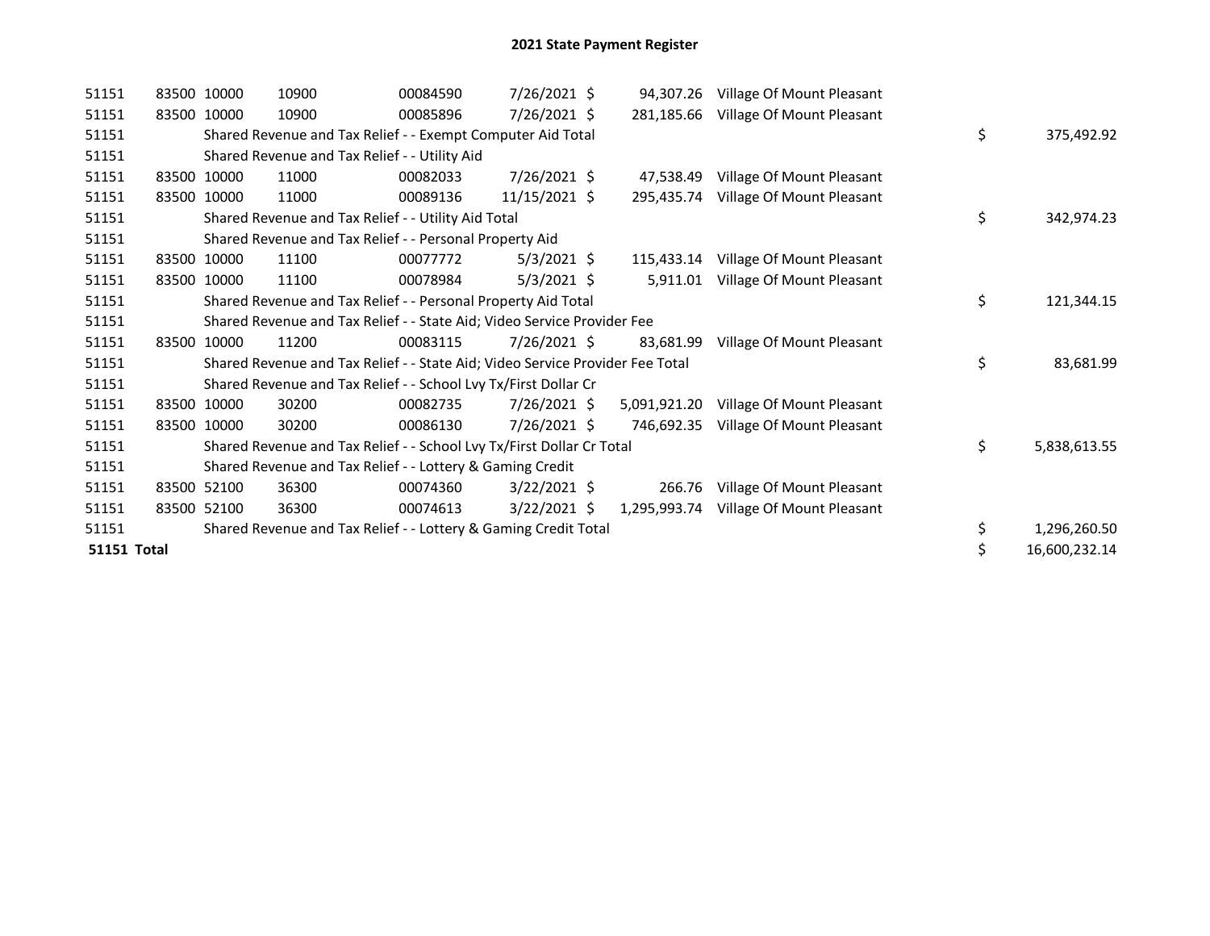# 2021 State Payment Register

| | | | | | | | | | |
|---|---|---|---|---|---|---|---|---|---|
| 51151 | 83500 | 10000 | 10900 | 00084590 | 7/26/2021 | $ 94,307.26 | Village Of Mount Pleasant | | |
| 51151 | 83500 | 10000 | 10900 | 00085896 | 7/26/2021 | $ 281,185.66 | Village Of Mount Pleasant | | |
| 51151 | | Shared Revenue and Tax Relief - - Exempt Computer Aid Total | | | | | | $ | 375,492.92 |
| 51151 | | Shared Revenue and Tax Relief - - Utility Aid | | | | | | | |
| 51151 | 83500 | 10000 | 11000 | 00082033 | 7/26/2021 | $ 47,538.49 | Village Of Mount Pleasant | | |
| 51151 | 83500 | 10000 | 11000 | 00089136 | 11/15/2021 | $ 295,435.74 | Village Of Mount Pleasant | | |
| 51151 | | Shared Revenue and Tax Relief - - Utility Aid Total | | | | | | $ | 342,974.23 |
| 51151 | | Shared Revenue and Tax Relief - - Personal Property Aid | | | | | | | |
| 51151 | 83500 | 10000 | 11100 | 00077772 | 5/3/2021 | $ 115,433.14 | Village Of Mount Pleasant | | |
| 51151 | 83500 | 10000 | 11100 | 00078984 | 5/3/2021 | $ 5,911.01 | Village Of Mount Pleasant | | |
| 51151 | | Shared Revenue and Tax Relief - - Personal Property Aid Total | | | | | | $ | 121,344.15 |
| 51151 | | Shared Revenue and Tax Relief - - State Aid; Video Service Provider Fee | | | | | | | |
| 51151 | 83500 | 10000 | 11200 | 00083115 | 7/26/2021 | $ 83,681.99 | Village Of Mount Pleasant | | |
| 51151 | | Shared Revenue and Tax Relief - - State Aid; Video Service Provider Fee Total | | | | | | $ | 83,681.99 |
| 51151 | | Shared Revenue and Tax Relief - - School Lvy Tx/First Dollar Cr | | | | | | | |
| 51151 | 83500 | 10000 | 30200 | 00082735 | 7/26/2021 | $ 5,091,921.20 | Village Of Mount Pleasant | | |
| 51151 | 83500 | 10000 | 30200 | 00086130 | 7/26/2021 | $ 746,692.35 | Village Of Mount Pleasant | | |
| 51151 | | Shared Revenue and Tax Relief - - School Lvy Tx/First Dollar Cr Total | | | | | | $ | 5,838,613.55 |
| 51151 | | Shared Revenue and Tax Relief - - Lottery & Gaming Credit | | | | | | | |
| 51151 | 83500 | 52100 | 36300 | 00074360 | 3/22/2021 | $ 266.76 | Village Of Mount Pleasant | | |
| 51151 | 83500 | 52100 | 36300 | 00074613 | 3/22/2021 | $ 1,295,993.74 | Village Of Mount Pleasant | | |
| 51151 | | Shared Revenue and Tax Relief - - Lottery & Gaming Credit Total | | | | | | $ | 1,296,260.50 |
| **51151 Total** | | | | | | | | $ | 16,600,232.14 |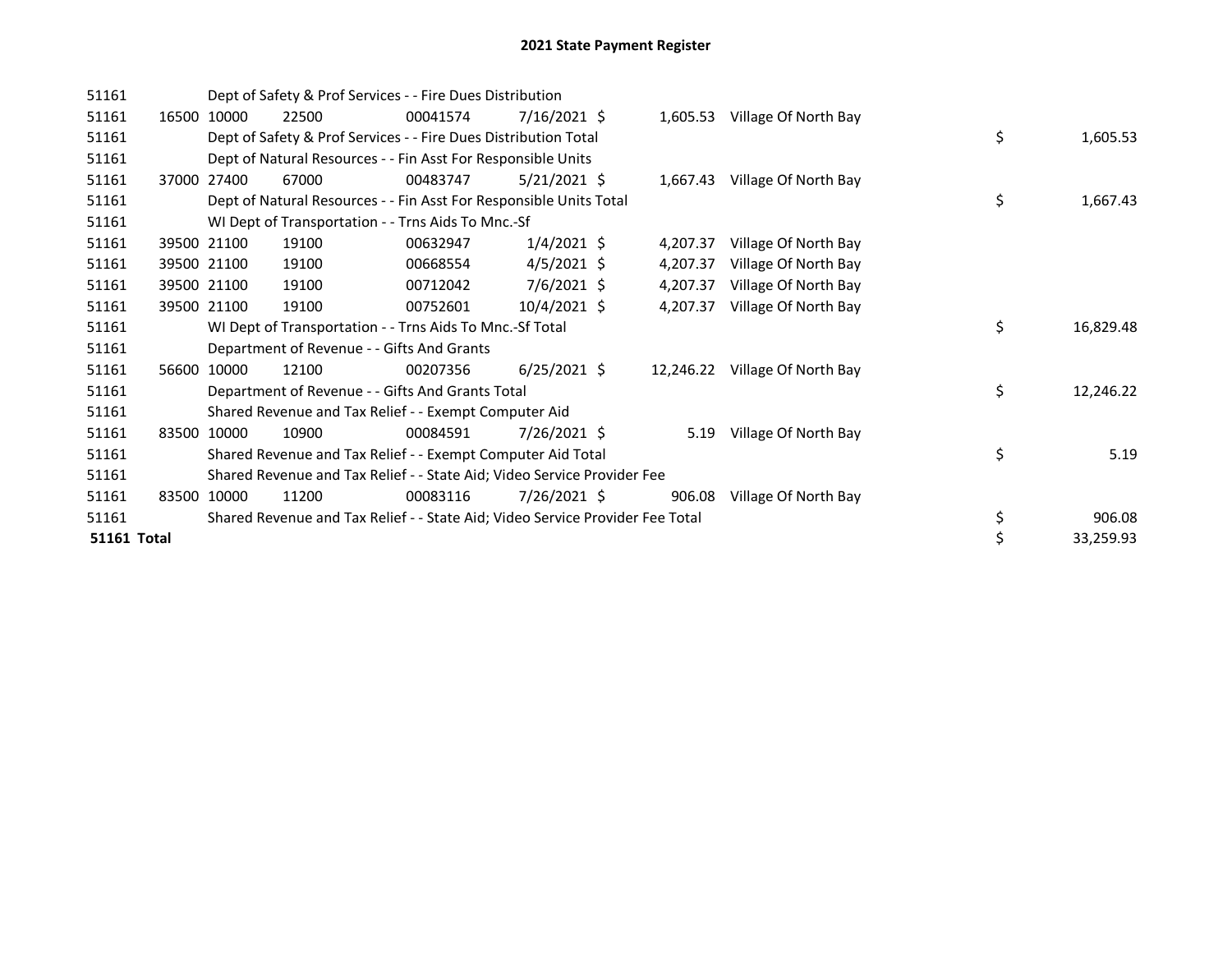# 2021 State Payment Register

| | | | | | | | | | |
|---|---|---|---|---|---|---|---|---|---|
| 51161 | | Dept of Safety & Prof Services - - Fire Dues Distribution | | | | | | | |
| 51161 | 16500 | 10000 | 22500 | 00041574 | 7/16/2021 | $ 1,605.53 | Village Of North Bay | | |
| 51161 | | Dept of Safety & Prof Services - - Fire Dues Distribution Total | | | | | | $ | 1,605.53 |
| 51161 | | Dept of Natural Resources - - Fin Asst For Responsible Units | | | | | | | |
| 51161 | 37000 | 27400 | 67000 | 00483747 | 5/21/2021 | $ 1,667.43 | Village Of North Bay | | |
| 51161 | | Dept of Natural Resources - - Fin Asst For Responsible Units Total | | | | | | $ | 1,667.43 |
| 51161 | | WI Dept of Transportation - - Trns Aids To Mnc.-Sf | | | | | | | |
| 51161 | 39500 | 21100 | 19100 | 00632947 | 1/4/2021 | $ 4,207.37 | Village Of North Bay | | |
| 51161 | 39500 | 21100 | 19100 | 00668554 | 4/5/2021 | $ 4,207.37 | Village Of North Bay | | |
| 51161 | 39500 | 21100 | 19100 | 00712042 | 7/6/2021 | $ 4,207.37 | Village Of North Bay | | |
| 51161 | 39500 | 21100 | 19100 | 00752601 | 10/4/2021 | $ 4,207.37 | Village Of North Bay | | |
| 51161 | | WI Dept of Transportation - - Trns Aids To Mnc.-Sf Total | | | | | | $ | 16,829.48 |
| 51161 | | Department of Revenue - - Gifts And Grants | | | | | | | |
| 51161 | 56600 | 10000 | 12100 | 00207356 | 6/25/2021 | $ 12,246.22 | Village Of North Bay | | |
| 51161 | | Department of Revenue - - Gifts And Grants Total | | | | | | $ | 12,246.22 |
| 51161 | | Shared Revenue and Tax Relief - - Exempt Computer Aid | | | | | | | |
| 51161 | 83500 | 10000 | 10900 | 00084591 | 7/26/2021 | $ 5.19 | Village Of North Bay | | |
| 51161 | | Shared Revenue and Tax Relief - - Exempt Computer Aid Total | | | | | | $ | 5.19 |
| 51161 | | Shared Revenue and Tax Relief - - State Aid; Video Service Provider Fee | | | | | | | |
| 51161 | 83500 | 10000 | 11200 | 00083116 | 7/26/2021 | $ 906.08 | Village Of North Bay | | |
| 51161 | | Shared Revenue and Tax Relief - - State Aid; Video Service Provider Fee Total | | | | | | $ | 906.08 |
| **51161 Total** | | | | | | | | $ | 33,259.93 |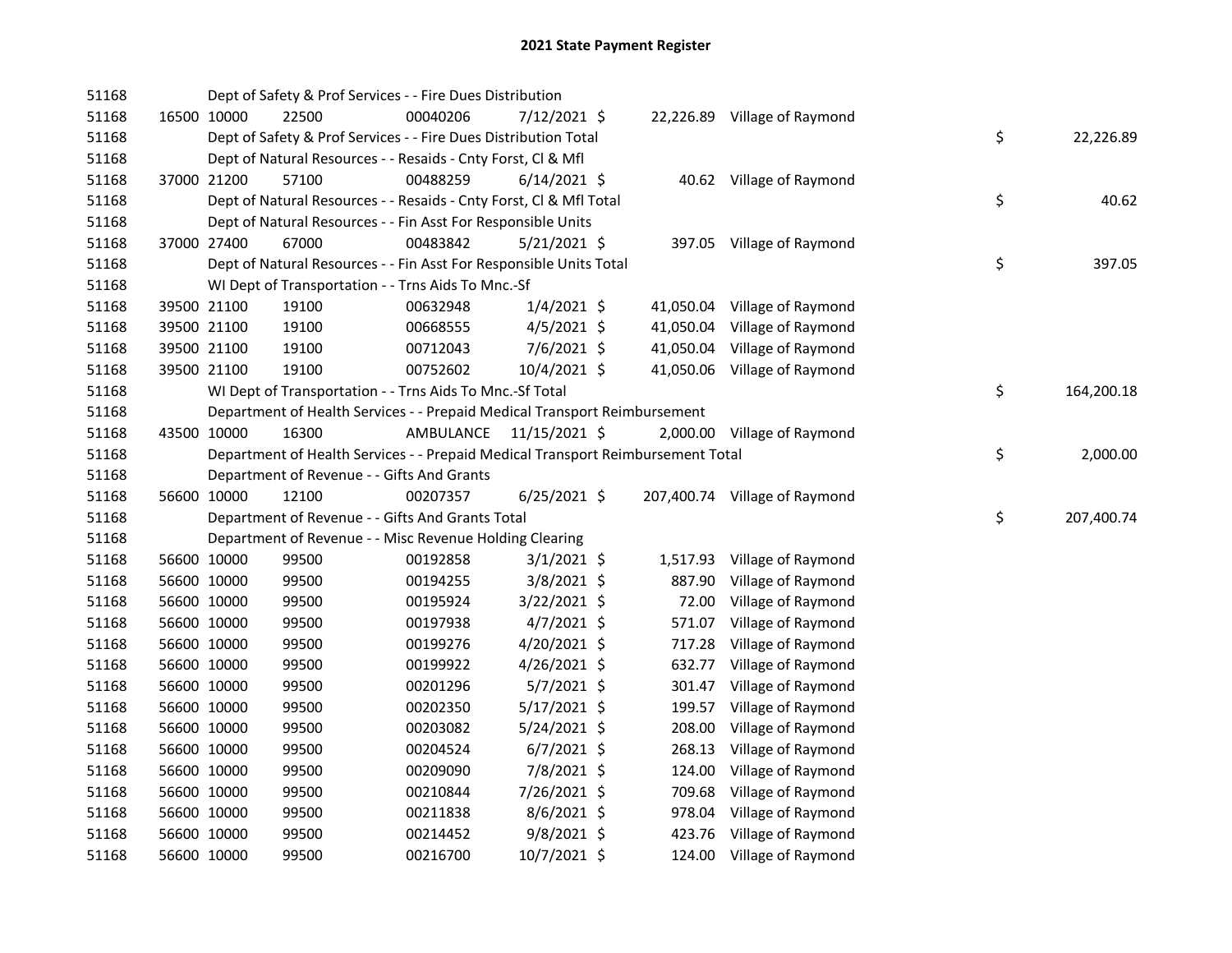# 2021 State Payment Register

| | | | | | | | | | |
|---|---|---|---|---|---|---|---|---|---|
| 51168 | | | Dept of Safety & Prof Services - - Fire Dues Distribution | | | | | | |
| 51168 | 16500 | 10000 | 22500 | 00040206 | 7/12/2021 | $ 22,226.89 | Village of Raymond | | |
| 51168 | | | Dept of Safety & Prof Services - - Fire Dues Distribution Total | | | | | $ | 22,226.89 |
| 51168 | | | Dept of Natural Resources - - Resaids - Cnty Forst, Cl & Mfl | | | | | | |
| 51168 | 37000 | 21200 | 57100 | 00488259 | 6/14/2021 | $ 40.62 | Village of Raymond | | |
| 51168 | | | Dept of Natural Resources - - Resaids - Cnty Forst, Cl & Mfl Total | | | | | $ | 40.62 |
| 51168 | | | Dept of Natural Resources - - Fin Asst For Responsible Units | | | | | | |
| 51168 | 37000 | 27400 | 67000 | 00483842 | 5/21/2021 | $ 397.05 | Village of Raymond | | |
| 51168 | | | Dept of Natural Resources - - Fin Asst For Responsible Units Total | | | | | $ | 397.05 |
| 51168 | | | WI Dept of Transportation - - Trns Aids To Mnc.-Sf | | | | | | |
| 51168 | 39500 | 21100 | 19100 | 00632948 | 1/4/2021 | $ 41,050.04 | Village of Raymond | | |
| 51168 | 39500 | 21100 | 19100 | 00668555 | 4/5/2021 | $ 41,050.04 | Village of Raymond | | |
| 51168 | 39500 | 21100 | 19100 | 00712043 | 7/6/2021 | $ 41,050.04 | Village of Raymond | | |
| 51168 | 39500 | 21100 | 19100 | 00752602 | 10/4/2021 | $ 41,050.06 | Village of Raymond | | |
| 51168 | | | WI Dept of Transportation - - Trns Aids To Mnc.-Sf Total | | | | | $ | 164,200.18 |
| 51168 | | | Department of Health Services - - Prepaid Medical Transport Reimbursement | | | | | | |
| 51168 | 43500 | 10000 | 16300 | AMBULANCE | 11/15/2021 | $ 2,000.00 | Village of Raymond | | |
| 51168 | | | Department of Health Services - - Prepaid Medical Transport Reimbursement Total | | | | | $ | 2,000.00 |
| 51168 | | | Department of Revenue - - Gifts And Grants | | | | | | |
| 51168 | 56600 | 10000 | 12100 | 00207357 | 6/25/2021 | $ 207,400.74 | Village of Raymond | | |
| 51168 | | | Department of Revenue - - Gifts And Grants Total | | | | | $ | 207,400.74 |
| 51168 | | | Department of Revenue - - Misc Revenue Holding Clearing | | | | | | |
| 51168 | 56600 | 10000 | 99500 | 00192858 | 3/1/2021 | $ 1,517.93 | Village of Raymond | | |
| 51168 | 56600 | 10000 | 99500 | 00194255 | 3/8/2021 | $ 887.90 | Village of Raymond | | |
| 51168 | 56600 | 10000 | 99500 | 00195924 | 3/22/2021 | $ 72.00 | Village of Raymond | | |
| 51168 | 56600 | 10000 | 99500 | 00197938 | 4/7/2021 | $ 571.07 | Village of Raymond | | |
| 51168 | 56600 | 10000 | 99500 | 00199276 | 4/20/2021 | $ 717.28 | Village of Raymond | | |
| 51168 | 56600 | 10000 | 99500 | 00199922 | 4/26/2021 | $ 632.77 | Village of Raymond | | |
| 51168 | 56600 | 10000 | 99500 | 00201296 | 5/7/2021 | $ 301.47 | Village of Raymond | | |
| 51168 | 56600 | 10000 | 99500 | 00202350 | 5/17/2021 | $ 199.57 | Village of Raymond | | |
| 51168 | 56600 | 10000 | 99500 | 00203082 | 5/24/2021 | $ 208.00 | Village of Raymond | | |
| 51168 | 56600 | 10000 | 99500 | 00204524 | 6/7/2021 | $ 268.13 | Village of Raymond | | |
| 51168 | 56600 | 10000 | 99500 | 00209090 | 7/8/2021 | $ 124.00 | Village of Raymond | | |
| 51168 | 56600 | 10000 | 99500 | 00210844 | 7/26/2021 | $ 709.68 | Village of Raymond | | |
| 51168 | 56600 | 10000 | 99500 | 00211838 | 8/6/2021 | $ 978.04 | Village of Raymond | | |
| 51168 | 56600 | 10000 | 99500 | 00214452 | 9/8/2021 | $ 423.76 | Village of Raymond | | |
| 51168 | 56600 | 10000 | 99500 | 00216700 | 10/7/2021 | $ 124.00 | Village of Raymond | | |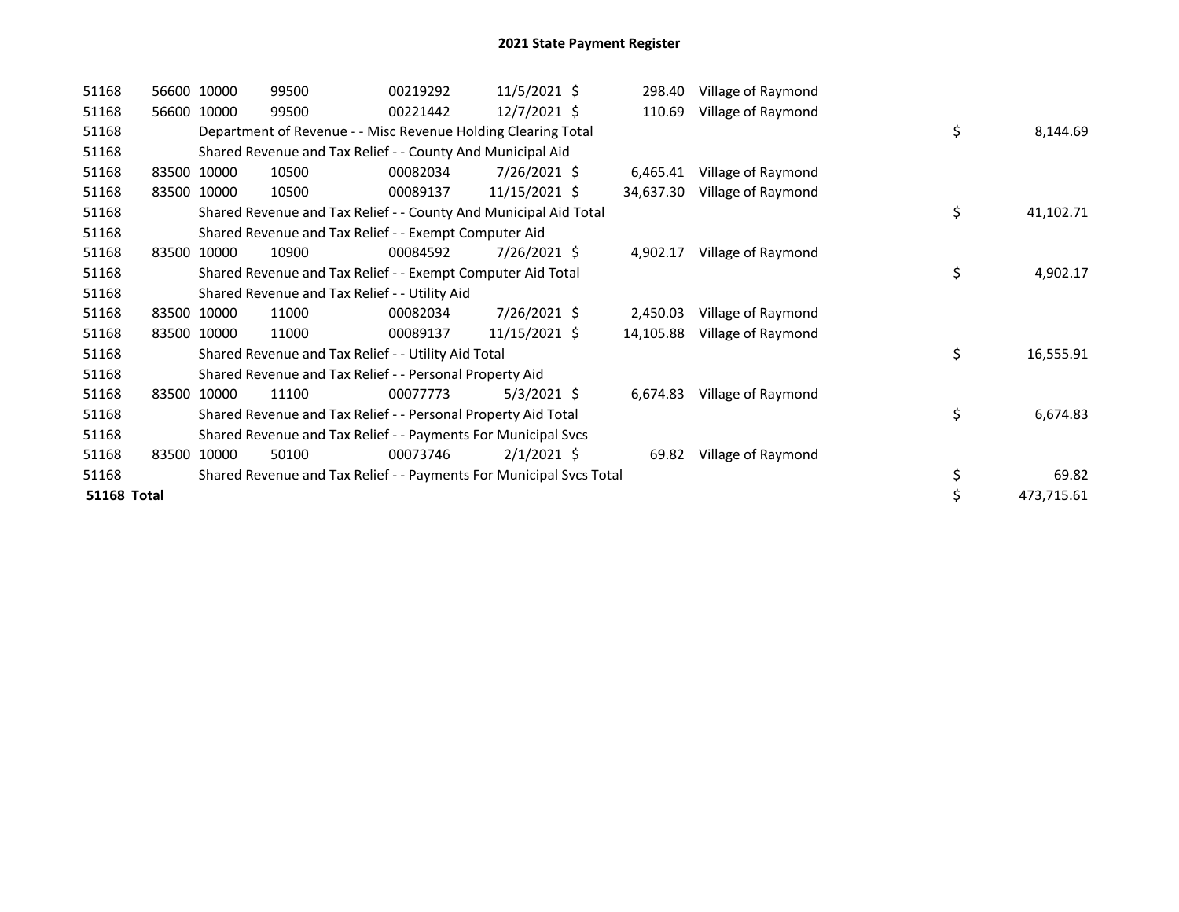# 2021 State Payment Register

| | | | | | | | | | |
|---|---|---|---|---|---|---|---|---|---|
| 51168 | 56600 | 10000 | 99500 | 00219292 | 11/5/2021 | $ 298.40 | Village of Raymond | | |
| 51168 | 56600 | 10000 | 99500 | 00221442 | 12/7/2021 | $ 110.69 | Village of Raymond | | |
| 51168 | | Department of Revenue - - Misc Revenue Holding Clearing Total | | | | | | $ | 8,144.69 |
| 51168 | | Shared Revenue and Tax Relief - - County And Municipal Aid | | | | | | | |
| 51168 | 83500 | 10000 | 10500 | 00082034 | 7/26/2021 | $ 6,465.41 | Village of Raymond | | |
| 51168 | 83500 | 10000 | 10500 | 00089137 | 11/15/2021 | $ 34,637.30 | Village of Raymond | | |
| 51168 | | Shared Revenue and Tax Relief - - County And Municipal Aid Total | | | | | | $ | 41,102.71 |
| 51168 | | Shared Revenue and Tax Relief - - Exempt Computer Aid | | | | | | | |
| 51168 | 83500 | 10000 | 10900 | 00084592 | 7/26/2021 | $ 4,902.17 | Village of Raymond | | |
| 51168 | | Shared Revenue and Tax Relief - - Exempt Computer Aid Total | | | | | | $ | 4,902.17 |
| 51168 | | Shared Revenue and Tax Relief - - Utility Aid | | | | | | | |
| 51168 | 83500 | 10000 | 11000 | 00082034 | 7/26/2021 | $ 2,450.03 | Village of Raymond | | |
| 51168 | 83500 | 10000 | 11000 | 00089137 | 11/15/2021 | $ 14,105.88 | Village of Raymond | | |
| 51168 | | Shared Revenue and Tax Relief - - Utility Aid Total | | | | | | $ | 16,555.91 |
| 51168 | | Shared Revenue and Tax Relief - - Personal Property Aid | | | | | | | |
| 51168 | 83500 | 10000 | 11100 | 00077773 | 5/3/2021 | $ 6,674.83 | Village of Raymond | | |
| 51168 | | Shared Revenue and Tax Relief - - Personal Property Aid Total | | | | | | $ | 6,674.83 |
| 51168 | | Shared Revenue and Tax Relief - - Payments For Municipal Svcs | | | | | | | |
| 51168 | 83500 | 10000 | 50100 | 00073746 | 2/1/2021 | $ 69.82 | Village of Raymond | | |
| 51168 | | Shared Revenue and Tax Relief - - Payments For Municipal Svcs Total | | | | | | $ | 69.82 |
| **51168 Total** | | | | | | | | $ | 473,715.61 |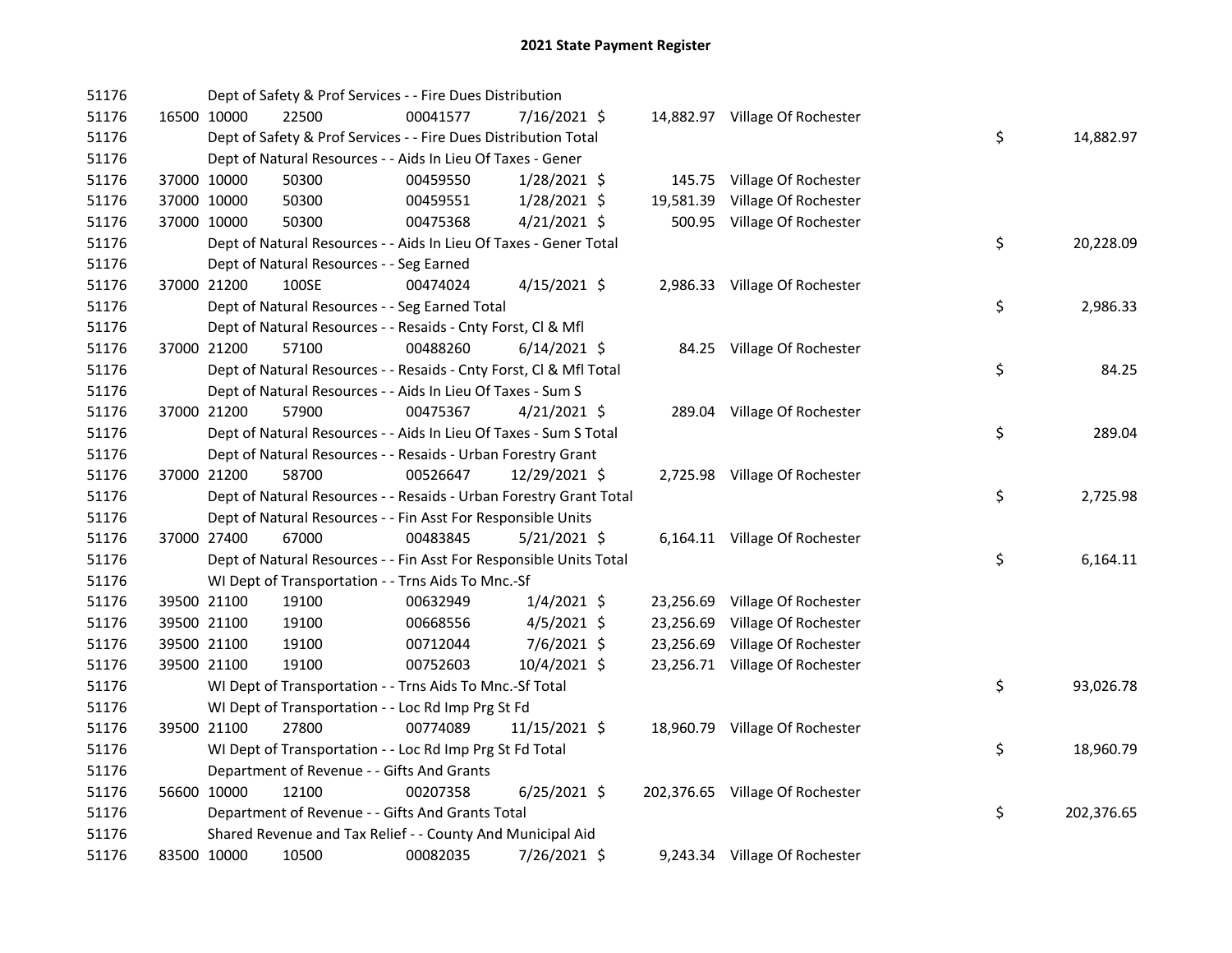# 2021 State Payment Register

| | | | | | | | | |
|---|---|---|---|---|---|---|---|---|
| 51176 | | | Dept of Safety & Prof Services - - Fire Dues Distribution | | | | | |
| 51176 | 16500 | 10000 | 22500 | 00041577 | 7/16/2021 $ | 14,882.97 | Village Of Rochester | |
| 51176 | | | Dept of Safety & Prof Services - - Fire Dues Distribution Total | | | | | $ 14,882.97 |
| 51176 | | | Dept of Natural Resources - - Aids In Lieu Of Taxes - Gener | | | | | |
| 51176 | 37000 | 10000 | 50300 | 00459550 | 1/28/2021 $ | 145.75 | Village Of Rochester | |
| 51176 | 37000 | 10000 | 50300 | 00459551 | 1/28/2021 $ | 19,581.39 | Village Of Rochester | |
| 51176 | 37000 | 10000 | 50300 | 00475368 | 4/21/2021 $ | 500.95 | Village Of Rochester | |
| 51176 | | | Dept of Natural Resources - - Aids In Lieu Of Taxes - Gener Total | | | | | $ 20,228.09 |
| 51176 | | | Dept of Natural Resources - - Seg Earned | | | | | |
| 51176 | 37000 | 21200 | 100SE | 00474024 | 4/15/2021 $ | 2,986.33 | Village Of Rochester | |
| 51176 | | | Dept of Natural Resources - - Seg Earned Total | | | | | $ 2,986.33 |
| 51176 | | | Dept of Natural Resources - - Resaids - Cnty Forst, Cl & Mfl | | | | | |
| 51176 | 37000 | 21200 | 57100 | 00488260 | 6/14/2021 $ | 84.25 | Village Of Rochester | |
| 51176 | | | Dept of Natural Resources - - Resaids - Cnty Forst, Cl & Mfl Total | | | | | $ 84.25 |
| 51176 | | | Dept of Natural Resources - - Aids In Lieu Of Taxes - Sum S | | | | | |
| 51176 | 37000 | 21200 | 57900 | 00475367 | 4/21/2021 $ | 289.04 | Village Of Rochester | |
| 51176 | | | Dept of Natural Resources - - Aids In Lieu Of Taxes - Sum S Total | | | | | $ 289.04 |
| 51176 | | | Dept of Natural Resources - - Resaids - Urban Forestry Grant | | | | | |
| 51176 | 37000 | 21200 | 58700 | 00526647 | 12/29/2021 $ | 2,725.98 | Village Of Rochester | |
| 51176 | | | Dept of Natural Resources - - Resaids - Urban Forestry Grant Total | | | | | $ 2,725.98 |
| 51176 | | | Dept of Natural Resources - - Fin Asst For Responsible Units | | | | | |
| 51176 | 37000 | 27400 | 67000 | 00483845 | 5/21/2021 $ | 6,164.11 | Village Of Rochester | |
| 51176 | | | Dept of Natural Resources - - Fin Asst For Responsible Units Total | | | | | $ 6,164.11 |
| 51176 | | | WI Dept of Transportation - - Trns Aids To Mnc.-Sf | | | | | |
| 51176 | 39500 | 21100 | 19100 | 00632949 | 1/4/2021 $ | 23,256.69 | Village Of Rochester | |
| 51176 | 39500 | 21100 | 19100 | 00668556 | 4/5/2021 $ | 23,256.69 | Village Of Rochester | |
| 51176 | 39500 | 21100 | 19100 | 00712044 | 7/6/2021 $ | 23,256.69 | Village Of Rochester | |
| 51176 | 39500 | 21100 | 19100 | 00752603 | 10/4/2021 $ | 23,256.71 | Village Of Rochester | |
| 51176 | | | WI Dept of Transportation - - Trns Aids To Mnc.-Sf Total | | | | | $ 93,026.78 |
| 51176 | | | WI Dept of Transportation - - Loc Rd Imp Prg St Fd | | | | | |
| 51176 | 39500 | 21100 | 27800 | 00774089 | 11/15/2021 $ | 18,960.79 | Village Of Rochester | |
| 51176 | | | WI Dept of Transportation - - Loc Rd Imp Prg St Fd Total | | | | | $ 18,960.79 |
| 51176 | | | Department of Revenue - - Gifts And Grants | | | | | |
| 51176 | 56600 | 10000 | 12100 | 00207358 | 6/25/2021 $ | 202,376.65 | Village Of Rochester | |
| 51176 | | | Department of Revenue - - Gifts And Grants Total | | | | | $ 202,376.65 |
| 51176 | | | Shared Revenue and Tax Relief - - County And Municipal Aid | | | | | |
| 51176 | 83500 | 10000 | 10500 | 00082035 | 7/26/2021 $ | 9,243.34 | Village Of Rochester | |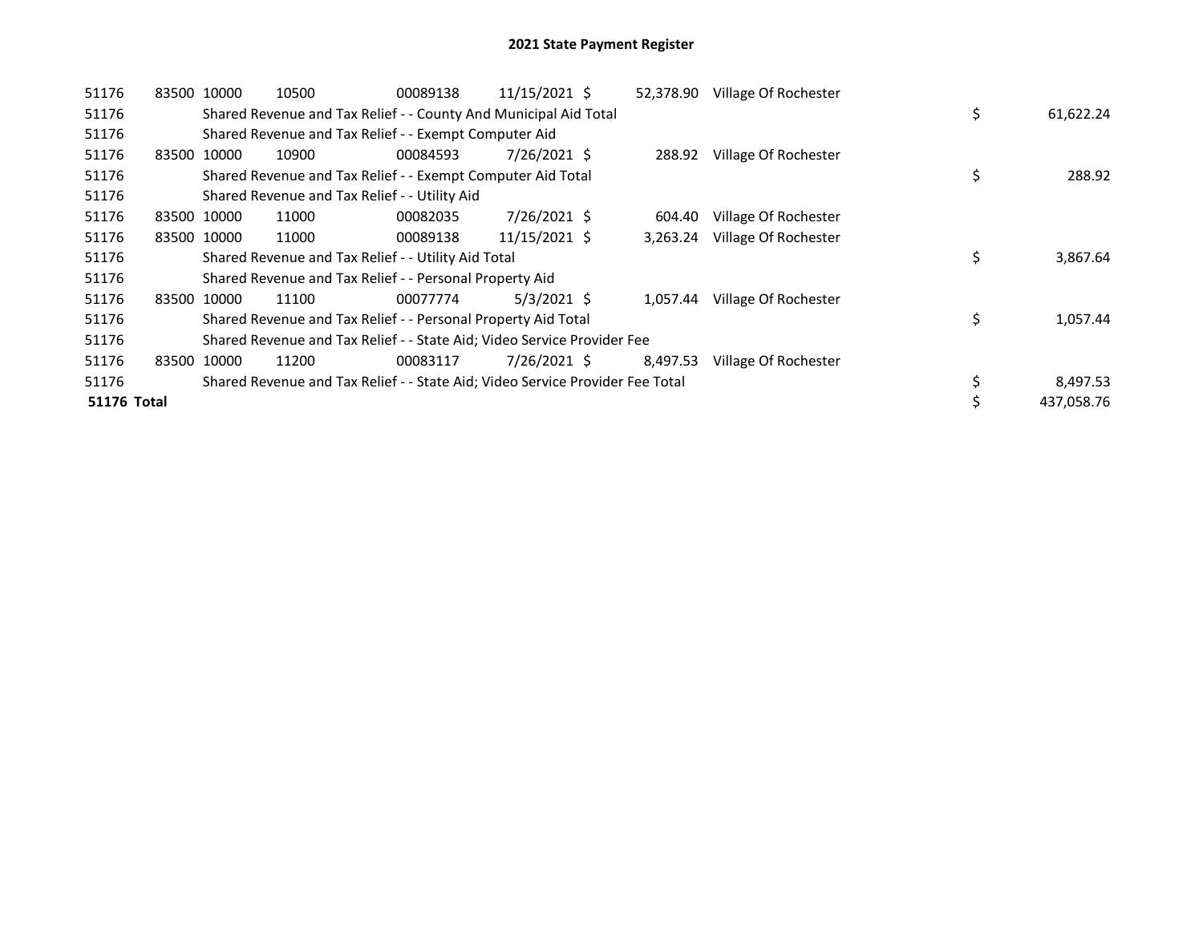# 2021 State Payment Register

| | | | | | | | | | |
|---|---|---|---|---|---|---|---|---|---|
| 51176 | 83500 | 10000 | 10500 | 00089138 | 11/15/2021 | $ 52,378.90 | Village Of Rochester | | |
| 51176 | | Shared Revenue and Tax Relief - - County And Municipal Aid Total | | | | | | $ | 61,622.24 |
| 51176 | | Shared Revenue and Tax Relief - - Exempt Computer Aid | | | | | | | |
| 51176 | 83500 | 10000 | 10900 | 00084593 | 7/26/2021 | $ 288.92 | Village Of Rochester | | |
| 51176 | | Shared Revenue and Tax Relief - - Exempt Computer Aid Total | | | | | | $ | 288.92 |
| 51176 | | Shared Revenue and Tax Relief - - Utility Aid | | | | | | | |
| 51176 | 83500 | 10000 | 11000 | 00082035 | 7/26/2021 | $ 604.40 | Village Of Rochester | | |
| 51176 | 83500 | 10000 | 11000 | 00089138 | 11/15/2021 | $ 3,263.24 | Village Of Rochester | | |
| 51176 | | Shared Revenue and Tax Relief - - Utility Aid Total | | | | | | $ | 3,867.64 |
| 51176 | | Shared Revenue and Tax Relief - - Personal Property Aid | | | | | | | |
| 51176 | 83500 | 10000 | 11100 | 00077774 | 5/3/2021 | $ 1,057.44 | Village Of Rochester | | |
| 51176 | | Shared Revenue and Tax Relief - - Personal Property Aid Total | | | | | | $ | 1,057.44 |
| 51176 | | Shared Revenue and Tax Relief - - State Aid; Video Service Provider Fee | | | | | | | |
| 51176 | 83500 | 10000 | 11200 | 00083117 | 7/26/2021 | $ 8,497.53 | Village Of Rochester | | |
| 51176 | | Shared Revenue and Tax Relief - - State Aid; Video Service Provider Fee Total | | | | | | $ | 8,497.53 |
| **51176 Total** | | | | | | | | $ | 437,058.76 |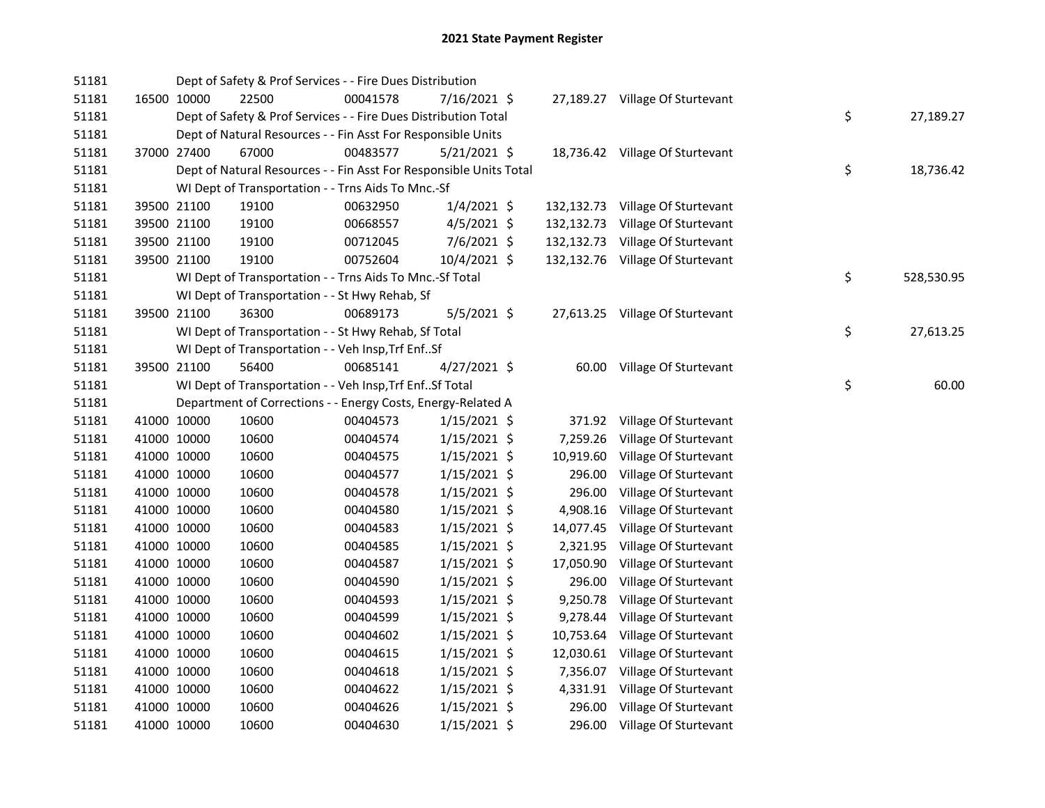# 2021 State Payment Register

| | | | | | | | | | |
|---|---|---|---|---|---|---|---|---|---|
| 51181 | | | Dept of Safety & Prof Services - - Fire Dues Distribution | | | | | | |
| 51181 | 16500 | 10000 | 22500 | 00041578 | 7/16/2021 | $ 27,189.27 | Village Of Sturtevant | | |
| 51181 | | | Dept of Safety & Prof Services - - Fire Dues Distribution Total | | | | | $ | 27,189.27 |
| 51181 | | | Dept of Natural Resources - - Fin Asst For Responsible Units | | | | | | |
| 51181 | 37000 | 27400 | 67000 | 00483577 | 5/21/2021 | $ 18,736.42 | Village Of Sturtevant | | |
| 51181 | | | Dept of Natural Resources - - Fin Asst For Responsible Units Total | | | | | $ | 18,736.42 |
| 51181 | | | WI Dept of Transportation - - Trns Aids To Mnc.-Sf | | | | | | |
| 51181 | 39500 | 21100 | 19100 | 00632950 | 1/4/2021 | $ 132,132.73 | Village Of Sturtevant | | |
| 51181 | 39500 | 21100 | 19100 | 00668557 | 4/5/2021 | $ 132,132.73 | Village Of Sturtevant | | |
| 51181 | 39500 | 21100 | 19100 | 00712045 | 7/6/2021 | $ 132,132.73 | Village Of Sturtevant | | |
| 51181 | 39500 | 21100 | 19100 | 00752604 | 10/4/2021 | $ 132,132.76 | Village Of Sturtevant | | |
| 51181 | | | WI Dept of Transportation - - Trns Aids To Mnc.-Sf Total | | | | | $ | 528,530.95 |
| 51181 | | | WI Dept of Transportation - - St Hwy Rehab, Sf | | | | | | |
| 51181 | 39500 | 21100 | 36300 | 00689173 | 5/5/2021 | $ 27,613.25 | Village Of Sturtevant | | |
| 51181 | | | WI Dept of Transportation - - St Hwy Rehab, Sf Total | | | | | $ | 27,613.25 |
| 51181 | | | WI Dept of Transportation - - Veh Insp,Trf Enf..Sf | | | | | | |
| 51181 | 39500 | 21100 | 56400 | 00685141 | 4/27/2021 | $ 60.00 | Village Of Sturtevant | | |
| 51181 | | | WI Dept of Transportation - - Veh Insp,Trf Enf..Sf Total | | | | | $ | 60.00 |
| 51181 | | | Department of Corrections - - Energy Costs, Energy-Related A | | | | | | |
| 51181 | 41000 | 10000 | 10600 | 00404573 | 1/15/2021 | $ 371.92 | Village Of Sturtevant | | |
| 51181 | 41000 | 10000 | 10600 | 00404574 | 1/15/2021 | $ 7,259.26 | Village Of Sturtevant | | |
| 51181 | 41000 | 10000 | 10600 | 00404575 | 1/15/2021 | $ 10,919.60 | Village Of Sturtevant | | |
| 51181 | 41000 | 10000 | 10600 | 00404577 | 1/15/2021 | $ 296.00 | Village Of Sturtevant | | |
| 51181 | 41000 | 10000 | 10600 | 00404578 | 1/15/2021 | $ 296.00 | Village Of Sturtevant | | |
| 51181 | 41000 | 10000 | 10600 | 00404580 | 1/15/2021 | $ 4,908.16 | Village Of Sturtevant | | |
| 51181 | 41000 | 10000 | 10600 | 00404583 | 1/15/2021 | $ 14,077.45 | Village Of Sturtevant | | |
| 51181 | 41000 | 10000 | 10600 | 00404585 | 1/15/2021 | $ 2,321.95 | Village Of Sturtevant | | |
| 51181 | 41000 | 10000 | 10600 | 00404587 | 1/15/2021 | $ 17,050.90 | Village Of Sturtevant | | |
| 51181 | 41000 | 10000 | 10600 | 00404590 | 1/15/2021 | $ 296.00 | Village Of Sturtevant | | |
| 51181 | 41000 | 10000 | 10600 | 00404593 | 1/15/2021 | $ 9,250.78 | Village Of Sturtevant | | |
| 51181 | 41000 | 10000 | 10600 | 00404599 | 1/15/2021 | $ 9,278.44 | Village Of Sturtevant | | |
| 51181 | 41000 | 10000 | 10600 | 00404602 | 1/15/2021 | $ 10,753.64 | Village Of Sturtevant | | |
| 51181 | 41000 | 10000 | 10600 | 00404615 | 1/15/2021 | $ 12,030.61 | Village Of Sturtevant | | |
| 51181 | 41000 | 10000 | 10600 | 00404618 | 1/15/2021 | $ 7,356.07 | Village Of Sturtevant | | |
| 51181 | 41000 | 10000 | 10600 | 00404622 | 1/15/2021 | $ 4,331.91 | Village Of Sturtevant | | |
| 51181 | 41000 | 10000 | 10600 | 00404626 | 1/15/2021 | $ 296.00 | Village Of Sturtevant | | |
| 51181 | 41000 | 10000 | 10600 | 00404630 | 1/15/2021 | $ 296.00 | Village Of Sturtevant | | |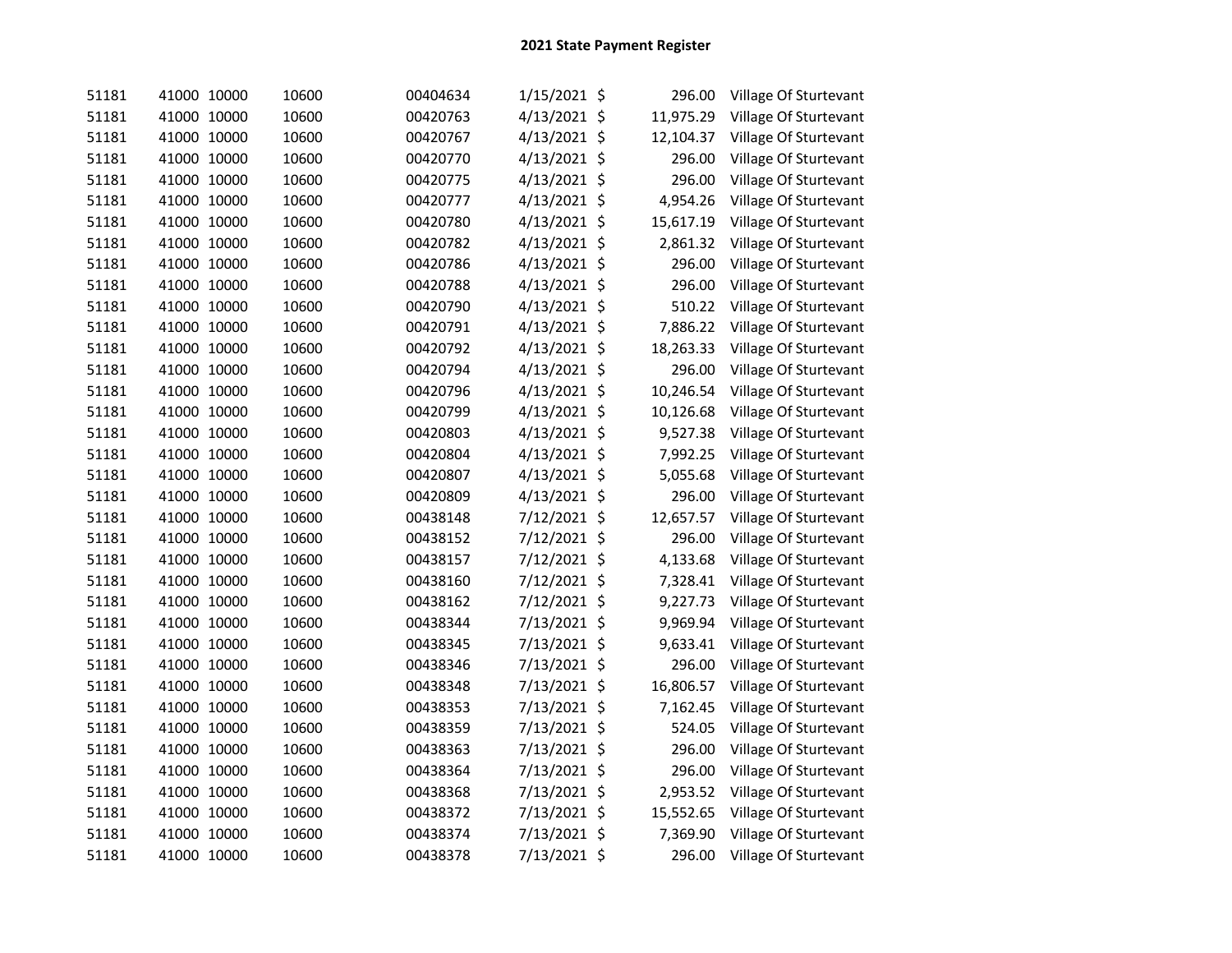## 2021 State Payment Register

| | | | | | | | | |
|---|---|---|---|---|---|---|---|---|
| 51181 | 41000 | 10000 | 10600 | 00404634 | 1/15/2021 | $ | 296.00 | Village Of Sturtevant |
| 51181 | 41000 | 10000 | 10600 | 00420763 | 4/13/2021 | $ | 11,975.29 | Village Of Sturtevant |
| 51181 | 41000 | 10000 | 10600 | 00420767 | 4/13/2021 | $ | 12,104.37 | Village Of Sturtevant |
| 51181 | 41000 | 10000 | 10600 | 00420770 | 4/13/2021 | $ | 296.00 | Village Of Sturtevant |
| 51181 | 41000 | 10000 | 10600 | 00420775 | 4/13/2021 | $ | 296.00 | Village Of Sturtevant |
| 51181 | 41000 | 10000 | 10600 | 00420777 | 4/13/2021 | $ | 4,954.26 | Village Of Sturtevant |
| 51181 | 41000 | 10000 | 10600 | 00420780 | 4/13/2021 | $ | 15,617.19 | Village Of Sturtevant |
| 51181 | 41000 | 10000 | 10600 | 00420782 | 4/13/2021 | $ | 2,861.32 | Village Of Sturtevant |
| 51181 | 41000 | 10000 | 10600 | 00420786 | 4/13/2021 | $ | 296.00 | Village Of Sturtevant |
| 51181 | 41000 | 10000 | 10600 | 00420788 | 4/13/2021 | $ | 296.00 | Village Of Sturtevant |
| 51181 | 41000 | 10000 | 10600 | 00420790 | 4/13/2021 | $ | 510.22 | Village Of Sturtevant |
| 51181 | 41000 | 10000 | 10600 | 00420791 | 4/13/2021 | $ | 7,886.22 | Village Of Sturtevant |
| 51181 | 41000 | 10000 | 10600 | 00420792 | 4/13/2021 | $ | 18,263.33 | Village Of Sturtevant |
| 51181 | 41000 | 10000 | 10600 | 00420794 | 4/13/2021 | $ | 296.00 | Village Of Sturtevant |
| 51181 | 41000 | 10000 | 10600 | 00420796 | 4/13/2021 | $ | 10,246.54 | Village Of Sturtevant |
| 51181 | 41000 | 10000 | 10600 | 00420799 | 4/13/2021 | $ | 10,126.68 | Village Of Sturtevant |
| 51181 | 41000 | 10000 | 10600 | 00420803 | 4/13/2021 | $ | 9,527.38 | Village Of Sturtevant |
| 51181 | 41000 | 10000 | 10600 | 00420804 | 4/13/2021 | $ | 7,992.25 | Village Of Sturtevant |
| 51181 | 41000 | 10000 | 10600 | 00420807 | 4/13/2021 | $ | 5,055.68 | Village Of Sturtevant |
| 51181 | 41000 | 10000 | 10600 | 00420809 | 4/13/2021 | $ | 296.00 | Village Of Sturtevant |
| 51181 | 41000 | 10000 | 10600 | 00438148 | 7/12/2021 | $ | 12,657.57 | Village Of Sturtevant |
| 51181 | 41000 | 10000 | 10600 | 00438152 | 7/12/2021 | $ | 296.00 | Village Of Sturtevant |
| 51181 | 41000 | 10000 | 10600 | 00438157 | 7/12/2021 | $ | 4,133.68 | Village Of Sturtevant |
| 51181 | 41000 | 10000 | 10600 | 00438160 | 7/12/2021 | $ | 7,328.41 | Village Of Sturtevant |
| 51181 | 41000 | 10000 | 10600 | 00438162 | 7/12/2021 | $ | 9,227.73 | Village Of Sturtevant |
| 51181 | 41000 | 10000 | 10600 | 00438344 | 7/13/2021 | $ | 9,969.94 | Village Of Sturtevant |
| 51181 | 41000 | 10000 | 10600 | 00438345 | 7/13/2021 | $ | 9,633.41 | Village Of Sturtevant |
| 51181 | 41000 | 10000 | 10600 | 00438346 | 7/13/2021 | $ | 296.00 | Village Of Sturtevant |
| 51181 | 41000 | 10000 | 10600 | 00438348 | 7/13/2021 | $ | 16,806.57 | Village Of Sturtevant |
| 51181 | 41000 | 10000 | 10600 | 00438353 | 7/13/2021 | $ | 7,162.45 | Village Of Sturtevant |
| 51181 | 41000 | 10000 | 10600 | 00438359 | 7/13/2021 | $ | 524.05 | Village Of Sturtevant |
| 51181 | 41000 | 10000 | 10600 | 00438363 | 7/13/2021 | $ | 296.00 | Village Of Sturtevant |
| 51181 | 41000 | 10000 | 10600 | 00438364 | 7/13/2021 | $ | 296.00 | Village Of Sturtevant |
| 51181 | 41000 | 10000 | 10600 | 00438368 | 7/13/2021 | $ | 2,953.52 | Village Of Sturtevant |
| 51181 | 41000 | 10000 | 10600 | 00438372 | 7/13/2021 | $ | 15,552.65 | Village Of Sturtevant |
| 51181 | 41000 | 10000 | 10600 | 00438374 | 7/13/2021 | $ | 7,369.90 | Village Of Sturtevant |
| 51181 | 41000 | 10000 | 10600 | 00438378 | 7/13/2021 | $ | 296.00 | Village Of Sturtevant |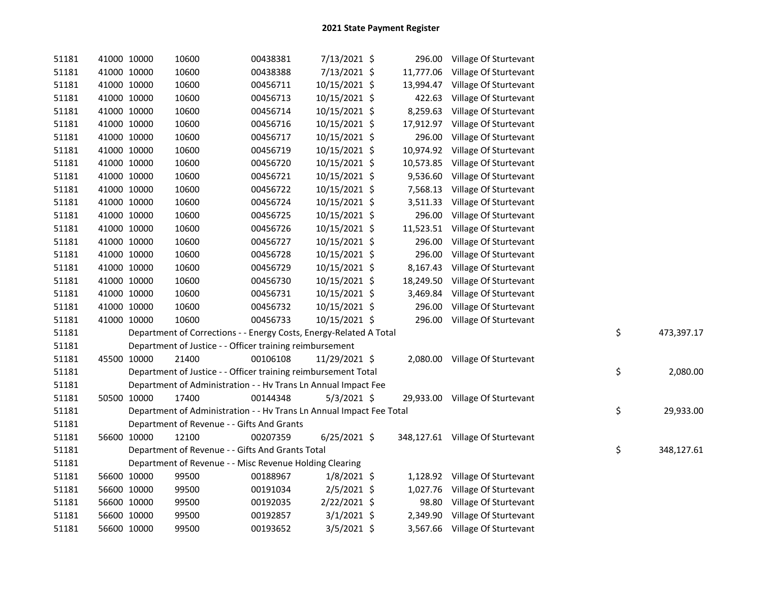# 2021 State Payment Register

| | | | | | | | | | |
|---|---|---|---|---|---|---|---|---|---|
| 51181 | 41000 | 10000 | 10600 | 00438381 | 7/13/2021 | $ 296.00 | Village Of Sturtevant | | |
| 51181 | 41000 | 10000 | 10600 | 00438388 | 7/13/2021 | $ 11,777.06 | Village Of Sturtevant | | |
| 51181 | 41000 | 10000 | 10600 | 00456711 | 10/15/2021 | $ 13,994.47 | Village Of Sturtevant | | |
| 51181 | 41000 | 10000 | 10600 | 00456713 | 10/15/2021 | $ 422.63 | Village Of Sturtevant | | |
| 51181 | 41000 | 10000 | 10600 | 00456714 | 10/15/2021 | $ 8,259.63 | Village Of Sturtevant | | |
| 51181 | 41000 | 10000 | 10600 | 00456716 | 10/15/2021 | $ 17,912.97 | Village Of Sturtevant | | |
| 51181 | 41000 | 10000 | 10600 | 00456717 | 10/15/2021 | $ 296.00 | Village Of Sturtevant | | |
| 51181 | 41000 | 10000 | 10600 | 00456719 | 10/15/2021 | $ 10,974.92 | Village Of Sturtevant | | |
| 51181 | 41000 | 10000 | 10600 | 00456720 | 10/15/2021 | $ 10,573.85 | Village Of Sturtevant | | |
| 51181 | 41000 | 10000 | 10600 | 00456721 | 10/15/2021 | $ 9,536.60 | Village Of Sturtevant | | |
| 51181 | 41000 | 10000 | 10600 | 00456722 | 10/15/2021 | $ 7,568.13 | Village Of Sturtevant | | |
| 51181 | 41000 | 10000 | 10600 | 00456724 | 10/15/2021 | $ 3,511.33 | Village Of Sturtevant | | |
| 51181 | 41000 | 10000 | 10600 | 00456725 | 10/15/2021 | $ 296.00 | Village Of Sturtevant | | |
| 51181 | 41000 | 10000 | 10600 | 00456726 | 10/15/2021 | $ 11,523.51 | Village Of Sturtevant | | |
| 51181 | 41000 | 10000 | 10600 | 00456727 | 10/15/2021 | $ 296.00 | Village Of Sturtevant | | |
| 51181 | 41000 | 10000 | 10600 | 00456728 | 10/15/2021 | $ 296.00 | Village Of Sturtevant | | |
| 51181 | 41000 | 10000 | 10600 | 00456729 | 10/15/2021 | $ 8,167.43 | Village Of Sturtevant | | |
| 51181 | 41000 | 10000 | 10600 | 00456730 | 10/15/2021 | $ 18,249.50 | Village Of Sturtevant | | |
| 51181 | 41000 | 10000 | 10600 | 00456731 | 10/15/2021 | $ 3,469.84 | Village Of Sturtevant | | |
| 51181 | 41000 | 10000 | 10600 | 00456732 | 10/15/2021 | $ 296.00 | Village Of Sturtevant | | |
| 51181 | 41000 | 10000 | 10600 | 00456733 | 10/15/2021 | $ 296.00 | Village Of Sturtevant | | |
| 51181 | | | Department of Corrections - - Energy Costs, Energy-Related A Total | | | | | $ | 473,397.17 |
| 51181 | | | Department of Justice - - Officer training reimbursement | | | | | | |
| 51181 | 45500 | 10000 | 21400 | 00106108 | 11/29/2021 | $ 2,080.00 | Village Of Sturtevant | | |
| 51181 | | | Department of Justice - - Officer training reimbursement Total | | | | | $ | 2,080.00 |
| 51181 | | | Department of Administration - - Hv Trans Ln Annual Impact Fee | | | | | | |
| 51181 | 50500 | 10000 | 17400 | 00144348 | 5/3/2021 | $ 29,933.00 | Village Of Sturtevant | | |
| 51181 | | | Department of Administration - - Hv Trans Ln Annual Impact Fee Total | | | | | $ | 29,933.00 |
| 51181 | | | Department of Revenue - - Gifts And Grants | | | | | | |
| 51181 | 56600 | 10000 | 12100 | 00207359 | 6/25/2021 | $ 348,127.61 | Village Of Sturtevant | | |
| 51181 | | | Department of Revenue - - Gifts And Grants Total | | | | | $ | 348,127.61 |
| 51181 | | | Department of Revenue - - Misc Revenue Holding Clearing | | | | | | |
| 51181 | 56600 | 10000 | 99500 | 00188967 | 1/8/2021 | $ 1,128.92 | Village Of Sturtevant | | |
| 51181 | 56600 | 10000 | 99500 | 00191034 | 2/5/2021 | $ 1,027.76 | Village Of Sturtevant | | |
| 51181 | 56600 | 10000 | 99500 | 00192035 | 2/22/2021 | $ 98.80 | Village Of Sturtevant | | |
| 51181 | 56600 | 10000 | 99500 | 00192857 | 3/1/2021 | $ 2,349.90 | Village Of Sturtevant | | |
| 51181 | 56600 | 10000 | 99500 | 00193652 | 3/5/2021 | $ 3,567.66 | Village Of Sturtevant | | |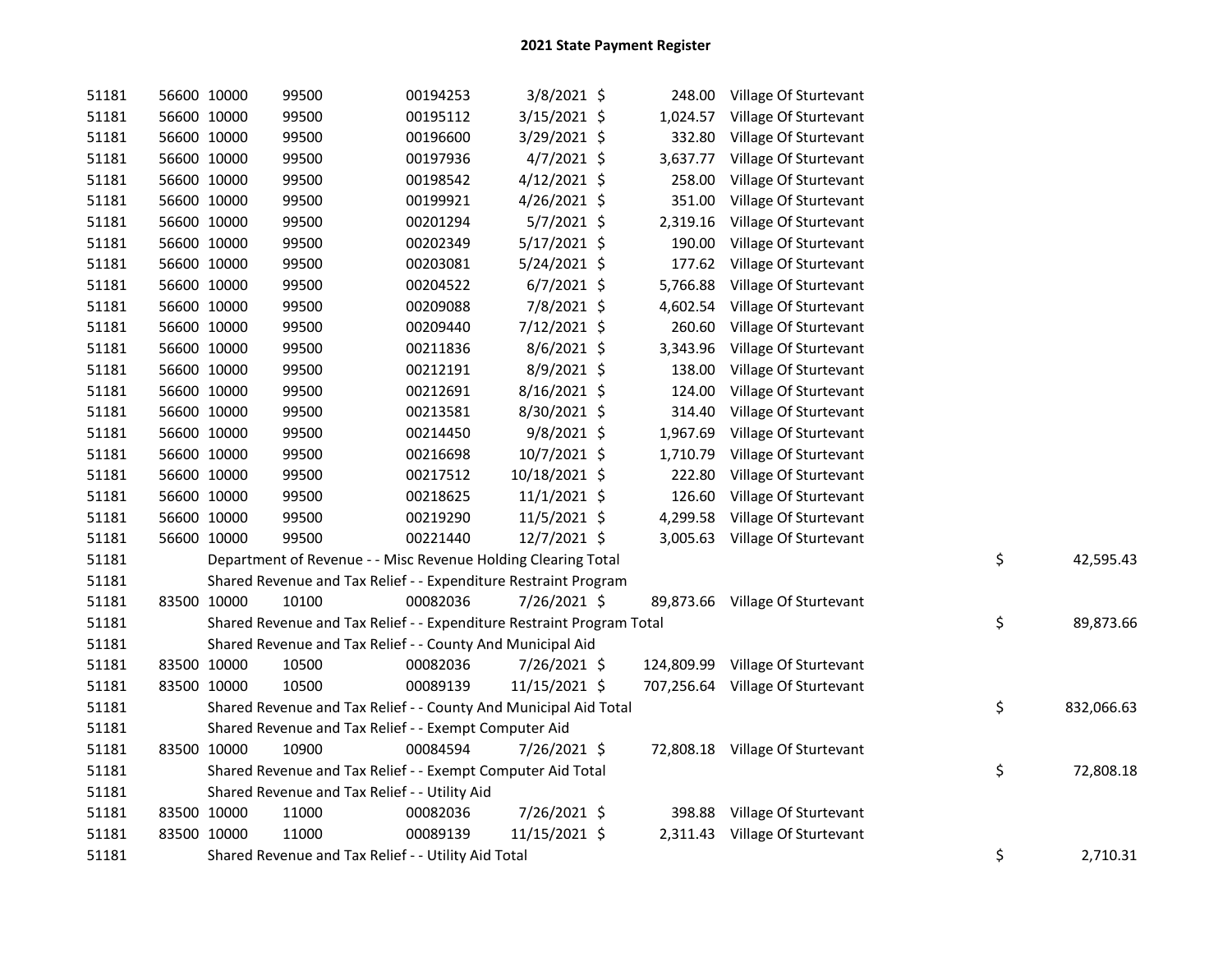# 2021 State Payment Register

| | | | | | | | | | |
|---|---|---|---|---|---|---|---|---|---|
| 51181 | 56600 | 10000 | 99500 | 00194253 | 3/8/2021 | $ 248.00 | Village Of Sturtevant | | |
| 51181 | 56600 | 10000 | 99500 | 00195112 | 3/15/2021 | $ 1,024.57 | Village Of Sturtevant | | |
| 51181 | 56600 | 10000 | 99500 | 00196600 | 3/29/2021 | $ 332.80 | Village Of Sturtevant | | |
| 51181 | 56600 | 10000 | 99500 | 00197936 | 4/7/2021 | $ 3,637.77 | Village Of Sturtevant | | |
| 51181 | 56600 | 10000 | 99500 | 00198542 | 4/12/2021 | $ 258.00 | Village Of Sturtevant | | |
| 51181 | 56600 | 10000 | 99500 | 00199921 | 4/26/2021 | $ 351.00 | Village Of Sturtevant | | |
| 51181 | 56600 | 10000 | 99500 | 00201294 | 5/7/2021 | $ 2,319.16 | Village Of Sturtevant | | |
| 51181 | 56600 | 10000 | 99500 | 00202349 | 5/17/2021 | $ 190.00 | Village Of Sturtevant | | |
| 51181 | 56600 | 10000 | 99500 | 00203081 | 5/24/2021 | $ 177.62 | Village Of Sturtevant | | |
| 51181 | 56600 | 10000 | 99500 | 00204522 | 6/7/2021 | $ 5,766.88 | Village Of Sturtevant | | |
| 51181 | 56600 | 10000 | 99500 | 00209088 | 7/8/2021 | $ 4,602.54 | Village Of Sturtevant | | |
| 51181 | 56600 | 10000 | 99500 | 00209440 | 7/12/2021 | $ 260.60 | Village Of Sturtevant | | |
| 51181 | 56600 | 10000 | 99500 | 00211836 | 8/6/2021 | $ 3,343.96 | Village Of Sturtevant | | |
| 51181 | 56600 | 10000 | 99500 | 00212191 | 8/9/2021 | $ 138.00 | Village Of Sturtevant | | |
| 51181 | 56600 | 10000 | 99500 | 00212691 | 8/16/2021 | $ 124.00 | Village Of Sturtevant | | |
| 51181 | 56600 | 10000 | 99500 | 00213581 | 8/30/2021 | $ 314.40 | Village Of Sturtevant | | |
| 51181 | 56600 | 10000 | 99500 | 00214450 | 9/8/2021 | $ 1,967.69 | Village Of Sturtevant | | |
| 51181 | 56600 | 10000 | 99500 | 00216698 | 10/7/2021 | $ 1,710.79 | Village Of Sturtevant | | |
| 51181 | 56600 | 10000 | 99500 | 00217512 | 10/18/2021 | $ 222.80 | Village Of Sturtevant | | |
| 51181 | 56600 | 10000 | 99500 | 00218625 | 11/1/2021 | $ 126.60 | Village Of Sturtevant | | |
| 51181 | 56600 | 10000 | 99500 | 00219290 | 11/5/2021 | $ 4,299.58 | Village Of Sturtevant | | |
| 51181 | 56600 | 10000 | 99500 | 00221440 | 12/7/2021 | $ 3,005.63 | Village Of Sturtevant | | |
| 51181 | | Department of Revenue - - Misc Revenue Holding Clearing Total | | | | | | $ | 42,595.43 |
| 51181 | | Shared Revenue and Tax Relief - - Expenditure Restraint Program | | | | | | | |
| 51181 | 83500 | 10000 | 10100 | 00082036 | 7/26/2021 | $ 89,873.66 | Village Of Sturtevant | | |
| 51181 | | Shared Revenue and Tax Relief - - Expenditure Restraint Program Total | | | | | | $ | 89,873.66 |
| 51181 | | Shared Revenue and Tax Relief - - County And Municipal Aid | | | | | | | |
| 51181 | 83500 | 10000 | 10500 | 00082036 | 7/26/2021 | $ 124,809.99 | Village Of Sturtevant | | |
| 51181 | 83500 | 10000 | 10500 | 00089139 | 11/15/2021 | $ 707,256.64 | Village Of Sturtevant | | |
| 51181 | | Shared Revenue and Tax Relief - - County And Municipal Aid Total | | | | | | $ | 832,066.63 |
| 51181 | | Shared Revenue and Tax Relief - - Exempt Computer Aid | | | | | | | |
| 51181 | 83500 | 10000 | 10900 | 00084594 | 7/26/2021 | $ 72,808.18 | Village Of Sturtevant | | |
| 51181 | | Shared Revenue and Tax Relief - - Exempt Computer Aid Total | | | | | | $ | 72,808.18 |
| 51181 | | Shared Revenue and Tax Relief - - Utility Aid | | | | | | | |
| 51181 | 83500 | 10000 | 11000 | 00082036 | 7/26/2021 | $ 398.88 | Village Of Sturtevant | | |
| 51181 | 83500 | 10000 | 11000 | 00089139 | 11/15/2021 | $ 2,311.43 | Village Of Sturtevant | | |
| 51181 | | Shared Revenue and Tax Relief - - Utility Aid Total | | | | | | $ | 2,710.31 |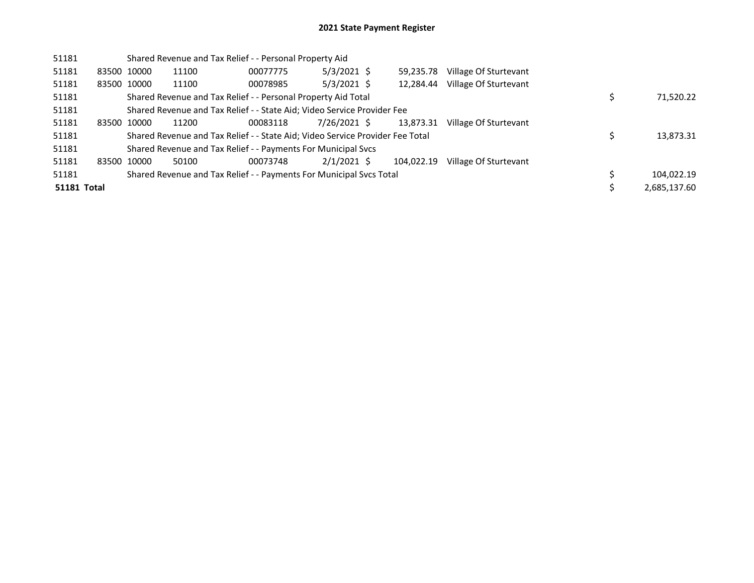# 2021 State Payment Register

| | | | | | | | | | |
|---|---|---|---|---|---|---|---|---|---|
| 51181 | | | Shared Revenue and Tax Relief - - Personal Property Aid | | | | | | |
| 51181 | 83500 | 10000 | 11100 | 00077775 | 5/3/2021 | $ 59,235.78 | Village Of Sturtevant | | |
| 51181 | 83500 | 10000 | 11100 | 00078985 | 5/3/2021 | $ 12,284.44 | Village Of Sturtevant | | |
| 51181 | | | Shared Revenue and Tax Relief - - Personal Property Aid Total | | | | | $ | 71,520.22 |
| 51181 | | | Shared Revenue and Tax Relief - - State Aid; Video Service Provider Fee | | | | | | |
| 51181 | 83500 | 10000 | 11200 | 00083118 | 7/26/2021 | $ 13,873.31 | Village Of Sturtevant | | |
| 51181 | | | Shared Revenue and Tax Relief - - State Aid; Video Service Provider Fee Total | | | | | $ | 13,873.31 |
| 51181 | | | Shared Revenue and Tax Relief - - Payments For Municipal Svcs | | | | | | |
| 51181 | 83500 | 10000 | 50100 | 00073748 | 2/1/2021 | $ 104,022.19 | Village Of Sturtevant | | |
| 51181 | | | Shared Revenue and Tax Relief - - Payments For Municipal Svcs Total | | | | | $ | 104,022.19 |
| **51181 Total** | | | | | | | | $ | 2,685,137.60 |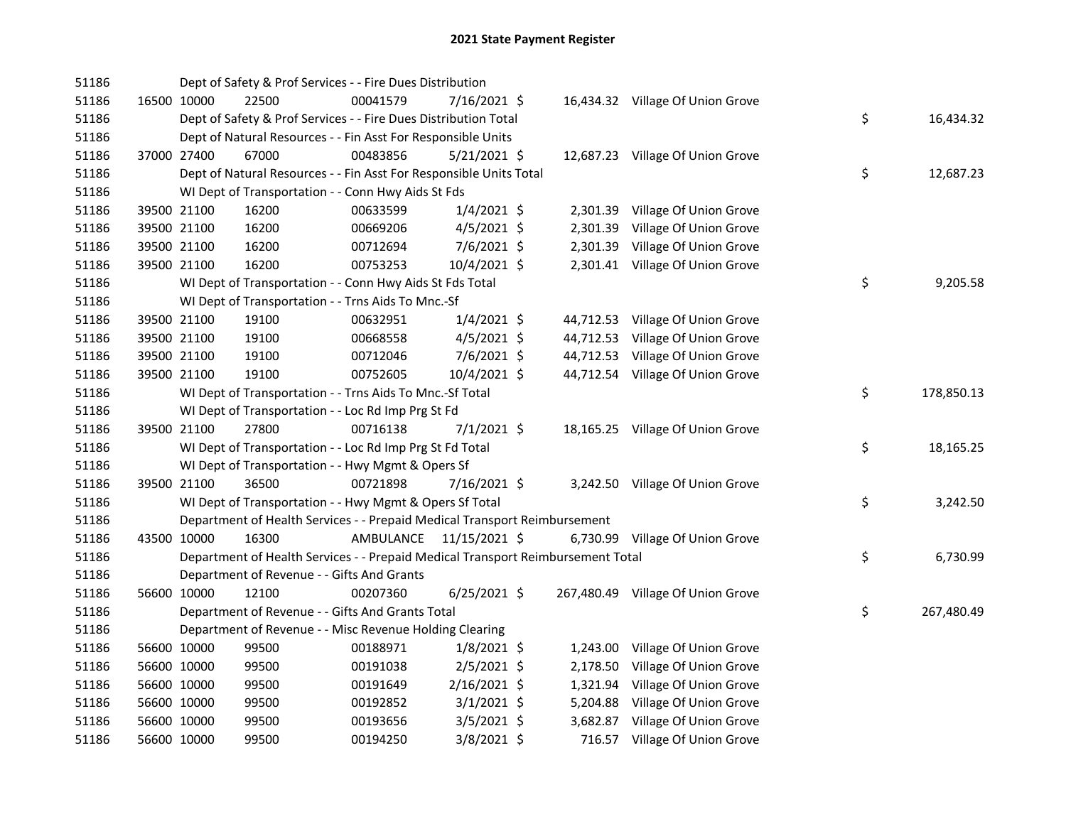# 2021 State Payment Register

| | | | | | | | | |
|---|---|---|---|---|---|---|---|---|
| 51186 | | | Dept of Safety & Prof Services - - Fire Dues Distribution | | | | | |
| 51186 | 16500 | 10000 | 22500 | 00041579 | 7/16/2021 $ | 16,434.32 | Village Of Union Grove | |
| 51186 | | | Dept of Safety & Prof Services - - Fire Dues Distribution Total | | | | | $ 16,434.32 |
| 51186 | | | Dept of Natural Resources - - Fin Asst For Responsible Units | | | | | |
| 51186 | 37000 | 27400 | 67000 | 00483856 | 5/21/2021 $ | 12,687.23 | Village Of Union Grove | |
| 51186 | | | Dept of Natural Resources - - Fin Asst For Responsible Units Total | | | | | $ 12,687.23 |
| 51186 | | | WI Dept of Transportation - - Conn Hwy Aids St Fds | | | | | |
| 51186 | 39500 | 21100 | 16200 | 00633599 | 1/4/2021 $ | 2,301.39 | Village Of Union Grove | |
| 51186 | 39500 | 21100 | 16200 | 00669206 | 4/5/2021 $ | 2,301.39 | Village Of Union Grove | |
| 51186 | 39500 | 21100 | 16200 | 00712694 | 7/6/2021 $ | 2,301.39 | Village Of Union Grove | |
| 51186 | 39500 | 21100 | 16200 | 00753253 | 10/4/2021 $ | 2,301.41 | Village Of Union Grove | |
| 51186 | | | WI Dept of Transportation - - Conn Hwy Aids St Fds Total | | | | | $ 9,205.58 |
| 51186 | | | WI Dept of Transportation - - Trns Aids To Mnc.-Sf | | | | | |
| 51186 | 39500 | 21100 | 19100 | 00632951 | 1/4/2021 $ | 44,712.53 | Village Of Union Grove | |
| 51186 | 39500 | 21100 | 19100 | 00668558 | 4/5/2021 $ | 44,712.53 | Village Of Union Grove | |
| 51186 | 39500 | 21100 | 19100 | 00712046 | 7/6/2021 $ | 44,712.53 | Village Of Union Grove | |
| 51186 | 39500 | 21100 | 19100 | 00752605 | 10/4/2021 $ | 44,712.54 | Village Of Union Grove | |
| 51186 | | | WI Dept of Transportation - - Trns Aids To Mnc.-Sf Total | | | | | $ 178,850.13 |
| 51186 | | | WI Dept of Transportation - - Loc Rd Imp Prg St Fd | | | | | |
| 51186 | 39500 | 21100 | 27800 | 00716138 | 7/1/2021 $ | 18,165.25 | Village Of Union Grove | |
| 51186 | | | WI Dept of Transportation - - Loc Rd Imp Prg St Fd Total | | | | | $ 18,165.25 |
| 51186 | | | WI Dept of Transportation - - Hwy Mgmt & Opers Sf | | | | | |
| 51186 | 39500 | 21100 | 36500 | 00721898 | 7/16/2021 $ | 3,242.50 | Village Of Union Grove | |
| 51186 | | | WI Dept of Transportation - - Hwy Mgmt & Opers Sf Total | | | | | $ 3,242.50 |
| 51186 | | | Department of Health Services - - Prepaid Medical Transport Reimbursement | | | | | |
| 51186 | 43500 | 10000 | 16300 | AMBULANCE | 11/15/2021 $ | 6,730.99 | Village Of Union Grove | |
| 51186 | | | Department of Health Services - - Prepaid Medical Transport Reimbursement Total | | | | | $ 6,730.99 |
| 51186 | | | Department of Revenue - - Gifts And Grants | | | | | |
| 51186 | 56600 | 10000 | 12100 | 00207360 | 6/25/2021 $ | 267,480.49 | Village Of Union Grove | |
| 51186 | | | Department of Revenue - - Gifts And Grants Total | | | | | $ 267,480.49 |
| 51186 | | | Department of Revenue - - Misc Revenue Holding Clearing | | | | | |
| 51186 | 56600 | 10000 | 99500 | 00188971 | 1/8/2021 $ | 1,243.00 | Village Of Union Grove | |
| 51186 | 56600 | 10000 | 99500 | 00191038 | 2/5/2021 $ | 2,178.50 | Village Of Union Grove | |
| 51186 | 56600 | 10000 | 99500 | 00191649 | 2/16/2021 $ | 1,321.94 | Village Of Union Grove | |
| 51186 | 56600 | 10000 | 99500 | 00192852 | 3/1/2021 $ | 5,204.88 | Village Of Union Grove | |
| 51186 | 56600 | 10000 | 99500 | 00193656 | 3/5/2021 $ | 3,682.87 | Village Of Union Grove | |
| 51186 | 56600 | 10000 | 99500 | 00194250 | 3/8/2021 $ | 716.57 | Village Of Union Grove | |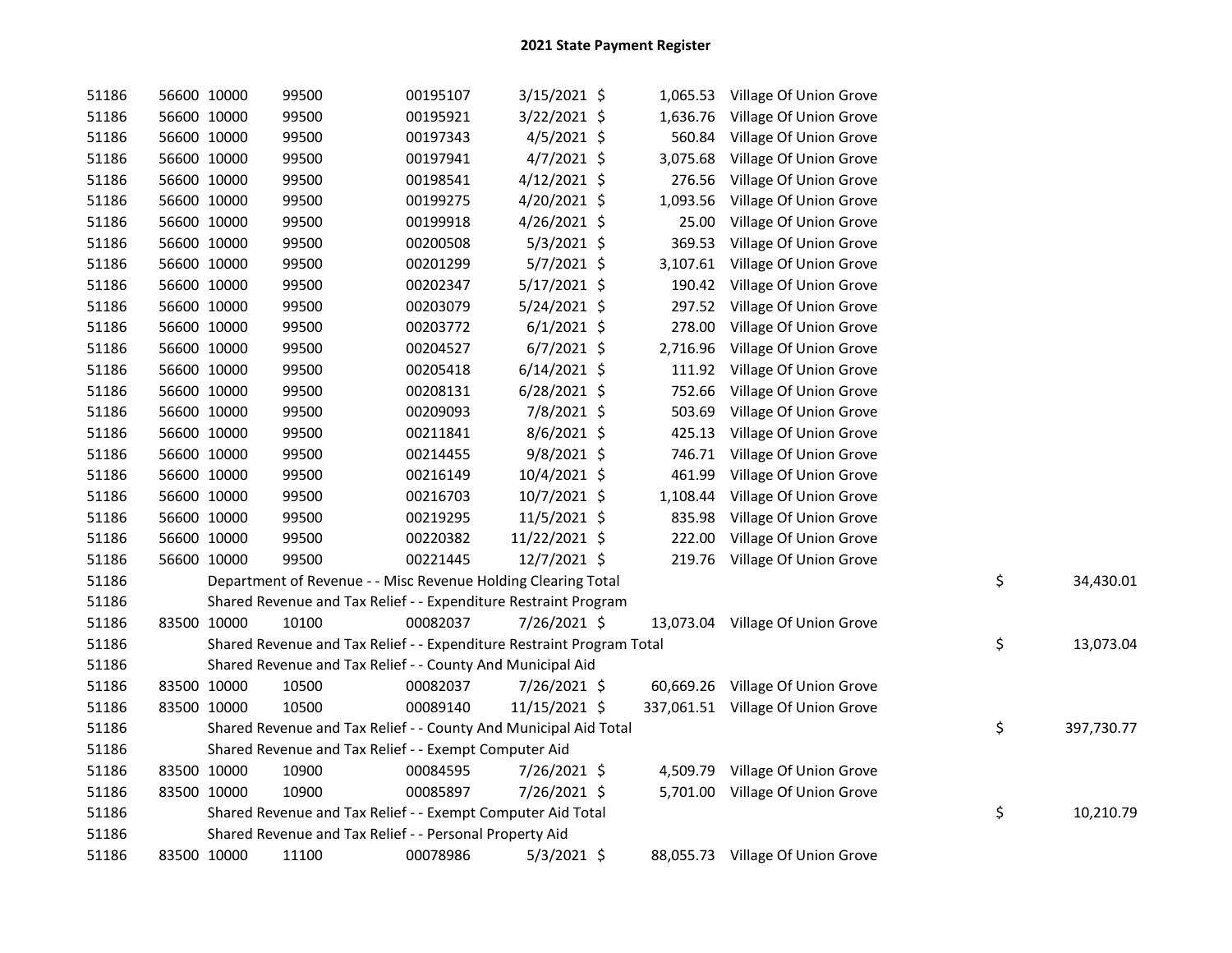# 2021 State Payment Register

| | | | | | | | | | | |
|---|---|---|---|---|---|---|---|---|---|---|
| 51186 | 56600 | 10000 | 99500 | 00195107 | 3/15/2021 | $ | 1,065.53 | Village Of Union Grove | | |
| 51186 | 56600 | 10000 | 99500 | 00195921 | 3/22/2021 | $ | 1,636.76 | Village Of Union Grove | | |
| 51186 | 56600 | 10000 | 99500 | 00197343 | 4/5/2021 | $ | 560.84 | Village Of Union Grove | | |
| 51186 | 56600 | 10000 | 99500 | 00197941 | 4/7/2021 | $ | 3,075.68 | Village Of Union Grove | | |
| 51186 | 56600 | 10000 | 99500 | 00198541 | 4/12/2021 | $ | 276.56 | Village Of Union Grove | | |
| 51186 | 56600 | 10000 | 99500 | 00199275 | 4/20/2021 | $ | 1,093.56 | Village Of Union Grove | | |
| 51186 | 56600 | 10000 | 99500 | 00199918 | 4/26/2021 | $ | 25.00 | Village Of Union Grove | | |
| 51186 | 56600 | 10000 | 99500 | 00200508 | 5/3/2021 | $ | 369.53 | Village Of Union Grove | | |
| 51186 | 56600 | 10000 | 99500 | 00201299 | 5/7/2021 | $ | 3,107.61 | Village Of Union Grove | | |
| 51186 | 56600 | 10000 | 99500 | 00202347 | 5/17/2021 | $ | 190.42 | Village Of Union Grove | | |
| 51186 | 56600 | 10000 | 99500 | 00203079 | 5/24/2021 | $ | 297.52 | Village Of Union Grove | | |
| 51186 | 56600 | 10000 | 99500 | 00203772 | 6/1/2021 | $ | 278.00 | Village Of Union Grove | | |
| 51186 | 56600 | 10000 | 99500 | 00204527 | 6/7/2021 | $ | 2,716.96 | Village Of Union Grove | | |
| 51186 | 56600 | 10000 | 99500 | 00205418 | 6/14/2021 | $ | 111.92 | Village Of Union Grove | | |
| 51186 | 56600 | 10000 | 99500 | 00208131 | 6/28/2021 | $ | 752.66 | Village Of Union Grove | | |
| 51186 | 56600 | 10000 | 99500 | 00209093 | 7/8/2021 | $ | 503.69 | Village Of Union Grove | | |
| 51186 | 56600 | 10000 | 99500 | 00211841 | 8/6/2021 | $ | 425.13 | Village Of Union Grove | | |
| 51186 | 56600 | 10000 | 99500 | 00214455 | 9/8/2021 | $ | 746.71 | Village Of Union Grove | | |
| 51186 | 56600 | 10000 | 99500 | 00216149 | 10/4/2021 | $ | 461.99 | Village Of Union Grove | | |
| 51186 | 56600 | 10000 | 99500 | 00216703 | 10/7/2021 | $ | 1,108.44 | Village Of Union Grove | | |
| 51186 | 56600 | 10000 | 99500 | 00219295 | 11/5/2021 | $ | 835.98 | Village Of Union Grove | | |
| 51186 | 56600 | 10000 | 99500 | 00220382 | 11/22/2021 | $ | 222.00 | Village Of Union Grove | | |
| 51186 | 56600 | 10000 | 99500 | 00221445 | 12/7/2021 | $ | 219.76 | Village Of Union Grove | | |
| 51186 | Department of Revenue - - Misc Revenue Holding Clearing Total | | | | | | | | $ | 34,430.01 |
| 51186 | Shared Revenue and Tax Relief - - Expenditure Restraint Program | | | | | | | | | |
| 51186 | 83500 | 10000 | 10100 | 00082037 | 7/26/2021 | $ | 13,073.04 | Village Of Union Grove | | |
| 51186 | Shared Revenue and Tax Relief - - Expenditure Restraint Program Total | | | | | | | | $ | 13,073.04 |
| 51186 | Shared Revenue and Tax Relief - - County And Municipal Aid | | | | | | | | | |
| 51186 | 83500 | 10000 | 10500 | 00082037 | 7/26/2021 | $ | 60,669.26 | Village Of Union Grove | | |
| 51186 | 83500 | 10000 | 10500 | 00089140 | 11/15/2021 | $ | 337,061.51 | Village Of Union Grove | | |
| 51186 | Shared Revenue and Tax Relief - - County And Municipal Aid Total | | | | | | | | $ | 397,730.77 |
| 51186 | Shared Revenue and Tax Relief - - Exempt Computer Aid | | | | | | | | | |
| 51186 | 83500 | 10000 | 10900 | 00084595 | 7/26/2021 | $ | 4,509.79 | Village Of Union Grove | | |
| 51186 | 83500 | 10000 | 10900 | 00085897 | 7/26/2021 | $ | 5,701.00 | Village Of Union Grove | | |
| 51186 | Shared Revenue and Tax Relief - - Exempt Computer Aid Total | | | | | | | | $ | 10,210.79 |
| 51186 | Shared Revenue and Tax Relief - - Personal Property Aid | | | | | | | | | |
| 51186 | 83500 | 10000 | 11100 | 00078986 | 5/3/2021 | $ | 88,055.73 | Village Of Union Grove | | |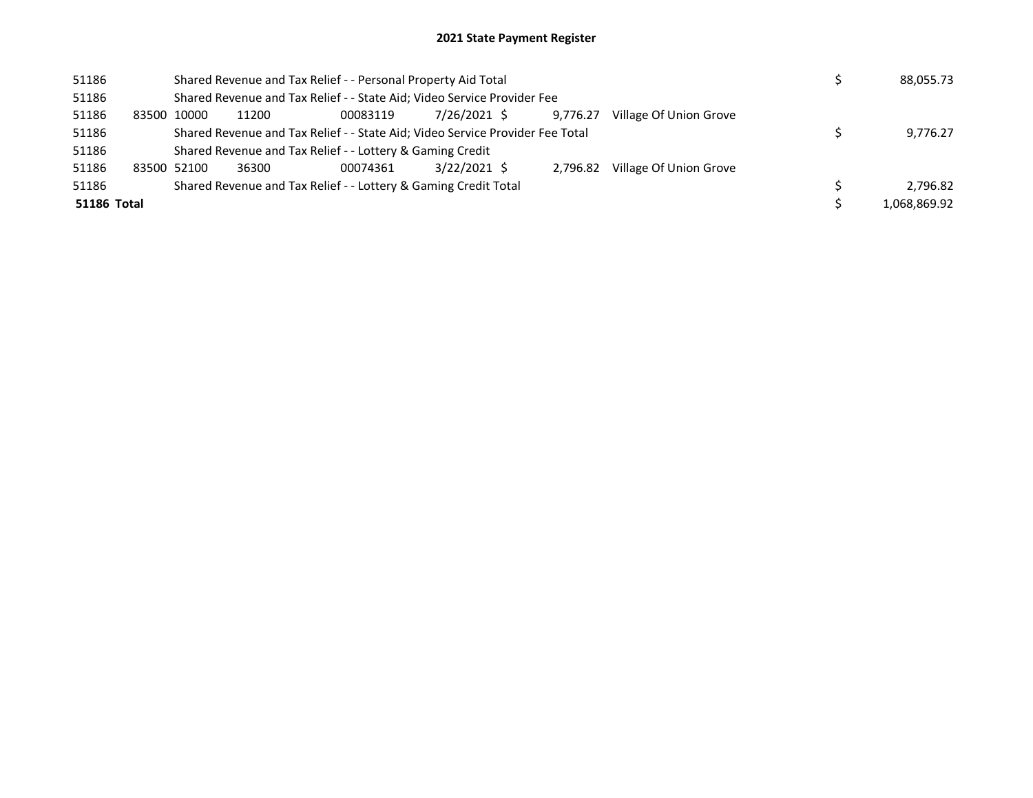# 2021 State Payment Register

| | | | | | | | | | |
|---|---|---|---|---|---|---|---|---|---|
| 51186 | | Shared Revenue and Tax Relief - - Personal Property Aid Total | | | | | | $ | 88,055.73 |
| 51186 | | Shared Revenue and Tax Relief - - State Aid; Video Service Provider Fee | | | | | | | |
| 51186 | 83500 | 10000 | 11200 | 00083119 | 7/26/2021 | $ 9,776.27 | Village Of Union Grove | | |
| 51186 | | Shared Revenue and Tax Relief - - State Aid; Video Service Provider Fee Total | | | | | | $ | 9,776.27 |
| 51186 | | Shared Revenue and Tax Relief - - Lottery & Gaming Credit | | | | | | | |
| 51186 | 83500 | 52100 | 36300 | 00074361 | 3/22/2021 | $ 2,796.82 | Village Of Union Grove | | |
| 51186 | | Shared Revenue and Tax Relief - - Lottery & Gaming Credit Total | | | | | | $ | 2,796.82 |
| **51186 Total** | | | | | | | | $ | 1,068,869.92 |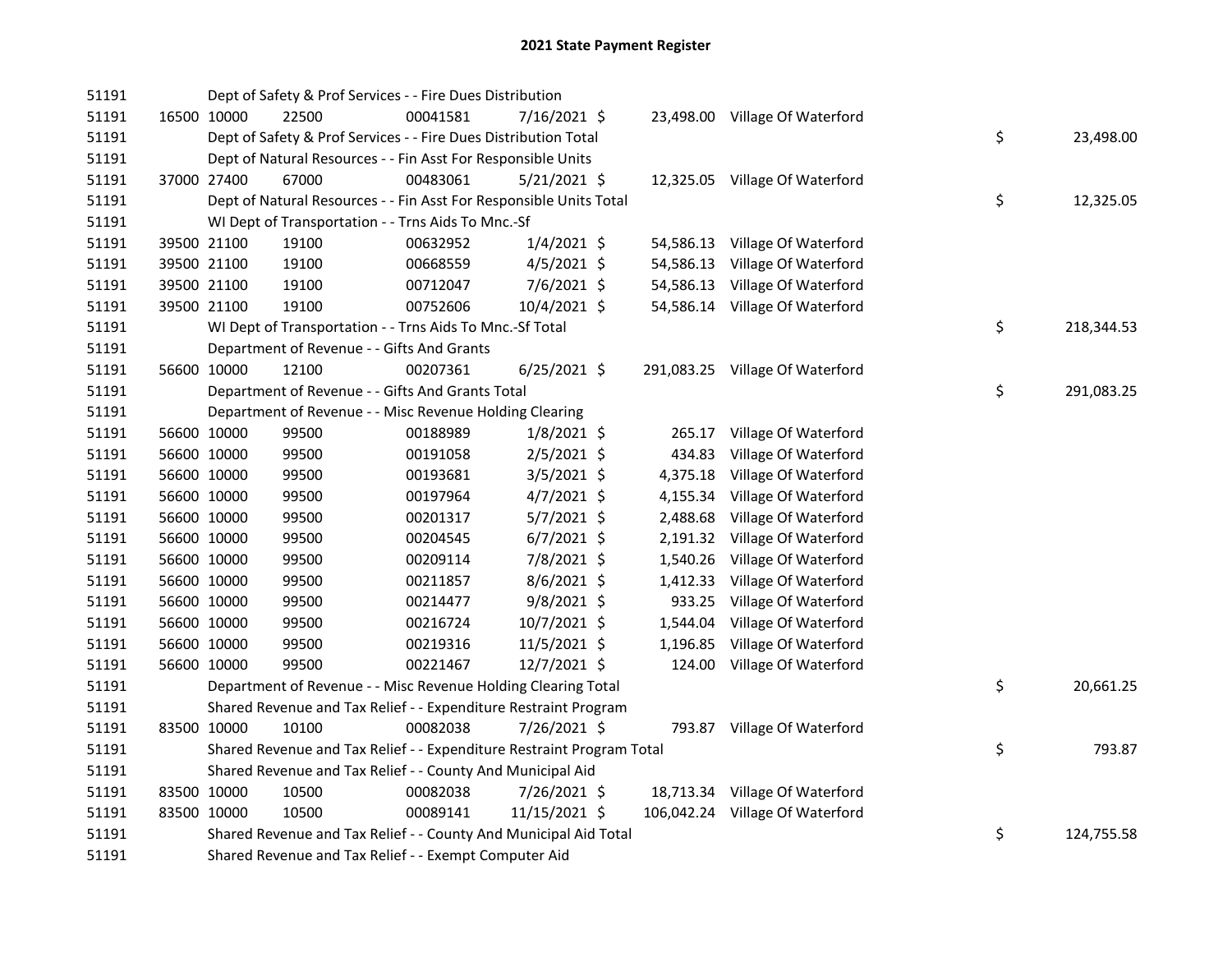# 2021 State Payment Register

| | | | | | | | | | |
|---|---|---|---|---|---|---|---|---|---|
| 51191 | | | Dept of Safety & Prof Services - - Fire Dues Distribution | | | | | | |
| 51191 | 16500 | 10000 | 22500 | 00041581 | 7/16/2021 | $ 23,498.00 | Village Of Waterford | | |
| 51191 | | | Dept of Safety & Prof Services - - Fire Dues Distribution Total | | | | | $ | 23,498.00 |
| 51191 | | | Dept of Natural Resources - - Fin Asst For Responsible Units | | | | | | |
| 51191 | 37000 | 27400 | 67000 | 00483061 | 5/21/2021 | $ 12,325.05 | Village Of Waterford | | |
| 51191 | | | Dept of Natural Resources - - Fin Asst For Responsible Units Total | | | | | $ | 12,325.05 |
| 51191 | | | WI Dept of Transportation - - Trns Aids To Mnc.-Sf | | | | | | |
| 51191 | 39500 | 21100 | 19100 | 00632952 | 1/4/2021 | $ 54,586.13 | Village Of Waterford | | |
| 51191 | 39500 | 21100 | 19100 | 00668559 | 4/5/2021 | $ 54,586.13 | Village Of Waterford | | |
| 51191 | 39500 | 21100 | 19100 | 00712047 | 7/6/2021 | $ 54,586.13 | Village Of Waterford | | |
| 51191 | 39500 | 21100 | 19100 | 00752606 | 10/4/2021 | $ 54,586.14 | Village Of Waterford | | |
| 51191 | | | WI Dept of Transportation - - Trns Aids To Mnc.-Sf Total | | | | | $ | 218,344.53 |
| 51191 | | | Department of Revenue - - Gifts And Grants | | | | | | |
| 51191 | 56600 | 10000 | 12100 | 00207361 | 6/25/2021 | $ 291,083.25 | Village Of Waterford | | |
| 51191 | | | Department of Revenue - - Gifts And Grants Total | | | | | $ | 291,083.25 |
| 51191 | | | Department of Revenue - - Misc Revenue Holding Clearing | | | | | | |
| 51191 | 56600 | 10000 | 99500 | 00188989 | 1/8/2021 | $ 265.17 | Village Of Waterford | | |
| 51191 | 56600 | 10000 | 99500 | 00191058 | 2/5/2021 | $ 434.83 | Village Of Waterford | | |
| 51191 | 56600 | 10000 | 99500 | 00193681 | 3/5/2021 | $ 4,375.18 | Village Of Waterford | | |
| 51191 | 56600 | 10000 | 99500 | 00197964 | 4/7/2021 | $ 4,155.34 | Village Of Waterford | | |
| 51191 | 56600 | 10000 | 99500 | 00201317 | 5/7/2021 | $ 2,488.68 | Village Of Waterford | | |
| 51191 | 56600 | 10000 | 99500 | 00204545 | 6/7/2021 | $ 2,191.32 | Village Of Waterford | | |
| 51191 | 56600 | 10000 | 99500 | 00209114 | 7/8/2021 | $ 1,540.26 | Village Of Waterford | | |
| 51191 | 56600 | 10000 | 99500 | 00211857 | 8/6/2021 | $ 1,412.33 | Village Of Waterford | | |
| 51191 | 56600 | 10000 | 99500 | 00214477 | 9/8/2021 | $ 933.25 | Village Of Waterford | | |
| 51191 | 56600 | 10000 | 99500 | 00216724 | 10/7/2021 | $ 1,544.04 | Village Of Waterford | | |
| 51191 | 56600 | 10000 | 99500 | 00219316 | 11/5/2021 | $ 1,196.85 | Village Of Waterford | | |
| 51191 | 56600 | 10000 | 99500 | 00221467 | 12/7/2021 | $ 124.00 | Village Of Waterford | | |
| 51191 | | | Department of Revenue - - Misc Revenue Holding Clearing Total | | | | | $ | 20,661.25 |
| 51191 | | | Shared Revenue and Tax Relief - - Expenditure Restraint Program | | | | | | |
| 51191 | 83500 | 10000 | 10100 | 00082038 | 7/26/2021 | $ 793.87 | Village Of Waterford | | |
| 51191 | | | Shared Revenue and Tax Relief - - Expenditure Restraint Program Total | | | | | $ | 793.87 |
| 51191 | | | Shared Revenue and Tax Relief - - County And Municipal Aid | | | | | | |
| 51191 | 83500 | 10000 | 10500 | 00082038 | 7/26/2021 | $ 18,713.34 | Village Of Waterford | | |
| 51191 | 83500 | 10000 | 10500 | 00089141 | 11/15/2021 | $ 106,042.24 | Village Of Waterford | | |
| 51191 | | | Shared Revenue and Tax Relief - - County And Municipal Aid Total | | | | | $ | 124,755.58 |
| 51191 | | | Shared Revenue and Tax Relief - - Exempt Computer Aid | | | | | | |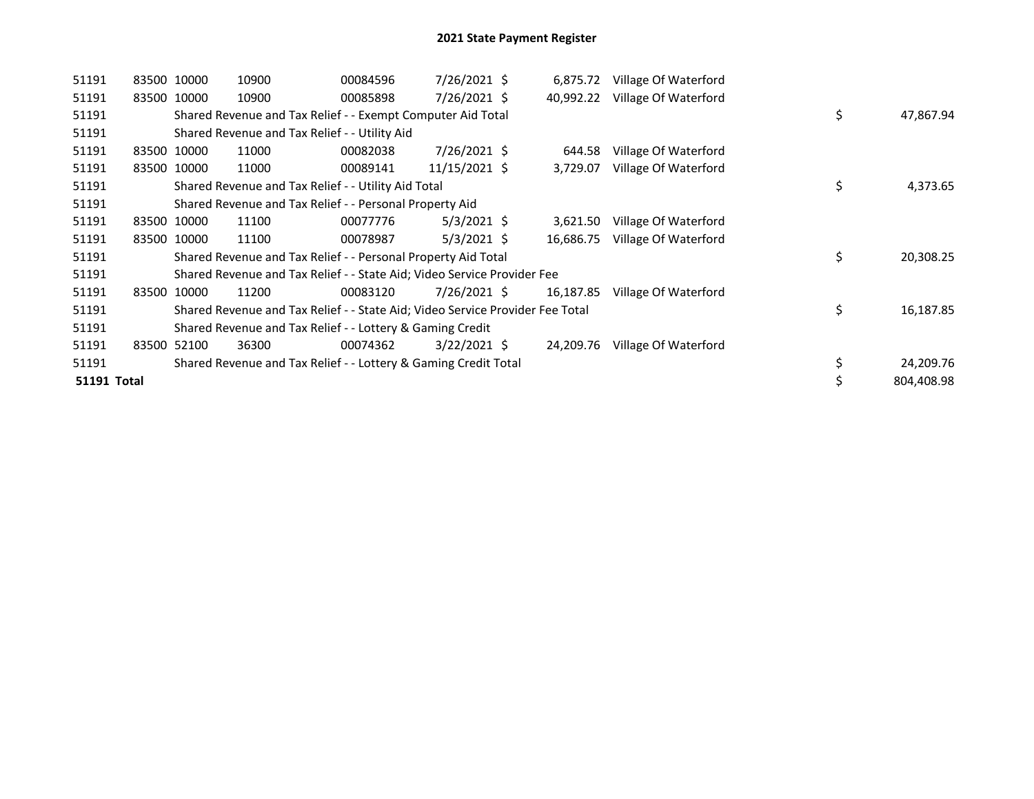## 2021 State Payment Register

| | | | | | | | | | |
|---|---|---|---|---|---|---|---|---|---|
| 51191 | 83500 | 10000 | 10900 | 00084596 | 7/26/2021 | $ 6,875.72 | Village Of Waterford | | |
| 51191 | 83500 | 10000 | 10900 | 00085898 | 7/26/2021 | $ 40,992.22 | Village Of Waterford | | |
| 51191 | | Shared Revenue and Tax Relief - - Exempt Computer Aid Total | | | | | | $ | 47,867.94 |
| 51191 | | Shared Revenue and Tax Relief - - Utility Aid | | | | | | | |
| 51191 | 83500 | 10000 | 11000 | 00082038 | 7/26/2021 | $ 644.58 | Village Of Waterford | | |
| 51191 | 83500 | 10000 | 11000 | 00089141 | 11/15/2021 | $ 3,729.07 | Village Of Waterford | | |
| 51191 | | Shared Revenue and Tax Relief - - Utility Aid Total | | | | | | $ | 4,373.65 |
| 51191 | | Shared Revenue and Tax Relief - - Personal Property Aid | | | | | | | |
| 51191 | 83500 | 10000 | 11100 | 00077776 | 5/3/2021 | $ 3,621.50 | Village Of Waterford | | |
| 51191 | 83500 | 10000 | 11100 | 00078987 | 5/3/2021 | $ 16,686.75 | Village Of Waterford | | |
| 51191 | | Shared Revenue and Tax Relief - - Personal Property Aid Total | | | | | | $ | 20,308.25 |
| 51191 | | Shared Revenue and Tax Relief - - State Aid; Video Service Provider Fee | | | | | | | |
| 51191 | 83500 | 10000 | 11200 | 00083120 | 7/26/2021 | $ 16,187.85 | Village Of Waterford | | |
| 51191 | | Shared Revenue and Tax Relief - - State Aid; Video Service Provider Fee Total | | | | | | $ | 16,187.85 |
| 51191 | | Shared Revenue and Tax Relief - - Lottery & Gaming Credit | | | | | | | |
| 51191 | 83500 | 52100 | 36300 | 00074362 | 3/22/2021 | $ 24,209.76 | Village Of Waterford | | |
| 51191 | | Shared Revenue and Tax Relief - - Lottery & Gaming Credit Total | | | | | | $ | 24,209.76 |
| **51191 Total** | | | | | | | | $ | 804,408.98 |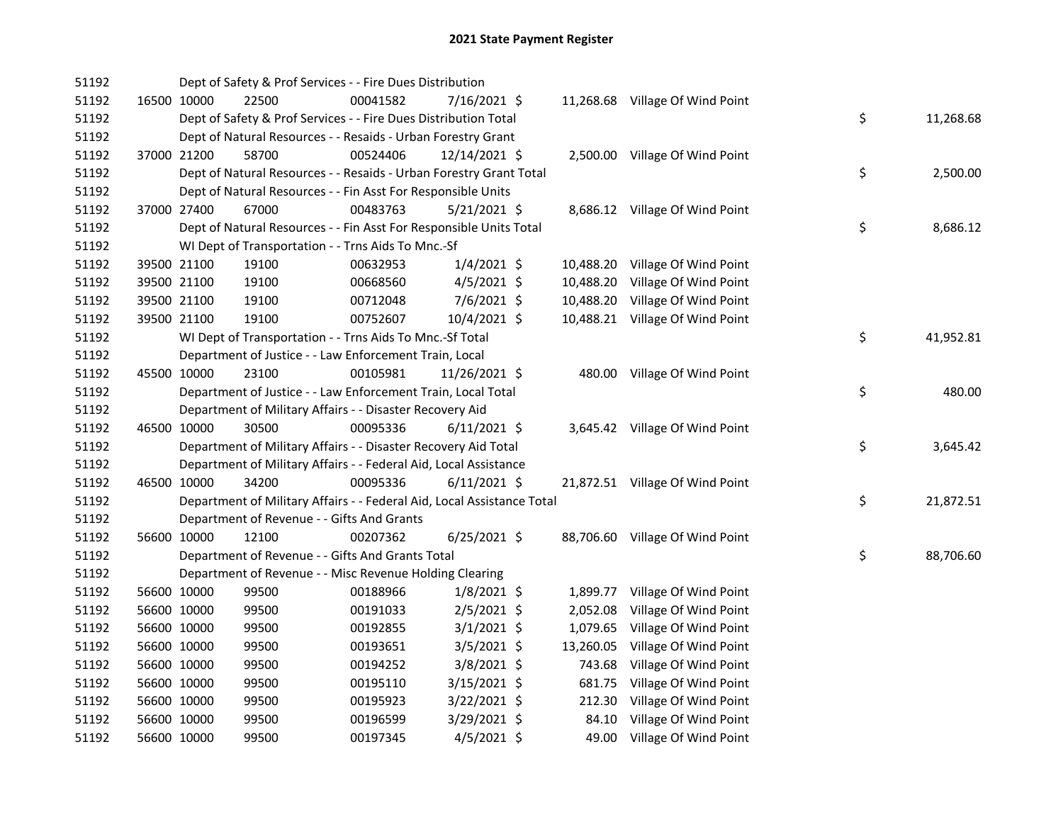# 2021 State Payment Register

| | | | | | | | | | |
|---|---|---|---|---|---|---|---|---|---|
| 51192 | | | Dept of Safety & Prof Services - - Fire Dues Distribution | | | | | | |
| 51192 | 16500 | 10000 | 22500 | 00041582 | 7/16/2021 | $ | 11,268.68 | Village Of Wind Point | |
| 51192 | | | Dept of Safety & Prof Services - - Fire Dues Distribution Total | | | | | | $ 11,268.68 |
| 51192 | | | Dept of Natural Resources - - Resaids - Urban Forestry Grant | | | | | | |
| 51192 | 37000 | 21200 | 58700 | 00524406 | 12/14/2021 | $ | 2,500.00 | Village Of Wind Point | |
| 51192 | | | Dept of Natural Resources - - Resaids - Urban Forestry Grant Total | | | | | | $ 2,500.00 |
| 51192 | | | Dept of Natural Resources - - Fin Asst For Responsible Units | | | | | | |
| 51192 | 37000 | 27400 | 67000 | 00483763 | 5/21/2021 | $ | 8,686.12 | Village Of Wind Point | |
| 51192 | | | Dept of Natural Resources - - Fin Asst For Responsible Units Total | | | | | | $ 8,686.12 |
| 51192 | | | WI Dept of Transportation - - Trns Aids To Mnc.-Sf | | | | | | |
| 51192 | 39500 | 21100 | 19100 | 00632953 | 1/4/2021 | $ | 10,488.20 | Village Of Wind Point | |
| 51192 | 39500 | 21100 | 19100 | 00668560 | 4/5/2021 | $ | 10,488.20 | Village Of Wind Point | |
| 51192 | 39500 | 21100 | 19100 | 00712048 | 7/6/2021 | $ | 10,488.20 | Village Of Wind Point | |
| 51192 | 39500 | 21100 | 19100 | 00752607 | 10/4/2021 | $ | 10,488.21 | Village Of Wind Point | |
| 51192 | | | WI Dept of Transportation - - Trns Aids To Mnc.-Sf Total | | | | | | $ 41,952.81 |
| 51192 | | | Department of Justice - - Law Enforcement Train, Local | | | | | | |
| 51192 | 45500 | 10000 | 23100 | 00105981 | 11/26/2021 | $ | 480.00 | Village Of Wind Point | |
| 51192 | | | Department of Justice - - Law Enforcement Train, Local Total | | | | | | $ 480.00 |
| 51192 | | | Department of Military Affairs - - Disaster Recovery Aid | | | | | | |
| 51192 | 46500 | 10000 | 30500 | 00095336 | 6/11/2021 | $ | 3,645.42 | Village Of Wind Point | |
| 51192 | | | Department of Military Affairs - - Disaster Recovery Aid Total | | | | | | $ 3,645.42 |
| 51192 | | | Department of Military Affairs - - Federal Aid, Local Assistance | | | | | | |
| 51192 | 46500 | 10000 | 34200 | 00095336 | 6/11/2021 | $ | 21,872.51 | Village Of Wind Point | |
| 51192 | | | Department of Military Affairs - - Federal Aid, Local Assistance Total | | | | | | $ 21,872.51 |
| 51192 | | | Department of Revenue - - Gifts And Grants | | | | | | |
| 51192 | 56600 | 10000 | 12100 | 00207362 | 6/25/2021 | $ | 88,706.60 | Village Of Wind Point | |
| 51192 | | | Department of Revenue - - Gifts And Grants Total | | | | | | $ 88,706.60 |
| 51192 | | | Department of Revenue - - Misc Revenue Holding Clearing | | | | | | |
| 51192 | 56600 | 10000 | 99500 | 00188966 | 1/8/2021 | $ | 1,899.77 | Village Of Wind Point | |
| 51192 | 56600 | 10000 | 99500 | 00191033 | 2/5/2021 | $ | 2,052.08 | Village Of Wind Point | |
| 51192 | 56600 | 10000 | 99500 | 00192855 | 3/1/2021 | $ | 1,079.65 | Village Of Wind Point | |
| 51192 | 56600 | 10000 | 99500 | 00193651 | 3/5/2021 | $ | 13,260.05 | Village Of Wind Point | |
| 51192 | 56600 | 10000 | 99500 | 00194252 | 3/8/2021 | $ | 743.68 | Village Of Wind Point | |
| 51192 | 56600 | 10000 | 99500 | 00195110 | 3/15/2021 | $ | 681.75 | Village Of Wind Point | |
| 51192 | 56600 | 10000 | 99500 | 00195923 | 3/22/2021 | $ | 212.30 | Village Of Wind Point | |
| 51192 | 56600 | 10000 | 99500 | 00196599 | 3/29/2021 | $ | 84.10 | Village Of Wind Point | |
| 51192 | 56600 | 10000 | 99500 | 00197345 | 4/5/2021 | $ | 49.00 | Village Of Wind Point | |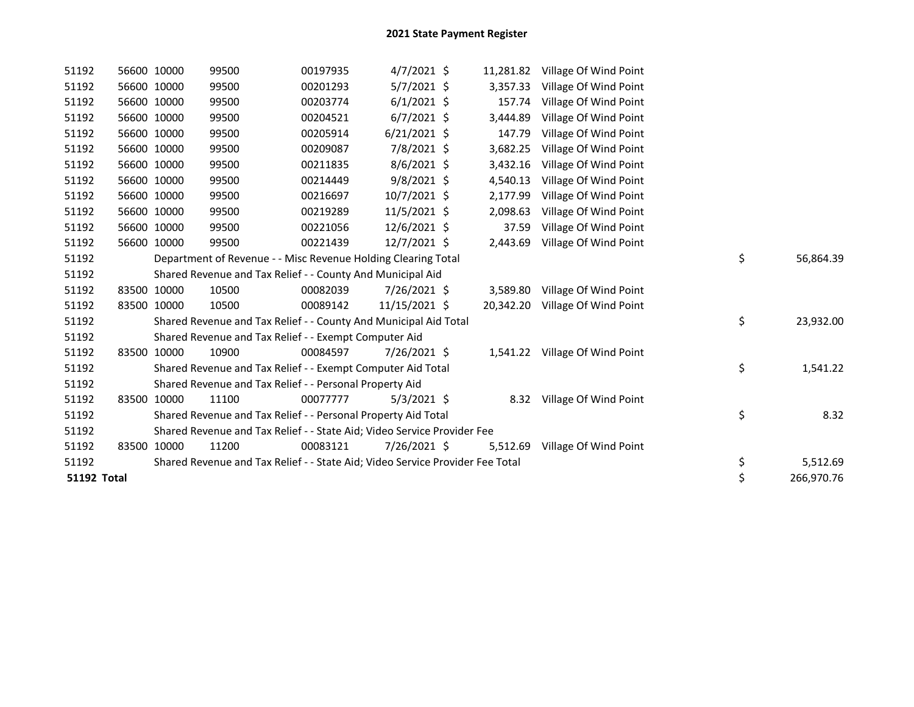## 2021 State Payment Register

| | | | | | | | | | |
|---|---|---|---|---|---|---|---|---|---|
| 51192 | 56600 | 10000 | 99500 | 00197935 | 4/7/2021 | $ 11,281.82 | Village Of Wind Point | | |
| 51192 | 56600 | 10000 | 99500 | 00201293 | 5/7/2021 | $ 3,357.33 | Village Of Wind Point | | |
| 51192 | 56600 | 10000 | 99500 | 00203774 | 6/1/2021 | $ 157.74 | Village Of Wind Point | | |
| 51192 | 56600 | 10000 | 99500 | 00204521 | 6/7/2021 | $ 3,444.89 | Village Of Wind Point | | |
| 51192 | 56600 | 10000 | 99500 | 00205914 | 6/21/2021 | $ 147.79 | Village Of Wind Point | | |
| 51192 | 56600 | 10000 | 99500 | 00209087 | 7/8/2021 | $ 3,682.25 | Village Of Wind Point | | |
| 51192 | 56600 | 10000 | 99500 | 00211835 | 8/6/2021 | $ 3,432.16 | Village Of Wind Point | | |
| 51192 | 56600 | 10000 | 99500 | 00214449 | 9/8/2021 | $ 4,540.13 | Village Of Wind Point | | |
| 51192 | 56600 | 10000 | 99500 | 00216697 | 10/7/2021 | $ 2,177.99 | Village Of Wind Point | | |
| 51192 | 56600 | 10000 | 99500 | 00219289 | 11/5/2021 | $ 2,098.63 | Village Of Wind Point | | |
| 51192 | 56600 | 10000 | 99500 | 00221056 | 12/6/2021 | $ 37.59 | Village Of Wind Point | | |
| 51192 | 56600 | 10000 | 99500 | 00221439 | 12/7/2021 | $ 2,443.69 | Village Of Wind Point | | |
| 51192 | | Department of Revenue - - Misc Revenue Holding Clearing Total | | | | | | $ | 56,864.39 |
| 51192 | | Shared Revenue and Tax Relief - - County And Municipal Aid | | | | | | | |
| 51192 | 83500 | 10000 | 10500 | 00082039 | 7/26/2021 | $ 3,589.80 | Village Of Wind Point | | |
| 51192 | 83500 | 10000 | 10500 | 00089142 | 11/15/2021 | $ 20,342.20 | Village Of Wind Point | | |
| 51192 | | Shared Revenue and Tax Relief - - County And Municipal Aid Total | | | | | | $ | 23,932.00 |
| 51192 | | Shared Revenue and Tax Relief - - Exempt Computer Aid | | | | | | | |
| 51192 | 83500 | 10000 | 10900 | 00084597 | 7/26/2021 | $ 1,541.22 | Village Of Wind Point | | |
| 51192 | | Shared Revenue and Tax Relief - - Exempt Computer Aid Total | | | | | | $ | 1,541.22 |
| 51192 | | Shared Revenue and Tax Relief - - Personal Property Aid | | | | | | | |
| 51192 | 83500 | 10000 | 11100 | 00077777 | 5/3/2021 | $ 8.32 | Village Of Wind Point | | |
| 51192 | | Shared Revenue and Tax Relief - - Personal Property Aid Total | | | | | | $ | 8.32 |
| 51192 | | Shared Revenue and Tax Relief - - State Aid; Video Service Provider Fee | | | | | | | |
| 51192 | 83500 | 10000 | 11200 | 00083121 | 7/26/2021 | $ 5,512.69 | Village Of Wind Point | | |
| 51192 | | Shared Revenue and Tax Relief - - State Aid; Video Service Provider Fee Total | | | | | | $ | 5,512.69 |
| **51192 Total** | | | | | | | | $ | 266,970.76 |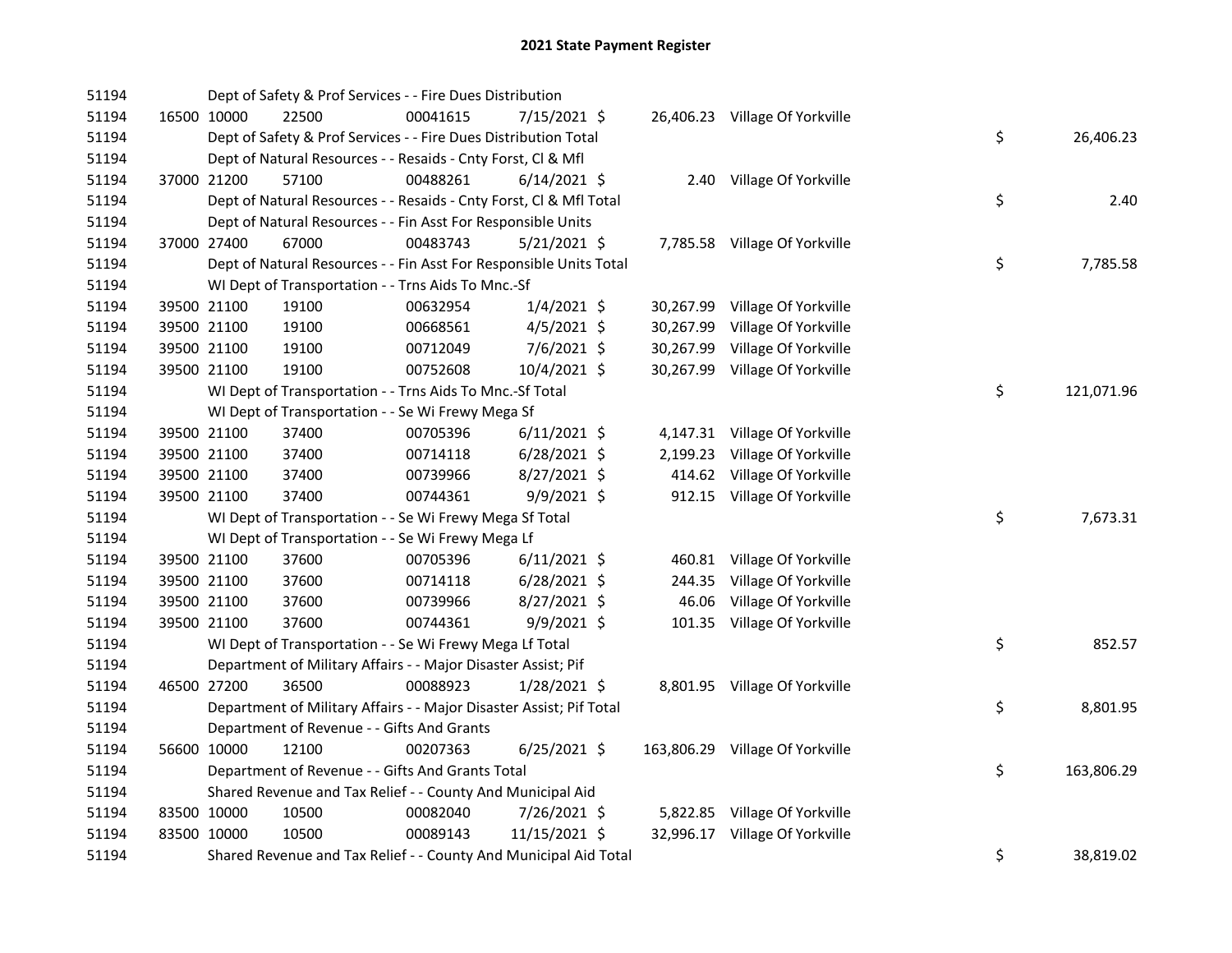## 2021 State Payment Register

| | | | | | | | | | |
|---|---|---|---|---|---|---|---|---|---|
| 51194 | | Dept of Safety & Prof Services - - Fire Dues Distribution | | | | | | | |
| 51194 | 16500 | 10000 | 22500 | 00041615 | 7/15/2021 | $ 26,406.23 | Village Of Yorkville | | |
| 51194 | | Dept of Safety & Prof Services - - Fire Dues Distribution Total | | | | | | $ | 26,406.23 |
| 51194 | | Dept of Natural Resources - - Resaids - Cnty Forst, Cl & Mfl | | | | | | | |
| 51194 | 37000 | 21200 | 57100 | 00488261 | 6/14/2021 | $ 2.40 | Village Of Yorkville | | |
| 51194 | | Dept of Natural Resources - - Resaids - Cnty Forst, Cl & Mfl Total | | | | | | $ | 2.40 |
| 51194 | | Dept of Natural Resources - - Fin Asst For Responsible Units | | | | | | | |
| 51194 | 37000 | 27400 | 67000 | 00483743 | 5/21/2021 | $ 7,785.58 | Village Of Yorkville | | |
| 51194 | | Dept of Natural Resources - - Fin Asst For Responsible Units Total | | | | | | $ | 7,785.58 |
| 51194 | | WI Dept of Transportation - - Trns Aids To Mnc.-Sf | | | | | | | |
| 51194 | 39500 | 21100 | 19100 | 00632954 | 1/4/2021 | $ 30,267.99 | Village Of Yorkville | | |
| 51194 | 39500 | 21100 | 19100 | 00668561 | 4/5/2021 | $ 30,267.99 | Village Of Yorkville | | |
| 51194 | 39500 | 21100 | 19100 | 00712049 | 7/6/2021 | $ 30,267.99 | Village Of Yorkville | | |
| 51194 | 39500 | 21100 | 19100 | 00752608 | 10/4/2021 | $ 30,267.99 | Village Of Yorkville | | |
| 51194 | | WI Dept of Transportation - - Trns Aids To Mnc.-Sf Total | | | | | | $ | 121,071.96 |
| 51194 | | WI Dept of Transportation - - Se Wi Frewy Mega Sf | | | | | | | |
| 51194 | 39500 | 21100 | 37400 | 00705396 | 6/11/2021 | $ 4,147.31 | Village Of Yorkville | | |
| 51194 | 39500 | 21100 | 37400 | 00714118 | 6/28/2021 | $ 2,199.23 | Village Of Yorkville | | |
| 51194 | 39500 | 21100 | 37400 | 00739966 | 8/27/2021 | $ 414.62 | Village Of Yorkville | | |
| 51194 | 39500 | 21100 | 37400 | 00744361 | 9/9/2021 | $ 912.15 | Village Of Yorkville | | |
| 51194 | | WI Dept of Transportation - - Se Wi Frewy Mega Sf Total | | | | | | $ | 7,673.31 |
| 51194 | | WI Dept of Transportation - - Se Wi Frewy Mega Lf | | | | | | | |
| 51194 | 39500 | 21100 | 37600 | 00705396 | 6/11/2021 | $ 460.81 | Village Of Yorkville | | |
| 51194 | 39500 | 21100 | 37600 | 00714118 | 6/28/2021 | $ 244.35 | Village Of Yorkville | | |
| 51194 | 39500 | 21100 | 37600 | 00739966 | 8/27/2021 | $ 46.06 | Village Of Yorkville | | |
| 51194 | 39500 | 21100 | 37600 | 00744361 | 9/9/2021 | $ 101.35 | Village Of Yorkville | | |
| 51194 | | WI Dept of Transportation - - Se Wi Frewy Mega Lf Total | | | | | | $ | 852.57 |
| 51194 | | Department of Military Affairs - - Major Disaster Assist; Pif | | | | | | | |
| 51194 | 46500 | 27200 | 36500 | 00088923 | 1/28/2021 | $ 8,801.95 | Village Of Yorkville | | |
| 51194 | | Department of Military Affairs - - Major Disaster Assist; Pif Total | | | | | | $ | 8,801.95 |
| 51194 | | Department of Revenue - - Gifts And Grants | | | | | | | |
| 51194 | 56600 | 10000 | 12100 | 00207363 | 6/25/2021 | $ 163,806.29 | Village Of Yorkville | | |
| 51194 | | Department of Revenue - - Gifts And Grants Total | | | | | | $ | 163,806.29 |
| 51194 | | Shared Revenue and Tax Relief - - County And Municipal Aid | | | | | | | |
| 51194 | 83500 | 10000 | 10500 | 00082040 | 7/26/2021 | $ 5,822.85 | Village Of Yorkville | | |
| 51194 | 83500 | 10000 | 10500 | 00089143 | 11/15/2021 | $ 32,996.17 | Village Of Yorkville | | |
| 51194 | | Shared Revenue and Tax Relief - - County And Municipal Aid Total | | | | | | $ | 38,819.02 |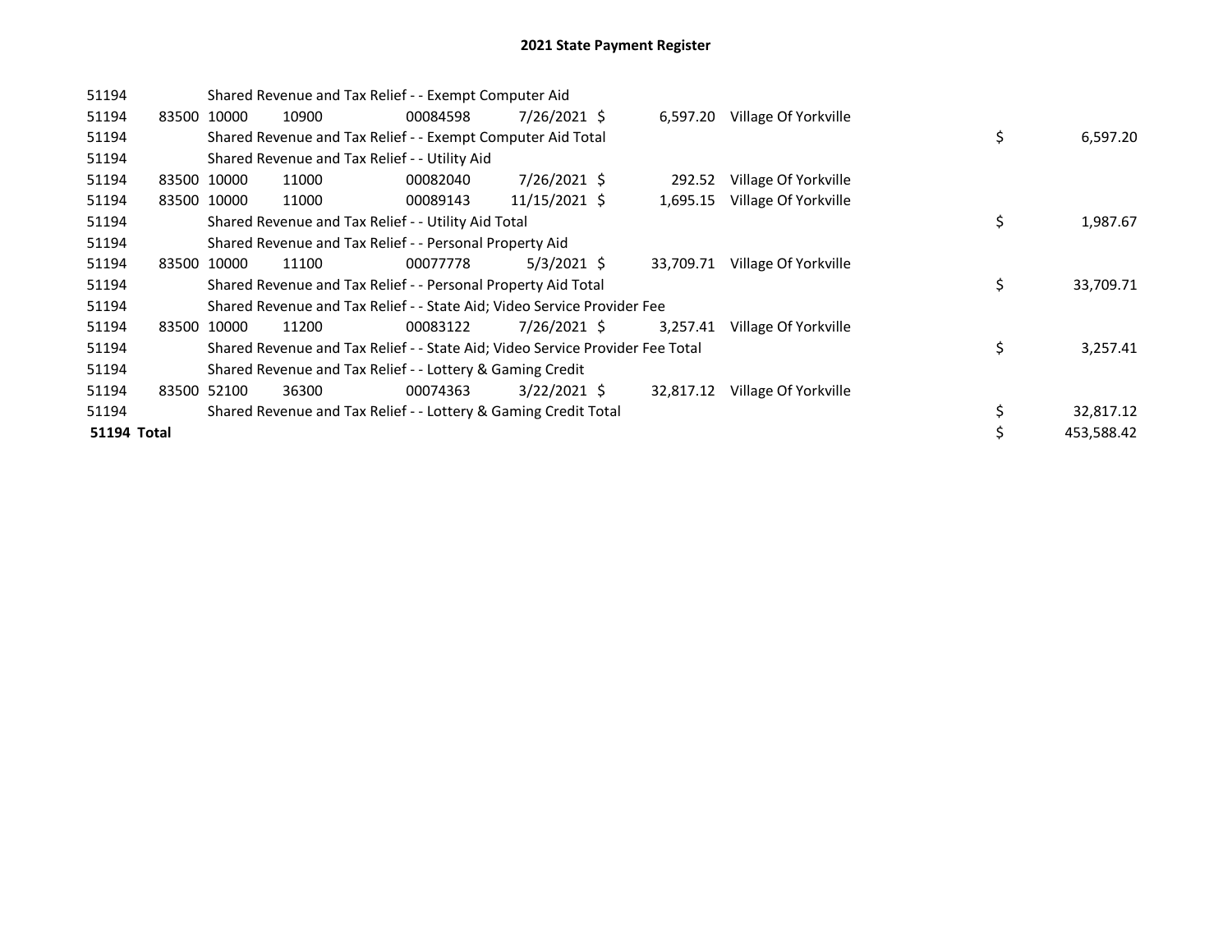# 2021 State Payment Register

| | | | | | | | | |
|---|---|---|---|---|---|---|---|---|
| 51194 | | | Shared Revenue and Tax Relief - - Exempt Computer Aid | | | | | |
| 51194 | 83500 | 10000 | 10900 | 00084598 | 7/26/2021 | $ 6,597.20 | Village Of Yorkville | |
| 51194 | | | Shared Revenue and Tax Relief - - Exempt Computer Aid Total | | | | | $ 6,597.20 |
| 51194 | | | Shared Revenue and Tax Relief - - Utility Aid | | | | | |
| 51194 | 83500 | 10000 | 11000 | 00082040 | 7/26/2021 | $ 292.52 | Village Of Yorkville | |
| 51194 | 83500 | 10000 | 11000 | 00089143 | 11/15/2021 | $ 1,695.15 | Village Of Yorkville | |
| 51194 | | | Shared Revenue and Tax Relief - - Utility Aid Total | | | | | $ 1,987.67 |
| 51194 | | | Shared Revenue and Tax Relief - - Personal Property Aid | | | | | |
| 51194 | 83500 | 10000 | 11100 | 00077778 | 5/3/2021 | $ 33,709.71 | Village Of Yorkville | |
| 51194 | | | Shared Revenue and Tax Relief - - Personal Property Aid Total | | | | | $ 33,709.71 |
| 51194 | | | Shared Revenue and Tax Relief - - State Aid; Video Service Provider Fee | | | | | |
| 51194 | 83500 | 10000 | 11200 | 00083122 | 7/26/2021 | $ 3,257.41 | Village Of Yorkville | |
| 51194 | | | Shared Revenue and Tax Relief - - State Aid; Video Service Provider Fee Total | | | | | $ 3,257.41 |
| 51194 | | | Shared Revenue and Tax Relief - - Lottery & Gaming Credit | | | | | |
| 51194 | 83500 | 52100 | 36300 | 00074363 | 3/22/2021 | $ 32,817.12 | Village Of Yorkville | |
| 51194 | | | Shared Revenue and Tax Relief - - Lottery & Gaming Credit Total | | | | | $ 32,817.12 |
| **51194 Total** | | | | | | | | $ 453,588.42 |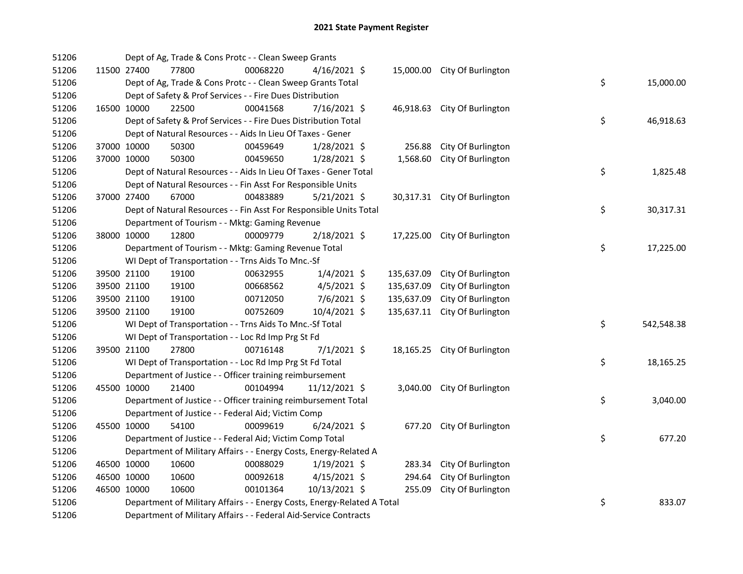# 2021 State Payment Register

| | | | | | | | | | |
|---|---|---|---|---|---|---|---|---|---|
| 51206 | | | Dept of Ag, Trade & Cons Protc - - Clean Sweep Grants | | | | | | |
| 51206 | 11500 | 27400 | 77800 | 00068220 | 4/16/2021 | $ 15,000.00 | City Of Burlington | | |
| 51206 | | | Dept of Ag, Trade & Cons Protc - - Clean Sweep Grants Total | | | | | $ | 15,000.00 |
| 51206 | | | Dept of Safety & Prof Services - - Fire Dues Distribution | | | | | | |
| 51206 | 16500 | 10000 | 22500 | 00041568 | 7/16/2021 | $ 46,918.63 | City Of Burlington | | |
| 51206 | | | Dept of Safety & Prof Services - - Fire Dues Distribution Total | | | | | $ | 46,918.63 |
| 51206 | | | Dept of Natural Resources - - Aids In Lieu Of Taxes - Gener | | | | | | |
| 51206 | 37000 | 10000 | 50300 | 00459649 | 1/28/2021 | $ 256.88 | City Of Burlington | | |
| 51206 | 37000 | 10000 | 50300 | 00459650 | 1/28/2021 | $ 1,568.60 | City Of Burlington | | |
| 51206 | | | Dept of Natural Resources - - Aids In Lieu Of Taxes - Gener Total | | | | | $ | 1,825.48 |
| 51206 | | | Dept of Natural Resources - - Fin Asst For Responsible Units | | | | | | |
| 51206 | 37000 | 27400 | 67000 | 00483889 | 5/21/2021 | $ 30,317.31 | City Of Burlington | | |
| 51206 | | | Dept of Natural Resources - - Fin Asst For Responsible Units Total | | | | | $ | 30,317.31 |
| 51206 | | | Department of Tourism - - Mktg: Gaming Revenue | | | | | | |
| 51206 | 38000 | 10000 | 12800 | 00009779 | 2/18/2021 | $ 17,225.00 | City Of Burlington | | |
| 51206 | | | Department of Tourism - - Mktg: Gaming Revenue Total | | | | | $ | 17,225.00 |
| 51206 | | | WI Dept of Transportation - - Trns Aids To Mnc.-Sf | | | | | | |
| 51206 | 39500 | 21100 | 19100 | 00632955 | 1/4/2021 | $ 135,637.09 | City Of Burlington | | |
| 51206 | 39500 | 21100 | 19100 | 00668562 | 4/5/2021 | $ 135,637.09 | City Of Burlington | | |
| 51206 | 39500 | 21100 | 19100 | 00712050 | 7/6/2021 | $ 135,637.09 | City Of Burlington | | |
| 51206 | 39500 | 21100 | 19100 | 00752609 | 10/4/2021 | $ 135,637.11 | City Of Burlington | | |
| 51206 | | | WI Dept of Transportation - - Trns Aids To Mnc.-Sf Total | | | | | $ | 542,548.38 |
| 51206 | | | WI Dept of Transportation - - Loc Rd Imp Prg St Fd | | | | | | |
| 51206 | 39500 | 21100 | 27800 | 00716148 | 7/1/2021 | $ 18,165.25 | City Of Burlington | | |
| 51206 | | | WI Dept of Transportation - - Loc Rd Imp Prg St Fd Total | | | | | $ | 18,165.25 |
| 51206 | | | Department of Justice - - Officer training reimbursement | | | | | | |
| 51206 | 45500 | 10000 | 21400 | 00104994 | 11/12/2021 | $ 3,040.00 | City Of Burlington | | |
| 51206 | | | Department of Justice - - Officer training reimbursement Total | | | | | $ | 3,040.00 |
| 51206 | | | Department of Justice - - Federal Aid; Victim Comp | | | | | | |
| 51206 | 45500 | 10000 | 54100 | 00099619 | 6/24/2021 | $ 677.20 | City Of Burlington | | |
| 51206 | | | Department of Justice - - Federal Aid; Victim Comp Total | | | | | $ | 677.20 |
| 51206 | | | Department of Military Affairs - - Energy Costs, Energy-Related A | | | | | | |
| 51206 | 46500 | 10000 | 10600 | 00088029 | 1/19/2021 | $ 283.34 | City Of Burlington | | |
| 51206 | 46500 | 10000 | 10600 | 00092618 | 4/15/2021 | $ 294.64 | City Of Burlington | | |
| 51206 | 46500 | 10000 | 10600 | 00101364 | 10/13/2021 | $ 255.09 | City Of Burlington | | |
| 51206 | | | Department of Military Affairs - - Energy Costs, Energy-Related A Total | | | | | $ | 833.07 |
| 51206 | | | Department of Military Affairs - - Federal Aid-Service Contracts | | | | | | |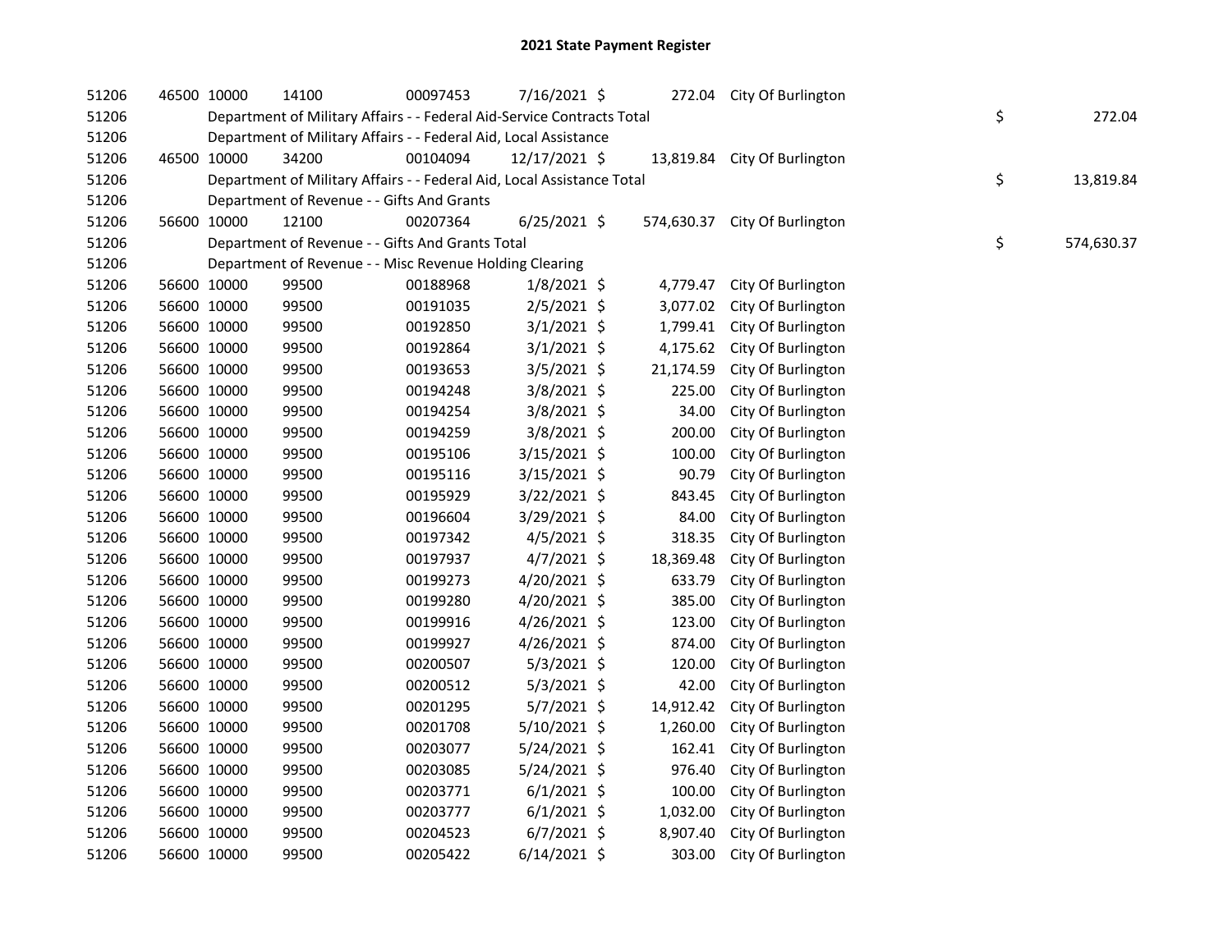# 2021 State Payment Register

| | | | | | | | | | |
|---|---|---|---|---|---|---|---|---|---|
| 51206 | 46500 | 10000 | 14100 | 00097453 | 7/16/2021 | $ 272.04 | City Of Burlington | | |
| 51206 | | Department of Military Affairs - - Federal Aid-Service Contracts Total | | | | | | $ | 272.04 |
| 51206 | | Department of Military Affairs - - Federal Aid, Local Assistance | | | | | | | |
| 51206 | 46500 | 10000 | 34200 | 00104094 | 12/17/2021 | $ 13,819.84 | City Of Burlington | | |
| 51206 | | Department of Military Affairs - - Federal Aid, Local Assistance Total | | | | | | $ | 13,819.84 |
| 51206 | | Department of Revenue - - Gifts And Grants | | | | | | | |
| 51206 | 56600 | 10000 | 12100 | 00207364 | 6/25/2021 | $ 574,630.37 | City Of Burlington | | |
| 51206 | | Department of Revenue - - Gifts And Grants Total | | | | | | $ | 574,630.37 |
| 51206 | | Department of Revenue - - Misc Revenue Holding Clearing | | | | | | | |
| 51206 | 56600 | 10000 | 99500 | 00188968 | 1/8/2021 | $ 4,779.47 | City Of Burlington | | |
| 51206 | 56600 | 10000 | 99500 | 00191035 | 2/5/2021 | $ 3,077.02 | City Of Burlington | | |
| 51206 | 56600 | 10000 | 99500 | 00192850 | 3/1/2021 | $ 1,799.41 | City Of Burlington | | |
| 51206 | 56600 | 10000 | 99500 | 00192864 | 3/1/2021 | $ 4,175.62 | City Of Burlington | | |
| 51206 | 56600 | 10000 | 99500 | 00193653 | 3/5/2021 | $ 21,174.59 | City Of Burlington | | |
| 51206 | 56600 | 10000 | 99500 | 00194248 | 3/8/2021 | $ 225.00 | City Of Burlington | | |
| 51206 | 56600 | 10000 | 99500 | 00194254 | 3/8/2021 | $ 34.00 | City Of Burlington | | |
| 51206 | 56600 | 10000 | 99500 | 00194259 | 3/8/2021 | $ 200.00 | City Of Burlington | | |
| 51206 | 56600 | 10000 | 99500 | 00195106 | 3/15/2021 | $ 100.00 | City Of Burlington | | |
| 51206 | 56600 | 10000 | 99500 | 00195116 | 3/15/2021 | $ 90.79 | City Of Burlington | | |
| 51206 | 56600 | 10000 | 99500 | 00195929 | 3/22/2021 | $ 843.45 | City Of Burlington | | |
| 51206 | 56600 | 10000 | 99500 | 00196604 | 3/29/2021 | $ 84.00 | City Of Burlington | | |
| 51206 | 56600 | 10000 | 99500 | 00197342 | 4/5/2021 | $ 318.35 | City Of Burlington | | |
| 51206 | 56600 | 10000 | 99500 | 00197937 | 4/7/2021 | $ 18,369.48 | City Of Burlington | | |
| 51206 | 56600 | 10000 | 99500 | 00199273 | 4/20/2021 | $ 633.79 | City Of Burlington | | |
| 51206 | 56600 | 10000 | 99500 | 00199280 | 4/20/2021 | $ 385.00 | City Of Burlington | | |
| 51206 | 56600 | 10000 | 99500 | 00199916 | 4/26/2021 | $ 123.00 | City Of Burlington | | |
| 51206 | 56600 | 10000 | 99500 | 00199927 | 4/26/2021 | $ 874.00 | City Of Burlington | | |
| 51206 | 56600 | 10000 | 99500 | 00200507 | 5/3/2021 | $ 120.00 | City Of Burlington | | |
| 51206 | 56600 | 10000 | 99500 | 00200512 | 5/3/2021 | $ 42.00 | City Of Burlington | | |
| 51206 | 56600 | 10000 | 99500 | 00201295 | 5/7/2021 | $ 14,912.42 | City Of Burlington | | |
| 51206 | 56600 | 10000 | 99500 | 00201708 | 5/10/2021 | $ 1,260.00 | City Of Burlington | | |
| 51206 | 56600 | 10000 | 99500 | 00203077 | 5/24/2021 | $ 162.41 | City Of Burlington | | |
| 51206 | 56600 | 10000 | 99500 | 00203085 | 5/24/2021 | $ 976.40 | City Of Burlington | | |
| 51206 | 56600 | 10000 | 99500 | 00203771 | 6/1/2021 | $ 100.00 | City Of Burlington | | |
| 51206 | 56600 | 10000 | 99500 | 00203777 | 6/1/2021 | $ 1,032.00 | City Of Burlington | | |
| 51206 | 56600 | 10000 | 99500 | 00204523 | 6/7/2021 | $ 8,907.40 | City Of Burlington | | |
| 51206 | 56600 | 10000 | 99500 | 00205422 | 6/14/2021 | $ 303.00 | City Of Burlington | | |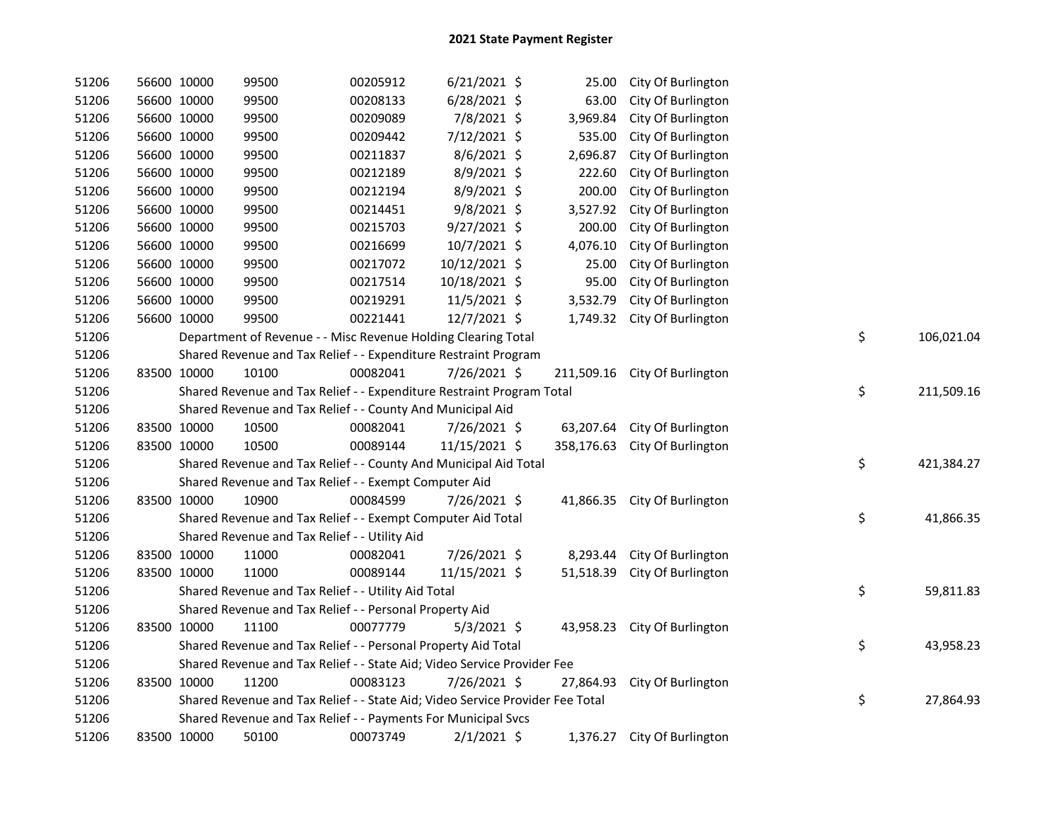# 2021 State Payment Register

| | | | | | | | | | |
|---|---|---|---|---|---|---|---|---|---|
| 51206 | 56600 | 10000 | 99500 | 00205912 | 6/21/2021 | $ 25.00 | City Of Burlington | | |
| 51206 | 56600 | 10000 | 99500 | 00208133 | 6/28/2021 | $ 63.00 | City Of Burlington | | |
| 51206 | 56600 | 10000 | 99500 | 00209089 | 7/8/2021 | $ 3,969.84 | City Of Burlington | | |
| 51206 | 56600 | 10000 | 99500 | 00209442 | 7/12/2021 | $ 535.00 | City Of Burlington | | |
| 51206 | 56600 | 10000 | 99500 | 00211837 | 8/6/2021 | $ 2,696.87 | City Of Burlington | | |
| 51206 | 56600 | 10000 | 99500 | 00212189 | 8/9/2021 | $ 222.60 | City Of Burlington | | |
| 51206 | 56600 | 10000 | 99500 | 00212194 | 8/9/2021 | $ 200.00 | City Of Burlington | | |
| 51206 | 56600 | 10000 | 99500 | 00214451 | 9/8/2021 | $ 3,527.92 | City Of Burlington | | |
| 51206 | 56600 | 10000 | 99500 | 00215703 | 9/27/2021 | $ 200.00 | City Of Burlington | | |
| 51206 | 56600 | 10000 | 99500 | 00216699 | 10/7/2021 | $ 4,076.10 | City Of Burlington | | |
| 51206 | 56600 | 10000 | 99500 | 00217072 | 10/12/2021 | $ 25.00 | City Of Burlington | | |
| 51206 | 56600 | 10000 | 99500 | 00217514 | 10/18/2021 | $ 95.00 | City Of Burlington | | |
| 51206 | 56600 | 10000 | 99500 | 00219291 | 11/5/2021 | $ 3,532.79 | City Of Burlington | | |
| 51206 | 56600 | 10000 | 99500 | 00221441 | 12/7/2021 | $ 1,749.32 | City Of Burlington | | |
| 51206 | | Department of Revenue - - Misc Revenue Holding Clearing Total | | | | | | $ | 106,021.04 |
| 51206 | | Shared Revenue and Tax Relief - - Expenditure Restraint Program | | | | | | | |
| 51206 | 83500 | 10000 | 10100 | 00082041 | 7/26/2021 | $ 211,509.16 | City Of Burlington | | |
| 51206 | | Shared Revenue and Tax Relief - - Expenditure Restraint Program Total | | | | | | $ | 211,509.16 |
| 51206 | | Shared Revenue and Tax Relief - - County And Municipal Aid | | | | | | | |
| 51206 | 83500 | 10000 | 10500 | 00082041 | 7/26/2021 | $ 63,207.64 | City Of Burlington | | |
| 51206 | 83500 | 10000 | 10500 | 00089144 | 11/15/2021 | $ 358,176.63 | City Of Burlington | | |
| 51206 | | Shared Revenue and Tax Relief - - County And Municipal Aid Total | | | | | | $ | 421,384.27 |
| 51206 | | Shared Revenue and Tax Relief - - Exempt Computer Aid | | | | | | | |
| 51206 | 83500 | 10000 | 10900 | 00084599 | 7/26/2021 | $ 41,866.35 | City Of Burlington | | |
| 51206 | | Shared Revenue and Tax Relief - - Exempt Computer Aid Total | | | | | | $ | 41,866.35 |
| 51206 | | Shared Revenue and Tax Relief - - Utility Aid | | | | | | | |
| 51206 | 83500 | 10000 | 11000 | 00082041 | 7/26/2021 | $ 8,293.44 | City Of Burlington | | |
| 51206 | 83500 | 10000 | 11000 | 00089144 | 11/15/2021 | $ 51,518.39 | City Of Burlington | | |
| 51206 | | Shared Revenue and Tax Relief - - Utility Aid Total | | | | | | $ | 59,811.83 |
| 51206 | | Shared Revenue and Tax Relief - - Personal Property Aid | | | | | | | |
| 51206 | 83500 | 10000 | 11100 | 00077779 | 5/3/2021 | $ 43,958.23 | City Of Burlington | | |
| 51206 | | Shared Revenue and Tax Relief - - Personal Property Aid Total | | | | | | $ | 43,958.23 |
| 51206 | | Shared Revenue and Tax Relief - - State Aid; Video Service Provider Fee | | | | | | | |
| 51206 | 83500 | 10000 | 11200 | 00083123 | 7/26/2021 | $ 27,864.93 | City Of Burlington | | |
| 51206 | | Shared Revenue and Tax Relief - - State Aid; Video Service Provider Fee Total | | | | | | $ | 27,864.93 |
| 51206 | | Shared Revenue and Tax Relief - - Payments For Municipal Svcs | | | | | | | |
| 51206 | 83500 | 10000 | 50100 | 00073749 | 2/1/2021 | $ 1,376.27 | City Of Burlington | | |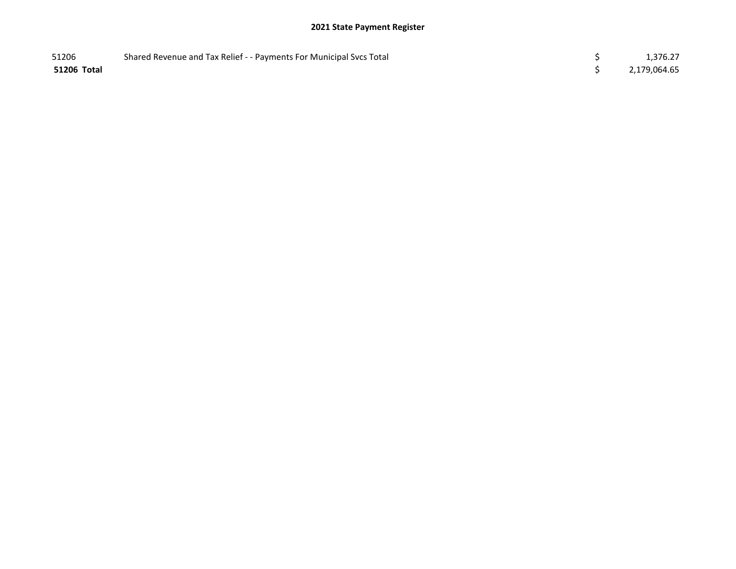## 2021 State Payment Register

| | | | |
|---|---|---|---|
| 51206 | Shared Revenue and Tax Relief - - Payments For Municipal Svcs Total | $ | 1,376.27 |
| **51206 Total** | | $ | 2,179,064.65 |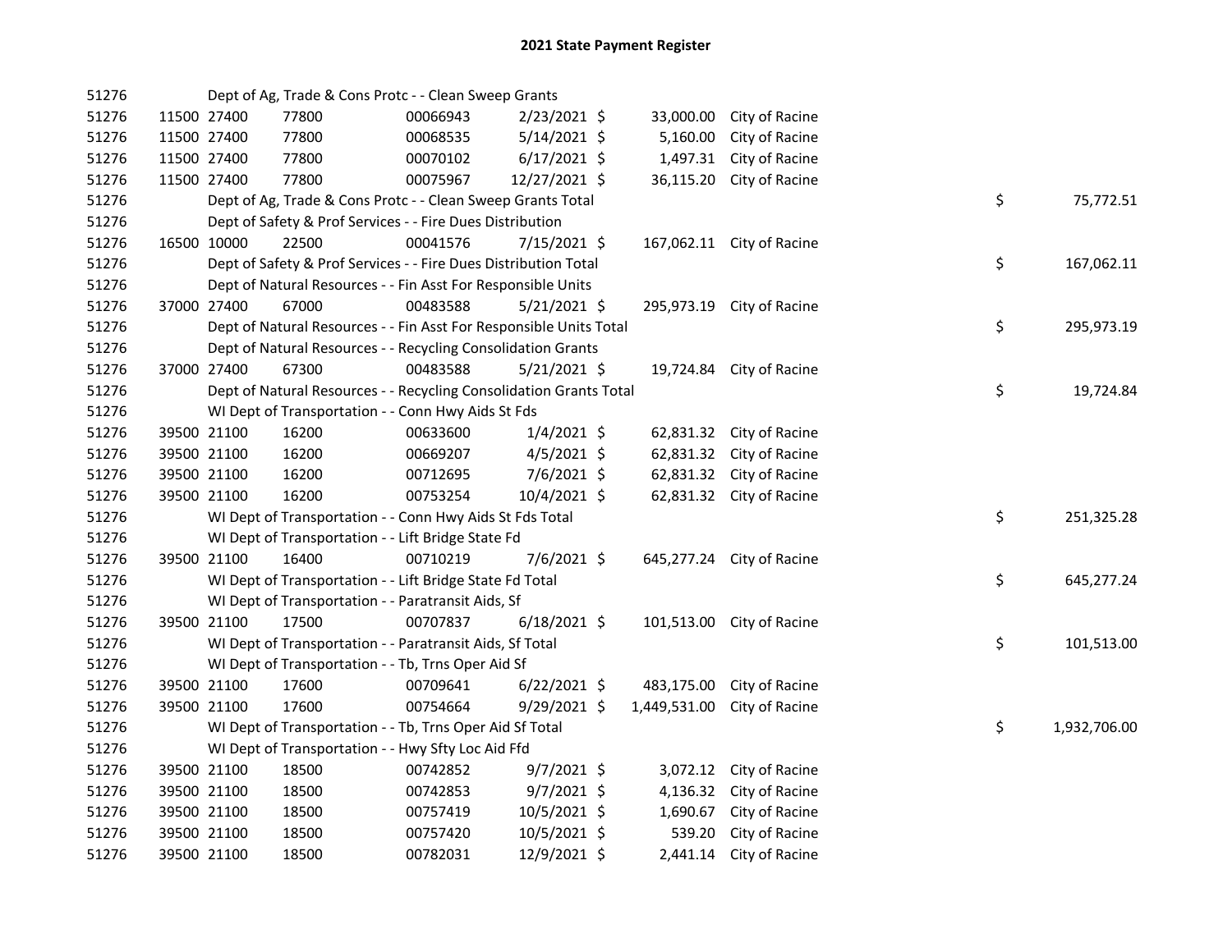# 2021 State Payment Register

| | | | | | | | | | |
|---|---|---|---|---|---|---|---|---|---|
| 51276 | | Dept of Ag, Trade & Cons Protc - - Clean Sweep Grants | | | | | | | |
| 51276 | 11500 | 27400 | 77800 | 00066943 | 2/23/2021 | $ 33,000.00 | City of Racine | | |
| 51276 | 11500 | 27400 | 77800 | 00068535 | 5/14/2021 | $ 5,160.00 | City of Racine | | |
| 51276 | 11500 | 27400 | 77800 | 00070102 | 6/17/2021 | $ 1,497.31 | City of Racine | | |
| 51276 | 11500 | 27400 | 77800 | 00075967 | 12/27/2021 | $ 36,115.20 | City of Racine | | |
| 51276 | | Dept of Ag, Trade & Cons Protc - - Clean Sweep Grants Total | | | | | | $ | 75,772.51 |
| 51276 | | Dept of Safety & Prof Services - - Fire Dues Distribution | | | | | | | |
| 51276 | 16500 | 10000 | 22500 | 00041576 | 7/15/2021 | $ 167,062.11 | City of Racine | | |
| 51276 | | Dept of Safety & Prof Services - - Fire Dues Distribution Total | | | | | | $ | 167,062.11 |
| 51276 | | Dept of Natural Resources - - Fin Asst For Responsible Units | | | | | | | |
| 51276 | 37000 | 27400 | 67000 | 00483588 | 5/21/2021 | $ 295,973.19 | City of Racine | | |
| 51276 | | Dept of Natural Resources - - Fin Asst For Responsible Units Total | | | | | | $ | 295,973.19 |
| 51276 | | Dept of Natural Resources - - Recycling Consolidation Grants | | | | | | | |
| 51276 | 37000 | 27400 | 67300 | 00483588 | 5/21/2021 | $ 19,724.84 | City of Racine | | |
| 51276 | | Dept of Natural Resources - - Recycling Consolidation Grants Total | | | | | | $ | 19,724.84 |
| 51276 | | WI Dept of Transportation - - Conn Hwy Aids St Fds | | | | | | | |
| 51276 | 39500 | 21100 | 16200 | 00633600 | 1/4/2021 | $ 62,831.32 | City of Racine | | |
| 51276 | 39500 | 21100 | 16200 | 00669207 | 4/5/2021 | $ 62,831.32 | City of Racine | | |
| 51276 | 39500 | 21100 | 16200 | 00712695 | 7/6/2021 | $ 62,831.32 | City of Racine | | |
| 51276 | 39500 | 21100 | 16200 | 00753254 | 10/4/2021 | $ 62,831.32 | City of Racine | | |
| 51276 | | WI Dept of Transportation - - Conn Hwy Aids St Fds Total | | | | | | $ | 251,325.28 |
| 51276 | | WI Dept of Transportation - - Lift Bridge State Fd | | | | | | | |
| 51276 | 39500 | 21100 | 16400 | 00710219 | 7/6/2021 | $ 645,277.24 | City of Racine | | |
| 51276 | | WI Dept of Transportation - - Lift Bridge State Fd Total | | | | | | $ | 645,277.24 |
| 51276 | | WI Dept of Transportation - - Paratransit Aids, Sf | | | | | | | |
| 51276 | 39500 | 21100 | 17500 | 00707837 | 6/18/2021 | $ 101,513.00 | City of Racine | | |
| 51276 | | WI Dept of Transportation - - Paratransit Aids, Sf Total | | | | | | $ | 101,513.00 |
| 51276 | | WI Dept of Transportation - - Tb, Trns Oper Aid Sf | | | | | | | |
| 51276 | 39500 | 21100 | 17600 | 00709641 | 6/22/2021 | $ 483,175.00 | City of Racine | | |
| 51276 | 39500 | 21100 | 17600 | 00754664 | 9/29/2021 | $ 1,449,531.00 | City of Racine | | |
| 51276 | | WI Dept of Transportation - - Tb, Trns Oper Aid Sf Total | | | | | | $ | 1,932,706.00 |
| 51276 | | WI Dept of Transportation - - Hwy Sfty Loc Aid Ffd | | | | | | | |
| 51276 | 39500 | 21100 | 18500 | 00742852 | 9/7/2021 | $ 3,072.12 | City of Racine | | |
| 51276 | 39500 | 21100 | 18500 | 00742853 | 9/7/2021 | $ 4,136.32 | City of Racine | | |
| 51276 | 39500 | 21100 | 18500 | 00757419 | 10/5/2021 | $ 1,690.67 | City of Racine | | |
| 51276 | 39500 | 21100 | 18500 | 00757420 | 10/5/2021 | $ 539.20 | City of Racine | | |
| 51276 | 39500 | 21100 | 18500 | 00782031 | 12/9/2021 | $ 2,441.14 | City of Racine | | |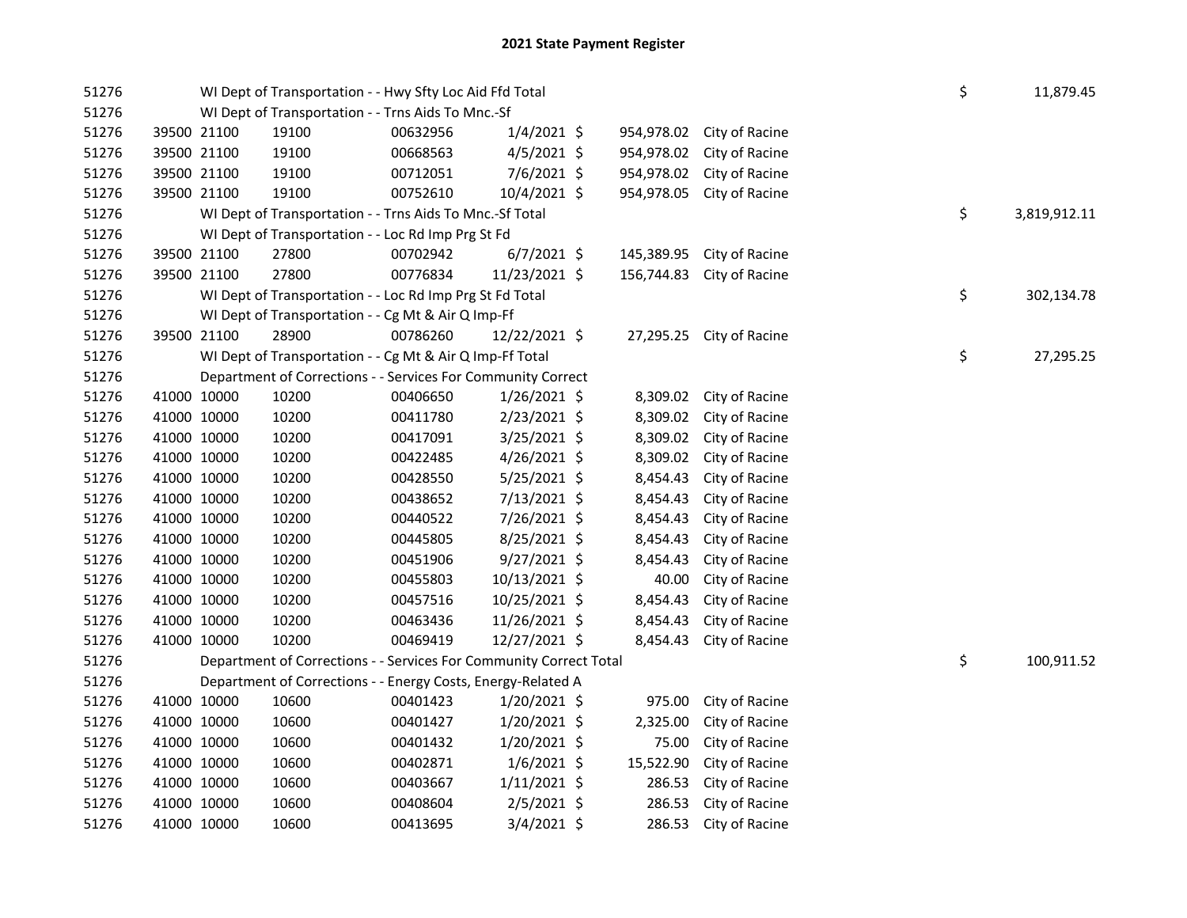# 2021 State Payment Register

| | | | | | | | | | |
|---|---|---|---|---|---|---|---|---|---|
| 51276 | | | WI Dept of Transportation - - Hwy Sfty Loc Aid Ffd Total | | | | | $ | 11,879.45 |
| 51276 | | | WI Dept of Transportation - - Trns Aids To Mnc.-Sf | | | | | | |
| 51276 | 39500 | 21100 | 19100 | 00632956 | 1/4/2021 | $ 954,978.02 | City of Racine | | |
| 51276 | 39500 | 21100 | 19100 | 00668563 | 4/5/2021 | $ 954,978.02 | City of Racine | | |
| 51276 | 39500 | 21100 | 19100 | 00712051 | 7/6/2021 | $ 954,978.02 | City of Racine | | |
| 51276 | 39500 | 21100 | 19100 | 00752610 | 10/4/2021 | $ 954,978.05 | City of Racine | | |
| 51276 | | | WI Dept of Transportation - - Trns Aids To Mnc.-Sf Total | | | | | $ | 3,819,912.11 |
| 51276 | | | WI Dept of Transportation - - Loc Rd Imp Prg St Fd | | | | | | |
| 51276 | 39500 | 21100 | 27800 | 00702942 | 6/7/2021 | $ 145,389.95 | City of Racine | | |
| 51276 | 39500 | 21100 | 27800 | 00776834 | 11/23/2021 | $ 156,744.83 | City of Racine | | |
| 51276 | | | WI Dept of Transportation - - Loc Rd Imp Prg St Fd Total | | | | | $ | 302,134.78 |
| 51276 | | | WI Dept of Transportation - - Cg Mt & Air Q Imp-Ff | | | | | | |
| 51276 | 39500 | 21100 | 28900 | 00786260 | 12/22/2021 | $ 27,295.25 | City of Racine | | |
| 51276 | | | WI Dept of Transportation - - Cg Mt & Air Q Imp-Ff Total | | | | | $ | 27,295.25 |
| 51276 | | | Department of Corrections - - Services For Community Correct | | | | | | |
| 51276 | 41000 | 10000 | 10200 | 00406650 | 1/26/2021 | $ 8,309.02 | City of Racine | | |
| 51276 | 41000 | 10000 | 10200 | 00411780 | 2/23/2021 | $ 8,309.02 | City of Racine | | |
| 51276 | 41000 | 10000 | 10200 | 00417091 | 3/25/2021 | $ 8,309.02 | City of Racine | | |
| 51276 | 41000 | 10000 | 10200 | 00422485 | 4/26/2021 | $ 8,309.02 | City of Racine | | |
| 51276 | 41000 | 10000 | 10200 | 00428550 | 5/25/2021 | $ 8,454.43 | City of Racine | | |
| 51276 | 41000 | 10000 | 10200 | 00438652 | 7/13/2021 | $ 8,454.43 | City of Racine | | |
| 51276 | 41000 | 10000 | 10200 | 00440522 | 7/26/2021 | $ 8,454.43 | City of Racine | | |
| 51276 | 41000 | 10000 | 10200 | 00445805 | 8/25/2021 | $ 8,454.43 | City of Racine | | |
| 51276 | 41000 | 10000 | 10200 | 00451906 | 9/27/2021 | $ 8,454.43 | City of Racine | | |
| 51276 | 41000 | 10000 | 10200 | 00455803 | 10/13/2021 | $ 40.00 | City of Racine | | |
| 51276 | 41000 | 10000 | 10200 | 00457516 | 10/25/2021 | $ 8,454.43 | City of Racine | | |
| 51276 | 41000 | 10000 | 10200 | 00463436 | 11/26/2021 | $ 8,454.43 | City of Racine | | |
| 51276 | 41000 | 10000 | 10200 | 00469419 | 12/27/2021 | $ 8,454.43 | City of Racine | | |
| 51276 | | | Department of Corrections - - Services For Community Correct Total | | | | | $ | 100,911.52 |
| 51276 | | | Department of Corrections - - Energy Costs, Energy-Related A | | | | | | |
| 51276 | 41000 | 10000 | 10600 | 00401423 | 1/20/2021 | $ 975.00 | City of Racine | | |
| 51276 | 41000 | 10000 | 10600 | 00401427 | 1/20/2021 | $ 2,325.00 | City of Racine | | |
| 51276 | 41000 | 10000 | 10600 | 00401432 | 1/20/2021 | $ 75.00 | City of Racine | | |
| 51276 | 41000 | 10000 | 10600 | 00402871 | 1/6/2021 | $ 15,522.90 | City of Racine | | |
| 51276 | 41000 | 10000 | 10600 | 00403667 | 1/11/2021 | $ 286.53 | City of Racine | | |
| 51276 | 41000 | 10000 | 10600 | 00408604 | 2/5/2021 | $ 286.53 | City of Racine | | |
| 51276 | 41000 | 10000 | 10600 | 00413695 | 3/4/2021 | $ 286.53 | City of Racine | | |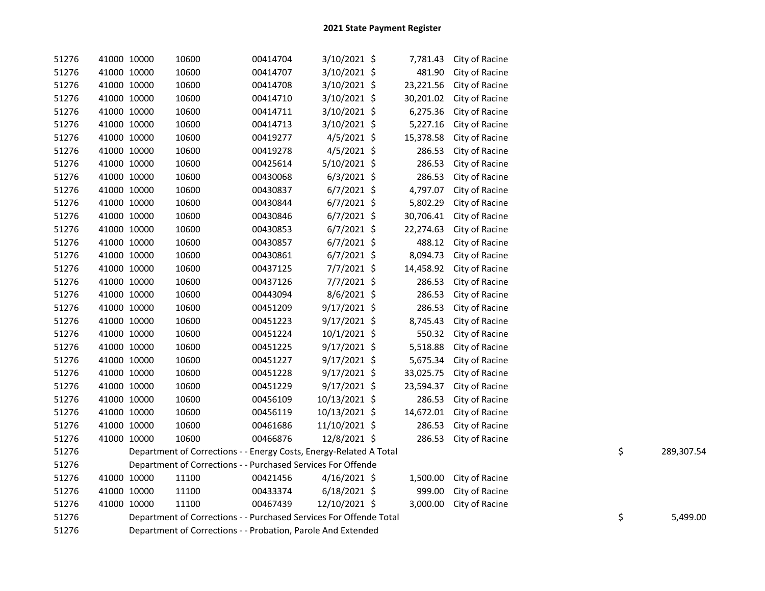# 2021 State Payment Register

| | | | | | | | | | |
|---|---|---|---|---|---|---|---|---|---|
| 51276 | 41000 | 10000 | 10600 | 00414704 | 3/10/2021 | $ | 7,781.43 | City of Racine | |
| 51276 | 41000 | 10000 | 10600 | 00414707 | 3/10/2021 | $ | 481.90 | City of Racine | |
| 51276 | 41000 | 10000 | 10600 | 00414708 | 3/10/2021 | $ | 23,221.56 | City of Racine | |
| 51276 | 41000 | 10000 | 10600 | 00414710 | 3/10/2021 | $ | 30,201.02 | City of Racine | |
| 51276 | 41000 | 10000 | 10600 | 00414711 | 3/10/2021 | $ | 6,275.36 | City of Racine | |
| 51276 | 41000 | 10000 | 10600 | 00414713 | 3/10/2021 | $ | 5,227.16 | City of Racine | |
| 51276 | 41000 | 10000 | 10600 | 00419277 | 4/5/2021 | $ | 15,378.58 | City of Racine | |
| 51276 | 41000 | 10000 | 10600 | 00419278 | 4/5/2021 | $ | 286.53 | City of Racine | |
| 51276 | 41000 | 10000 | 10600 | 00425614 | 5/10/2021 | $ | 286.53 | City of Racine | |
| 51276 | 41000 | 10000 | 10600 | 00430068 | 6/3/2021 | $ | 286.53 | City of Racine | |
| 51276 | 41000 | 10000 | 10600 | 00430837 | 6/7/2021 | $ | 4,797.07 | City of Racine | |
| 51276 | 41000 | 10000 | 10600 | 00430844 | 6/7/2021 | $ | 5,802.29 | City of Racine | |
| 51276 | 41000 | 10000 | 10600 | 00430846 | 6/7/2021 | $ | 30,706.41 | City of Racine | |
| 51276 | 41000 | 10000 | 10600 | 00430853 | 6/7/2021 | $ | 22,274.63 | City of Racine | |
| 51276 | 41000 | 10000 | 10600 | 00430857 | 6/7/2021 | $ | 488.12 | City of Racine | |
| 51276 | 41000 | 10000 | 10600 | 00430861 | 6/7/2021 | $ | 8,094.73 | City of Racine | |
| 51276 | 41000 | 10000 | 10600 | 00437125 | 7/7/2021 | $ | 14,458.92 | City of Racine | |
| 51276 | 41000 | 10000 | 10600 | 00437126 | 7/7/2021 | $ | 286.53 | City of Racine | |
| 51276 | 41000 | 10000 | 10600 | 00443094 | 8/6/2021 | $ | 286.53 | City of Racine | |
| 51276 | 41000 | 10000 | 10600 | 00451209 | 9/17/2021 | $ | 286.53 | City of Racine | |
| 51276 | 41000 | 10000 | 10600 | 00451223 | 9/17/2021 | $ | 8,745.43 | City of Racine | |
| 51276 | 41000 | 10000 | 10600 | 00451224 | 10/1/2021 | $ | 550.32 | City of Racine | |
| 51276 | 41000 | 10000 | 10600 | 00451225 | 9/17/2021 | $ | 5,518.88 | City of Racine | |
| 51276 | 41000 | 10000 | 10600 | 00451227 | 9/17/2021 | $ | 5,675.34 | City of Racine | |
| 51276 | 41000 | 10000 | 10600 | 00451228 | 9/17/2021 | $ | 33,025.75 | City of Racine | |
| 51276 | 41000 | 10000 | 10600 | 00451229 | 9/17/2021 | $ | 23,594.37 | City of Racine | |
| 51276 | 41000 | 10000 | 10600 | 00456109 | 10/13/2021 | $ | 286.53 | City of Racine | |
| 51276 | 41000 | 10000 | 10600 | 00456119 | 10/13/2021 | $ | 14,672.01 | City of Racine | |
| 51276 | 41000 | 10000 | 10600 | 00461686 | 11/10/2021 | $ | 286.53 | City of Racine | |
| 51276 | 41000 | 10000 | 10600 | 00466876 | 12/8/2021 | $ | 286.53 | City of Racine | |
| 51276 | | Department of Corrections - - Energy Costs, Energy-Related A Total | | | | | | | $ 289,307.54 |
| 51276 | | Department of Corrections - - Purchased Services For Offende | | | | | | | |
| 51276 | 41000 | 10000 | 11100 | 00421456 | 4/16/2021 | $ | 1,500.00 | City of Racine | |
| 51276 | 41000 | 10000 | 11100 | 00433374 | 6/18/2021 | $ | 999.00 | City of Racine | |
| 51276 | 41000 | 10000 | 11100 | 00467439 | 12/10/2021 | $ | 3,000.00 | City of Racine | |
| 51276 | | Department of Corrections - - Purchased Services For Offende Total | | | | | | | $ 5,499.00 |
| 51276 | | Department of Corrections - - Probation, Parole And Extended | | | | | | | |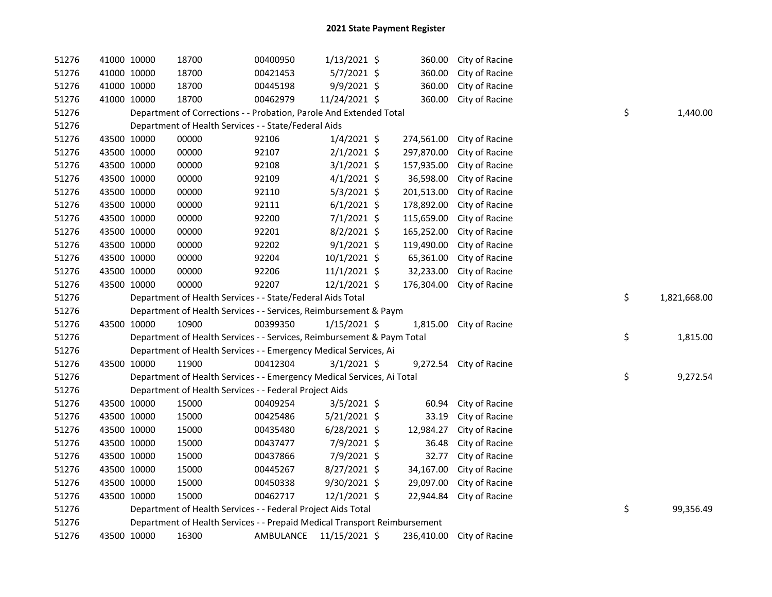# 2021 State Payment Register

| | | | | | | | | | |
|---|---|---|---|---|---|---|---|---|---|
| 51276 | 41000 | 10000 | 18700 | 00400950 | 1/13/2021 | $ 360.00 | City of Racine | | |
| 51276 | 41000 | 10000 | 18700 | 00421453 | 5/7/2021 | $ 360.00 | City of Racine | | |
| 51276 | 41000 | 10000 | 18700 | 00445198 | 9/9/2021 | $ 360.00 | City of Racine | | |
| 51276 | 41000 | 10000 | 18700 | 00462979 | 11/24/2021 | $ 360.00 | City of Racine | | |
| 51276 | | Department of Corrections - - Probation, Parole And Extended Total | | | | | | $ | 1,440.00 |
| 51276 | | Department of Health Services - - State/Federal Aids | | | | | | | |
| 51276 | 43500 | 10000 | 00000 | 92106 | 1/4/2021 | $ 274,561.00 | City of Racine | | |
| 51276 | 43500 | 10000 | 00000 | 92107 | 2/1/2021 | $ 297,870.00 | City of Racine | | |
| 51276 | 43500 | 10000 | 00000 | 92108 | 3/1/2021 | $ 157,935.00 | City of Racine | | |
| 51276 | 43500 | 10000 | 00000 | 92109 | 4/1/2021 | $ 36,598.00 | City of Racine | | |
| 51276 | 43500 | 10000 | 00000 | 92110 | 5/3/2021 | $ 201,513.00 | City of Racine | | |
| 51276 | 43500 | 10000 | 00000 | 92111 | 6/1/2021 | $ 178,892.00 | City of Racine | | |
| 51276 | 43500 | 10000 | 00000 | 92200 | 7/1/2021 | $ 115,659.00 | City of Racine | | |
| 51276 | 43500 | 10000 | 00000 | 92201 | 8/2/2021 | $ 165,252.00 | City of Racine | | |
| 51276 | 43500 | 10000 | 00000 | 92202 | 9/1/2021 | $ 119,490.00 | City of Racine | | |
| 51276 | 43500 | 10000 | 00000 | 92204 | 10/1/2021 | $ 65,361.00 | City of Racine | | |
| 51276 | 43500 | 10000 | 00000 | 92206 | 11/1/2021 | $ 32,233.00 | City of Racine | | |
| 51276 | 43500 | 10000 | 00000 | 92207 | 12/1/2021 | $ 176,304.00 | City of Racine | | |
| 51276 | | Department of Health Services - - State/Federal Aids Total | | | | | | $ | 1,821,668.00 |
| 51276 | | Department of Health Services - - Services, Reimbursement & Paym | | | | | | | |
| 51276 | 43500 | 10000 | 10900 | 00399350 | 1/15/2021 | $ 1,815.00 | City of Racine | | |
| 51276 | | Department of Health Services - - Services, Reimbursement & Paym Total | | | | | | $ | 1,815.00 |
| 51276 | | Department of Health Services - - Emergency Medical Services, Ai | | | | | | | |
| 51276 | 43500 | 10000 | 11900 | 00412304 | 3/1/2021 | $ 9,272.54 | City of Racine | | |
| 51276 | | Department of Health Services - - Emergency Medical Services, Ai Total | | | | | | $ | 9,272.54 |
| 51276 | | Department of Health Services - - Federal Project Aids | | | | | | | |
| 51276 | 43500 | 10000 | 15000 | 00409254 | 3/5/2021 | $ 60.94 | City of Racine | | |
| 51276 | 43500 | 10000 | 15000 | 00425486 | 5/21/2021 | $ 33.19 | City of Racine | | |
| 51276 | 43500 | 10000 | 15000 | 00435480 | 6/28/2021 | $ 12,984.27 | City of Racine | | |
| 51276 | 43500 | 10000 | 15000 | 00437477 | 7/9/2021 | $ 36.48 | City of Racine | | |
| 51276 | 43500 | 10000 | 15000 | 00437866 | 7/9/2021 | $ 32.77 | City of Racine | | |
| 51276 | 43500 | 10000 | 15000 | 00445267 | 8/27/2021 | $ 34,167.00 | City of Racine | | |
| 51276 | 43500 | 10000 | 15000 | 00450338 | 9/30/2021 | $ 29,097.00 | City of Racine | | |
| 51276 | 43500 | 10000 | 15000 | 00462717 | 12/1/2021 | $ 22,944.84 | City of Racine | | |
| 51276 | | Department of Health Services - - Federal Project Aids Total | | | | | | $ | 99,356.49 |
| 51276 | | Department of Health Services - - Prepaid Medical Transport Reimbursement | | | | | | | |
| 51276 | 43500 | 10000 | 16300 | AMBULANCE | 11/15/2021 | $ 236,410.00 | City of Racine | | |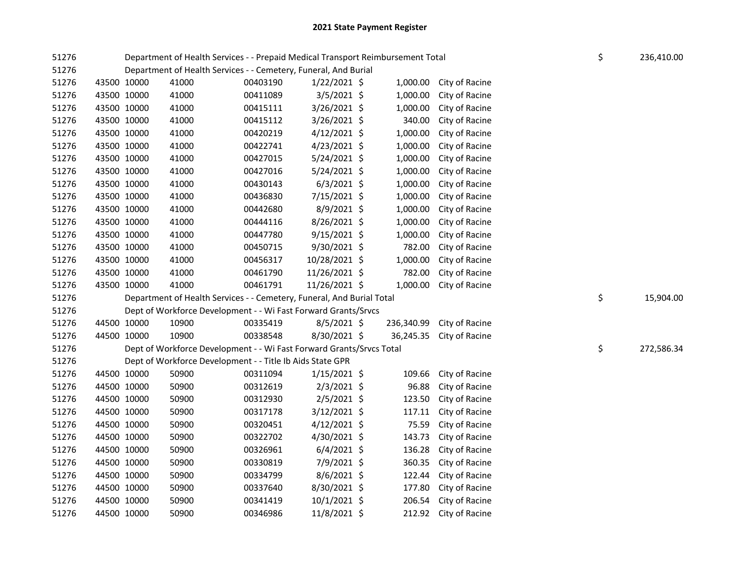# 2021 State Payment Register

| | | | | | | | | | |
|---|---|---|---|---|---|---|---|---|---|
| 51276 | | | Department of Health Services - - Prepaid Medical Transport Reimbursement Total | | | | | $ | 236,410.00 |
| 51276 | | | Department of Health Services - - Cemetery, Funeral, And Burial | | | | | | |
| 51276 | 43500 | 10000 | 41000 | 00403190 | 1/22/2021 | $ 1,000.00 | City of Racine | | |
| 51276 | 43500 | 10000 | 41000 | 00411089 | 3/5/2021 | $ 1,000.00 | City of Racine | | |
| 51276 | 43500 | 10000 | 41000 | 00415111 | 3/26/2021 | $ 1,000.00 | City of Racine | | |
| 51276 | 43500 | 10000 | 41000 | 00415112 | 3/26/2021 | $ 340.00 | City of Racine | | |
| 51276 | 43500 | 10000 | 41000 | 00420219 | 4/12/2021 | $ 1,000.00 | City of Racine | | |
| 51276 | 43500 | 10000 | 41000 | 00422741 | 4/23/2021 | $ 1,000.00 | City of Racine | | |
| 51276 | 43500 | 10000 | 41000 | 00427015 | 5/24/2021 | $ 1,000.00 | City of Racine | | |
| 51276 | 43500 | 10000 | 41000 | 00427016 | 5/24/2021 | $ 1,000.00 | City of Racine | | |
| 51276 | 43500 | 10000 | 41000 | 00430143 | 6/3/2021 | $ 1,000.00 | City of Racine | | |
| 51276 | 43500 | 10000 | 41000 | 00436830 | 7/15/2021 | $ 1,000.00 | City of Racine | | |
| 51276 | 43500 | 10000 | 41000 | 00442680 | 8/9/2021 | $ 1,000.00 | City of Racine | | |
| 51276 | 43500 | 10000 | 41000 | 00444116 | 8/26/2021 | $ 1,000.00 | City of Racine | | |
| 51276 | 43500 | 10000 | 41000 | 00447780 | 9/15/2021 | $ 1,000.00 | City of Racine | | |
| 51276 | 43500 | 10000 | 41000 | 00450715 | 9/30/2021 | $ 782.00 | City of Racine | | |
| 51276 | 43500 | 10000 | 41000 | 00456317 | 10/28/2021 | $ 1,000.00 | City of Racine | | |
| 51276 | 43500 | 10000 | 41000 | 00461790 | 11/26/2021 | $ 782.00 | City of Racine | | |
| 51276 | 43500 | 10000 | 41000 | 00461791 | 11/26/2021 | $ 1,000.00 | City of Racine | | |
| 51276 | | | Department of Health Services - - Cemetery, Funeral, And Burial Total | | | | | $ | 15,904.00 |
| 51276 | | | Dept of Workforce Development - - Wi Fast Forward Grants/Srvcs | | | | | | |
| 51276 | 44500 | 10000 | 10900 | 00335419 | 8/5/2021 | $ 236,340.99 | City of Racine | | |
| 51276 | 44500 | 10000 | 10900 | 00338548 | 8/30/2021 | $ 36,245.35 | City of Racine | | |
| 51276 | | | Dept of Workforce Development - - Wi Fast Forward Grants/Srvcs Total | | | | | $ | 272,586.34 |
| 51276 | | | Dept of Workforce Development - - Title Ib Aids State GPR | | | | | | |
| 51276 | 44500 | 10000 | 50900 | 00311094 | 1/15/2021 | $ 109.66 | City of Racine | | |
| 51276 | 44500 | 10000 | 50900 | 00312619 | 2/3/2021 | $ 96.88 | City of Racine | | |
| 51276 | 44500 | 10000 | 50900 | 00312930 | 2/5/2021 | $ 123.50 | City of Racine | | |
| 51276 | 44500 | 10000 | 50900 | 00317178 | 3/12/2021 | $ 117.11 | City of Racine | | |
| 51276 | 44500 | 10000 | 50900 | 00320451 | 4/12/2021 | $ 75.59 | City of Racine | | |
| 51276 | 44500 | 10000 | 50900 | 00322702 | 4/30/2021 | $ 143.73 | City of Racine | | |
| 51276 | 44500 | 10000 | 50900 | 00326961 | 6/4/2021 | $ 136.28 | City of Racine | | |
| 51276 | 44500 | 10000 | 50900 | 00330819 | 7/9/2021 | $ 360.35 | City of Racine | | |
| 51276 | 44500 | 10000 | 50900 | 00334799 | 8/6/2021 | $ 122.44 | City of Racine | | |
| 51276 | 44500 | 10000 | 50900 | 00337640 | 8/30/2021 | $ 177.80 | City of Racine | | |
| 51276 | 44500 | 10000 | 50900 | 00341419 | 10/1/2021 | $ 206.54 | City of Racine | | |
| 51276 | 44500 | 10000 | 50900 | 00346986 | 11/8/2021 | $ 212.92 | City of Racine | | |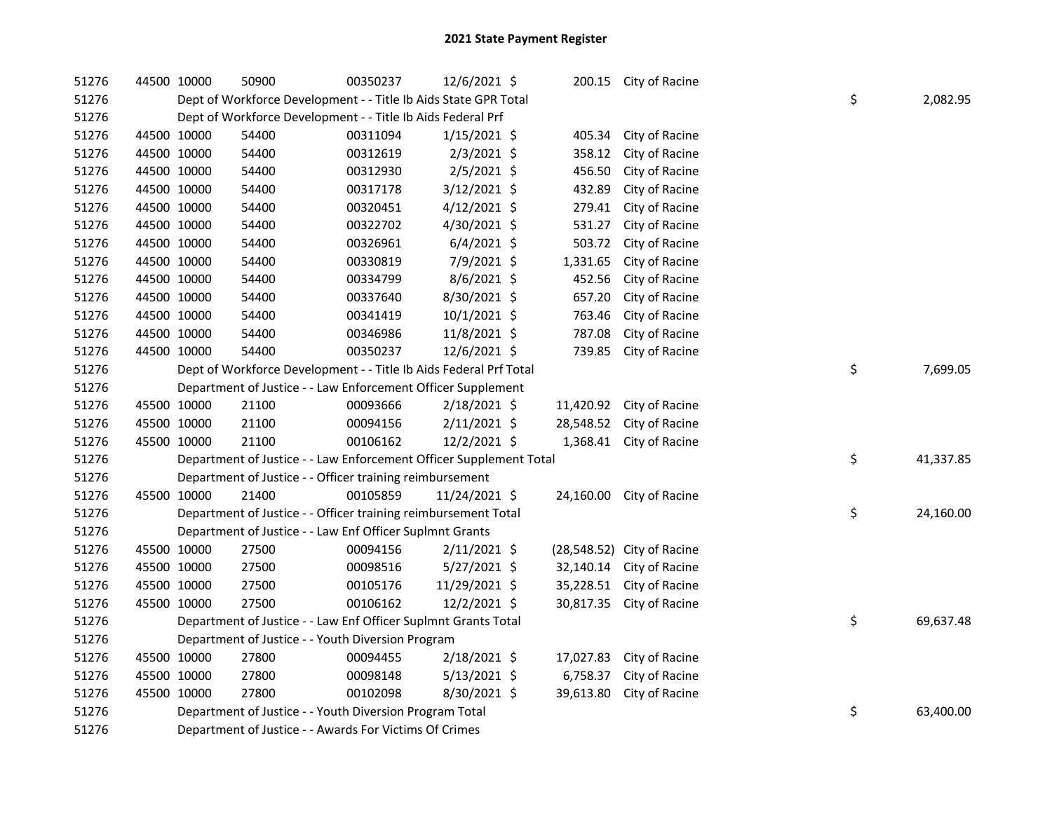## 2021 State Payment Register

| | | | | | | | | | |
|---|---|---|---|---|---|---|---|---|---|
| 51276 | 44500 | 10000 | 50900 | 00350237 | 12/6/2021 | $ | 200.15 | City of Racine | |
| 51276 | | Dept of Workforce Development - - Title Ib Aids State GPR Total | | | | | | | $ 2,082.95 |
| 51276 | | Dept of Workforce Development - - Title Ib Aids Federal Prf | | | | | | | |
| 51276 | 44500 | 10000 | 54400 | 00311094 | 1/15/2021 | $ | 405.34 | City of Racine | |
| 51276 | 44500 | 10000 | 54400 | 00312619 | 2/3/2021 | $ | 358.12 | City of Racine | |
| 51276 | 44500 | 10000 | 54400 | 00312930 | 2/5/2021 | $ | 456.50 | City of Racine | |
| 51276 | 44500 | 10000 | 54400 | 00317178 | 3/12/2021 | $ | 432.89 | City of Racine | |
| 51276 | 44500 | 10000 | 54400 | 00320451 | 4/12/2021 | $ | 279.41 | City of Racine | |
| 51276 | 44500 | 10000 | 54400 | 00322702 | 4/30/2021 | $ | 531.27 | City of Racine | |
| 51276 | 44500 | 10000 | 54400 | 00326961 | 6/4/2021 | $ | 503.72 | City of Racine | |
| 51276 | 44500 | 10000 | 54400 | 00330819 | 7/9/2021 | $ | 1,331.65 | City of Racine | |
| 51276 | 44500 | 10000 | 54400 | 00334799 | 8/6/2021 | $ | 452.56 | City of Racine | |
| 51276 | 44500 | 10000 | 54400 | 00337640 | 8/30/2021 | $ | 657.20 | City of Racine | |
| 51276 | 44500 | 10000 | 54400 | 00341419 | 10/1/2021 | $ | 763.46 | City of Racine | |
| 51276 | 44500 | 10000 | 54400 | 00346986 | 11/8/2021 | $ | 787.08 | City of Racine | |
| 51276 | 44500 | 10000 | 54400 | 00350237 | 12/6/2021 | $ | 739.85 | City of Racine | |
| 51276 | | Dept of Workforce Development - - Title Ib Aids Federal Prf Total | | | | | | | $ 7,699.05 |
| 51276 | | Department of Justice - - Law Enforcement Officer Supplement | | | | | | | |
| 51276 | 45500 | 10000 | 21100 | 00093666 | 2/18/2021 | $ | 11,420.92 | City of Racine | |
| 51276 | 45500 | 10000 | 21100 | 00094156 | 2/11/2021 | $ | 28,548.52 | City of Racine | |
| 51276 | 45500 | 10000 | 21100 | 00106162 | 12/2/2021 | $ | 1,368.41 | City of Racine | |
| 51276 | | Department of Justice - - Law Enforcement Officer Supplement Total | | | | | | | $ 41,337.85 |
| 51276 | | Department of Justice - - Officer training reimbursement | | | | | | | |
| 51276 | 45500 | 10000 | 21400 | 00105859 | 11/24/2021 | $ | 24,160.00 | City of Racine | |
| 51276 | | Department of Justice - - Officer training reimbursement Total | | | | | | | $ 24,160.00 |
| 51276 | | Department of Justice - - Law Enf Officer Suplmnt Grants | | | | | | | |
| 51276 | 45500 | 10000 | 27500 | 00094156 | 2/11/2021 | $ | (28,548.52) | City of Racine | |
| 51276 | 45500 | 10000 | 27500 | 00098516 | 5/27/2021 | $ | 32,140.14 | City of Racine | |
| 51276 | 45500 | 10000 | 27500 | 00105176 | 11/29/2021 | $ | 35,228.51 | City of Racine | |
| 51276 | 45500 | 10000 | 27500 | 00106162 | 12/2/2021 | $ | 30,817.35 | City of Racine | |
| 51276 | | Department of Justice - - Law Enf Officer Suplmnt Grants Total | | | | | | | $ 69,637.48 |
| 51276 | | Department of Justice - - Youth Diversion Program | | | | | | | |
| 51276 | 45500 | 10000 | 27800 | 00094455 | 2/18/2021 | $ | 17,027.83 | City of Racine | |
| 51276 | 45500 | 10000 | 27800 | 00098148 | 5/13/2021 | $ | 6,758.37 | City of Racine | |
| 51276 | 45500 | 10000 | 27800 | 00102098 | 8/30/2021 | $ | 39,613.80 | City of Racine | |
| 51276 | | Department of Justice - - Youth Diversion Program Total | | | | | | | $ 63,400.00 |
| 51276 | | Department of Justice - - Awards For Victims Of Crimes | | | | | | | |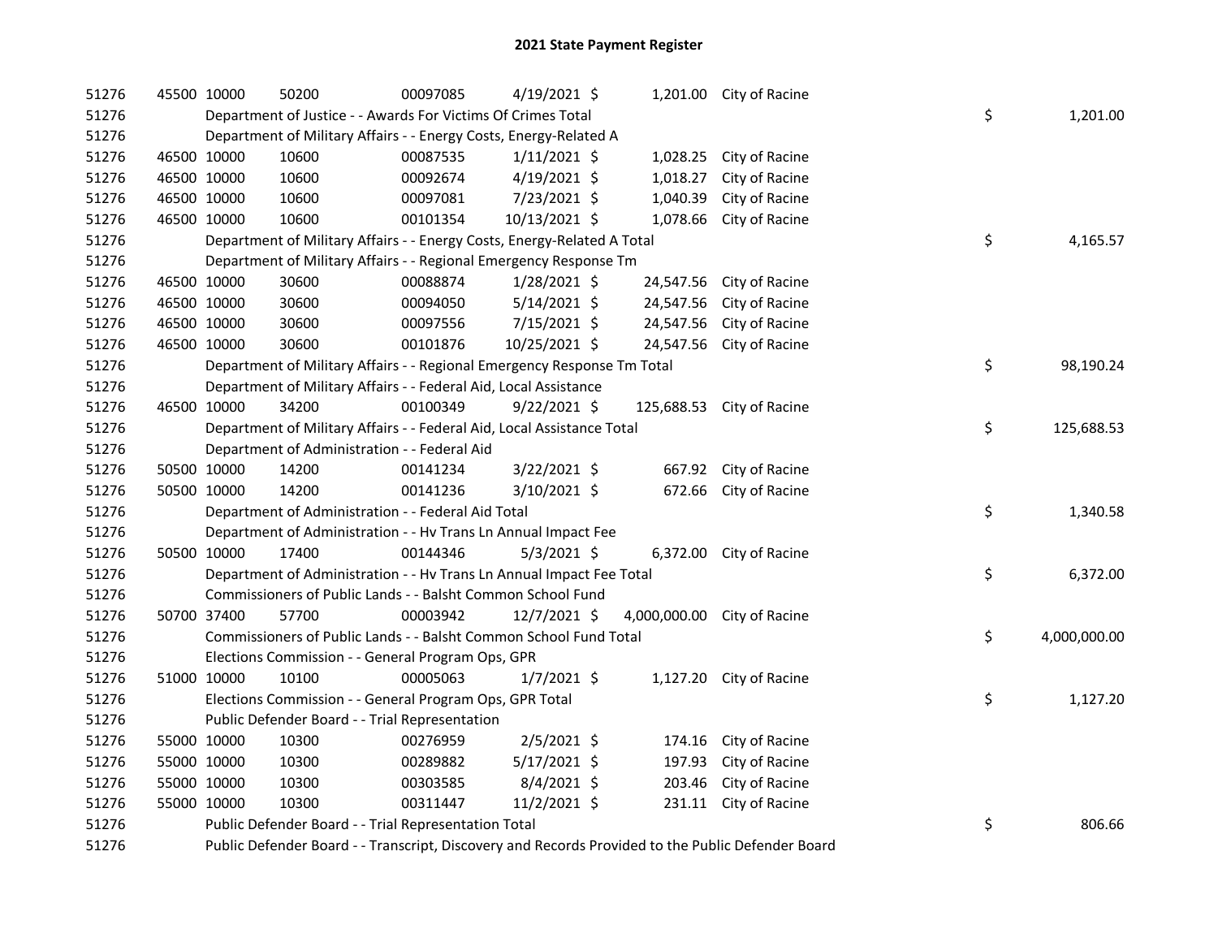# 2021 State Payment Register

| | | | | | | | | |
|---|---|---|---|---|---|---|---|---|
| 51276 | 45500 | 10000 | 50200 | 00097085 | 4/19/2021 | $ 1,201.00 | City of Racine | |
| 51276 | | Department of Justice - - Awards For Victims Of Crimes Total | | | | | | $ 1,201.00 |
| 51276 | | Department of Military Affairs - - Energy Costs, Energy-Related A | | | | | | |
| 51276 | 46500 | 10000 | 10600 | 00087535 | 1/11/2021 | $ 1,028.25 | City of Racine | |
| 51276 | 46500 | 10000 | 10600 | 00092674 | 4/19/2021 | $ 1,018.27 | City of Racine | |
| 51276 | 46500 | 10000 | 10600 | 00097081 | 7/23/2021 | $ 1,040.39 | City of Racine | |
| 51276 | 46500 | 10000 | 10600 | 00101354 | 10/13/2021 | $ 1,078.66 | City of Racine | |
| 51276 | | Department of Military Affairs - - Energy Costs, Energy-Related A Total | | | | | | $ 4,165.57 |
| 51276 | | Department of Military Affairs - - Regional Emergency Response Tm | | | | | | |
| 51276 | 46500 | 10000 | 30600 | 00088874 | 1/28/2021 | $ 24,547.56 | City of Racine | |
| 51276 | 46500 | 10000 | 30600 | 00094050 | 5/14/2021 | $ 24,547.56 | City of Racine | |
| 51276 | 46500 | 10000 | 30600 | 00097556 | 7/15/2021 | $ 24,547.56 | City of Racine | |
| 51276 | 46500 | 10000 | 30600 | 00101876 | 10/25/2021 | $ 24,547.56 | City of Racine | |
| 51276 | | Department of Military Affairs - - Regional Emergency Response Tm Total | | | | | | $ 98,190.24 |
| 51276 | | Department of Military Affairs - - Federal Aid, Local Assistance | | | | | | |
| 51276 | 46500 | 10000 | 34200 | 00100349 | 9/22/2021 | $ 125,688.53 | City of Racine | |
| 51276 | | Department of Military Affairs - - Federal Aid, Local Assistance Total | | | | | | $ 125,688.53 |
| 51276 | | Department of Administration - - Federal Aid | | | | | | |
| 51276 | 50500 | 10000 | 14200 | 00141234 | 3/22/2021 | $ 667.92 | City of Racine | |
| 51276 | 50500 | 10000 | 14200 | 00141236 | 3/10/2021 | $ 672.66 | City of Racine | |
| 51276 | | Department of Administration - - Federal Aid Total | | | | | | $ 1,340.58 |
| 51276 | | Department of Administration - - Hv Trans Ln Annual Impact Fee | | | | | | |
| 51276 | 50500 | 10000 | 17400 | 00144346 | 5/3/2021 | $ 6,372.00 | City of Racine | |
| 51276 | | Department of Administration - - Hv Trans Ln Annual Impact Fee Total | | | | | | $ 6,372.00 |
| 51276 | | Commissioners of Public Lands - - Balsht Common School Fund | | | | | | |
| 51276 | 50700 | 37400 | 57700 | 00003942 | 12/7/2021 | $ 4,000,000.00 | City of Racine | |
| 51276 | | Commissioners of Public Lands - - Balsht Common School Fund Total | | | | | | $ 4,000,000.00 |
| 51276 | | Elections Commission - - General Program Ops, GPR | | | | | | |
| 51276 | 51000 | 10000 | 10100 | 00005063 | 1/7/2021 | $ 1,127.20 | City of Racine | |
| 51276 | | Elections Commission - - General Program Ops, GPR Total | | | | | | $ 1,127.20 |
| 51276 | | Public Defender Board - - Trial Representation | | | | | | |
| 51276 | 55000 | 10000 | 10300 | 00276959 | 2/5/2021 | $ 174.16 | City of Racine | |
| 51276 | 55000 | 10000 | 10300 | 00289882 | 5/17/2021 | $ 197.93 | City of Racine | |
| 51276 | 55000 | 10000 | 10300 | 00303585 | 8/4/2021 | $ 203.46 | City of Racine | |
| 51276 | 55000 | 10000 | 10300 | 00311447 | 11/2/2021 | $ 231.11 | City of Racine | |
| 51276 | | Public Defender Board - - Trial Representation Total | | | | | | $ 806.66 |
| 51276 | | Public Defender Board - - Transcript, Discovery and Records Provided to the Public Defender Board | | | | | | |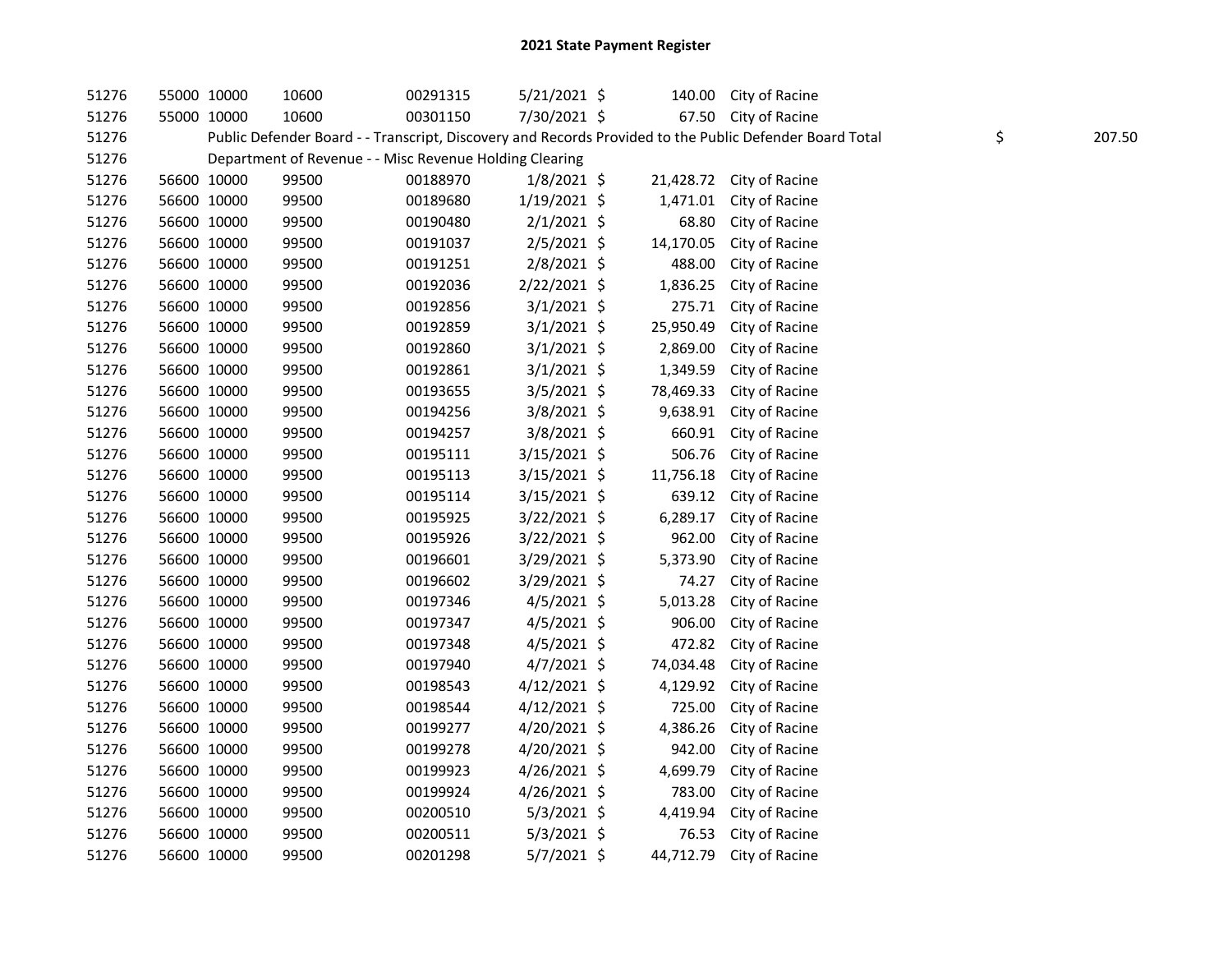# 2021 State Payment Register

| | | | | | | | | | |
|---|---|---|---|---|---|---|---|---|---|
| 51276 | 55000 | 10000 | 10600 | 00291315 | 5/21/2021 | $ 140.00 | City of Racine | | |
| 51276 | 55000 | 10000 | 10600 | 00301150 | 7/30/2021 | $ 67.50 | City of Racine | | |
| 51276 | | Public Defender Board - - Transcript, Discovery and Records Provided to the Public Defender Board Total | | | | | | $ | 207.50 |
| 51276 | | Department of Revenue - - Misc Revenue Holding Clearing | | | | | | | |
| 51276 | 56600 | 10000 | 99500 | 00188970 | 1/8/2021 | $ 21,428.72 | City of Racine | | |
| 51276 | 56600 | 10000 | 99500 | 00189680 | 1/19/2021 | $ 1,471.01 | City of Racine | | |
| 51276 | 56600 | 10000 | 99500 | 00190480 | 2/1/2021 | $ 68.80 | City of Racine | | |
| 51276 | 56600 | 10000 | 99500 | 00191037 | 2/5/2021 | $ 14,170.05 | City of Racine | | |
| 51276 | 56600 | 10000 | 99500 | 00191251 | 2/8/2021 | $ 488.00 | City of Racine | | |
| 51276 | 56600 | 10000 | 99500 | 00192036 | 2/22/2021 | $ 1,836.25 | City of Racine | | |
| 51276 | 56600 | 10000 | 99500 | 00192856 | 3/1/2021 | $ 275.71 | City of Racine | | |
| 51276 | 56600 | 10000 | 99500 | 00192859 | 3/1/2021 | $ 25,950.49 | City of Racine | | |
| 51276 | 56600 | 10000 | 99500 | 00192860 | 3/1/2021 | $ 2,869.00 | City of Racine | | |
| 51276 | 56600 | 10000 | 99500 | 00192861 | 3/1/2021 | $ 1,349.59 | City of Racine | | |
| 51276 | 56600 | 10000 | 99500 | 00193655 | 3/5/2021 | $ 78,469.33 | City of Racine | | |
| 51276 | 56600 | 10000 | 99500 | 00194256 | 3/8/2021 | $ 9,638.91 | City of Racine | | |
| 51276 | 56600 | 10000 | 99500 | 00194257 | 3/8/2021 | $ 660.91 | City of Racine | | |
| 51276 | 56600 | 10000 | 99500 | 00195111 | 3/15/2021 | $ 506.76 | City of Racine | | |
| 51276 | 56600 | 10000 | 99500 | 00195113 | 3/15/2021 | $ 11,756.18 | City of Racine | | |
| 51276 | 56600 | 10000 | 99500 | 00195114 | 3/15/2021 | $ 639.12 | City of Racine | | |
| 51276 | 56600 | 10000 | 99500 | 00195925 | 3/22/2021 | $ 6,289.17 | City of Racine | | |
| 51276 | 56600 | 10000 | 99500 | 00195926 | 3/22/2021 | $ 962.00 | City of Racine | | |
| 51276 | 56600 | 10000 | 99500 | 00196601 | 3/29/2021 | $ 5,373.90 | City of Racine | | |
| 51276 | 56600 | 10000 | 99500 | 00196602 | 3/29/2021 | $ 74.27 | City of Racine | | |
| 51276 | 56600 | 10000 | 99500 | 00197346 | 4/5/2021 | $ 5,013.28 | City of Racine | | |
| 51276 | 56600 | 10000 | 99500 | 00197347 | 4/5/2021 | $ 906.00 | City of Racine | | |
| 51276 | 56600 | 10000 | 99500 | 00197348 | 4/5/2021 | $ 472.82 | City of Racine | | |
| 51276 | 56600 | 10000 | 99500 | 00197940 | 4/7/2021 | $ 74,034.48 | City of Racine | | |
| 51276 | 56600 | 10000 | 99500 | 00198543 | 4/12/2021 | $ 4,129.92 | City of Racine | | |
| 51276 | 56600 | 10000 | 99500 | 00198544 | 4/12/2021 | $ 725.00 | City of Racine | | |
| 51276 | 56600 | 10000 | 99500 | 00199277 | 4/20/2021 | $ 4,386.26 | City of Racine | | |
| 51276 | 56600 | 10000 | 99500 | 00199278 | 4/20/2021 | $ 942.00 | City of Racine | | |
| 51276 | 56600 | 10000 | 99500 | 00199923 | 4/26/2021 | $ 4,699.79 | City of Racine | | |
| 51276 | 56600 | 10000 | 99500 | 00199924 | 4/26/2021 | $ 783.00 | City of Racine | | |
| 51276 | 56600 | 10000 | 99500 | 00200510 | 5/3/2021 | $ 4,419.94 | City of Racine | | |
| 51276 | 56600 | 10000 | 99500 | 00200511 | 5/3/2021 | $ 76.53 | City of Racine | | |
| 51276 | 56600 | 10000 | 99500 | 00201298 | 5/7/2021 | $ 44,712.79 | City of Racine | | |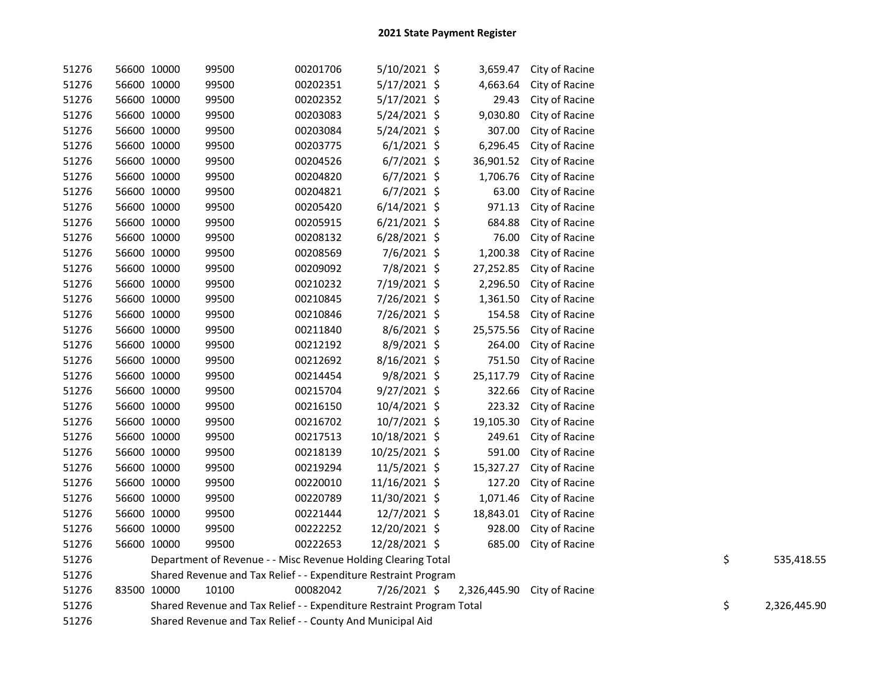# 2021 State Payment Register

| | | | | | | | | | |
|---|---|---|---|---|---|---|---|---|---|
| 51276 | 56600 | 10000 | 99500 | 00201706 | 5/10/2021 | $ 3,659.47 | City of Racine | | |
| 51276 | 56600 | 10000 | 99500 | 00202351 | 5/17/2021 | $ 4,663.64 | City of Racine | | |
| 51276 | 56600 | 10000 | 99500 | 00202352 | 5/17/2021 | $ 29.43 | City of Racine | | |
| 51276 | 56600 | 10000 | 99500 | 00203083 | 5/24/2021 | $ 9,030.80 | City of Racine | | |
| 51276 | 56600 | 10000 | 99500 | 00203084 | 5/24/2021 | $ 307.00 | City of Racine | | |
| 51276 | 56600 | 10000 | 99500 | 00203775 | 6/1/2021 | $ 6,296.45 | City of Racine | | |
| 51276 | 56600 | 10000 | 99500 | 00204526 | 6/7/2021 | $ 36,901.52 | City of Racine | | |
| 51276 | 56600 | 10000 | 99500 | 00204820 | 6/7/2021 | $ 1,706.76 | City of Racine | | |
| 51276 | 56600 | 10000 | 99500 | 00204821 | 6/7/2021 | $ 63.00 | City of Racine | | |
| 51276 | 56600 | 10000 | 99500 | 00205420 | 6/14/2021 | $ 971.13 | City of Racine | | |
| 51276 | 56600 | 10000 | 99500 | 00205915 | 6/21/2021 | $ 684.88 | City of Racine | | |
| 51276 | 56600 | 10000 | 99500 | 00208132 | 6/28/2021 | $ 76.00 | City of Racine | | |
| 51276 | 56600 | 10000 | 99500 | 00208569 | 7/6/2021 | $ 1,200.38 | City of Racine | | |
| 51276 | 56600 | 10000 | 99500 | 00209092 | 7/8/2021 | $ 27,252.85 | City of Racine | | |
| 51276 | 56600 | 10000 | 99500 | 00210232 | 7/19/2021 | $ 2,296.50 | City of Racine | | |
| 51276 | 56600 | 10000 | 99500 | 00210845 | 7/26/2021 | $ 1,361.50 | City of Racine | | |
| 51276 | 56600 | 10000 | 99500 | 00210846 | 7/26/2021 | $ 154.58 | City of Racine | | |
| 51276 | 56600 | 10000 | 99500 | 00211840 | 8/6/2021 | $ 25,575.56 | City of Racine | | |
| 51276 | 56600 | 10000 | 99500 | 00212192 | 8/9/2021 | $ 264.00 | City of Racine | | |
| 51276 | 56600 | 10000 | 99500 | 00212692 | 8/16/2021 | $ 751.50 | City of Racine | | |
| 51276 | 56600 | 10000 | 99500 | 00214454 | 9/8/2021 | $ 25,117.79 | City of Racine | | |
| 51276 | 56600 | 10000 | 99500 | 00215704 | 9/27/2021 | $ 322.66 | City of Racine | | |
| 51276 | 56600 | 10000 | 99500 | 00216150 | 10/4/2021 | $ 223.32 | City of Racine | | |
| 51276 | 56600 | 10000 | 99500 | 00216702 | 10/7/2021 | $ 19,105.30 | City of Racine | | |
| 51276 | 56600 | 10000 | 99500 | 00217513 | 10/18/2021 | $ 249.61 | City of Racine | | |
| 51276 | 56600 | 10000 | 99500 | 00218139 | 10/25/2021 | $ 591.00 | City of Racine | | |
| 51276 | 56600 | 10000 | 99500 | 00219294 | 11/5/2021 | $ 15,327.27 | City of Racine | | |
| 51276 | 56600 | 10000 | 99500 | 00220010 | 11/16/2021 | $ 127.20 | City of Racine | | |
| 51276 | 56600 | 10000 | 99500 | 00220789 | 11/30/2021 | $ 1,071.46 | City of Racine | | |
| 51276 | 56600 | 10000 | 99500 | 00221444 | 12/7/2021 | $ 18,843.01 | City of Racine | | |
| 51276 | 56600 | 10000 | 99500 | 00222252 | 12/20/2021 | $ 928.00 | City of Racine | | |
| 51276 | 56600 | 10000 | 99500 | 00222653 | 12/28/2021 | $ 685.00 | City of Racine | | |
| 51276 | | Department of Revenue - - Misc Revenue Holding Clearing Total | | | | | | $ | 535,418.55 |
| 51276 | | Shared Revenue and Tax Relief - - Expenditure Restraint Program | | | | | | | |
| 51276 | 83500 | 10000 | 10100 | 00082042 | 7/26/2021 | $ 2,326,445.90 | City of Racine | | |
| 51276 | | Shared Revenue and Tax Relief - - Expenditure Restraint Program Total | | | | | | $ | 2,326,445.90 |
| 51276 | | Shared Revenue and Tax Relief - - County And Municipal Aid | | | | | | | |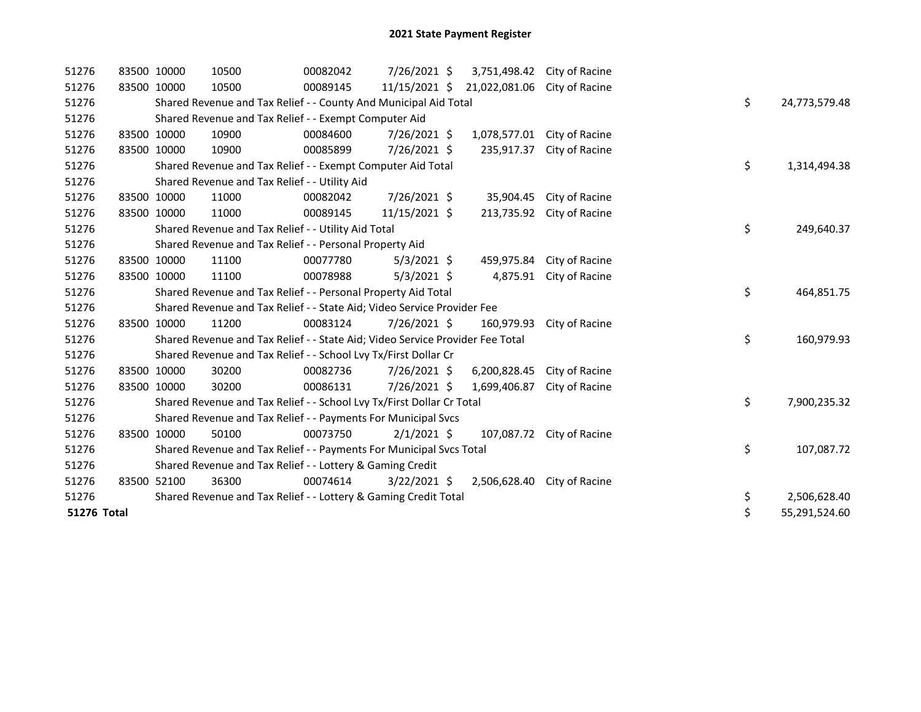# 2021 State Payment Register

| | | | | | | | | | |
|---|---|---|---|---|---|---|---|---|---|
| 51276 | 83500 | 10000 | 10500 | 00082042 | 7/26/2021 | $ 3,751,498.42 | City of Racine | | |
| 51276 | 83500 | 10000 | 10500 | 00089145 | 11/15/2021 | $ 21,022,081.06 | City of Racine | | |
| 51276 | | Shared Revenue and Tax Relief - - County And Municipal Aid Total | | | | | | $ | 24,773,579.48 |
| 51276 | | Shared Revenue and Tax Relief - - Exempt Computer Aid | | | | | | | |
| 51276 | 83500 | 10000 | 10900 | 00084600 | 7/26/2021 | $ 1,078,577.01 | City of Racine | | |
| 51276 | 83500 | 10000 | 10900 | 00085899 | 7/26/2021 | $ 235,917.37 | City of Racine | | |
| 51276 | | Shared Revenue and Tax Relief - - Exempt Computer Aid Total | | | | | | $ | 1,314,494.38 |
| 51276 | | Shared Revenue and Tax Relief - - Utility Aid | | | | | | | |
| 51276 | 83500 | 10000 | 11000 | 00082042 | 7/26/2021 | $ 35,904.45 | City of Racine | | |
| 51276 | 83500 | 10000 | 11000 | 00089145 | 11/15/2021 | $ 213,735.92 | City of Racine | | |
| 51276 | | Shared Revenue and Tax Relief - - Utility Aid Total | | | | | | $ | 249,640.37 |
| 51276 | | Shared Revenue and Tax Relief - - Personal Property Aid | | | | | | | |
| 51276 | 83500 | 10000 | 11100 | 00077780 | 5/3/2021 | $ 459,975.84 | City of Racine | | |
| 51276 | 83500 | 10000 | 11100 | 00078988 | 5/3/2021 | $ 4,875.91 | City of Racine | | |
| 51276 | | Shared Revenue and Tax Relief - - Personal Property Aid Total | | | | | | $ | 464,851.75 |
| 51276 | | Shared Revenue and Tax Relief - - State Aid; Video Service Provider Fee | | | | | | | |
| 51276 | 83500 | 10000 | 11200 | 00083124 | 7/26/2021 | $ 160,979.93 | City of Racine | | |
| 51276 | | Shared Revenue and Tax Relief - - State Aid; Video Service Provider Fee Total | | | | | | $ | 160,979.93 |
| 51276 | | Shared Revenue and Tax Relief - - School Lvy Tx/First Dollar Cr | | | | | | | |
| 51276 | 83500 | 10000 | 30200 | 00082736 | 7/26/2021 | $ 6,200,828.45 | City of Racine | | |
| 51276 | 83500 | 10000 | 30200 | 00086131 | 7/26/2021 | $ 1,699,406.87 | City of Racine | | |
| 51276 | | Shared Revenue and Tax Relief - - School Lvy Tx/First Dollar Cr Total | | | | | | $ | 7,900,235.32 |
| 51276 | | Shared Revenue and Tax Relief - - Payments For Municipal Svcs | | | | | | | |
| 51276 | 83500 | 10000 | 50100 | 00073750 | 2/1/2021 | $ 107,087.72 | City of Racine | | |
| 51276 | | Shared Revenue and Tax Relief - - Payments For Municipal Svcs Total | | | | | | $ | 107,087.72 |
| 51276 | | Shared Revenue and Tax Relief - - Lottery & Gaming Credit | | | | | | | |
| 51276 | 83500 | 52100 | 36300 | 00074614 | 3/22/2021 | $ 2,506,628.40 | City of Racine | | |
| 51276 | | Shared Revenue and Tax Relief - - Lottery & Gaming Credit Total | | | | | | $ | 2,506,628.40 |
| **51276 Total** | | | | | | | | $ | 55,291,524.60 |